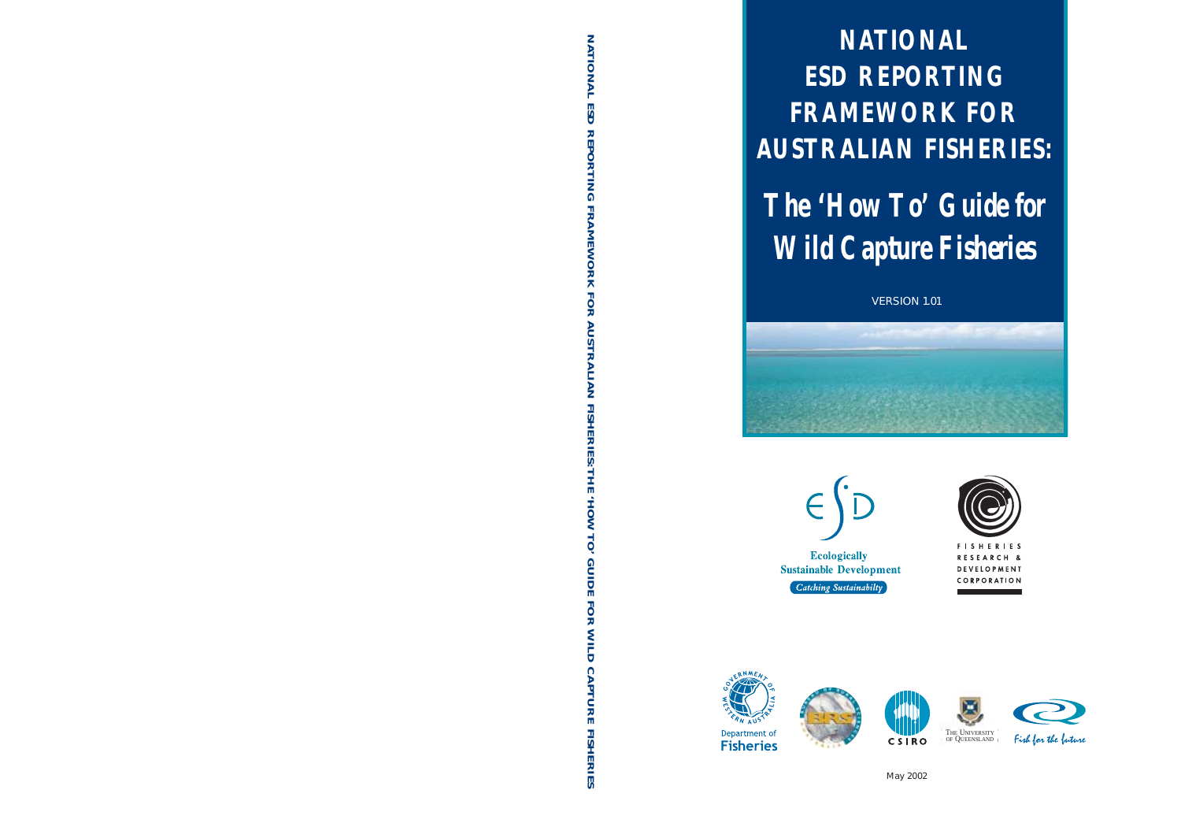# NATIONAL ESD REPORTING FRAMEWORK FOR AUSTRALIAN FISHERIES:

# The 'How To' Guide for Wild Capture Fisheries

VERSION 1.01

Ecologically Sustainable Development

*Catching Sustainability*

FISHERIES RESEARCH & DEVELOPMENT CORPORATION

Department of Fisheries

CSIRO

THE UNIVERSITY OF QUEENSLAND

*Fish for the future*

May 2002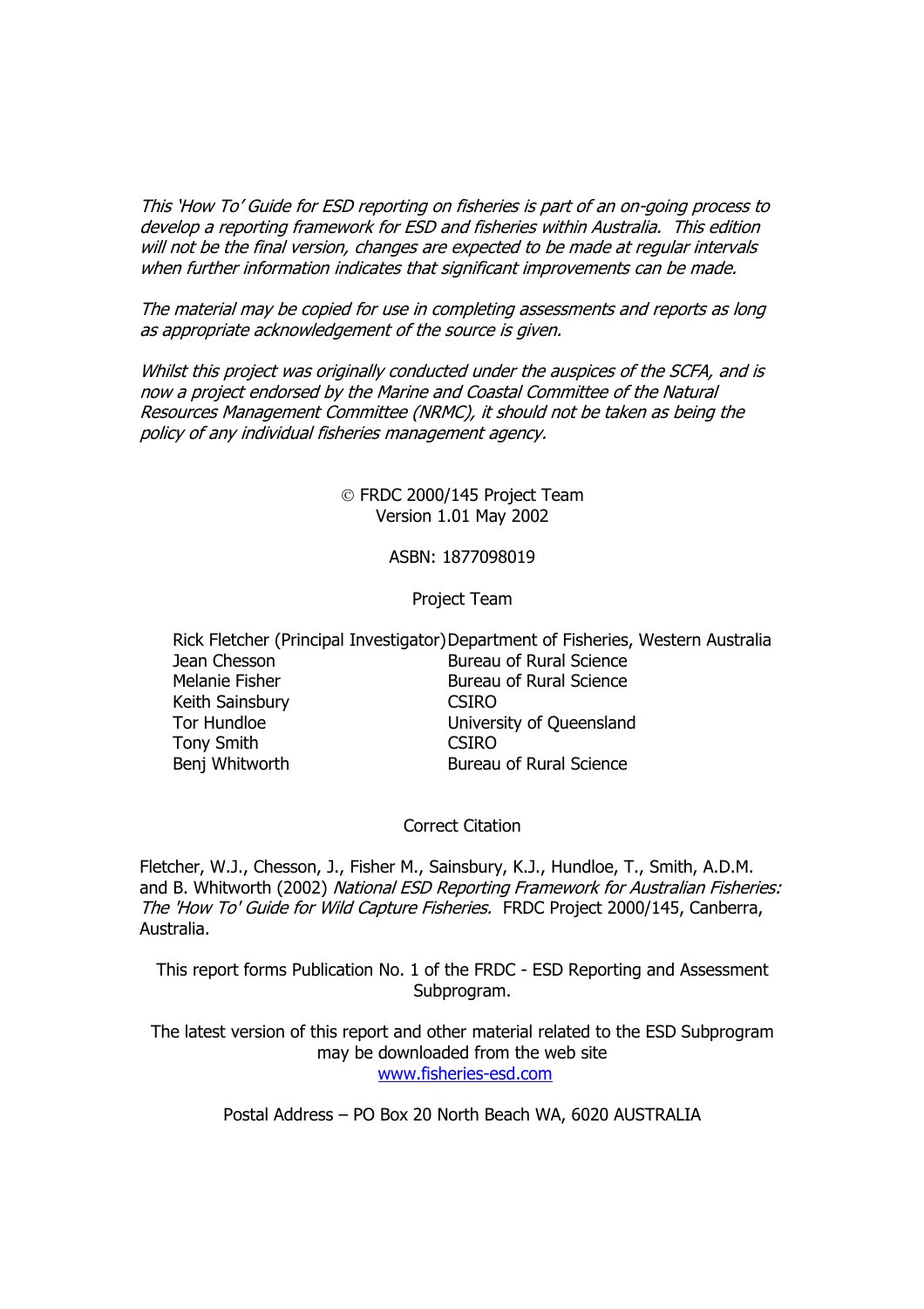*This 'How To' Guide for ESD reporting on fisheries is part of an on-going process to develop a reporting framework for ESD and fisheries within Australia. This edition will not be the final version, changes are expected to be made at regular intervals when further information indicates that significant improvements can be made.*

*The material may be copied for use in completing assessments and reports as long as appropriate acknowledgement of the source is given.*

*Whilst this project was originally conducted under the auspices of the SCFA, and is now a project endorsed by the Marine and Coastal Committee of the Natural Resources Management Committee (NRMC), it should not be taken as being the policy of any individual fisheries management agency.*

© FRDC 2000/145 Project Team
Version 1.01 May 2002

ASBN: 1877098019

Project Team

| | |
|---|---|
| Rick Fletcher (Principal Investigator) | Department of Fisheries, Western Australia |
| Jean Chesson | Bureau of Rural Science |
| Melanie Fisher | Bureau of Rural Science |
| Keith Sainsbury | CSIRO |
| Tor Hundloe | University of Queensland |
| Tony Smith | CSIRO |
| Benj Whitworth | Bureau of Rural Science |

Correct Citation

Fletcher, W.J., Chesson, J., Fisher M., Sainsbury, K.J., Hundloe, T., Smith, A.D.M. and B. Whitworth (2002) *National ESD Reporting Framework for Australian Fisheries: The 'How To' Guide for Wild Capture Fisheries.* FRDC Project 2000/145, Canberra, Australia.

This report forms Publication No. 1 of the FRDC - ESD Reporting and Assessment Subprogram.

The latest version of this report and other material related to the ESD Subprogram may be downloaded from the web site
www.fisheries-esd.com

Postal Address – PO Box 20 North Beach WA, 6020 AUSTRALIA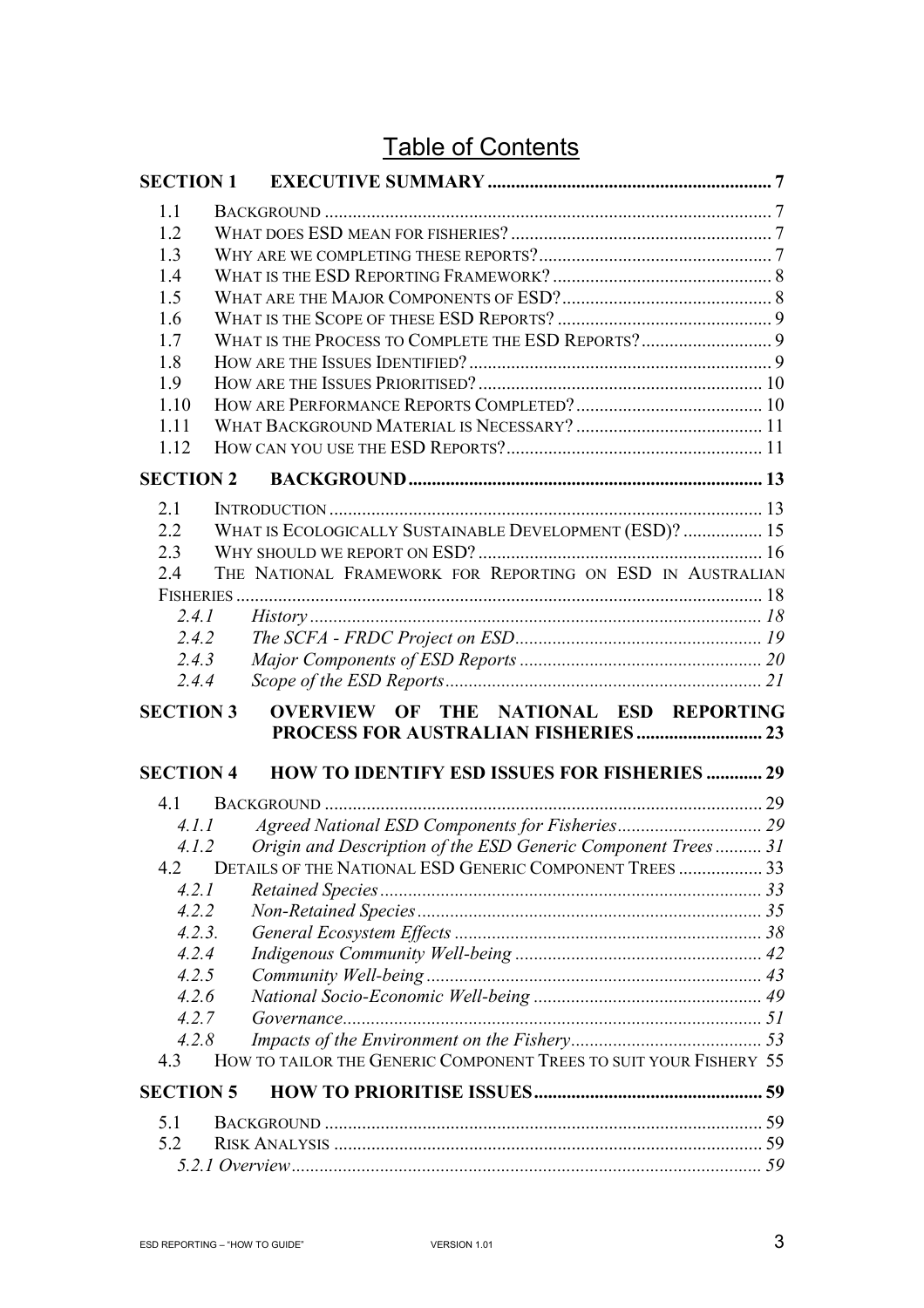# Table of Contents

**SECTION 1 EXECUTIVE SUMMARY** ........ 7

- 1.1 BACKGROUND ........ 7
- 1.2 WHAT DOES ESD MEAN FOR FISHERIES? ........ 7
- 1.3 WHY ARE WE COMPLETING THESE REPORTS? ........ 7
- 1.4 WHAT IS THE ESD REPORTING FRAMEWORK? ........ 8
- 1.5 WHAT ARE THE MAJOR COMPONENTS OF ESD? ........ 8
- 1.6 WHAT IS THE SCOPE OF THESE ESD REPORTS? ........ 9
- 1.7 WHAT IS THE PROCESS TO COMPLETE THE ESD REPORTS? ........ 9
- 1.8 HOW ARE THE ISSUES IDENTIFIED? ........ 9
- 1.9 HOW ARE THE ISSUES PRIORITISED? ........ 10
- 1.10 HOW ARE PERFORMANCE REPORTS COMPLETED? ........ 10
- 1.11 WHAT BACKGROUND MATERIAL IS NECESSARY? ........ 11
- 1.12 HOW CAN YOU USE THE ESD REPORTS? ........ 11

**SECTION 2 BACKGROUND** ........ 13

- 2.1 INTRODUCTION ........ 13
- 2.2 WHAT IS ECOLOGICALLY SUSTAINABLE DEVELOPMENT (ESD)? ........ 15
- 2.3 WHY SHOULD WE REPORT ON ESD? ........ 16
- 2.4 THE NATIONAL FRAMEWORK FOR REPORTING ON ESD IN AUSTRALIAN FISHERIES ........ 18
  - *2.4.1 History* ........ *18*
  - *2.4.2 The SCFA - FRDC Project on ESD* ........ *19*
  - *2.4.3 Major Components of ESD Reports* ........ *20*
  - *2.4.4 Scope of the ESD Reports* ........ *21*

**SECTION 3 OVERVIEW OF THE NATIONAL ESD REPORTING PROCESS FOR AUSTRALIAN FISHERIES** ........ 23

**SECTION 4 HOW TO IDENTIFY ESD ISSUES FOR FISHERIES** ........ 29

- 4.1 BACKGROUND ........ 29
  - *4.1.1 Agreed National ESD Components for Fisheries* ........ *29*
  - *4.1.2 Origin and Description of the ESD Generic Component Trees* ........ *31*
- 4.2 DETAILS OF THE NATIONAL ESD GENERIC COMPONENT TREES ........ 33
  - *4.2.1 Retained Species* ........ *33*
  - *4.2.2 Non-Retained Species* ........ *35*
  - *4.2.3. General Ecosystem Effects* ........ *38*
  - *4.2.4 Indigenous Community Well-being* ........ *42*
  - *4.2.5 Community Well-being* ........ *43*
  - *4.2.6 National Socio-Economic Well-being* ........ *49*
  - *4.2.7 Governance* ........ *51*
  - *4.2.8 Impacts of the Environment on the Fishery* ........ *53*
- 4.3 HOW TO TAILOR THE GENERIC COMPONENT TREES TO SUIT YOUR FISHERY 55

**SECTION 5 HOW TO PRIORITISE ISSUES** ........ 59

- 5.1 BACKGROUND ........ 59
- 5.2 RISK ANALYSIS ........ 59
  - *5.2.1 Overview* ........ *59*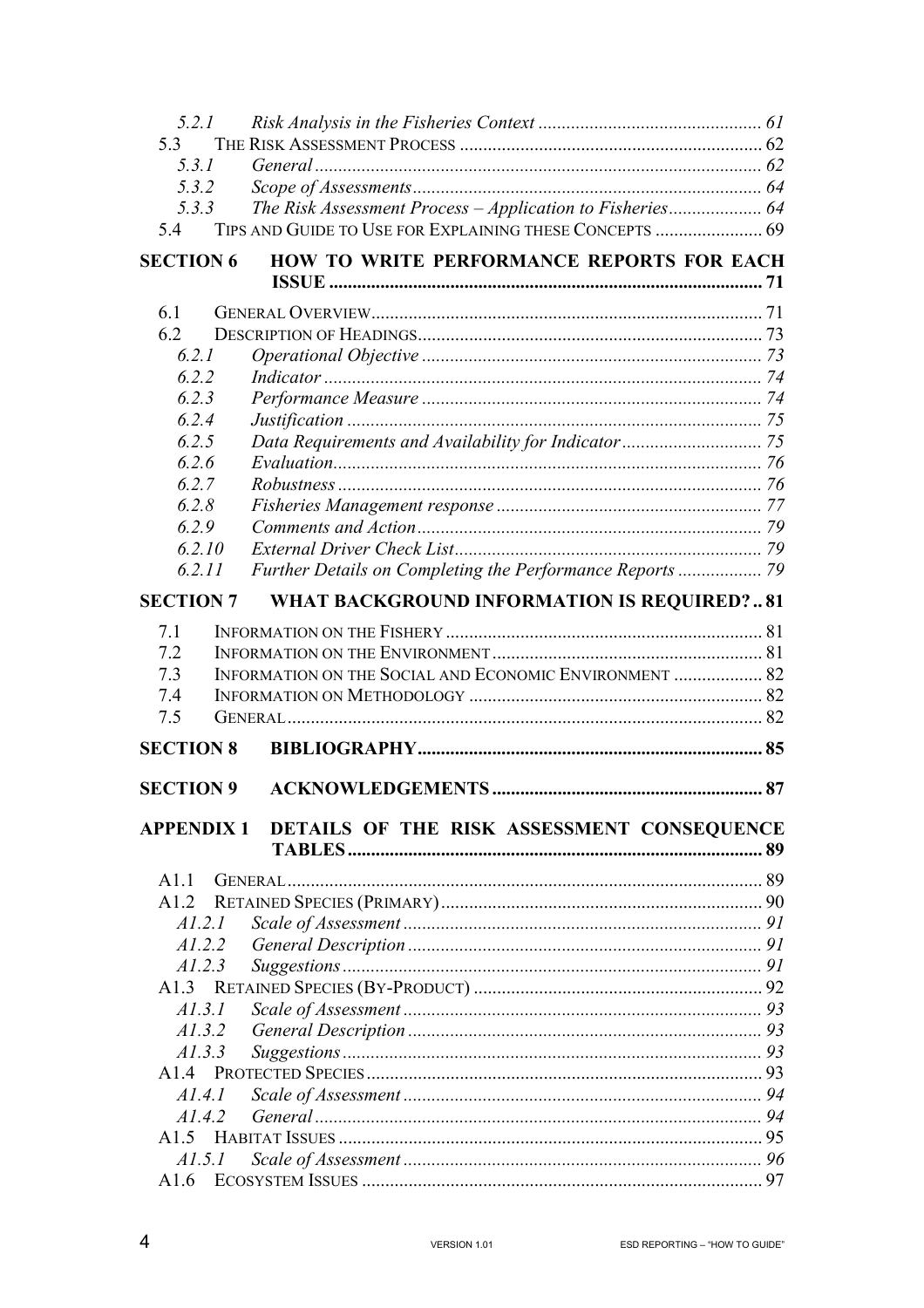- 5.2.1 *Risk Analysis in the Fisheries Context* ... *61*
- 5.3 THE RISK ASSESSMENT PROCESS ... 62
  - 5.3.1 *General* ... *62*
  - 5.3.2 *Scope of Assessments* ... *64*
  - 5.3.3 *The Risk Assessment Process – Application to Fisheries* ... *64*
- 5.4 TIPS AND GUIDE TO USE FOR EXPLAINING THESE CONCEPTS ... 69

**SECTION 6 HOW TO WRITE PERFORMANCE REPORTS FOR EACH ISSUE ... 71**

- 6.1 GENERAL OVERVIEW ... 71
- 6.2 DESCRIPTION OF HEADINGS ... 73
  - 6.2.1 *Operational Objective* ... *73*
  - 6.2.2 *Indicator* ... *74*
  - 6.2.3 *Performance Measure* ... *74*
  - 6.2.4 *Justification* ... *75*
  - 6.2.5 *Data Requirements and Availability for Indicator* ... *75*
  - 6.2.6 *Evaluation* ... *76*
  - 6.2.7 *Robustness* ... *76*
  - 6.2.8 *Fisheries Management response* ... *77*
  - 6.2.9 *Comments and Action* ... *79*
  - 6.2.10 *External Driver Check List* ... *79*
  - 6.2.11 *Further Details on Completing the Performance Reports* ... *79*

**SECTION 7 WHAT BACKGROUND INFORMATION IS REQUIRED? .. 81**

- 7.1 INFORMATION ON THE FISHERY ... 81
- 7.2 INFORMATION ON THE ENVIRONMENT ... 81
- 7.3 INFORMATION ON THE SOCIAL AND ECONOMIC ENVIRONMENT ... 82
- 7.4 INFORMATION ON METHODOLOGY ... 82
- 7.5 GENERAL ... 82

**SECTION 8 BIBLIOGRAPHY ... 85**

**SECTION 9 ACKNOWLEDGEMENTS ... 87**

**APPENDIX 1 DETAILS OF THE RISK ASSESSMENT CONSEQUENCE TABLES ... 89**

- A1.1 GENERAL ... 89
- A1.2 RETAINED SPECIES (PRIMARY) ... 90
  - A1.2.1 *Scale of Assessment* ... *91*
  - A1.2.2 *General Description* ... *91*
  - A1.2.3 *Suggestions* ... *91*
- A1.3 RETAINED SPECIES (BY-PRODUCT) ... 92
  - A1.3.1 *Scale of Assessment* ... *93*
  - A1.3.2 *General Description* ... *93*
  - A1.3.3 *Suggestions* ... *93*
- A1.4 PROTECTED SPECIES ... 93
  - A1.4.1 *Scale of Assessment* ... *94*
  - A1.4.2 *General* ... *94*
- A1.5 HABITAT ISSUES ... 95
  - A1.5.1 *Scale of Assessment* ... *96*
- A1.6 ECOSYSTEM ISSUES ... 97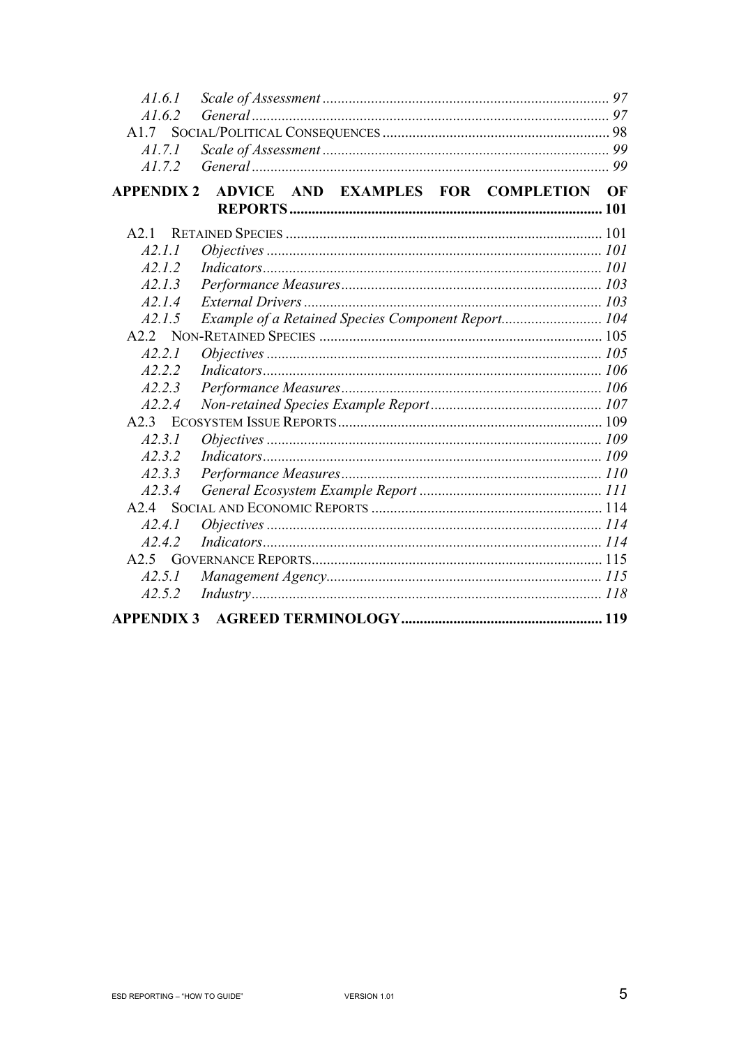A1.6.1 *Scale of Assessment* ........................................................................... 97
A1.6.2 *General* ............................................................................................. 97
A1.7 Social/Political Consequences ........................................................... 98
A1.7.1 *Scale of Assessment* ........................................................................... 99
A1.7.2 *General* ............................................................................................. 99

**APPENDIX 2 ADVICE AND EXAMPLES FOR COMPLETION OF REPORTS** ................................................................................... **101**

A2.1 Retained Species ................................................................................... 101
A2.1.1 *Objectives* ......................................................................................... 101
A2.1.2 *Indicators* .......................................................................................... 101
A2.1.3 *Performance Measures* ..................................................................... 103
A2.1.4 *External Drivers* ............................................................................... 103
A2.1.5 *Example of a Retained Species Component Report* ........................... 104
A2.2 Non-Retained Species ........................................................................... 105
A2.2.1 *Objectives* ......................................................................................... 105
A2.2.2 *Indicators* .......................................................................................... 106
A2.2.3 *Performance Measures* ..................................................................... 106
A2.2.4 *Non-retained Species Example Report* ............................................. 107
A2.3 Ecosystem Issue Reports ...................................................................... 109
A2.3.1 *Objectives* ......................................................................................... 109
A2.3.2 *Indicators* .......................................................................................... 109
A2.3.3 *Performance Measures* ..................................................................... 110
A2.3.4 *General Ecosystem Example Report* ................................................ 111
A2.4 Social and Economic Reports ............................................................... 114
A2.4.1 *Objectives* ......................................................................................... 114
A2.4.2 *Indicators* .......................................................................................... 114
A2.5 Governance Reports ............................................................................. 115
A2.5.1 *Management Agency* ......................................................................... 115
A2.5.2 *Industry* ............................................................................................ 118

**APPENDIX 3 AGREED TERMINOLOGY** ..................................................... **119**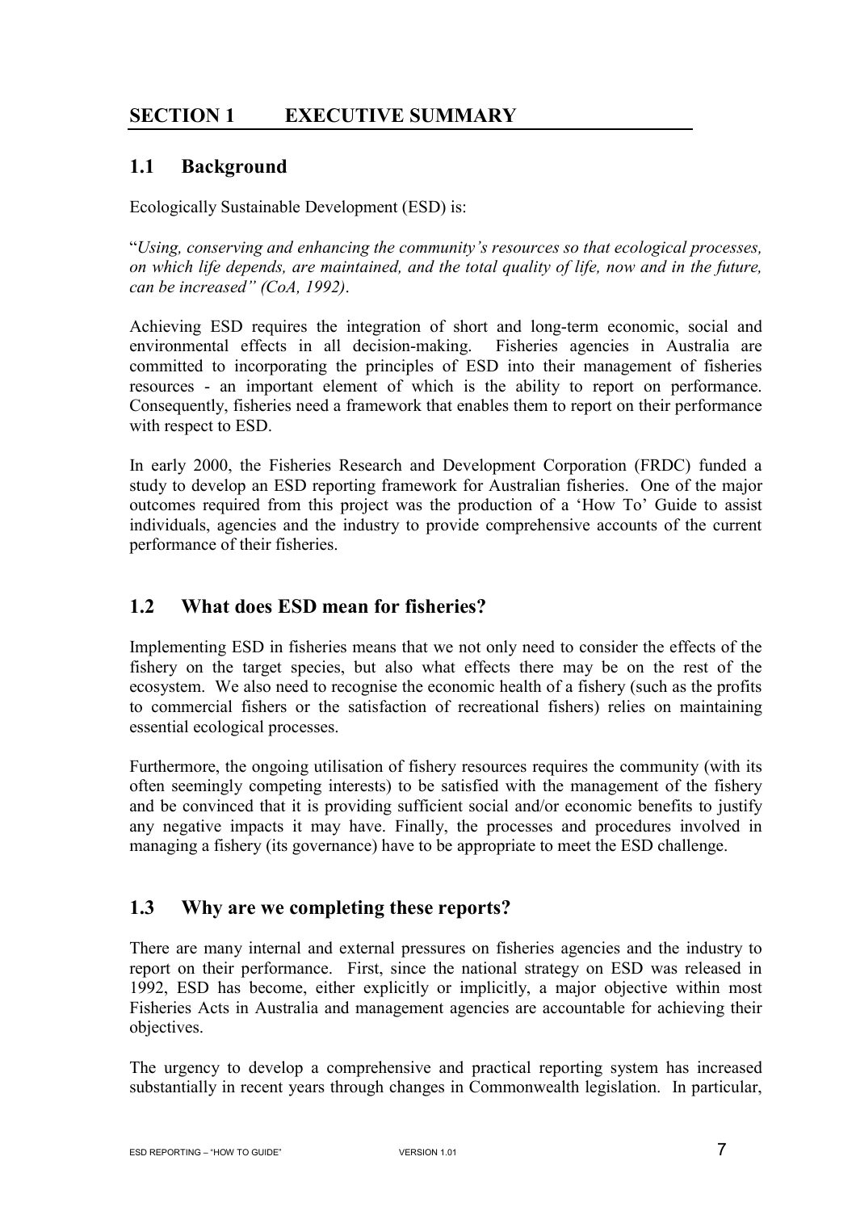# SECTION 1 EXECUTIVE SUMMARY

## 1.1 Background

Ecologically Sustainable Development (ESD) is:

"*Using, conserving and enhancing the community's resources so that ecological processes, on which life depends, are maintained, and the total quality of life, now and in the future, can be increased" (CoA, 1992)*.

Achieving ESD requires the integration of short and long-term economic, social and environmental effects in all decision-making. Fisheries agencies in Australia are committed to incorporating the principles of ESD into their management of fisheries resources - an important element of which is the ability to report on performance. Consequently, fisheries need a framework that enables them to report on their performance with respect to ESD.

In early 2000, the Fisheries Research and Development Corporation (FRDC) funded a study to develop an ESD reporting framework for Australian fisheries. One of the major outcomes required from this project was the production of a 'How To' Guide to assist individuals, agencies and the industry to provide comprehensive accounts of the current performance of their fisheries.

## 1.2 What does ESD mean for fisheries?

Implementing ESD in fisheries means that we not only need to consider the effects of the fishery on the target species, but also what effects there may be on the rest of the ecosystem. We also need to recognise the economic health of a fishery (such as the profits to commercial fishers or the satisfaction of recreational fishers) relies on maintaining essential ecological processes.

Furthermore, the ongoing utilisation of fishery resources requires the community (with its often seemingly competing interests) to be satisfied with the management of the fishery and be convinced that it is providing sufficient social and/or economic benefits to justify any negative impacts it may have. Finally, the processes and procedures involved in managing a fishery (its governance) have to be appropriate to meet the ESD challenge.

## 1.3 Why are we completing these reports?

There are many internal and external pressures on fisheries agencies and the industry to report on their performance. First, since the national strategy on ESD was released in 1992, ESD has become, either explicitly or implicitly, a major objective within most Fisheries Acts in Australia and management agencies are accountable for achieving their objectives.

The urgency to develop a comprehensive and practical reporting system has increased substantially in recent years through changes in Commonwealth legislation. In particular,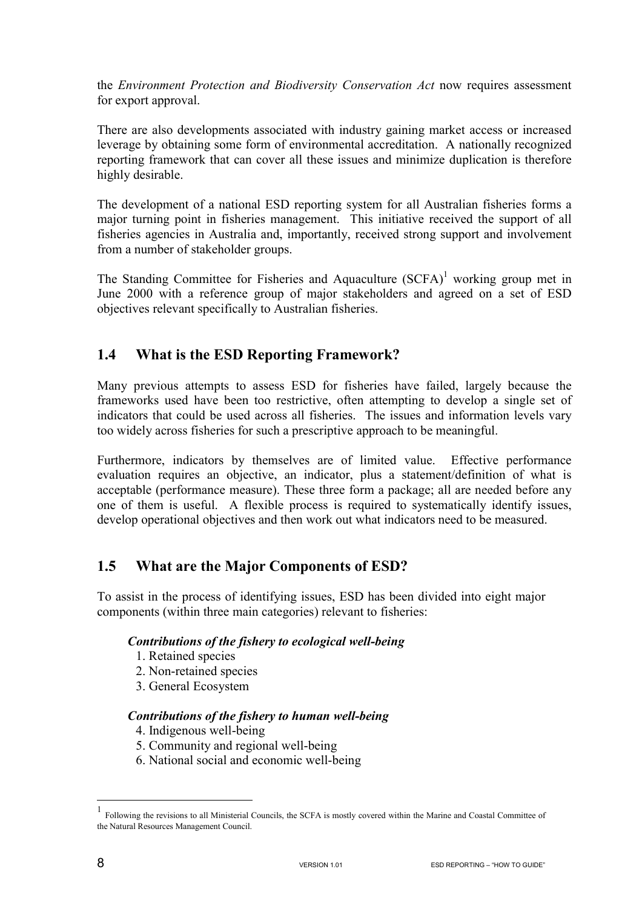the *Environment Protection and Biodiversity Conservation Act* now requires assessment for export approval.

There are also developments associated with industry gaining market access or increased leverage by obtaining some form of environmental accreditation. A nationally recognized reporting framework that can cover all these issues and minimize duplication is therefore highly desirable.

The development of a national ESD reporting system for all Australian fisheries forms a major turning point in fisheries management. This initiative received the support of all fisheries agencies in Australia and, importantly, received strong support and involvement from a number of stakeholder groups.

The Standing Committee for Fisheries and Aquaculture (SCFA)[1] working group met in June 2000 with a reference group of major stakeholders and agreed on a set of ESD objectives relevant specifically to Australian fisheries.

## 1.4 What is the ESD Reporting Framework?

Many previous attempts to assess ESD for fisheries have failed, largely because the frameworks used have been too restrictive, often attempting to develop a single set of indicators that could be used across all fisheries. The issues and information levels vary too widely across fisheries for such a prescriptive approach to be meaningful.

Furthermore, indicators by themselves are of limited value. Effective performance evaluation requires an objective, an indicator, plus a statement/definition of what is acceptable (performance measure). These three form a package; all are needed before any one of them is useful. A flexible process is required to systematically identify issues, develop operational objectives and then work out what indicators need to be measured.

## 1.5 What are the Major Components of ESD?

To assist in the process of identifying issues, ESD has been divided into eight major components (within three main categories) relevant to fisheries:

***Contributions of the fishery to ecological well-being***

1. Retained species
2. Non-retained species
3. General Ecosystem

***Contributions of the fishery to human well-being***

4. Indigenous well-being
5. Community and regional well-being
6. National social and economic well-being

---

[1] Following the revisions to all Ministerial Councils, the SCFA is mostly covered within the Marine and Coastal Committee of the Natural Resources Management Council.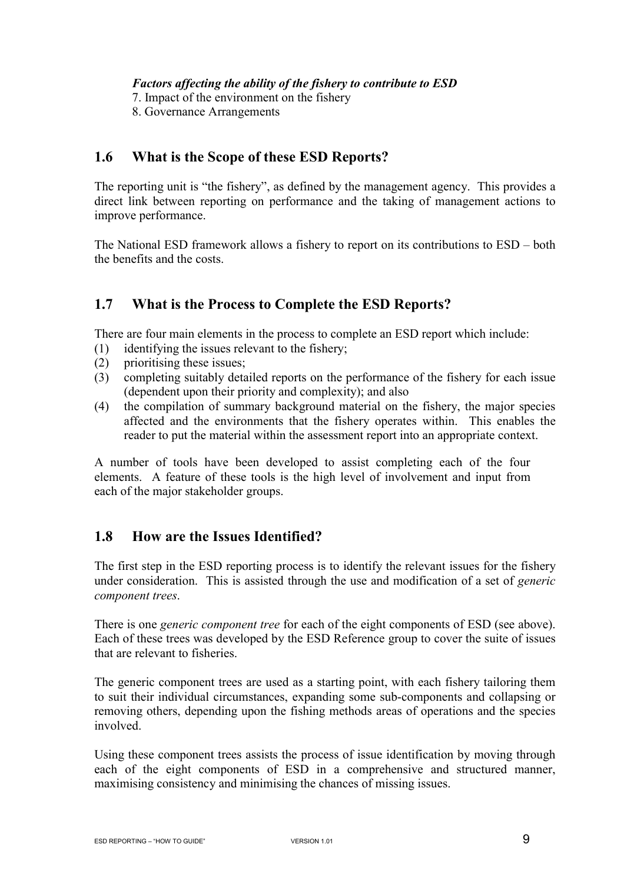***Factors affecting the ability of the fishery to contribute to ESD***

7. Impact of the environment on the fishery
8. Governance Arrangements

## 1.6 What is the Scope of these ESD Reports?

The reporting unit is "the fishery", as defined by the management agency. This provides a direct link between reporting on performance and the taking of management actions to improve performance.

The National ESD framework allows a fishery to report on its contributions to ESD – both the benefits and the costs.

## 1.7 What is the Process to Complete the ESD Reports?

There are four main elements in the process to complete an ESD report which include:

(1) identifying the issues relevant to the fishery;
(2) prioritising these issues;
(3) completing suitably detailed reports on the performance of the fishery for each issue (dependent upon their priority and complexity); and also
(4) the compilation of summary background material on the fishery, the major species affected and the environments that the fishery operates within. This enables the reader to put the material within the assessment report into an appropriate context.

A number of tools have been developed to assist completing each of the four elements. A feature of these tools is the high level of involvement and input from each of the major stakeholder groups.

## 1.8 How are the Issues Identified?

The first step in the ESD reporting process is to identify the relevant issues for the fishery under consideration. This is assisted through the use and modification of a set of *generic component trees*.

There is one *generic component tree* for each of the eight components of ESD (see above). Each of these trees was developed by the ESD Reference group to cover the suite of issues that are relevant to fisheries.

The generic component trees are used as a starting point, with each fishery tailoring them to suit their individual circumstances, expanding some sub-components and collapsing or removing others, depending upon the fishing methods areas of operations and the species involved.

Using these component trees assists the process of issue identification by moving through each of the eight components of ESD in a comprehensive and structured manner, maximising consistency and minimising the chances of missing issues.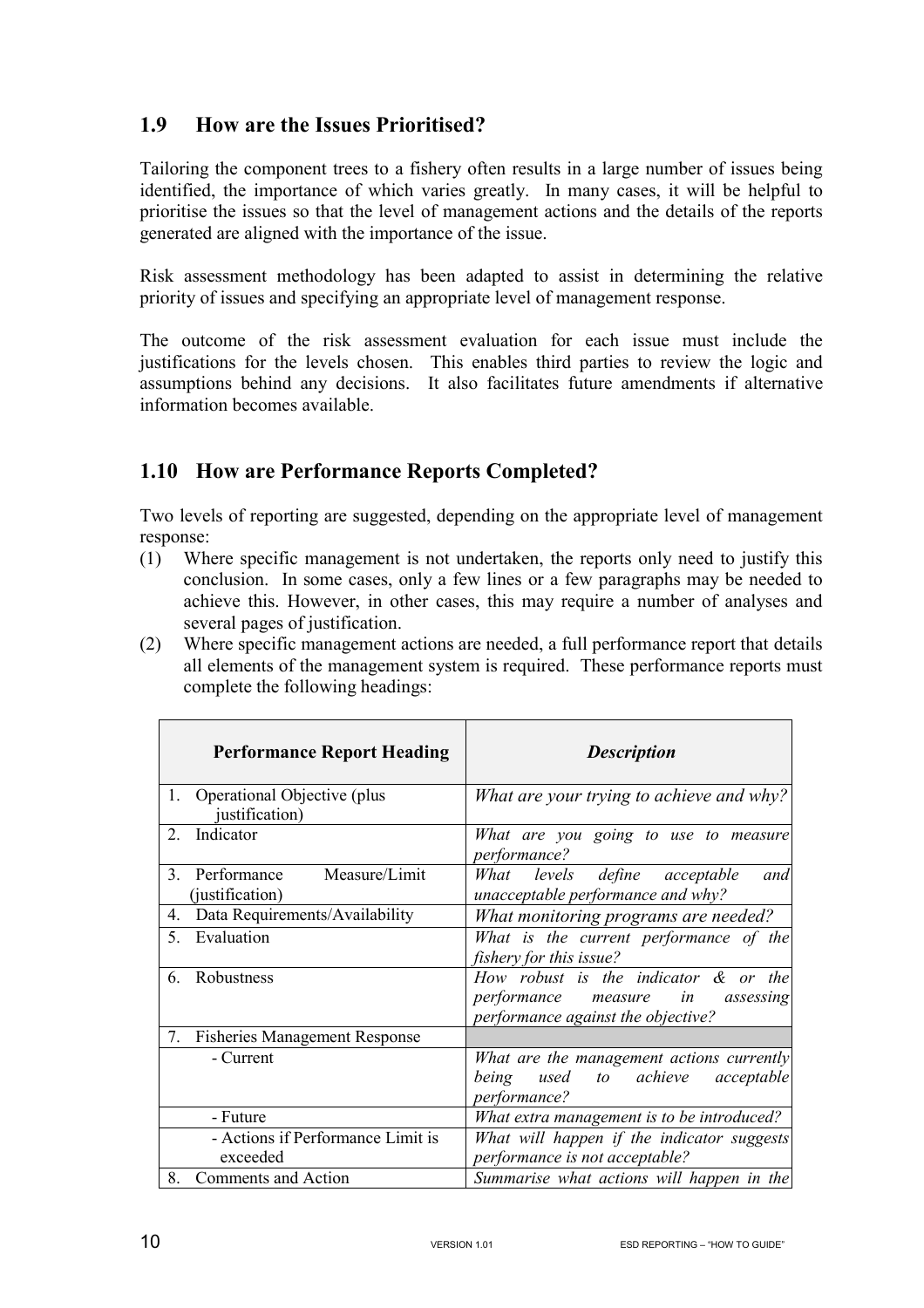## 1.9 How are the Issues Prioritised?

Tailoring the component trees to a fishery often results in a large number of issues being identified, the importance of which varies greatly. In many cases, it will be helpful to prioritise the issues so that the level of management actions and the details of the reports generated are aligned with the importance of the issue.

Risk assessment methodology has been adapted to assist in determining the relative priority of issues and specifying an appropriate level of management response.

The outcome of the risk assessment evaluation for each issue must include the justifications for the levels chosen. This enables third parties to review the logic and assumptions behind any decisions. It also facilitates future amendments if alternative information becomes available.

## 1.10 How are Performance Reports Completed?

Two levels of reporting are suggested, depending on the appropriate level of management response:

(1) Where specific management is not undertaken, the reports only need to justify this conclusion. In some cases, only a few lines or a few paragraphs may be needed to achieve this. However, in other cases, this may require a number of analyses and several pages of justification.

(2) Where specific management actions are needed, a full performance report that details all elements of the management system is required. These performance reports must complete the following headings:

| Performance Report Heading | *Description* |
|---|---|
| 1. Operational Objective (plus justification) | *What are your trying to achieve and why?* |
| 2. Indicator | *What are you going to use to measure performance?* |
| 3. Performance Measure/Limit (justification) | *What levels define acceptable and unacceptable performance and why?* |
| 4. Data Requirements/Availability | *What monitoring programs are needed?* |
| 5. Evaluation | *What is the current performance of the fishery for this issue?* |
| 6. Robustness | *How robust is the indicator & or the performance measure in assessing performance against the objective?* |
| 7. Fisheries Management Response | |
| - Current | *What are the management actions currently being used to achieve acceptable performance?* |
| - Future | *What extra management is to be introduced?* |
| - Actions if Performance Limit is exceeded | *What will happen if the indicator suggests performance is not acceptable?* |
| 8. Comments and Action | *Summarise what actions will happen in the* |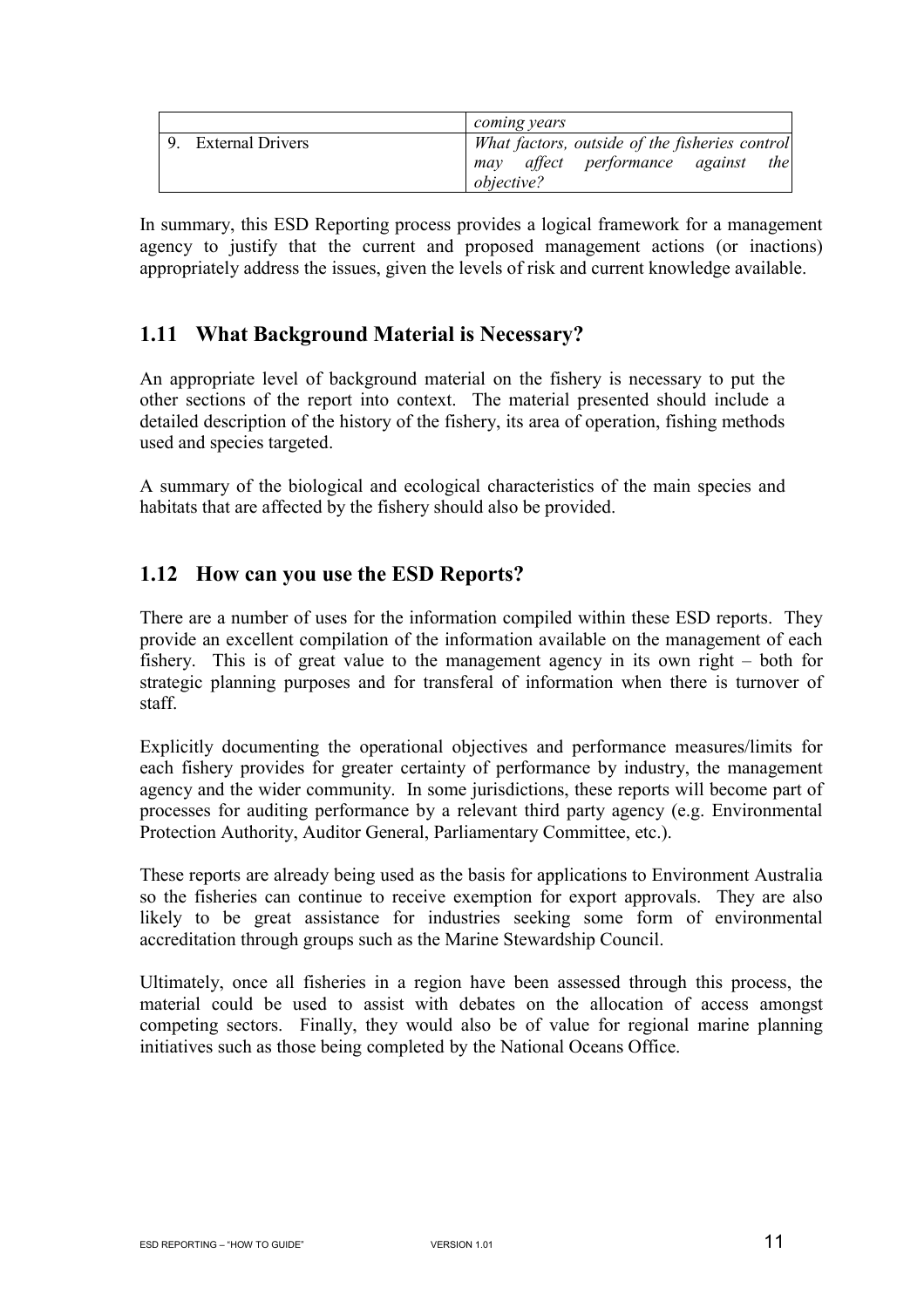| | |
|---|---|
| | *coming years* |
| 9. External Drivers | *What factors, outside of the fisheries control may affect performance against the objective?* |

In summary, this ESD Reporting process provides a logical framework for a management agency to justify that the current and proposed management actions (or inactions) appropriately address the issues, given the levels of risk and current knowledge available.

## 1.11 What Background Material is Necessary?

An appropriate level of background material on the fishery is necessary to put the other sections of the report into context. The material presented should include a detailed description of the history of the fishery, its area of operation, fishing methods used and species targeted.

A summary of the biological and ecological characteristics of the main species and habitats that are affected by the fishery should also be provided.

## 1.12 How can you use the ESD Reports?

There are a number of uses for the information compiled within these ESD reports. They provide an excellent compilation of the information available on the management of each fishery. This is of great value to the management agency in its own right – both for strategic planning purposes and for transferal of information when there is turnover of staff.

Explicitly documenting the operational objectives and performance measures/limits for each fishery provides for greater certainty of performance by industry, the management agency and the wider community. In some jurisdictions, these reports will become part of processes for auditing performance by a relevant third party agency (e.g. Environmental Protection Authority, Auditor General, Parliamentary Committee, etc.).

These reports are already being used as the basis for applications to Environment Australia so the fisheries can continue to receive exemption for export approvals. They are also likely to be great assistance for industries seeking some form of environmental accreditation through groups such as the Marine Stewardship Council.

Ultimately, once all fisheries in a region have been assessed through this process, the material could be used to assist with debates on the allocation of access amongst competing sectors. Finally, they would also be of value for regional marine planning initiatives such as those being completed by the National Oceans Office.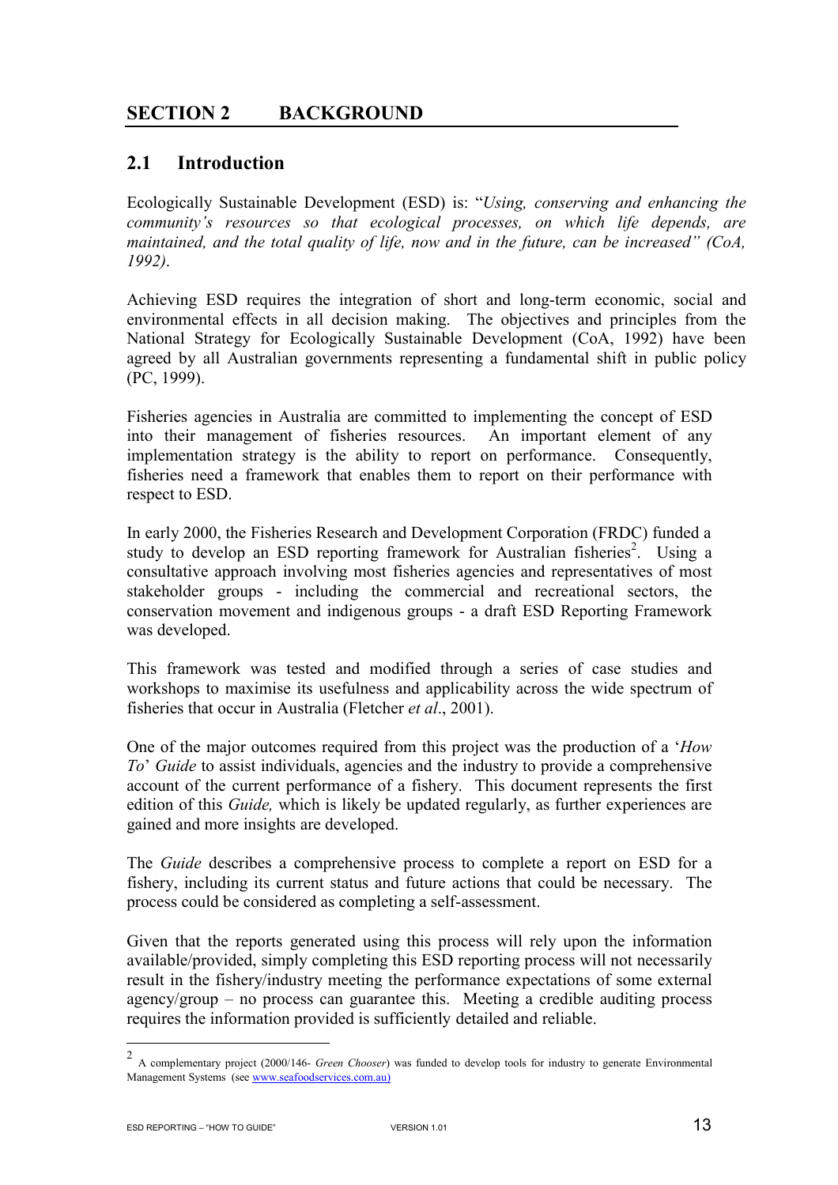# SECTION 2 BACKGROUND

## 2.1 Introduction

Ecologically Sustainable Development (ESD) is: "*Using, conserving and enhancing the community's resources so that ecological processes, on which life depends, are maintained, and the total quality of life, now and in the future, can be increased" (CoA, 1992)*.

Achieving ESD requires the integration of short and long-term economic, social and environmental effects in all decision making. The objectives and principles from the National Strategy for Ecologically Sustainable Development (CoA, 1992) have been agreed by all Australian governments representing a fundamental shift in public policy (PC, 1999).

Fisheries agencies in Australia are committed to implementing the concept of ESD into their management of fisheries resources. An important element of any implementation strategy is the ability to report on performance. Consequently, fisheries need a framework that enables them to report on their performance with respect to ESD.

In early 2000, the Fisheries Research and Development Corporation (FRDC) funded a study to develop an ESD reporting framework for Australian fisheries[2]. Using a consultative approach involving most fisheries agencies and representatives of most stakeholder groups - including the commercial and recreational sectors, the conservation movement and indigenous groups - a draft ESD Reporting Framework was developed.

This framework was tested and modified through a series of case studies and workshops to maximise its usefulness and applicability across the wide spectrum of fisheries that occur in Australia (Fletcher *et al*., 2001).

One of the major outcomes required from this project was the production of a '*How To*' *Guide* to assist individuals, agencies and the industry to provide a comprehensive account of the current performance of a fishery. This document represents the first edition of this *Guide,* which is likely be updated regularly, as further experiences are gained and more insights are developed.

The *Guide* describes a comprehensive process to complete a report on ESD for a fishery, including its current status and future actions that could be necessary. The process could be considered as completing a self-assessment.

Given that the reports generated using this process will rely upon the information available/provided, simply completing this ESD reporting process will not necessarily result in the fishery/industry meeting the performance expectations of some external agency/group – no process can guarantee this. Meeting a credible auditing process requires the information provided is sufficiently detailed and reliable.

---

[2] A complementary project (2000/146- *Green Chooser*) was funded to develop tools for industry to generate Environmental Management Systems (see www.seafoodservices.com.au)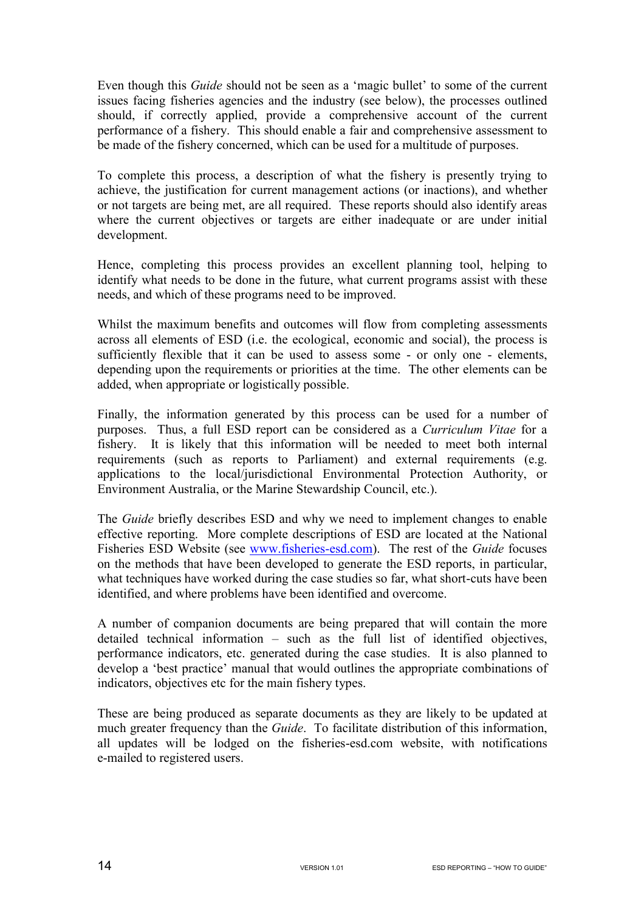Even though this *Guide* should not be seen as a 'magic bullet' to some of the current issues facing fisheries agencies and the industry (see below), the processes outlined should, if correctly applied, provide a comprehensive account of the current performance of a fishery. This should enable a fair and comprehensive assessment to be made of the fishery concerned, which can be used for a multitude of purposes.

To complete this process, a description of what the fishery is presently trying to achieve, the justification for current management actions (or inactions), and whether or not targets are being met, are all required. These reports should also identify areas where the current objectives or targets are either inadequate or are under initial development.

Hence, completing this process provides an excellent planning tool, helping to identify what needs to be done in the future, what current programs assist with these needs, and which of these programs need to be improved.

Whilst the maximum benefits and outcomes will flow from completing assessments across all elements of ESD (i.e. the ecological, economic and social), the process is sufficiently flexible that it can be used to assess some - or only one - elements, depending upon the requirements or priorities at the time. The other elements can be added, when appropriate or logistically possible.

Finally, the information generated by this process can be used for a number of purposes. Thus, a full ESD report can be considered as a *Curriculum Vitae* for a fishery. It is likely that this information will be needed to meet both internal requirements (such as reports to Parliament) and external requirements (e.g. applications to the local/jurisdictional Environmental Protection Authority, or Environment Australia, or the Marine Stewardship Council, etc.).

The *Guide* briefly describes ESD and why we need to implement changes to enable effective reporting. More complete descriptions of ESD are located at the National Fisheries ESD Website (see www.fisheries-esd.com). The rest of the *Guide* focuses on the methods that have been developed to generate the ESD reports, in particular, what techniques have worked during the case studies so far, what short-cuts have been identified, and where problems have been identified and overcome.

A number of companion documents are being prepared that will contain the more detailed technical information – such as the full list of identified objectives, performance indicators, etc. generated during the case studies. It is also planned to develop a 'best practice' manual that would outlines the appropriate combinations of indicators, objectives etc for the main fishery types.

These are being produced as separate documents as they are likely to be updated at much greater frequency than the *Guide*. To facilitate distribution of this information, all updates will be lodged on the fisheries-esd.com website, with notifications e-mailed to registered users.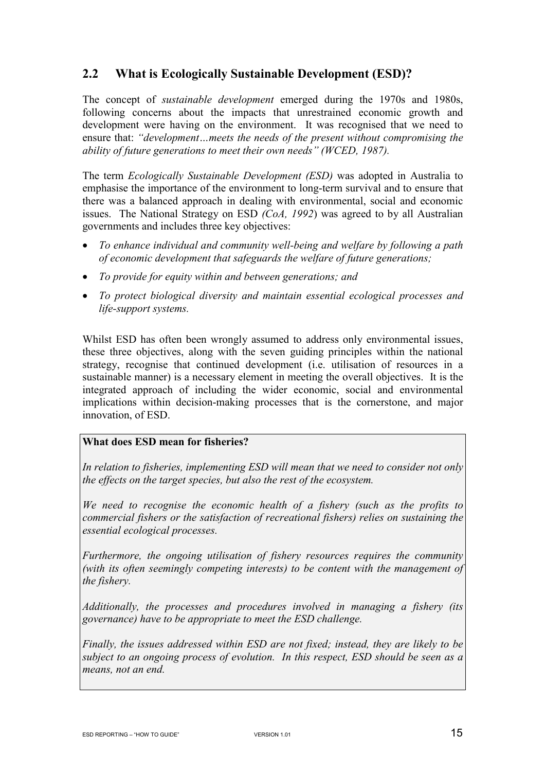## 2.2 What is Ecologically Sustainable Development (ESD)?

The concept of *sustainable development* emerged during the 1970s and 1980s, following concerns about the impacts that unrestrained economic growth and development were having on the environment. It was recognised that we need to ensure that: *"development…meets the needs of the present without compromising the ability of future generations to meet their own needs" (WCED, 1987).*

The term *Ecologically Sustainable Development (ESD)* was adopted in Australia to emphasise the importance of the environment to long-term survival and to ensure that there was a balanced approach in dealing with environmental, social and economic issues. The National Strategy on ESD *(CoA, 1992*) was agreed to by all Australian governments and includes three key objectives:

- *To enhance individual and community well-being and welfare by following a path of economic development that safeguards the welfare of future generations;*
- *To provide for equity within and between generations; and*
- *To protect biological diversity and maintain essential ecological processes and life-support systems.*

Whilst ESD has often been wrongly assumed to address only environmental issues, these three objectives, along with the seven guiding principles within the national strategy, recognise that continued development (i.e. utilisation of resources in a sustainable manner) is a necessary element in meeting the overall objectives. It is the integrated approach of including the wider economic, social and environmental implications within decision-making processes that is the cornerstone, and major innovation, of ESD.

**What does ESD mean for fisheries?**

*In relation to fisheries, implementing ESD will mean that we need to consider not only the effects on the target species, but also the rest of the ecosystem.*

*We need to recognise the economic health of a fishery (such as the profits to commercial fishers or the satisfaction of recreational fishers) relies on sustaining the essential ecological processes.*

*Furthermore, the ongoing utilisation of fishery resources requires the community (with its often seemingly competing interests) to be content with the management of the fishery.*

*Additionally, the processes and procedures involved in managing a fishery (its governance) have to be appropriate to meet the ESD challenge.*

*Finally, the issues addressed within ESD are not fixed; instead, they are likely to be subject to an ongoing process of evolution. In this respect, ESD should be seen as a means, not an end.*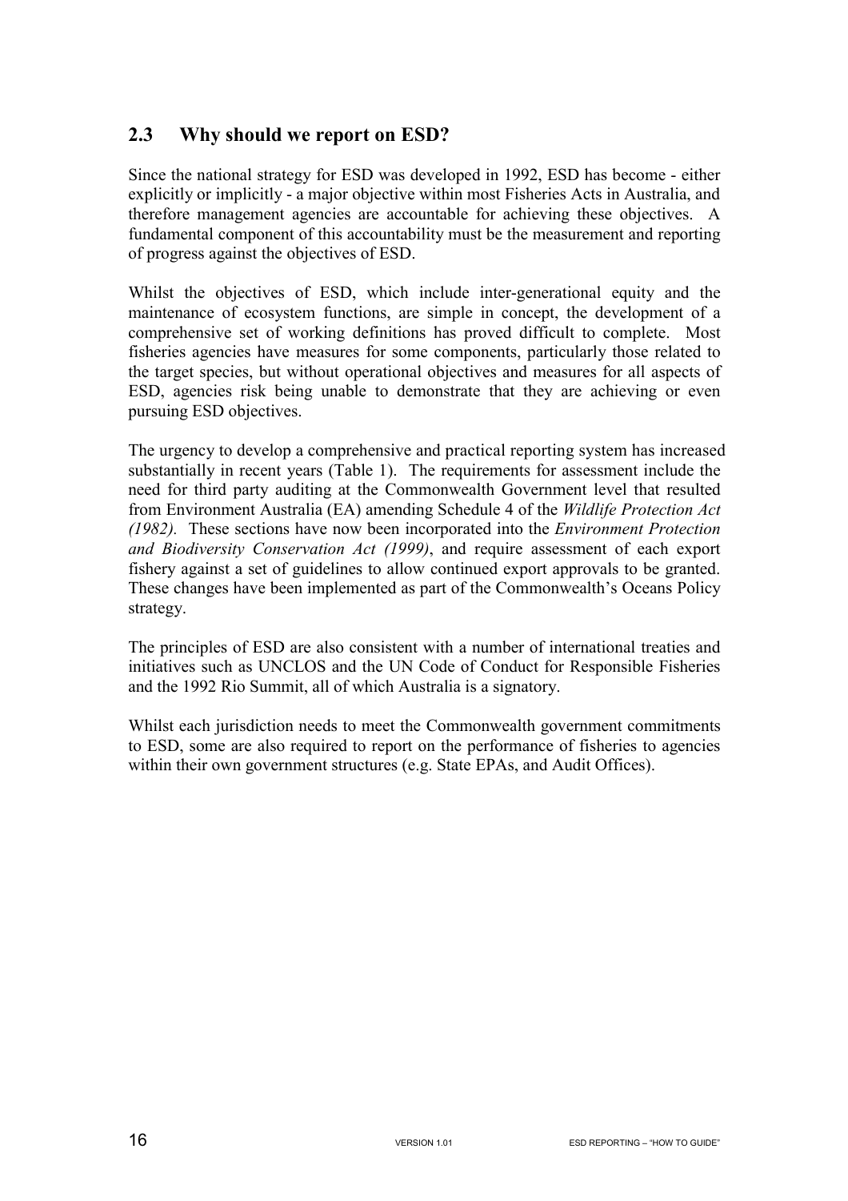## 2.3 Why should we report on ESD?

Since the national strategy for ESD was developed in 1992, ESD has become - either explicitly or implicitly - a major objective within most Fisheries Acts in Australia, and therefore management agencies are accountable for achieving these objectives. A fundamental component of this accountability must be the measurement and reporting of progress against the objectives of ESD.

Whilst the objectives of ESD, which include inter-generational equity and the maintenance of ecosystem functions, are simple in concept, the development of a comprehensive set of working definitions has proved difficult to complete. Most fisheries agencies have measures for some components, particularly those related to the target species, but without operational objectives and measures for all aspects of ESD, agencies risk being unable to demonstrate that they are achieving or even pursuing ESD objectives.

The urgency to develop a comprehensive and practical reporting system has increased substantially in recent years (Table 1). The requirements for assessment include the need for third party auditing at the Commonwealth Government level that resulted from Environment Australia (EA) amending Schedule 4 of the *Wildlife Protection Act (1982).* These sections have now been incorporated into the *Environment Protection and Biodiversity Conservation Act (1999)*, and require assessment of each export fishery against a set of guidelines to allow continued export approvals to be granted. These changes have been implemented as part of the Commonwealth's Oceans Policy strategy.

The principles of ESD are also consistent with a number of international treaties and initiatives such as UNCLOS and the UN Code of Conduct for Responsible Fisheries and the 1992 Rio Summit, all of which Australia is a signatory.

Whilst each jurisdiction needs to meet the Commonwealth government commitments to ESD, some are also required to report on the performance of fisheries to agencies within their own government structures (e.g. State EPAs, and Audit Offices).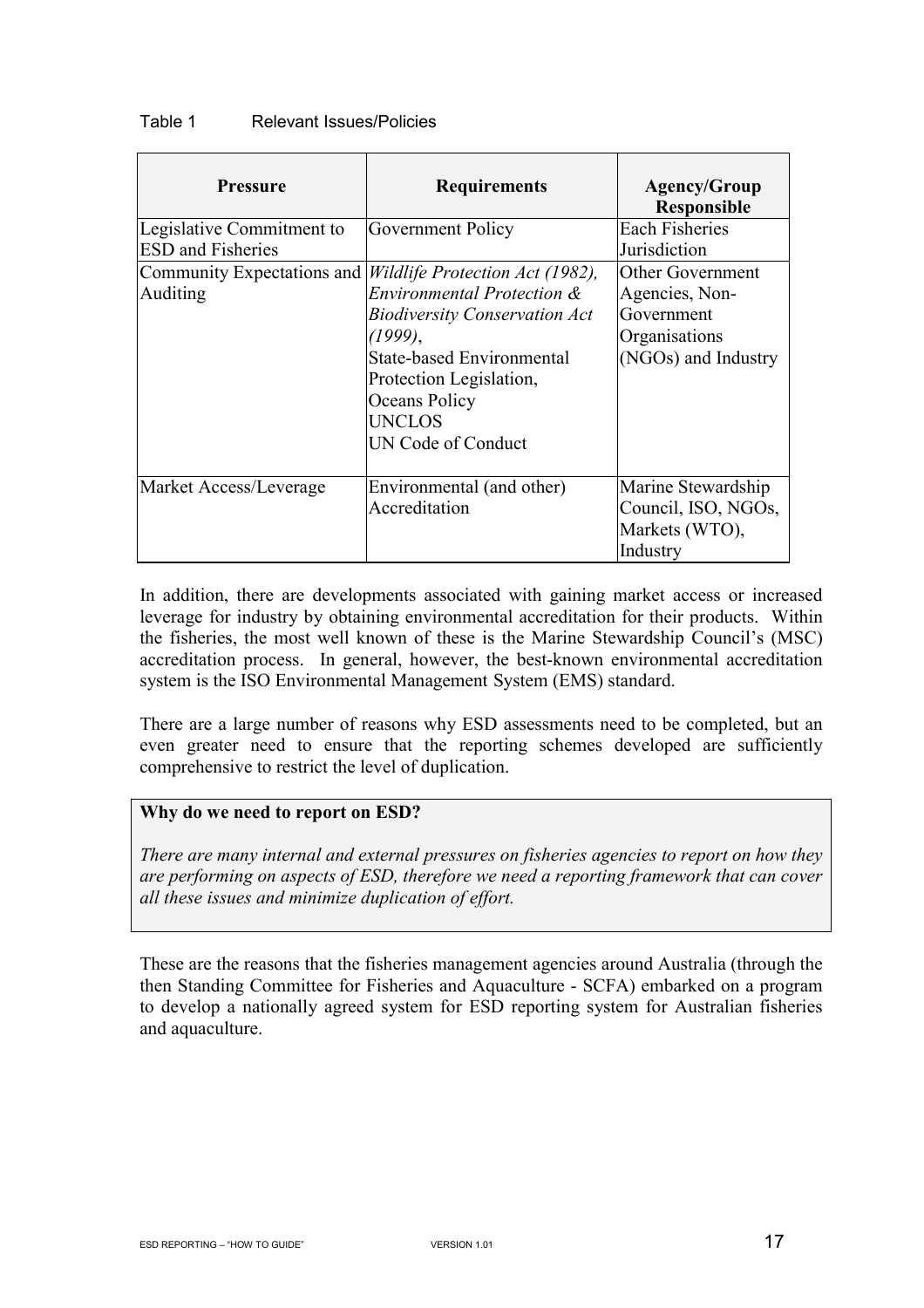Table 1 Relevant Issues/Policies

| Pressure | Requirements | Agency/Group Responsible |
|---|---|---|
| Legislative Commitment to ESD and Fisheries | Government Policy | Each Fisheries Jurisdiction |
| Community Expectations and Auditing | *Wildlife Protection Act (1982), Environmental Protection & Biodiversity Conservation Act (1999)*, State-based Environmental Protection Legislation, Oceans Policy UNCLOS UN Code of Conduct | Other Government Agencies, Non-Government Organisations (NGOs) and Industry |
| Market Access/Leverage | Environmental (and other) Accreditation | Marine Stewardship Council, ISO, NGOs, Markets (WTO), Industry |

In addition, there are developments associated with gaining market access or increased leverage for industry by obtaining environmental accreditation for their products. Within the fisheries, the most well known of these is the Marine Stewardship Council's (MSC) accreditation process. In general, however, the best-known environmental accreditation system is the ISO Environmental Management System (EMS) standard.

There are a large number of reasons why ESD assessments need to be completed, but an even greater need to ensure that the reporting schemes developed are sufficiently comprehensive to restrict the level of duplication.

**Why do we need to report on ESD?**

*There are many internal and external pressures on fisheries agencies to report on how they are performing on aspects of ESD, therefore we need a reporting framework that can cover all these issues and minimize duplication of effort.*

These are the reasons that the fisheries management agencies around Australia (through the then Standing Committee for Fisheries and Aquaculture - SCFA) embarked on a program to develop a nationally agreed system for ESD reporting system for Australian fisheries and aquaculture.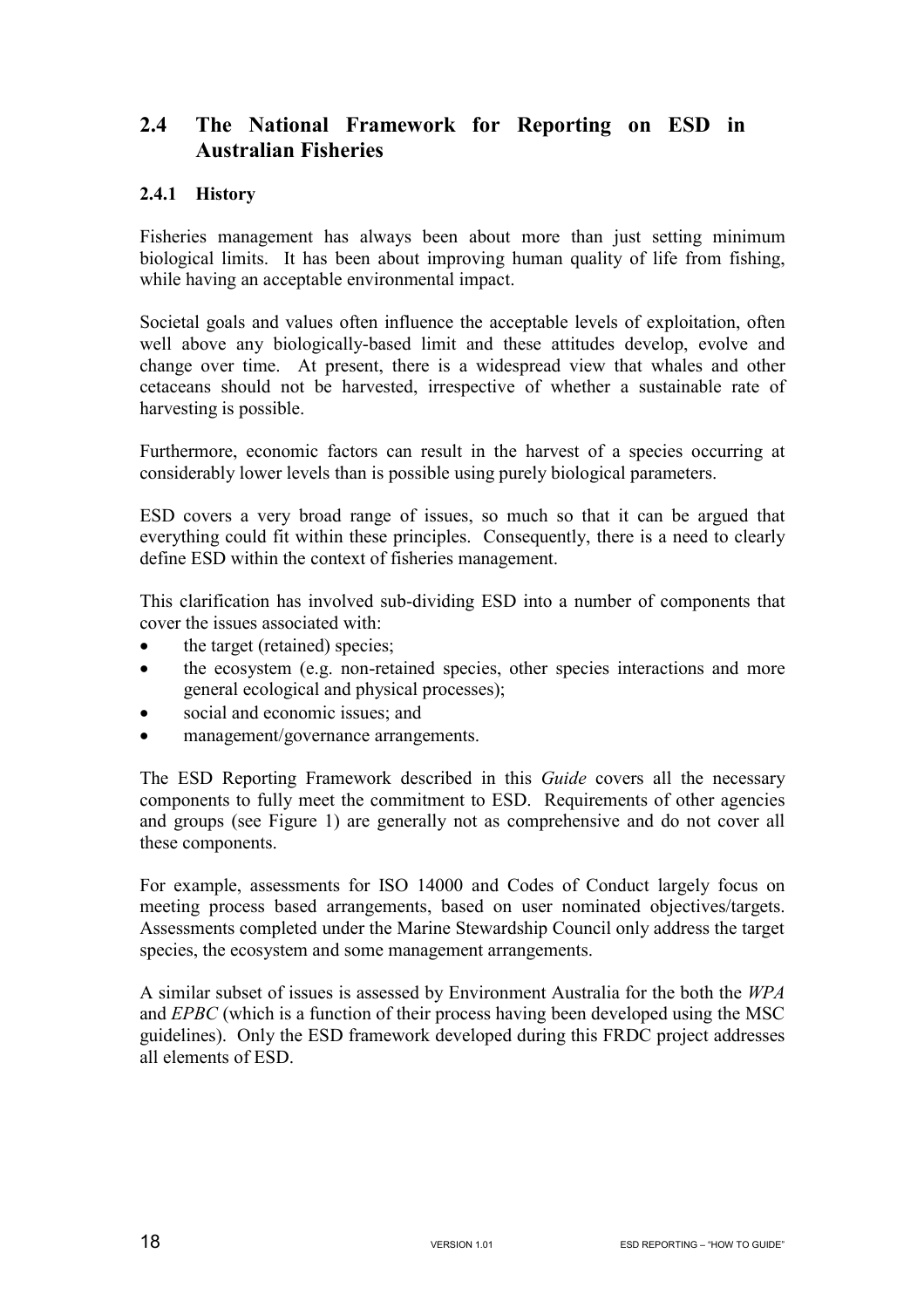## 2.4 The National Framework for Reporting on ESD in Australian Fisheries

### 2.4.1 History

Fisheries management has always been about more than just setting minimum biological limits. It has been about improving human quality of life from fishing, while having an acceptable environmental impact.

Societal goals and values often influence the acceptable levels of exploitation, often well above any biologically-based limit and these attitudes develop, evolve and change over time. At present, there is a widespread view that whales and other cetaceans should not be harvested, irrespective of whether a sustainable rate of harvesting is possible.

Furthermore, economic factors can result in the harvest of a species occurring at considerably lower levels than is possible using purely biological parameters.

ESD covers a very broad range of issues, so much so that it can be argued that everything could fit within these principles. Consequently, there is a need to clearly define ESD within the context of fisheries management.

This clarification has involved sub-dividing ESD into a number of components that cover the issues associated with:

- the target (retained) species;
- the ecosystem (e.g. non-retained species, other species interactions and more general ecological and physical processes);
- social and economic issues; and
- management/governance arrangements.

The ESD Reporting Framework described in this *Guide* covers all the necessary components to fully meet the commitment to ESD. Requirements of other agencies and groups (see Figure 1) are generally not as comprehensive and do not cover all these components.

For example, assessments for ISO 14000 and Codes of Conduct largely focus on meeting process based arrangements, based on user nominated objectives/targets. Assessments completed under the Marine Stewardship Council only address the target species, the ecosystem and some management arrangements.

A similar subset of issues is assessed by Environment Australia for the both the *WPA* and *EPBC* (which is a function of their process having been developed using the MSC guidelines). Only the ESD framework developed during this FRDC project addresses all elements of ESD.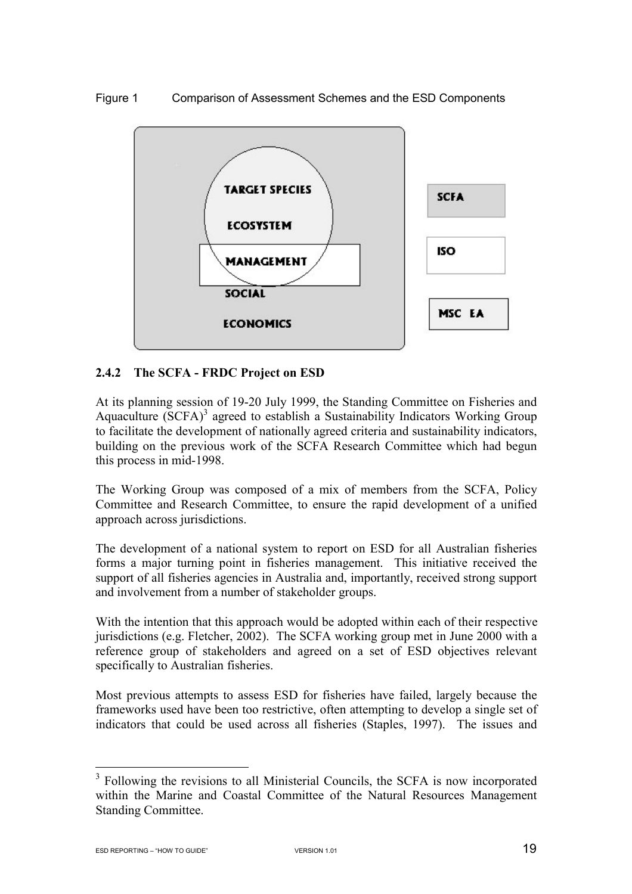Figure 1 Comparison of Assessment Schemes and the ESD Components

TARGET SPECIES

ECOSYSTEM

MANAGEMENT

SOCIAL

ECONOMICS

SCFA

ISO

MSC EA

### 2.4.2 The SCFA - FRDC Project on ESD

At its planning session of 19-20 July 1999, the Standing Committee on Fisheries and Aquaculture (SCFA)[3] agreed to establish a Sustainability Indicators Working Group to facilitate the development of nationally agreed criteria and sustainability indicators, building on the previous work of the SCFA Research Committee which had begun this process in mid-1998.

The Working Group was composed of a mix of members from the SCFA, Policy Committee and Research Committee, to ensure the rapid development of a unified approach across jurisdictions.

The development of a national system to report on ESD for all Australian fisheries forms a major turning point in fisheries management. This initiative received the support of all fisheries agencies in Australia and, importantly, received strong support and involvement from a number of stakeholder groups.

With the intention that this approach would be adopted within each of their respective jurisdictions (e.g. Fletcher, 2002). The SCFA working group met in June 2000 with a reference group of stakeholders and agreed on a set of ESD objectives relevant specifically to Australian fisheries.

Most previous attempts to assess ESD for fisheries have failed, largely because the frameworks used have been too restrictive, often attempting to develop a single set of indicators that could be used across all fisheries (Staples, 1997). The issues and

[3] Following the revisions to all Ministerial Councils, the SCFA is now incorporated within the Marine and Coastal Committee of the Natural Resources Management Standing Committee.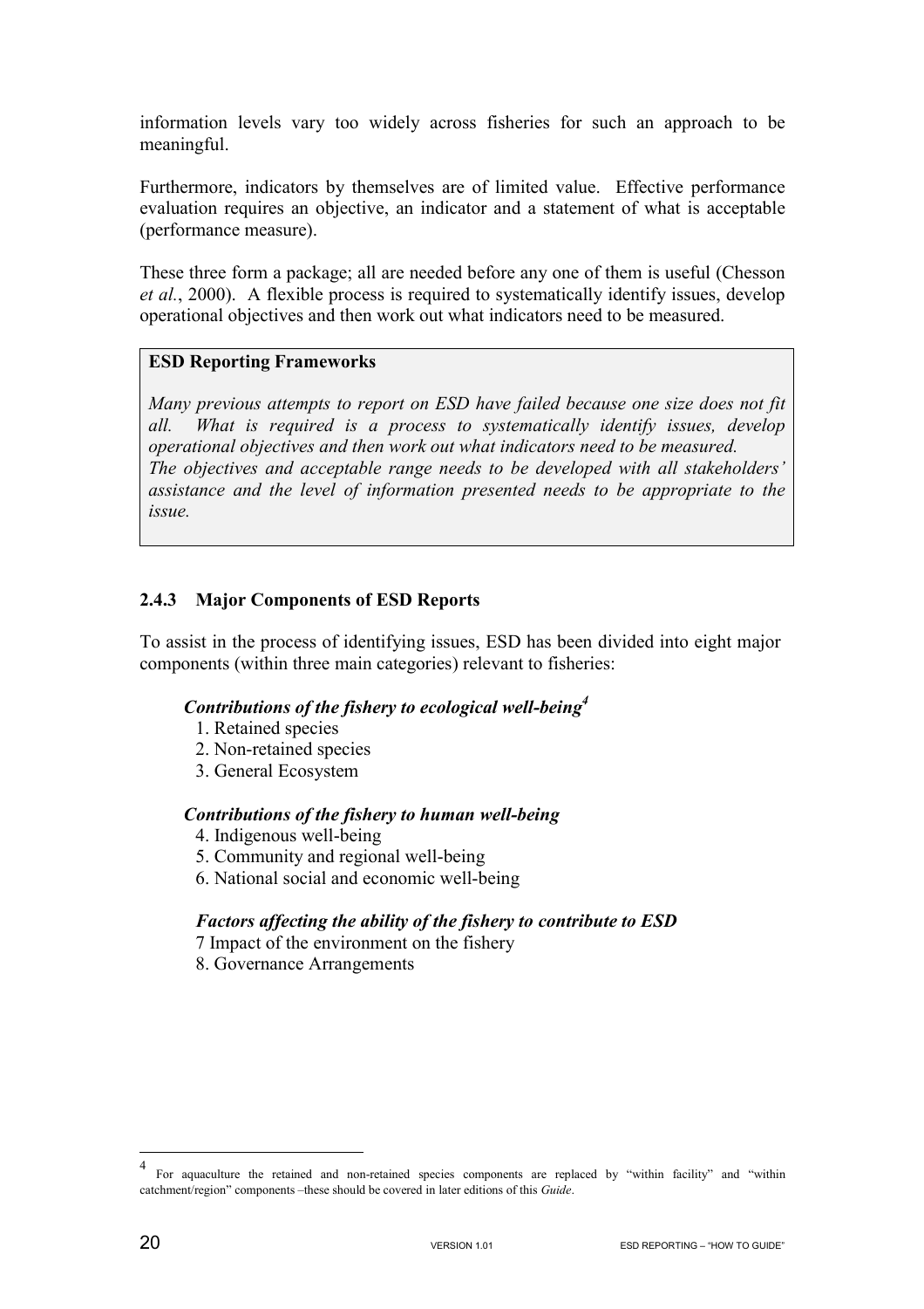information levels vary too widely across fisheries for such an approach to be meaningful.

Furthermore, indicators by themselves are of limited value. Effective performance evaluation requires an objective, an indicator and a statement of what is acceptable (performance measure).

These three form a package; all are needed before any one of them is useful (Chesson *et al.*, 2000). A flexible process is required to systematically identify issues, develop operational objectives and then work out what indicators need to be measured.

> **ESD Reporting Frameworks**
>
> *Many previous attempts to report on ESD have failed because one size does not fit all. What is required is a process to systematically identify issues, develop operational objectives and then work out what indicators need to be measured.*
> *The objectives and acceptable range needs to be developed with all stakeholders' assistance and the level of information presented needs to be appropriate to the issue.*

### 2.4.3 Major Components of ESD Reports

To assist in the process of identifying issues, ESD has been divided into eight major components (within three main categories) relevant to fisheries:

***Contributions of the fishery to ecological well-being*[4]**

1. Retained species
2. Non-retained species
3. General Ecosystem

***Contributions of the fishery to human well-being***

4. Indigenous well-being
5. Community and regional well-being
6. National social and economic well-being

***Factors affecting the ability of the fishery to contribute to ESD***

7 Impact of the environment on the fishery
8. Governance Arrangements

---

[4] For aquaculture the retained and non-retained species components are replaced by "within facility" and "within catchment/region" components –these should be covered in later editions of this *Guide*.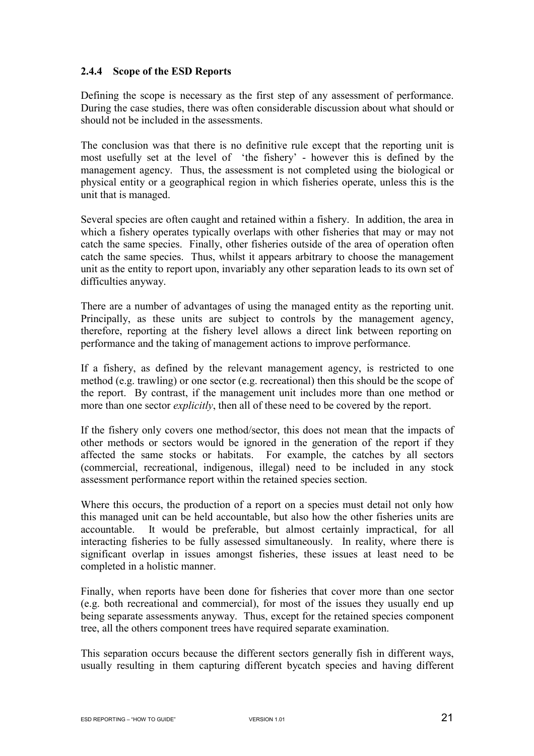### 2.4.4 Scope of the ESD Reports

Defining the scope is necessary as the first step of any assessment of performance. During the case studies, there was often considerable discussion about what should or should not be included in the assessments.

The conclusion was that there is no definitive rule except that the reporting unit is most usefully set at the level of 'the fishery' - however this is defined by the management agency. Thus, the assessment is not completed using the biological or physical entity or a geographical region in which fisheries operate, unless this is the unit that is managed.

Several species are often caught and retained within a fishery. In addition, the area in which a fishery operates typically overlaps with other fisheries that may or may not catch the same species. Finally, other fisheries outside of the area of operation often catch the same species. Thus, whilst it appears arbitrary to choose the management unit as the entity to report upon, invariably any other separation leads to its own set of difficulties anyway.

There are a number of advantages of using the managed entity as the reporting unit. Principally, as these units are subject to controls by the management agency, therefore, reporting at the fishery level allows a direct link between reporting on performance and the taking of management actions to improve performance.

If a fishery, as defined by the relevant management agency, is restricted to one method (e.g. trawling) or one sector (e.g. recreational) then this should be the scope of the report. By contrast, if the management unit includes more than one method or more than one sector *explicitly*, then all of these need to be covered by the report.

If the fishery only covers one method/sector, this does not mean that the impacts of other methods or sectors would be ignored in the generation of the report if they affected the same stocks or habitats. For example, the catches by all sectors (commercial, recreational, indigenous, illegal) need to be included in any stock assessment performance report within the retained species section.

Where this occurs, the production of a report on a species must detail not only how this managed unit can be held accountable, but also how the other fisheries units are accountable. It would be preferable, but almost certainly impractical, for all interacting fisheries to be fully assessed simultaneously. In reality, where there is significant overlap in issues amongst fisheries, these issues at least need to be completed in a holistic manner.

Finally, when reports have been done for fisheries that cover more than one sector (e.g. both recreational and commercial), for most of the issues they usually end up being separate assessments anyway. Thus, except for the retained species component tree, all the others component trees have required separate examination.

This separation occurs because the different sectors generally fish in different ways, usually resulting in them capturing different bycatch species and having different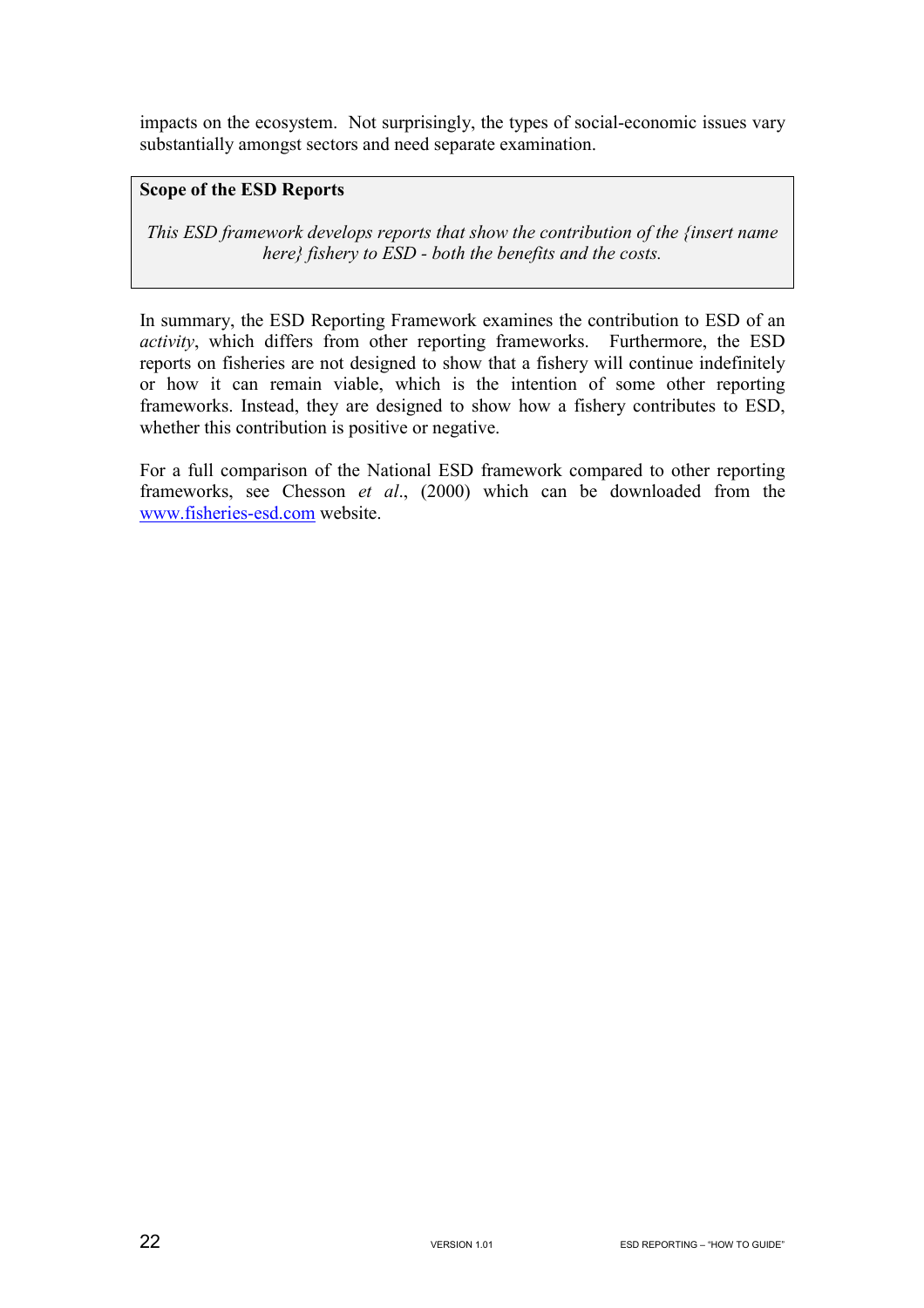impacts on the ecosystem. Not surprisingly, the types of social-economic issues vary substantially amongst sectors and need separate examination.

**Scope of the ESD Reports**

*This ESD framework develops reports that show the contribution of the {insert name here} fishery to ESD - both the benefits and the costs.*

In summary, the ESD Reporting Framework examines the contribution to ESD of an *activity*, which differs from other reporting frameworks. Furthermore, the ESD reports on fisheries are not designed to show that a fishery will continue indefinitely or how it can remain viable, which is the intention of some other reporting frameworks. Instead, they are designed to show how a fishery contributes to ESD, whether this contribution is positive or negative.

For a full comparison of the National ESD framework compared to other reporting frameworks, see Chesson *et al*., (2000) which can be downloaded from the [www.fisheries-esd.com](http://www.fisheries-esd.com) website.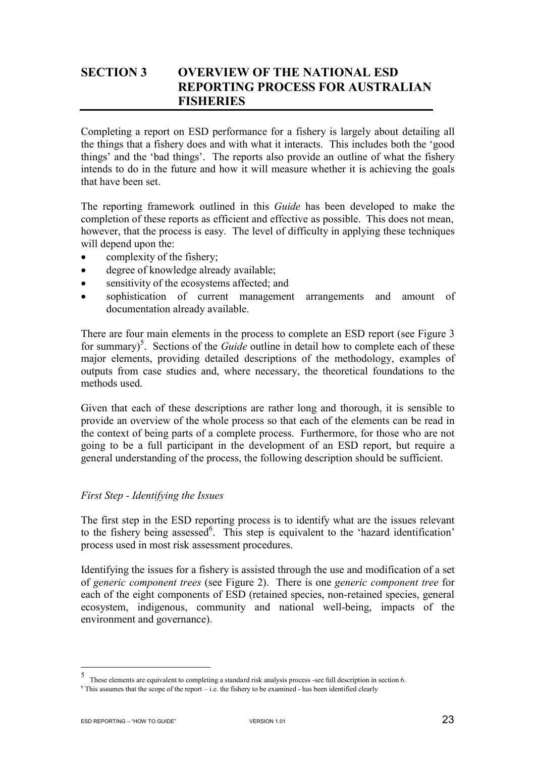# SECTION 3 OVERVIEW OF THE NATIONAL ESD REPORTING PROCESS FOR AUSTRALIAN FISHERIES

Completing a report on ESD performance for a fishery is largely about detailing all the things that a fishery does and with what it interacts. This includes both the 'good things' and the 'bad things'. The reports also provide an outline of what the fishery intends to do in the future and how it will measure whether it is achieving the goals that have been set.

The reporting framework outlined in this *Guide* has been developed to make the completion of these reports as efficient and effective as possible. This does not mean, however, that the process is easy. The level of difficulty in applying these techniques will depend upon the:

- complexity of the fishery;
- degree of knowledge already available;
- sensitivity of the ecosystems affected; and
- sophistication of current management arrangements and amount of documentation already available.

There are four main elements in the process to complete an ESD report (see Figure 3 for summary)[5]. Sections of the *Guide* outline in detail how to complete each of these major elements, providing detailed descriptions of the methodology, examples of outputs from case studies and, where necessary, the theoretical foundations to the methods used.

Given that each of these descriptions are rather long and thorough, it is sensible to provide an overview of the whole process so that each of the elements can be read in the context of being parts of a complete process. Furthermore, for those who are not going to be a full participant in the development of an ESD report, but require a general understanding of the process, the following description should be sufficient.

*First Step - Identifying the Issues*

The first step in the ESD reporting process is to identify what are the issues relevant to the fishery being assessed[6]. This step is equivalent to the 'hazard identification' process used in most risk assessment procedures.

Identifying the issues for a fishery is assisted through the use and modification of a set of *generic component trees* (see Figure 2). There is one *generic component tree* for each of the eight components of ESD (retained species, non-retained species, general ecosystem, indigenous, community and national well-being, impacts of the environment and governance).

---

[5] These elements are equivalent to completing a standard risk analysis process -see full description in section 6.

[6] This assumes that the scope of the report – i.e. the fishery to be examined - has been identified clearly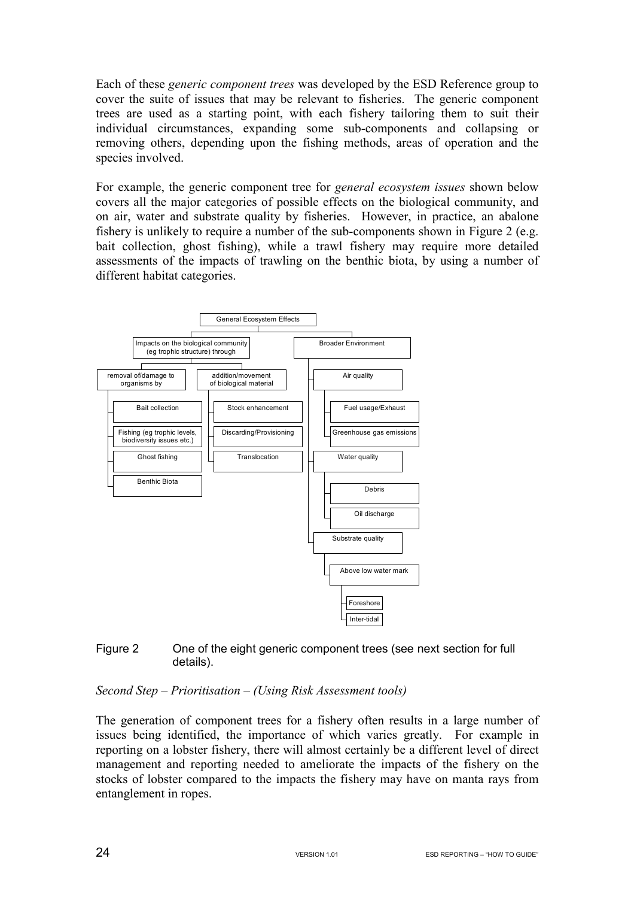Each of these *generic component trees* was developed by the ESD Reference group to cover the suite of issues that may be relevant to fisheries. The generic component trees are used as a starting point, with each fishery tailoring them to suit their individual circumstances, expanding some sub-components and collapsing or removing others, depending upon the fishing methods, areas of operation and the species involved.

For example, the generic component tree for *general ecosystem issues* shown below covers all the major categories of possible effects on the biological community, and on air, water and substrate quality by fisheries. However, in practice, an abalone fishery is unlikely to require a number of the sub-components shown in Figure 2 (e.g. bait collection, ghost fishing), while a trawl fishery may require more detailed assessments of the impacts of trawling on the benthic biota, by using a number of different habitat categories.

- General Ecosystem Effects
  - Impacts on the biological community (eg trophic structure) through
    - removal of/damage to organisms by
      - Bait collection
      - Fishing (eg trophic levels, biodiversity issues etc.)
      - Ghost fishing
      - Benthic Biota
    - addition/movement of biological material
      - Stock enhancement
      - Discarding/Provisioning
      - Translocation
  - Broader Environment
    - Air quality
      - Fuel usage/Exhaust
      - Greenhouse gas emissions
    - Water quality
      - Debris
      - Oil discharge
    - Substrate quality
      - Above low water mark
        - Foreshore
        - Inter-tidal

Figure 2 One of the eight generic component trees (see next section for full details).

*Second Step – Prioritisation – (Using Risk Assessment tools)*

The generation of component trees for a fishery often results in a large number of issues being identified, the importance of which varies greatly. For example in reporting on a lobster fishery, there will almost certainly be a different level of direct management and reporting needed to ameliorate the impacts of the fishery on the stocks of lobster compared to the impacts the fishery may have on manta rays from entanglement in ropes.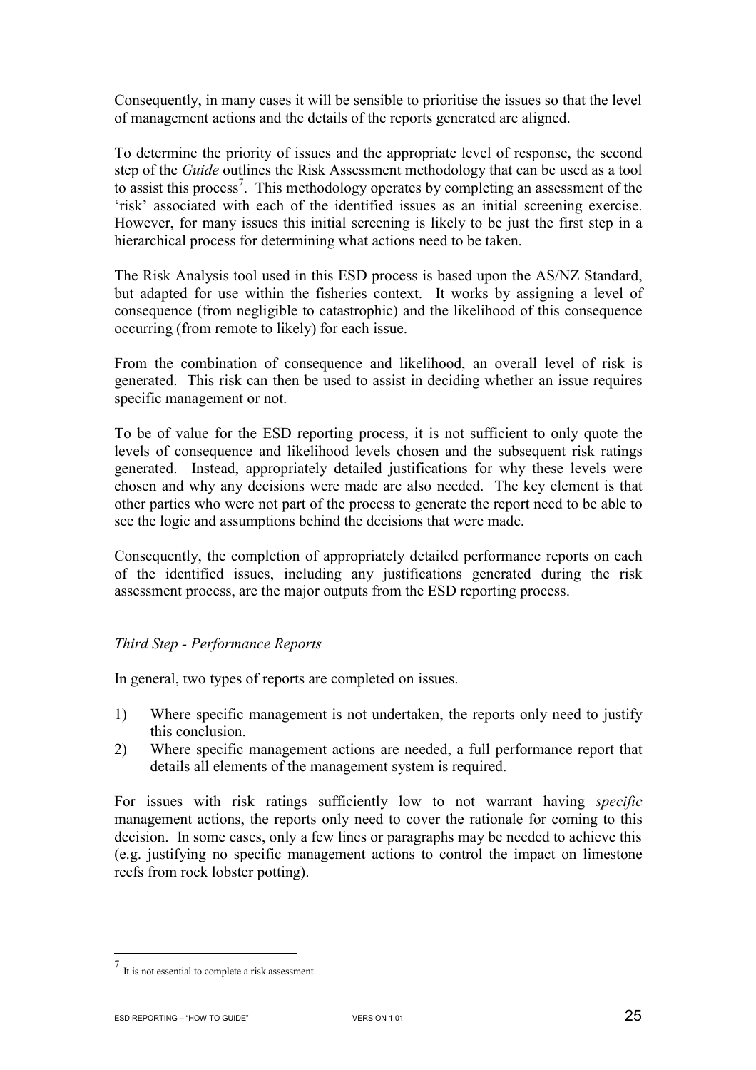Consequently, in many cases it will be sensible to prioritise the issues so that the level of management actions and the details of the reports generated are aligned.

To determine the priority of issues and the appropriate level of response, the second step of the *Guide* outlines the Risk Assessment methodology that can be used as a tool to assist this process[7]. This methodology operates by completing an assessment of the 'risk' associated with each of the identified issues as an initial screening exercise. However, for many issues this initial screening is likely to be just the first step in a hierarchical process for determining what actions need to be taken.

The Risk Analysis tool used in this ESD process is based upon the AS/NZ Standard, but adapted for use within the fisheries context. It works by assigning a level of consequence (from negligible to catastrophic) and the likelihood of this consequence occurring (from remote to likely) for each issue.

From the combination of consequence and likelihood, an overall level of risk is generated. This risk can then be used to assist in deciding whether an issue requires specific management or not.

To be of value for the ESD reporting process, it is not sufficient to only quote the levels of consequence and likelihood levels chosen and the subsequent risk ratings generated. Instead, appropriately detailed justifications for why these levels were chosen and why any decisions were made are also needed. The key element is that other parties who were not part of the process to generate the report need to be able to see the logic and assumptions behind the decisions that were made.

Consequently, the completion of appropriately detailed performance reports on each of the identified issues, including any justifications generated during the risk assessment process, are the major outputs from the ESD reporting process.

*Third Step - Performance Reports*

In general, two types of reports are completed on issues.

1) Where specific management is not undertaken, the reports only need to justify this conclusion.
2) Where specific management actions are needed, a full performance report that details all elements of the management system is required.

For issues with risk ratings sufficiently low to not warrant having *specific* management actions, the reports only need to cover the rationale for coming to this decision. In some cases, only a few lines or paragraphs may be needed to achieve this (e.g. justifying no specific management actions to control the impact on limestone reefs from rock lobster potting).

[7] It is not essential to complete a risk assessment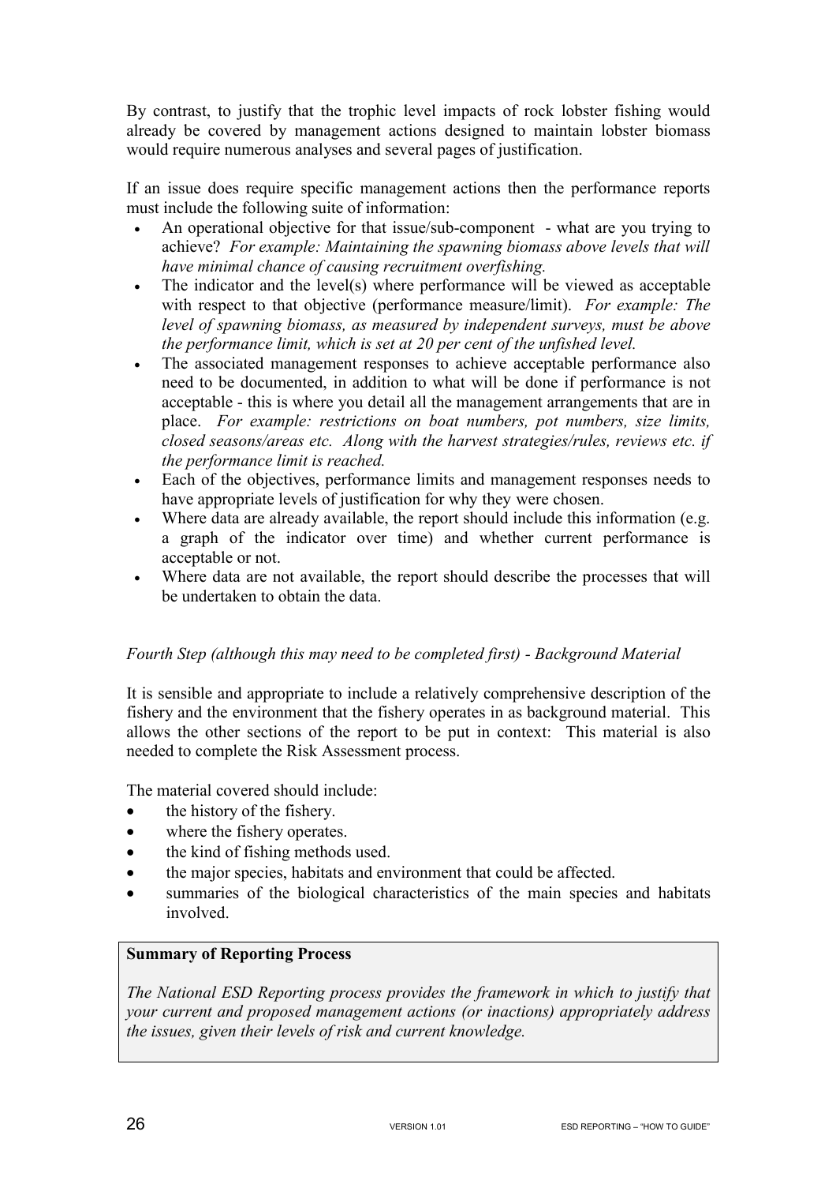By contrast, to justify that the trophic level impacts of rock lobster fishing would already be covered by management actions designed to maintain lobster biomass would require numerous analyses and several pages of justification.

If an issue does require specific management actions then the performance reports must include the following suite of information:

- An operational objective for that issue/sub-component - what are you trying to achieve? *For example: Maintaining the spawning biomass above levels that will have minimal chance of causing recruitment overfishing.*
- The indicator and the level(s) where performance will be viewed as acceptable with respect to that objective (performance measure/limit). *For example: The level of spawning biomass, as measured by independent surveys, must be above the performance limit, which is set at 20 per cent of the unfished level.*
- The associated management responses to achieve acceptable performance also need to be documented, in addition to what will be done if performance is not acceptable - this is where you detail all the management arrangements that are in place. *For example: restrictions on boat numbers, pot numbers, size limits, closed seasons/areas etc. Along with the harvest strategies/rules, reviews etc. if the performance limit is reached.*
- Each of the objectives, performance limits and management responses needs to have appropriate levels of justification for why they were chosen.
- Where data are already available, the report should include this information (e.g. a graph of the indicator over time) and whether current performance is acceptable or not.
- Where data are not available, the report should describe the processes that will be undertaken to obtain the data.

*Fourth Step (although this may need to be completed first) - Background Material*

It is sensible and appropriate to include a relatively comprehensive description of the fishery and the environment that the fishery operates in as background material. This allows the other sections of the report to be put in context: This material is also needed to complete the Risk Assessment process.

The material covered should include:

- the history of the fishery.
- where the fishery operates.
- the kind of fishing methods used.
- the major species, habitats and environment that could be affected.
- summaries of the biological characteristics of the main species and habitats involved.

**Summary of Reporting Process**

*The National ESD Reporting process provides the framework in which to justify that your current and proposed management actions (or inactions) appropriately address the issues, given their levels of risk and current knowledge.*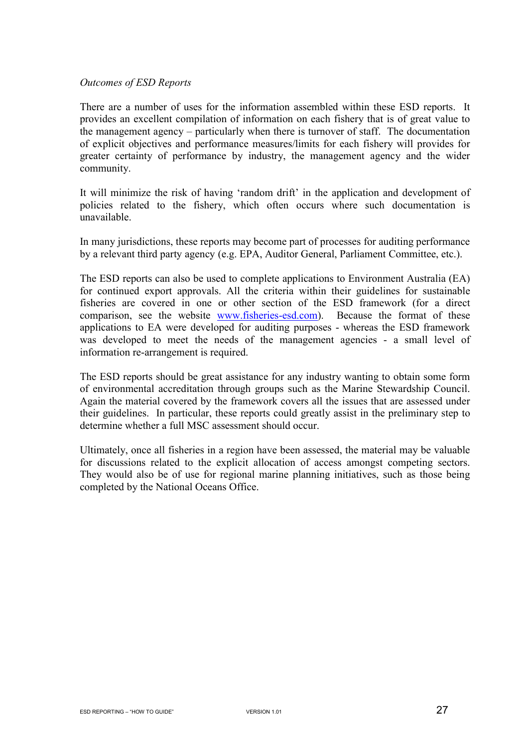*Outcomes of ESD Reports*

There are a number of uses for the information assembled within these ESD reports. It provides an excellent compilation of information on each fishery that is of great value to the management agency – particularly when there is turnover of staff. The documentation of explicit objectives and performance measures/limits for each fishery will provides for greater certainty of performance by industry, the management agency and the wider community.

It will minimize the risk of having 'random drift' in the application and development of policies related to the fishery, which often occurs where such documentation is unavailable.

In many jurisdictions, these reports may become part of processes for auditing performance by a relevant third party agency (e.g. EPA, Auditor General, Parliament Committee, etc.).

The ESD reports can also be used to complete applications to Environment Australia (EA) for continued export approvals. All the criteria within their guidelines for sustainable fisheries are covered in one or other section of the ESD framework (for a direct comparison, see the website [www.fisheries-esd.com](http://www.fisheries-esd.com)). Because the format of these applications to EA were developed for auditing purposes - whereas the ESD framework was developed to meet the needs of the management agencies - a small level of information re-arrangement is required.

The ESD reports should be great assistance for any industry wanting to obtain some form of environmental accreditation through groups such as the Marine Stewardship Council. Again the material covered by the framework covers all the issues that are assessed under their guidelines. In particular, these reports could greatly assist in the preliminary step to determine whether a full MSC assessment should occur.

Ultimately, once all fisheries in a region have been assessed, the material may be valuable for discussions related to the explicit allocation of access amongst competing sectors. They would also be of use for regional marine planning initiatives, such as those being completed by the National Oceans Office.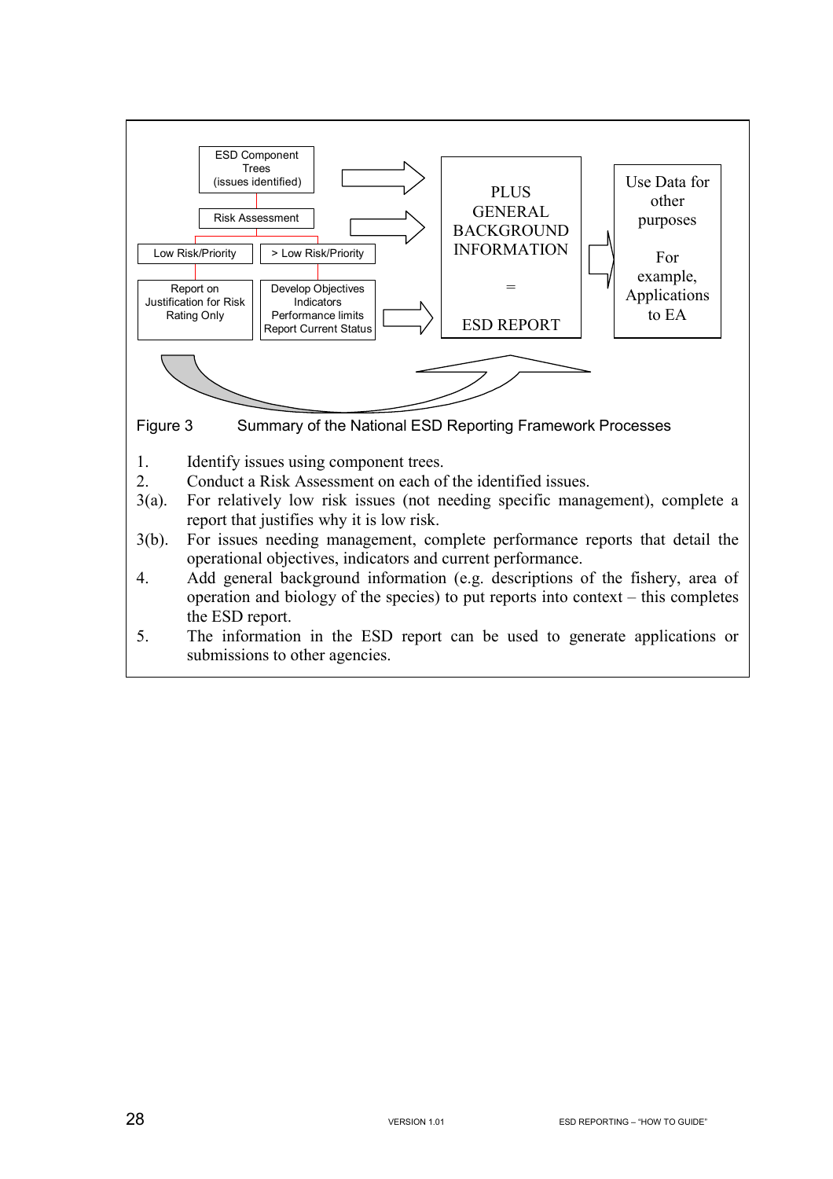ESD Component Trees (issues identified)

Risk Assessment

Low Risk/Priority

> Low Risk/Priority

Report on Justification for Risk Rating Only

Develop Objectives Indicators Performance limits Report Current Status

PLUS GENERAL BACKGROUND INFORMATION

=

ESD REPORT

Use Data for other purposes

For example, Applications to EA

Figure 3 Summary of the National ESD Reporting Framework Processes

1. Identify issues using component trees.
2. Conduct a Risk Assessment on each of the identified issues.
3(a). For relatively low risk issues (not needing specific management), complete a report that justifies why it is low risk.
3(b). For issues needing management, complete performance reports that detail the operational objectives, indicators and current performance.
4. Add general background information (e.g. descriptions of the fishery, area of operation and biology of the species) to put reports into context – this completes the ESD report.
5. The information in the ESD report can be used to generate applications or submissions to other agencies.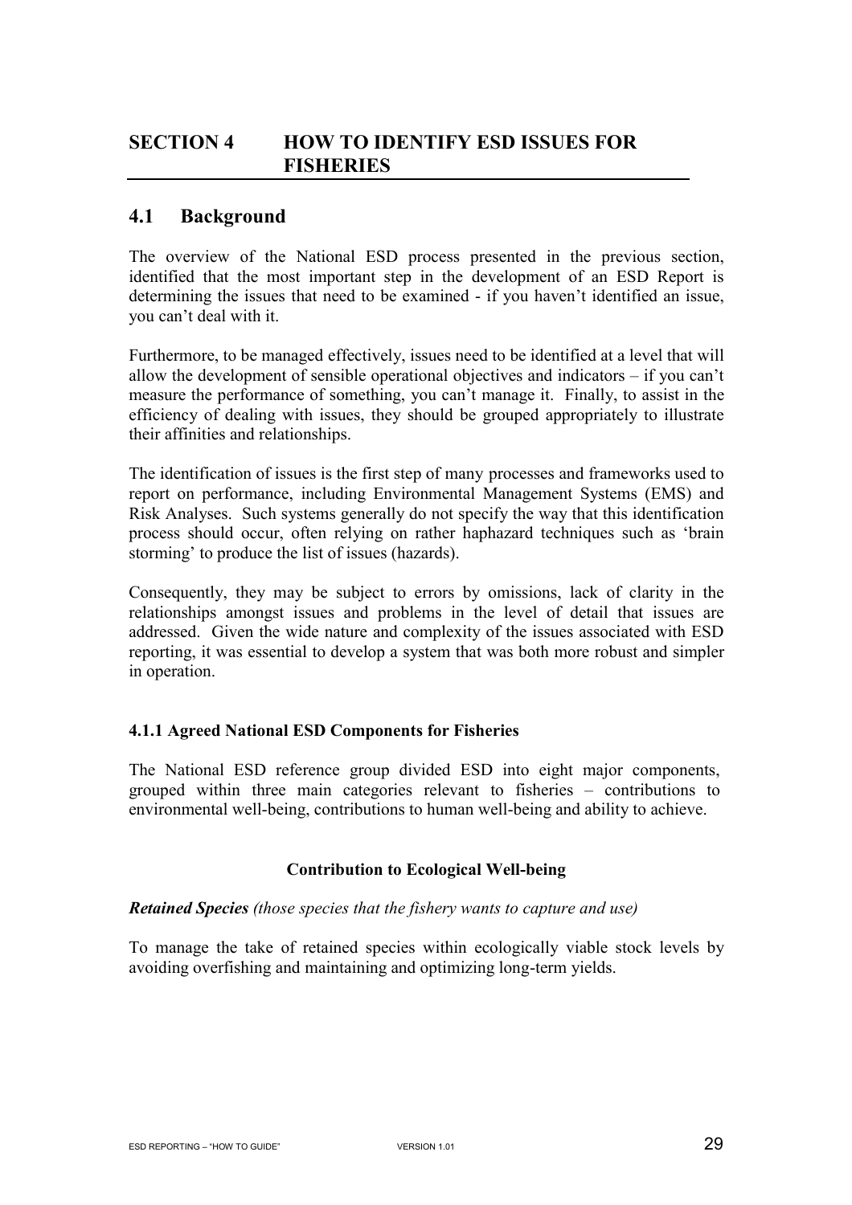# SECTION 4 HOW TO IDENTIFY ESD ISSUES FOR FISHERIES

## 4.1 Background

The overview of the National ESD process presented in the previous section, identified that the most important step in the development of an ESD Report is determining the issues that need to be examined - if you haven't identified an issue, you can't deal with it.

Furthermore, to be managed effectively, issues need to be identified at a level that will allow the development of sensible operational objectives and indicators – if you can't measure the performance of something, you can't manage it. Finally, to assist in the efficiency of dealing with issues, they should be grouped appropriately to illustrate their affinities and relationships.

The identification of issues is the first step of many processes and frameworks used to report on performance, including Environmental Management Systems (EMS) and Risk Analyses. Such systems generally do not specify the way that this identification process should occur, often relying on rather haphazard techniques such as 'brain storming' to produce the list of issues (hazards).

Consequently, they may be subject to errors by omissions, lack of clarity in the relationships amongst issues and problems in the level of detail that issues are addressed. Given the wide nature and complexity of the issues associated with ESD reporting, it was essential to develop a system that was both more robust and simpler in operation.

### 4.1.1 Agreed National ESD Components for Fisheries

The National ESD reference group divided ESD into eight major components, grouped within three main categories relevant to fisheries – contributions to environmental well-being, contributions to human well-being and ability to achieve.

**Contribution to Ecological Well-being**

***Retained Species*** *(those species that the fishery wants to capture and use)*

To manage the take of retained species within ecologically viable stock levels by avoiding overfishing and maintaining and optimizing long-term yields.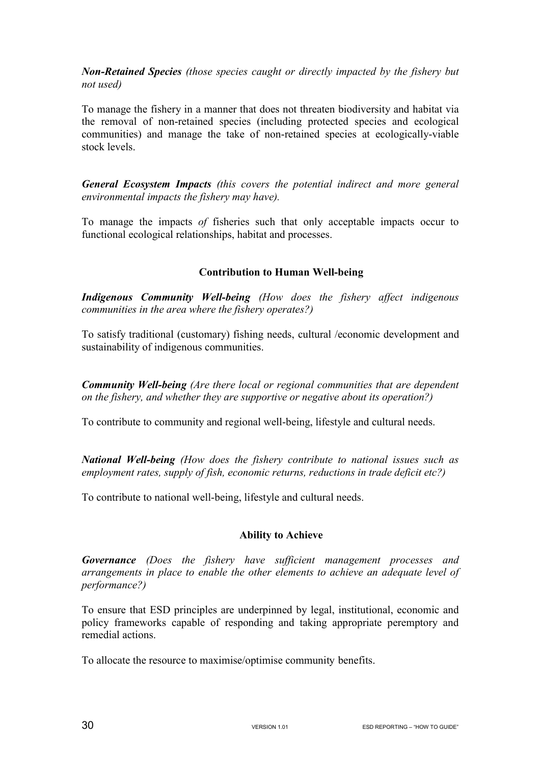***Non-Retained Species*** *(those species caught or directly impacted by the fishery but not used)*

To manage the fishery in a manner that does not threaten biodiversity and habitat via the removal of non-retained species (including protected species and ecological communities) and manage the take of non-retained species at ecologically-viable stock levels.

***General Ecosystem Impacts*** *(this covers the potential indirect and more general environmental impacts the fishery may have).*

To manage the impacts *of* fisheries such that only acceptable impacts occur to functional ecological relationships, habitat and processes.

### Contribution to Human Well-being

***Indigenous Community Well-being*** *(How does the fishery affect indigenous communities in the area where the fishery operates?)*

To satisfy traditional (customary) fishing needs, cultural /economic development and sustainability of indigenous communities.

***Community Well-being*** *(Are there local or regional communities that are dependent on the fishery, and whether they are supportive or negative about its operation?)*

To contribute to community and regional well-being, lifestyle and cultural needs.

***National Well-being*** *(How does the fishery contribute to national issues such as employment rates, supply of fish, economic returns, reductions in trade deficit etc?)*

To contribute to national well-being, lifestyle and cultural needs.

### Ability to Achieve

***Governance*** *(Does the fishery have sufficient management processes and arrangements in place to enable the other elements to achieve an adequate level of performance?)*

To ensure that ESD principles are underpinned by legal, institutional, economic and policy frameworks capable of responding and taking appropriate peremptory and remedial actions.

To allocate the resource to maximise/optimise community benefits.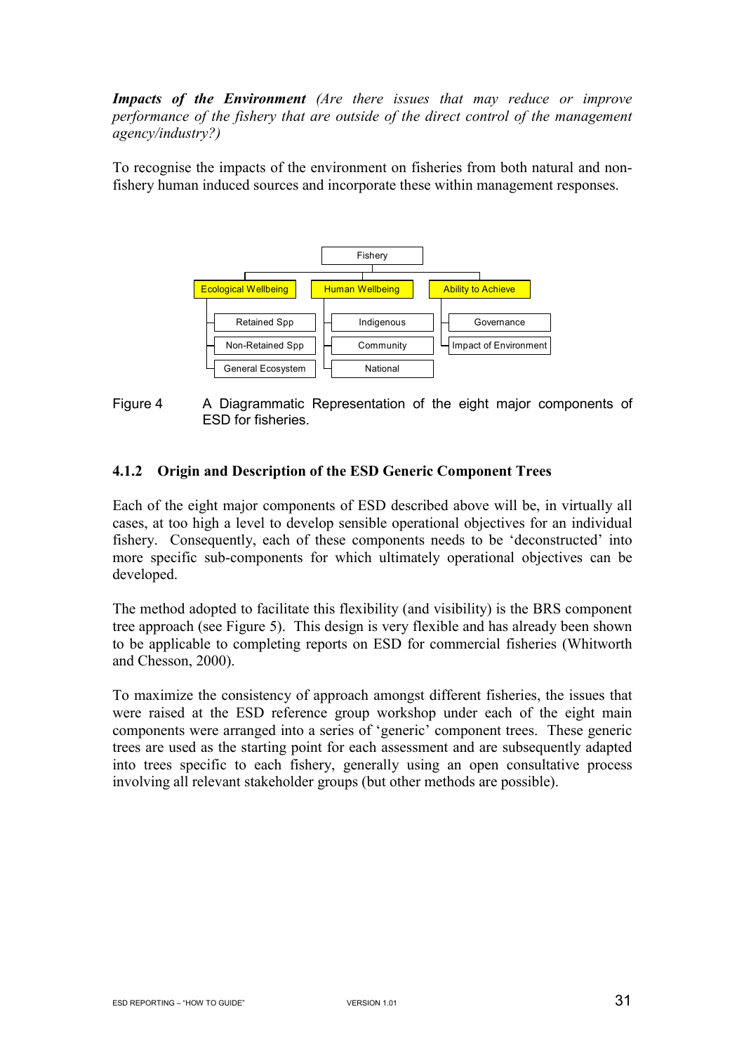***Impacts of the Environment*** *(Are there issues that may reduce or improve performance of the fishery that are outside of the direct control of the management agency/industry?)*

To recognise the impacts of the environment on fisheries from both natural and non-fishery human induced sources and incorporate these within management responses.

- Fishery
  - Ecological Wellbeing
    - Retained Spp
    - Non-Retained Spp
    - General Ecosystem
  - Human Wellbeing
    - Indigenous
    - Community
    - National
  - Ability to Achieve
    - Governance
    - Impact of Environment

Figure 4 A Diagrammatic Representation of the eight major components of ESD for fisheries.

### 4.1.2 Origin and Description of the ESD Generic Component Trees

Each of the eight major components of ESD described above will be, in virtually all cases, at too high a level to develop sensible operational objectives for an individual fishery. Consequently, each of these components needs to be 'deconstructed' into more specific sub-components for which ultimately operational objectives can be developed.

The method adopted to facilitate this flexibility (and visibility) is the BRS component tree approach (see Figure 5). This design is very flexible and has already been shown to be applicable to completing reports on ESD for commercial fisheries (Whitworth and Chesson, 2000).

To maximize the consistency of approach amongst different fisheries, the issues that were raised at the ESD reference group workshop under each of the eight main components were arranged into a series of 'generic' component trees. These generic trees are used as the starting point for each assessment and are subsequently adapted into trees specific to each fishery, generally using an open consultative process involving all relevant stakeholder groups (but other methods are possible).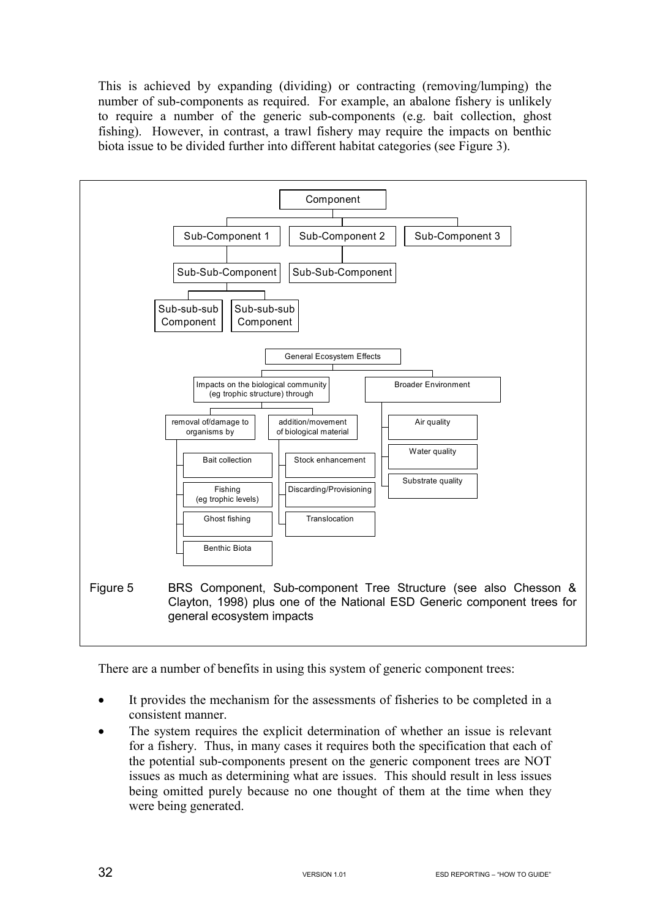This is achieved by expanding (dividing) or contracting (removing/lumping) the number of sub-components as required. For example, an abalone fishery is unlikely to require a number of the generic sub-components (e.g. bait collection, ghost fishing). However, in contrast, a trawl fishery may require the impacts on benthic biota issue to be divided further into different habitat categories (see Figure 3).

Component
- Sub-Component 1
  - Sub-Sub-Component
    - Sub-sub-sub Component
    - Sub-sub-sub Component
- Sub-Component 2
  - Sub-Sub-Component
- Sub-Component 3

General Ecosystem Effects
- Impacts on the biological community (eg trophic structure) through
  - removal of/damage to organisms by
    - Bait collection
    - Fishing (eg trophic levels)
    - Ghost fishing
    - Benthic Biota
  - addition/movement of biological material
    - Stock enhancement
    - Discarding/Provisioning
    - Translocation
- Broader Environment
  - Air quality
  - Water quality
  - Substrate quality

Figure 5 BRS Component, Sub-component Tree Structure (see also Chesson & Clayton, 1998) plus one of the National ESD Generic component trees for general ecosystem impacts

There are a number of benefits in using this system of generic component trees:

- It provides the mechanism for the assessments of fisheries to be completed in a consistent manner.
- The system requires the explicit determination of whether an issue is relevant for a fishery. Thus, in many cases it requires both the specification that each of the potential sub-components present on the generic component trees are NOT issues as much as determining what are issues. This should result in less issues being omitted purely because no one thought of them at the time when they were being generated.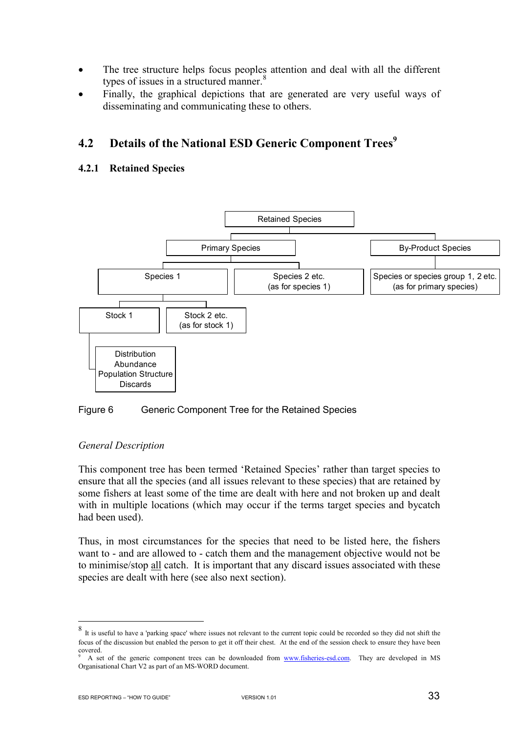- The tree structure helps focus peoples attention and deal with all the different types of issues in a structured manner.[8]
- Finally, the graphical depictions that are generated are very useful ways of disseminating and communicating these to others.

## 4.2 Details of the National ESD Generic Component Trees[9]

### 4.2.1 Retained Species

Retained Species

Primary Species

By-Product Species

Species 1

Species 2 etc. (as for species 1)

Species or species group 1, 2 etc. (as for primary species)

Stock 1

Stock 2 etc. (as for stock 1)

Distribution
Abundance
Population Structure
Discards

Figure 6 Generic Component Tree for the Retained Species

*General Description*

This component tree has been termed 'Retained Species' rather than target species to ensure that all the species (and all issues relevant to these species) that are retained by some fishers at least some of the time are dealt with here and not broken up and dealt with in multiple locations (which may occur if the terms target species and bycatch had been used).

Thus, in most circumstances for the species that need to be listed here, the fishers want to - and are allowed to - catch them and the management objective would not be to minimise/stop <u>all</u> catch. It is important that any discard issues associated with these species are dealt with here (see also next section).

---

[8] It is useful to have a 'parking space' where issues not relevant to the current topic could be recorded so they did not shift the focus of the discussion but enabled the person to get it off their chest. At the end of the session check to ensure they have been covered.

[9] A set of the generic component trees can be downloaded from www.fisheries-esd.com. They are developed in MS Organisational Chart V2 as part of an MS-WORD document.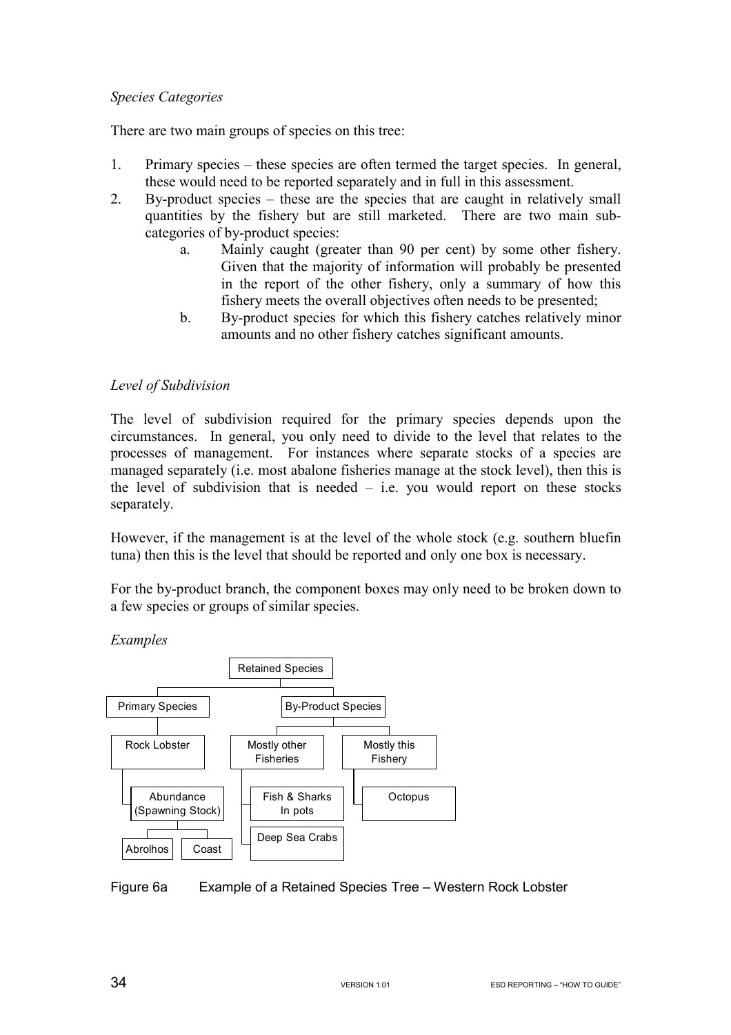*Species Categories*

There are two main groups of species on this tree:

1. Primary species – these species are often termed the target species. In general, these would need to be reported separately and in full in this assessment.
2. By-product species – these are the species that are caught in relatively small quantities by the fishery but are still marketed. There are two main sub-categories of by-product species:
    a. Mainly caught (greater than 90 per cent) by some other fishery. Given that the majority of information will probably be presented in the report of the other fishery, only a summary of how this fishery meets the overall objectives often needs to be presented;
    b. By-product species for which this fishery catches relatively minor amounts and no other fishery catches significant amounts.

*Level of Subdivision*

The level of subdivision required for the primary species depends upon the circumstances. In general, you only need to divide to the level that relates to the processes of management. For instances where separate stocks of a species are managed separately (i.e. most abalone fisheries manage at the stock level), then this is the level of subdivision that is needed – i.e. you would report on these stocks separately.

However, if the management is at the level of the whole stock (e.g. southern bluefin tuna) then this is the level that should be reported and only one box is necessary.

For the by-product branch, the component boxes may only need to be broken down to a few species or groups of similar species.

*Examples*

- Retained Species
    - Primary Species
        - Rock Lobster
            - Abundance (Spawning Stock)
                - Abrolhos
                - Coast
    - By-Product Species
        - Mostly other Fisheries
            - Fish & Sharks In pots
            - Deep Sea Crabs
        - Mostly this Fishery
            - Octopus

Figure 6a Example of a Retained Species Tree – Western Rock Lobster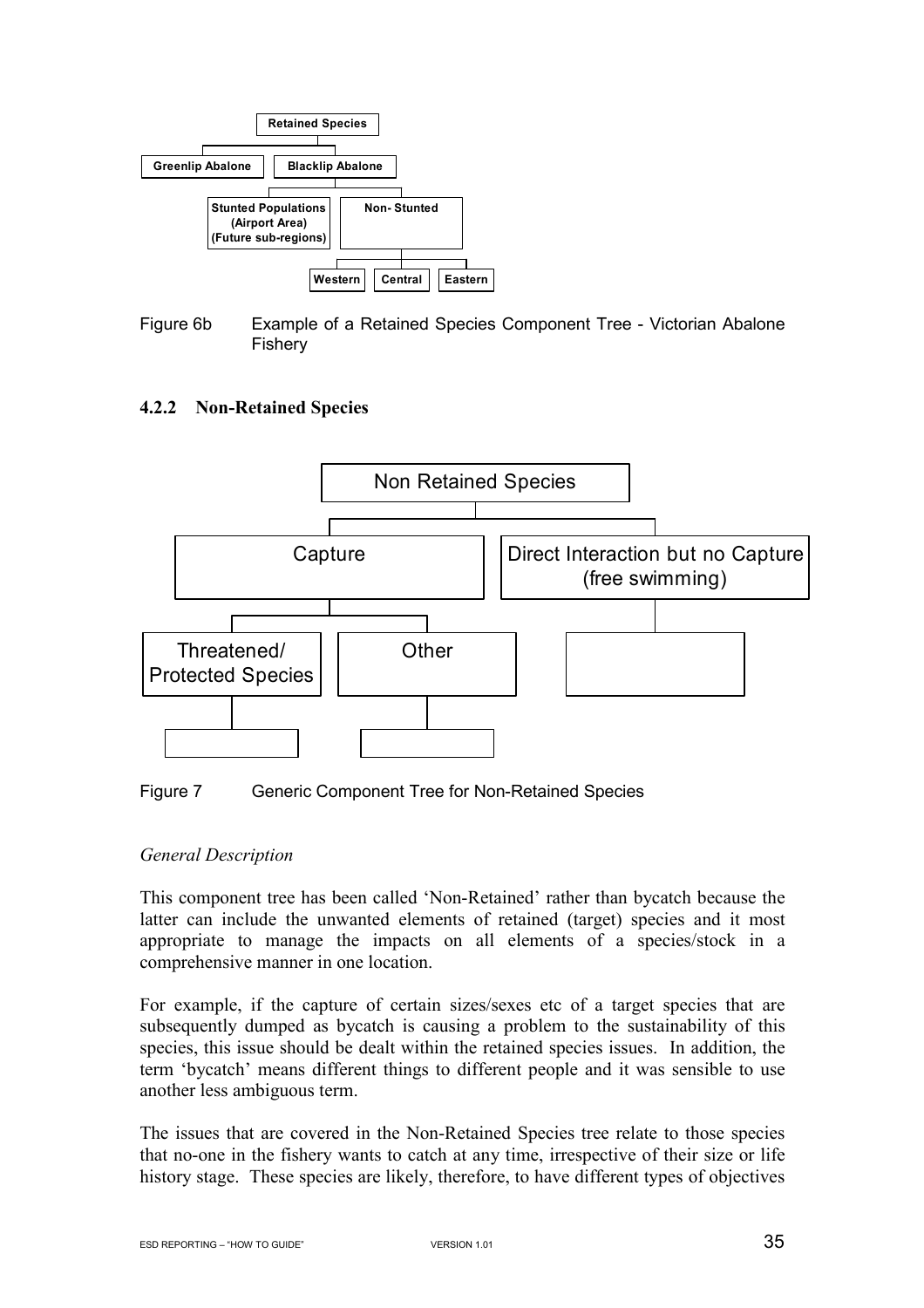Figure 6b Example of a Retained Species Component Tree - Victorian Abalone Fishery

### 4.2.2 Non-Retained Species

Figure 7 Generic Component Tree for Non-Retained Species

*General Description*

This component tree has been called 'Non-Retained' rather than bycatch because the latter can include the unwanted elements of retained (target) species and it most appropriate to manage the impacts on all elements of a species/stock in a comprehensive manner in one location.

For example, if the capture of certain sizes/sexes etc of a target species that are subsequently dumped as bycatch is causing a problem to the sustainability of this species, this issue should be dealt within the retained species issues. In addition, the term 'bycatch' means different things to different people and it was sensible to use another less ambiguous term.

The issues that are covered in the Non-Retained Species tree relate to those species that no-one in the fishery wants to catch at any time, irrespective of their size or life history stage. These species are likely, therefore, to have different types of objectives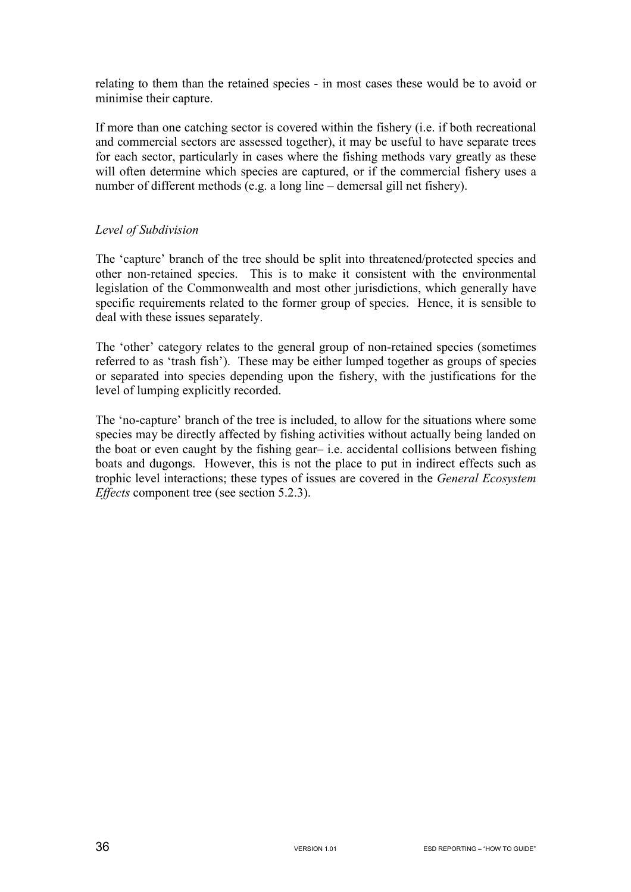relating to them than the retained species - in most cases these would be to avoid or minimise their capture.

If more than one catching sector is covered within the fishery (i.e. if both recreational and commercial sectors are assessed together), it may be useful to have separate trees for each sector, particularly in cases where the fishing methods vary greatly as these will often determine which species are captured, or if the commercial fishery uses a number of different methods (e.g. a long line – demersal gill net fishery).

*Level of Subdivision*

The 'capture' branch of the tree should be split into threatened/protected species and other non-retained species. This is to make it consistent with the environmental legislation of the Commonwealth and most other jurisdictions, which generally have specific requirements related to the former group of species. Hence, it is sensible to deal with these issues separately.

The 'other' category relates to the general group of non-retained species (sometimes referred to as 'trash fish'). These may be either lumped together as groups of species or separated into species depending upon the fishery, with the justifications for the level of lumping explicitly recorded.

The 'no-capture' branch of the tree is included, to allow for the situations where some species may be directly affected by fishing activities without actually being landed on the boat or even caught by the fishing gear– i.e. accidental collisions between fishing boats and dugongs. However, this is not the place to put in indirect effects such as trophic level interactions; these types of issues are covered in the *General Ecosystem Effects* component tree (see section 5.2.3).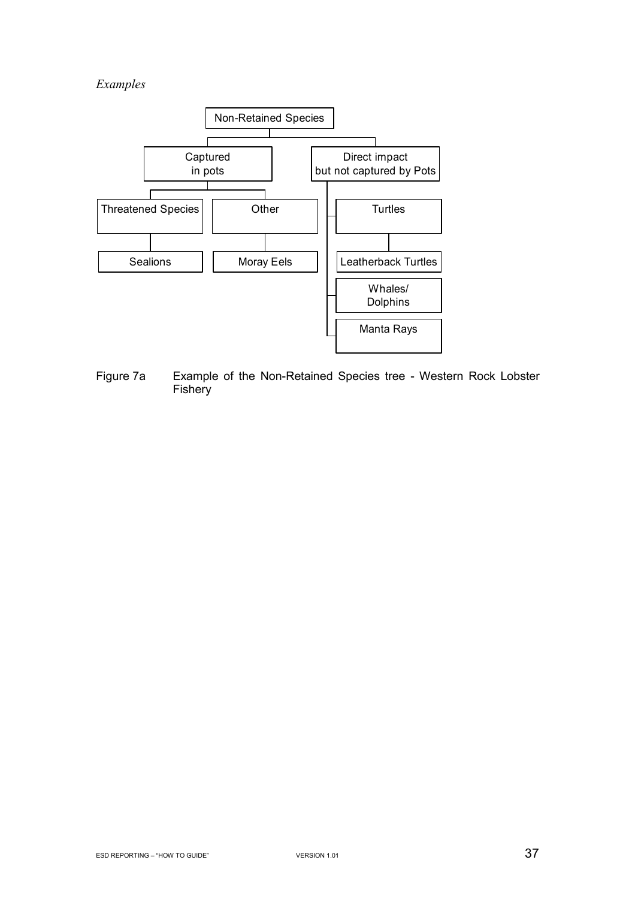*Examples*

- Non-Retained Species
  - Captured in pots
    - Threatened Species
      - Sealions
    - Other
      - Moray Eels
  - Direct impact but not captured by Pots
    - Turtles
      - Leatherback Turtles
    - Whales/ Dolphins
    - Manta Rays

Figure 7a Example of the Non-Retained Species tree - Western Rock Lobster Fishery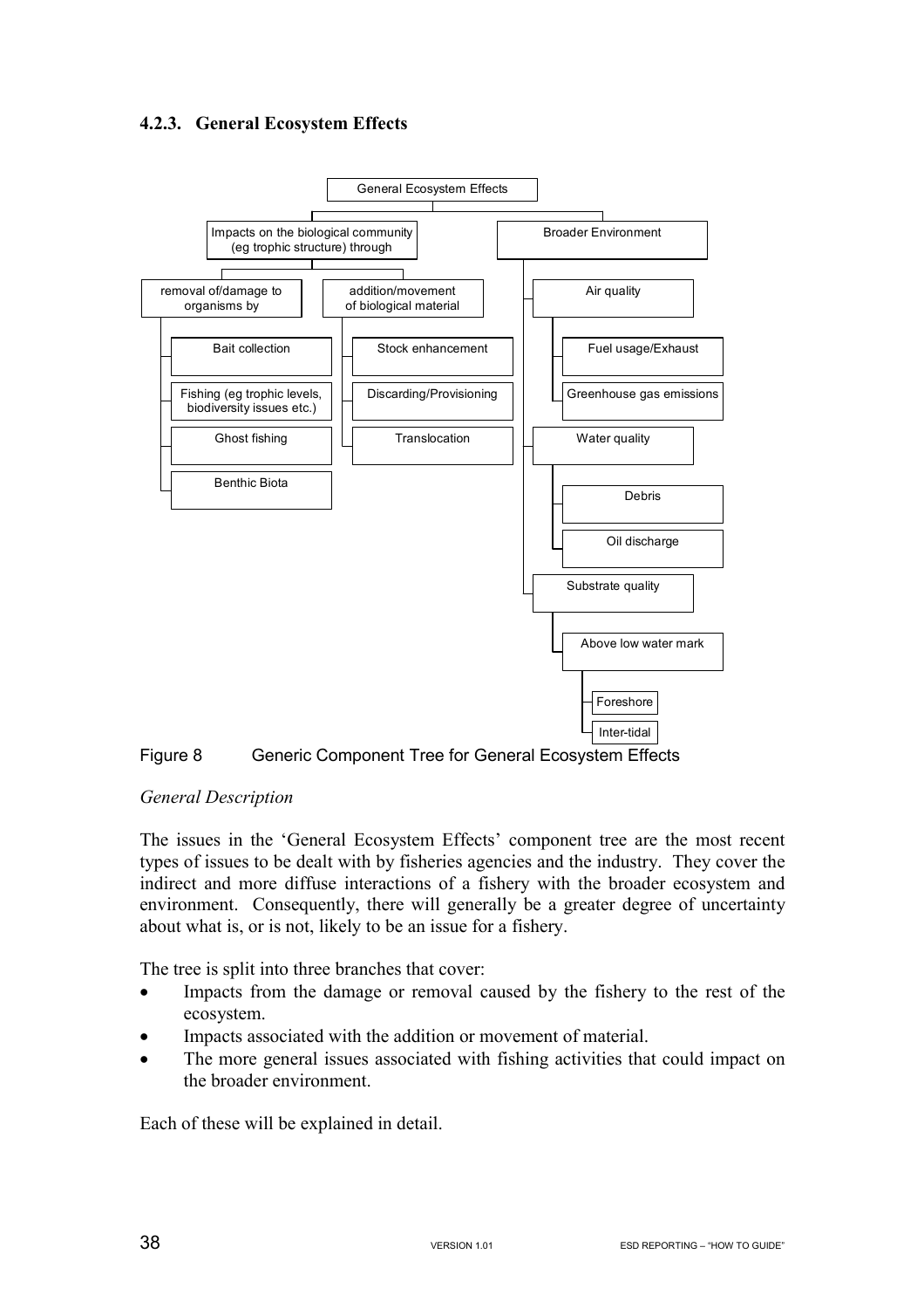### 4.2.3. General Ecosystem Effects

- General Ecosystem Effects
  - Impacts on the biological community (eg trophic structure) through
    - removal of/damage to organisms by
      - Bait collection
      - Fishing (eg trophic levels, biodiversity issues etc.)
      - Ghost fishing
      - Benthic Biota
    - addition/movement of biological material
      - Stock enhancement
      - Discarding/Provisioning
      - Translocation
  - Broader Environment
    - Air quality
      - Fuel usage/Exhaust
      - Greenhouse gas emissions
    - Water quality
      - Debris
      - Oil discharge
    - Substrate quality
      - Above low water mark
        - Foreshore
        - Inter-tidal

Figure 8 Generic Component Tree for General Ecosystem Effects

*General Description*

The issues in the 'General Ecosystem Effects' component tree are the most recent types of issues to be dealt with by fisheries agencies and the industry. They cover the indirect and more diffuse interactions of a fishery with the broader ecosystem and environment. Consequently, there will generally be a greater degree of uncertainty about what is, or is not, likely to be an issue for a fishery.

The tree is split into three branches that cover:

- Impacts from the damage or removal caused by the fishery to the rest of the ecosystem.
- Impacts associated with the addition or movement of material.
- The more general issues associated with fishing activities that could impact on the broader environment.

Each of these will be explained in detail.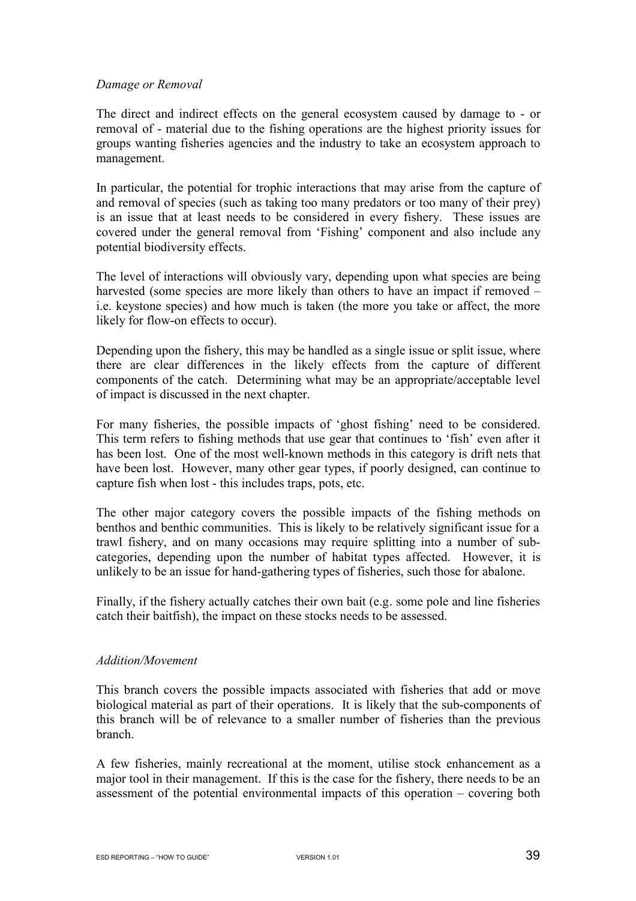*Damage or Removal*

The direct and indirect effects on the general ecosystem caused by damage to - or removal of - material due to the fishing operations are the highest priority issues for groups wanting fisheries agencies and the industry to take an ecosystem approach to management.

In particular, the potential for trophic interactions that may arise from the capture of and removal of species (such as taking too many predators or too many of their prey) is an issue that at least needs to be considered in every fishery. These issues are covered under the general removal from 'Fishing' component and also include any potential biodiversity effects.

The level of interactions will obviously vary, depending upon what species are being harvested (some species are more likely than others to have an impact if removed – i.e. keystone species) and how much is taken (the more you take or affect, the more likely for flow-on effects to occur).

Depending upon the fishery, this may be handled as a single issue or split issue, where there are clear differences in the likely effects from the capture of different components of the catch. Determining what may be an appropriate/acceptable level of impact is discussed in the next chapter.

For many fisheries, the possible impacts of 'ghost fishing' need to be considered. This term refers to fishing methods that use gear that continues to 'fish' even after it has been lost. One of the most well-known methods in this category is drift nets that have been lost. However, many other gear types, if poorly designed, can continue to capture fish when lost - this includes traps, pots, etc.

The other major category covers the possible impacts of the fishing methods on benthos and benthic communities. This is likely to be relatively significant issue for a trawl fishery, and on many occasions may require splitting into a number of sub-categories, depending upon the number of habitat types affected. However, it is unlikely to be an issue for hand-gathering types of fisheries, such those for abalone.

Finally, if the fishery actually catches their own bait (e.g. some pole and line fisheries catch their baitfish), the impact on these stocks needs to be assessed.

*Addition/Movement*

This branch covers the possible impacts associated with fisheries that add or move biological material as part of their operations. It is likely that the sub-components of this branch will be of relevance to a smaller number of fisheries than the previous branch.

A few fisheries, mainly recreational at the moment, utilise stock enhancement as a major tool in their management. If this is the case for the fishery, there needs to be an assessment of the potential environmental impacts of this operation – covering both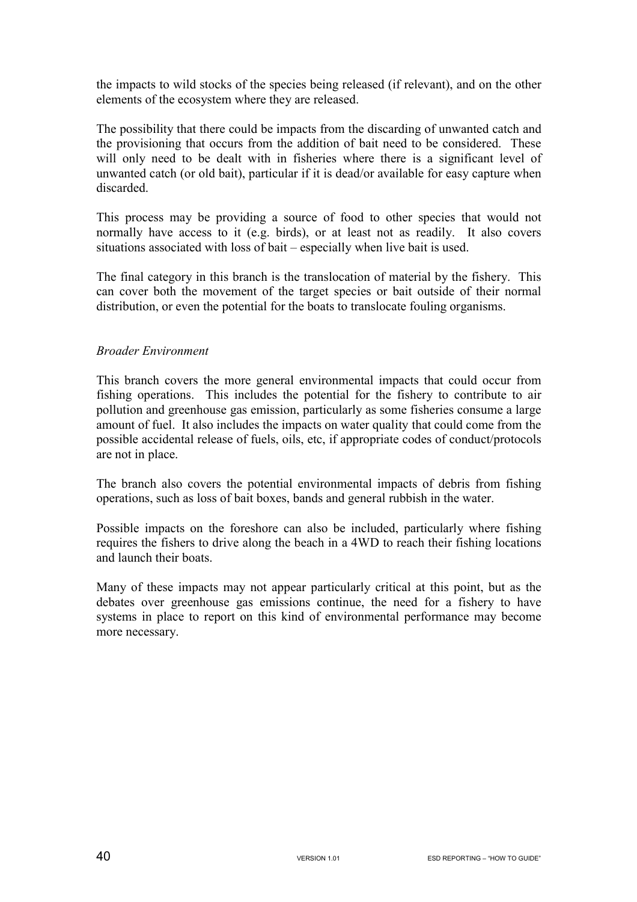the impacts to wild stocks of the species being released (if relevant), and on the other elements of the ecosystem where they are released.

The possibility that there could be impacts from the discarding of unwanted catch and the provisioning that occurs from the addition of bait need to be considered. These will only need to be dealt with in fisheries where there is a significant level of unwanted catch (or old bait), particular if it is dead/or available for easy capture when discarded.

This process may be providing a source of food to other species that would not normally have access to it (e.g. birds), or at least not as readily. It also covers situations associated with loss of bait – especially when live bait is used.

The final category in this branch is the translocation of material by the fishery. This can cover both the movement of the target species or bait outside of their normal distribution, or even the potential for the boats to translocate fouling organisms.

*Broader Environment*

This branch covers the more general environmental impacts that could occur from fishing operations. This includes the potential for the fishery to contribute to air pollution and greenhouse gas emission, particularly as some fisheries consume a large amount of fuel. It also includes the impacts on water quality that could come from the possible accidental release of fuels, oils, etc, if appropriate codes of conduct/protocols are not in place.

The branch also covers the potential environmental impacts of debris from fishing operations, such as loss of bait boxes, bands and general rubbish in the water.

Possible impacts on the foreshore can also be included, particularly where fishing requires the fishers to drive along the beach in a 4WD to reach their fishing locations and launch their boats.

Many of these impacts may not appear particularly critical at this point, but as the debates over greenhouse gas emissions continue, the need for a fishery to have systems in place to report on this kind of environmental performance may become more necessary.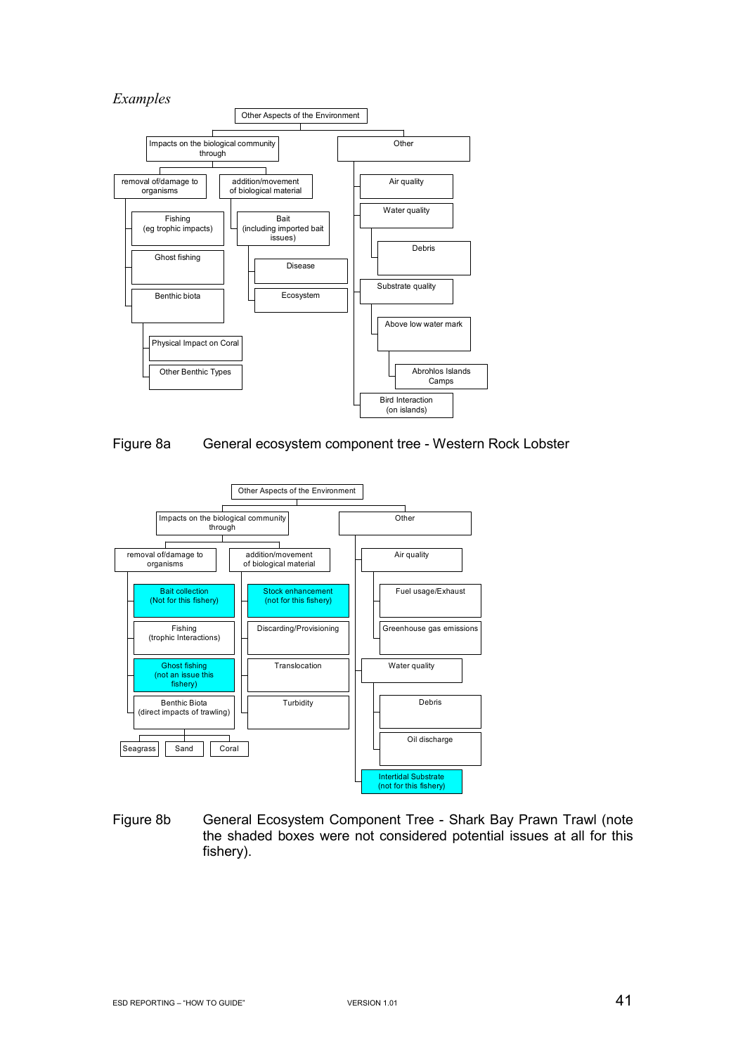*Examples*

- Other Aspects of the Environment
  - Impacts on the biological community through
    - removal of/damage to organisms
      - Fishing (eg trophic impacts)
      - Ghost fishing
      - Benthic biota
        - Physical Impact on Coral
        - Other Benthic Types
    - addition/movement of biological material
      - Bait (including imported bait issues)
        - Disease
        - Ecosystem
  - Other
    - Air quality
    - Water quality
      - Debris
    - Substrate quality
      - Above low water mark
        - Abrohlos Islands Camps
    - Bird Interaction (on islands)

Figure 8a General ecosystem component tree - Western Rock Lobster

- Other Aspects of the Environment
  - Impacts on the biological community through
    - removal of/damage to organisms
      - Bait collection (Not for this fishery)
      - Fishing (trophic Interactions)
      - Ghost fishing (not an issue this fishery)
      - Benthic Biota (direct impacts of trawling)
        - Seagrass
        - Sand
        - Coral
    - addition/movement of biological material
      - Stock enhancement (not for this fishery)
      - Discarding/Provisioning
      - Translocation
      - Turbidity
  - Other
    - Air quality
      - Fuel usage/Exhaust
      - Greenhouse gas emissions
    - Water quality
      - Debris
      - Oil discharge
    - Intertidal Substrate (not for this fishery)

Figure 8b General Ecosystem Component Tree - Shark Bay Prawn Trawl (note the shaded boxes were not considered potential issues at all for this fishery).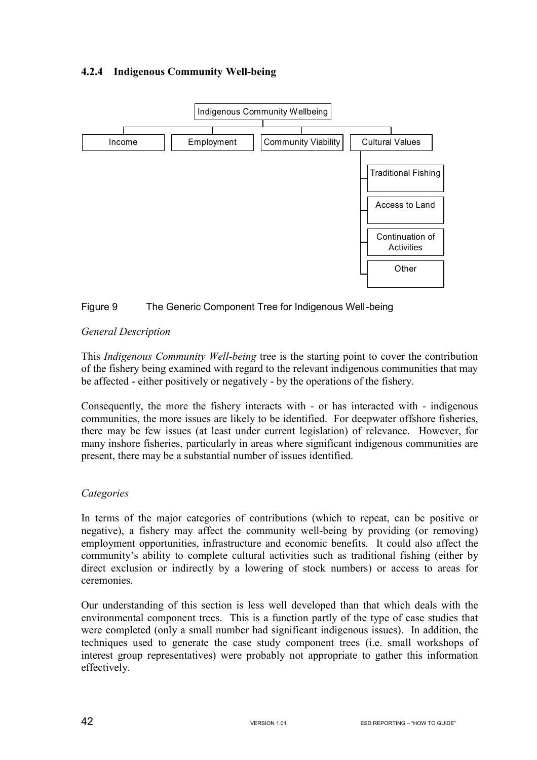### 4.2.4 Indigenous Community Well-being

- Indigenous Community Wellbeing
  - Income
  - Employment
  - Community Viability
  - Cultural Values
    - Traditional Fishing
    - Access to Land
    - Continuation of Activities
    - Other

Figure 9 The Generic Component Tree for Indigenous Well-being

*General Description*

This *Indigenous Community Well-being* tree is the starting point to cover the contribution of the fishery being examined with regard to the relevant indigenous communities that may be affected - either positively or negatively - by the operations of the fishery.

Consequently, the more the fishery interacts with - or has interacted with - indigenous communities, the more issues are likely to be identified. For deepwater offshore fisheries, there may be few issues (at least under current legislation) of relevance. However, for many inshore fisheries, particularly in areas where significant indigenous communities are present, there may be a substantial number of issues identified.

*Categories*

In terms of the major categories of contributions (which to repeat, can be positive or negative), a fishery may affect the community well-being by providing (or removing) employment opportunities, infrastructure and economic benefits. It could also affect the community's ability to complete cultural activities such as traditional fishing (either by direct exclusion or indirectly by a lowering of stock numbers) or access to areas for ceremonies.

Our understanding of this section is less well developed than that which deals with the environmental component trees. This is a function partly of the type of case studies that were completed (only a small number had significant indigenous issues). In addition, the techniques used to generate the case study component trees (i.e. small workshops of interest group representatives) were probably not appropriate to gather this information effectively.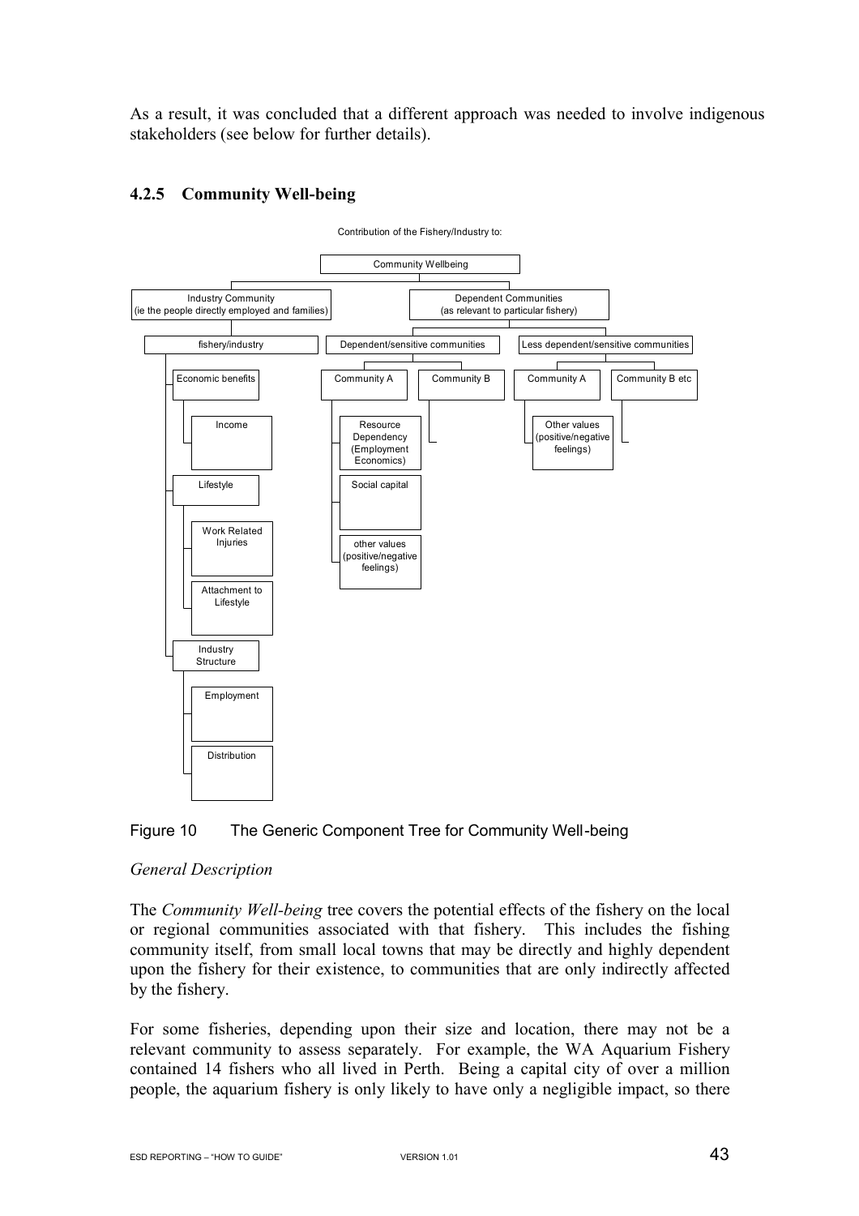As a result, it was concluded that a different approach was needed to involve indigenous stakeholders (see below for further details).

### 4.2.5 Community Well-being

Contribution of the Fishery/Industry to:

- Community Wellbeing
  - Industry Community (ie the people directly employed and families)
    - fishery/industry
      - Economic benefits
        - Income
      - Lifestyle
        - Work Related Injuries
        - Attachment to Lifestyle
      - Industry Structure
        - Employment
        - Distribution
  - Dependent Communities (as relevant to particular fishery)
    - Dependent/sensitive communities
      - Community A
        - Resource Dependency (Employment Economics)
        - Social capital
        - other values (positive/negative feelings)
      - Community B
    - Less dependent/sensitive communities
      - Community A
        - Other values (positive/negative feelings)
      - Community B etc

Figure 10 The Generic Component Tree for Community Well-being

*General Description*

The *Community Well-being* tree covers the potential effects of the fishery on the local or regional communities associated with that fishery. This includes the fishing community itself, from small local towns that may be directly and highly dependent upon the fishery for their existence, to communities that are only indirectly affected by the fishery.

For some fisheries, depending upon their size and location, there may not be a relevant community to assess separately. For example, the WA Aquarium Fishery contained 14 fishers who all lived in Perth. Being a capital city of over a million people, the aquarium fishery is only likely to have only a negligible impact, so there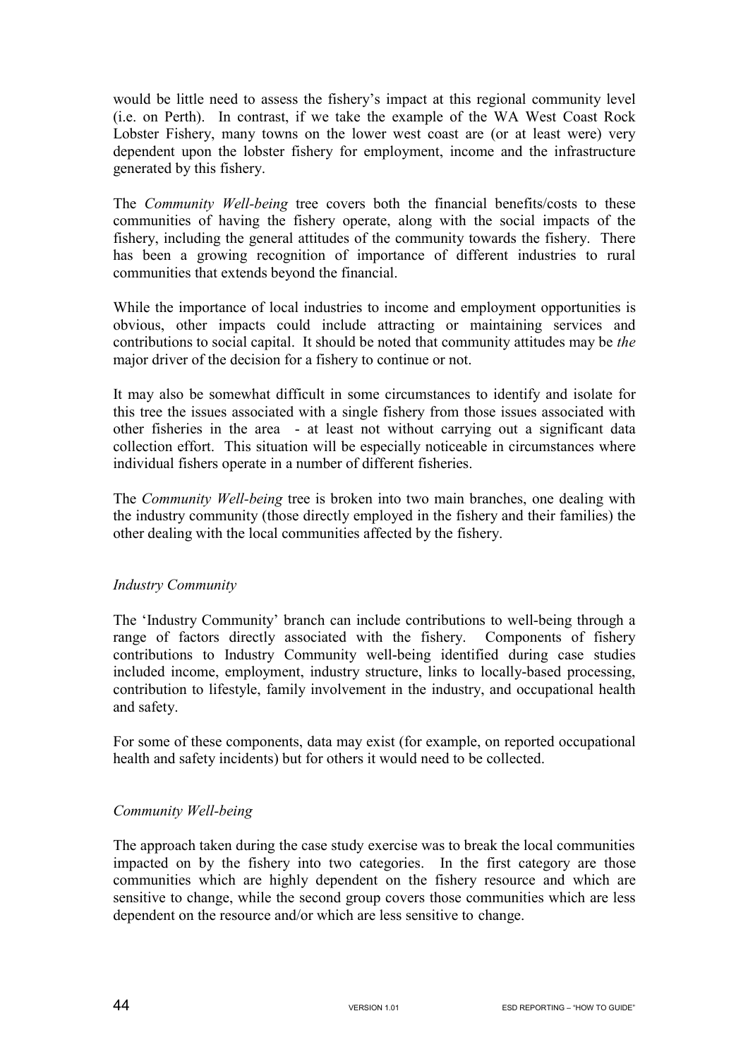would be little need to assess the fishery's impact at this regional community level (i.e. on Perth). In contrast, if we take the example of the WA West Coast Rock Lobster Fishery, many towns on the lower west coast are (or at least were) very dependent upon the lobster fishery for employment, income and the infrastructure generated by this fishery.

The *Community Well-being* tree covers both the financial benefits/costs to these communities of having the fishery operate, along with the social impacts of the fishery, including the general attitudes of the community towards the fishery. There has been a growing recognition of importance of different industries to rural communities that extends beyond the financial.

While the importance of local industries to income and employment opportunities is obvious, other impacts could include attracting or maintaining services and contributions to social capital. It should be noted that community attitudes may be *the* major driver of the decision for a fishery to continue or not.

It may also be somewhat difficult in some circumstances to identify and isolate for this tree the issues associated with a single fishery from those issues associated with other fisheries in the area - at least not without carrying out a significant data collection effort. This situation will be especially noticeable in circumstances where individual fishers operate in a number of different fisheries.

The *Community Well-being* tree is broken into two main branches, one dealing with the industry community (those directly employed in the fishery and their families) the other dealing with the local communities affected by the fishery.

*Industry Community*

The 'Industry Community' branch can include contributions to well-being through a range of factors directly associated with the fishery. Components of fishery contributions to Industry Community well-being identified during case studies included income, employment, industry structure, links to locally-based processing, contribution to lifestyle, family involvement in the industry, and occupational health and safety.

For some of these components, data may exist (for example, on reported occupational health and safety incidents) but for others it would need to be collected.

*Community Well-being*

The approach taken during the case study exercise was to break the local communities impacted on by the fishery into two categories. In the first category are those communities which are highly dependent on the fishery resource and which are sensitive to change, while the second group covers those communities which are less dependent on the resource and/or which are less sensitive to change.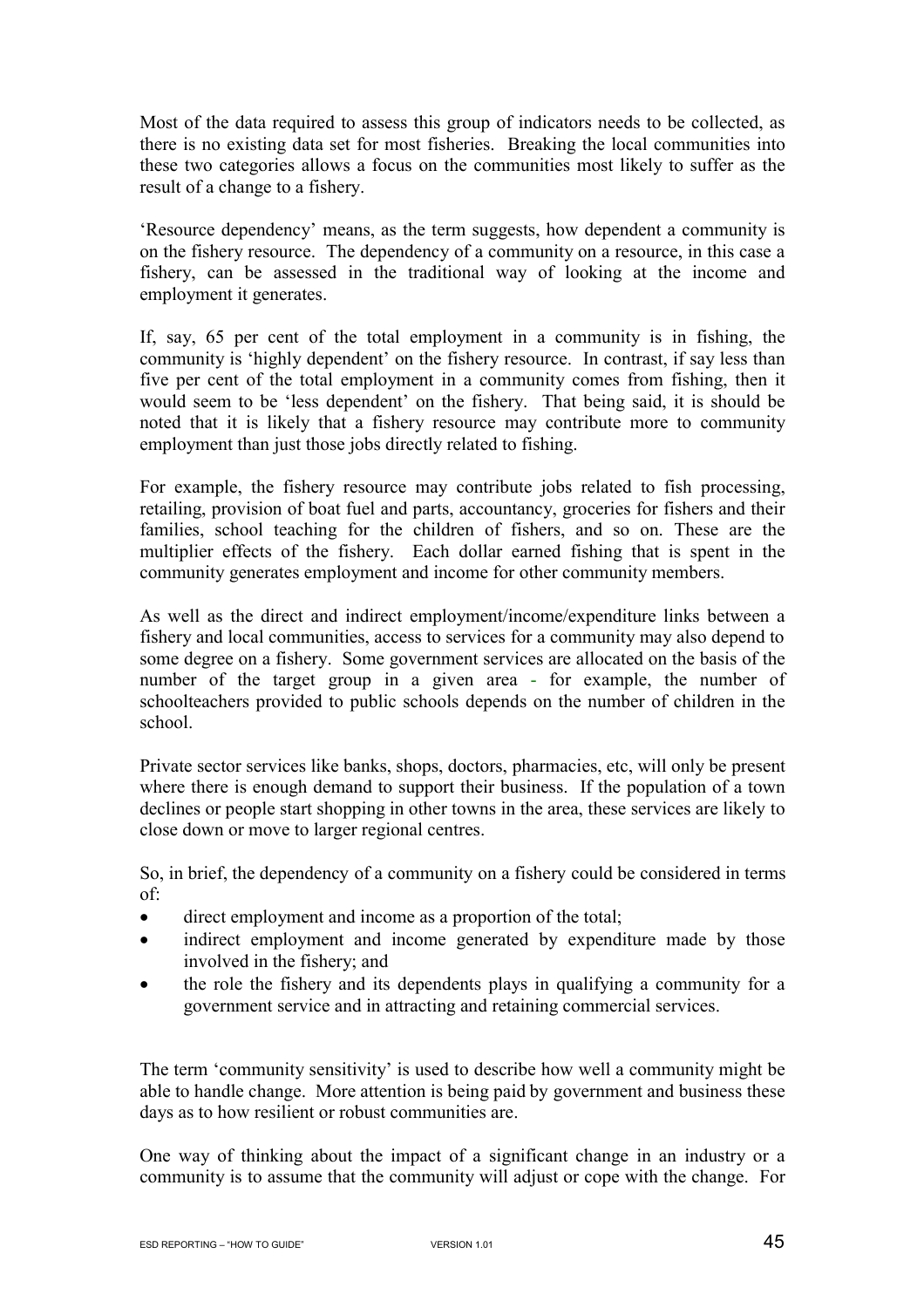Most of the data required to assess this group of indicators needs to be collected, as there is no existing data set for most fisheries. Breaking the local communities into these two categories allows a focus on the communities most likely to suffer as the result of a change to a fishery.

'Resource dependency' means, as the term suggests, how dependent a community is on the fishery resource. The dependency of a community on a resource, in this case a fishery, can be assessed in the traditional way of looking at the income and employment it generates.

If, say, 65 per cent of the total employment in a community is in fishing, the community is 'highly dependent' on the fishery resource. In contrast, if say less than five per cent of the total employment in a community comes from fishing, then it would seem to be 'less dependent' on the fishery. That being said, it is should be noted that it is likely that a fishery resource may contribute more to community employment than just those jobs directly related to fishing.

For example, the fishery resource may contribute jobs related to fish processing, retailing, provision of boat fuel and parts, accountancy, groceries for fishers and their families, school teaching for the children of fishers, and so on. These are the multiplier effects of the fishery. Each dollar earned fishing that is spent in the community generates employment and income for other community members.

As well as the direct and indirect employment/income/expenditure links between a fishery and local communities, access to services for a community may also depend to some degree on a fishery. Some government services are allocated on the basis of the number of the target group in a given area - for example, the number of schoolteachers provided to public schools depends on the number of children in the school.

Private sector services like banks, shops, doctors, pharmacies, etc, will only be present where there is enough demand to support their business. If the population of a town declines or people start shopping in other towns in the area, these services are likely to close down or move to larger regional centres.

So, in brief, the dependency of a community on a fishery could be considered in terms of:

- direct employment and income as a proportion of the total;
- indirect employment and income generated by expenditure made by those involved in the fishery; and
- the role the fishery and its dependents plays in qualifying a community for a government service and in attracting and retaining commercial services.

The term 'community sensitivity' is used to describe how well a community might be able to handle change. More attention is being paid by government and business these days as to how resilient or robust communities are.

One way of thinking about the impact of a significant change in an industry or a community is to assume that the community will adjust or cope with the change. For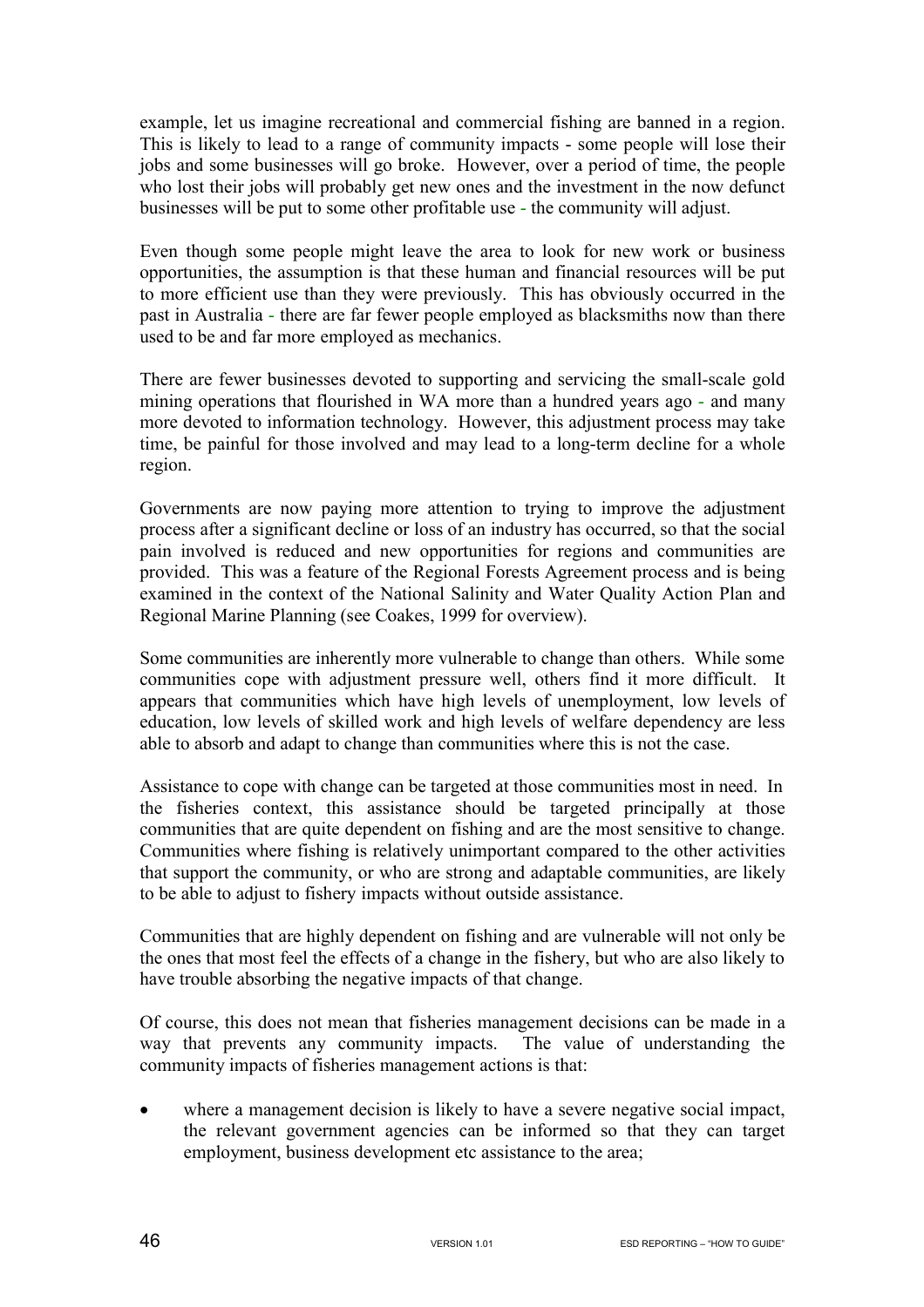example, let us imagine recreational and commercial fishing are banned in a region. This is likely to lead to a range of community impacts - some people will lose their jobs and some businesses will go broke. However, over a period of time, the people who lost their jobs will probably get new ones and the investment in the now defunct businesses will be put to some other profitable use - the community will adjust.

Even though some people might leave the area to look for new work or business opportunities, the assumption is that these human and financial resources will be put to more efficient use than they were previously. This has obviously occurred in the past in Australia - there are far fewer people employed as blacksmiths now than there used to be and far more employed as mechanics.

There are fewer businesses devoted to supporting and servicing the small-scale gold mining operations that flourished in WA more than a hundred years ago - and many more devoted to information technology. However, this adjustment process may take time, be painful for those involved and may lead to a long-term decline for a whole region.

Governments are now paying more attention to trying to improve the adjustment process after a significant decline or loss of an industry has occurred, so that the social pain involved is reduced and new opportunities for regions and communities are provided. This was a feature of the Regional Forests Agreement process and is being examined in the context of the National Salinity and Water Quality Action Plan and Regional Marine Planning (see Coakes, 1999 for overview).

Some communities are inherently more vulnerable to change than others. While some communities cope with adjustment pressure well, others find it more difficult. It appears that communities which have high levels of unemployment, low levels of education, low levels of skilled work and high levels of welfare dependency are less able to absorb and adapt to change than communities where this is not the case.

Assistance to cope with change can be targeted at those communities most in need. In the fisheries context, this assistance should be targeted principally at those communities that are quite dependent on fishing and are the most sensitive to change. Communities where fishing is relatively unimportant compared to the other activities that support the community, or who are strong and adaptable communities, are likely to be able to adjust to fishery impacts without outside assistance.

Communities that are highly dependent on fishing and are vulnerable will not only be the ones that most feel the effects of a change in the fishery, but who are also likely to have trouble absorbing the negative impacts of that change.

Of course, this does not mean that fisheries management decisions can be made in a way that prevents any community impacts. The value of understanding the community impacts of fisheries management actions is that:

- where a management decision is likely to have a severe negative social impact, the relevant government agencies can be informed so that they can target employment, business development etc assistance to the area;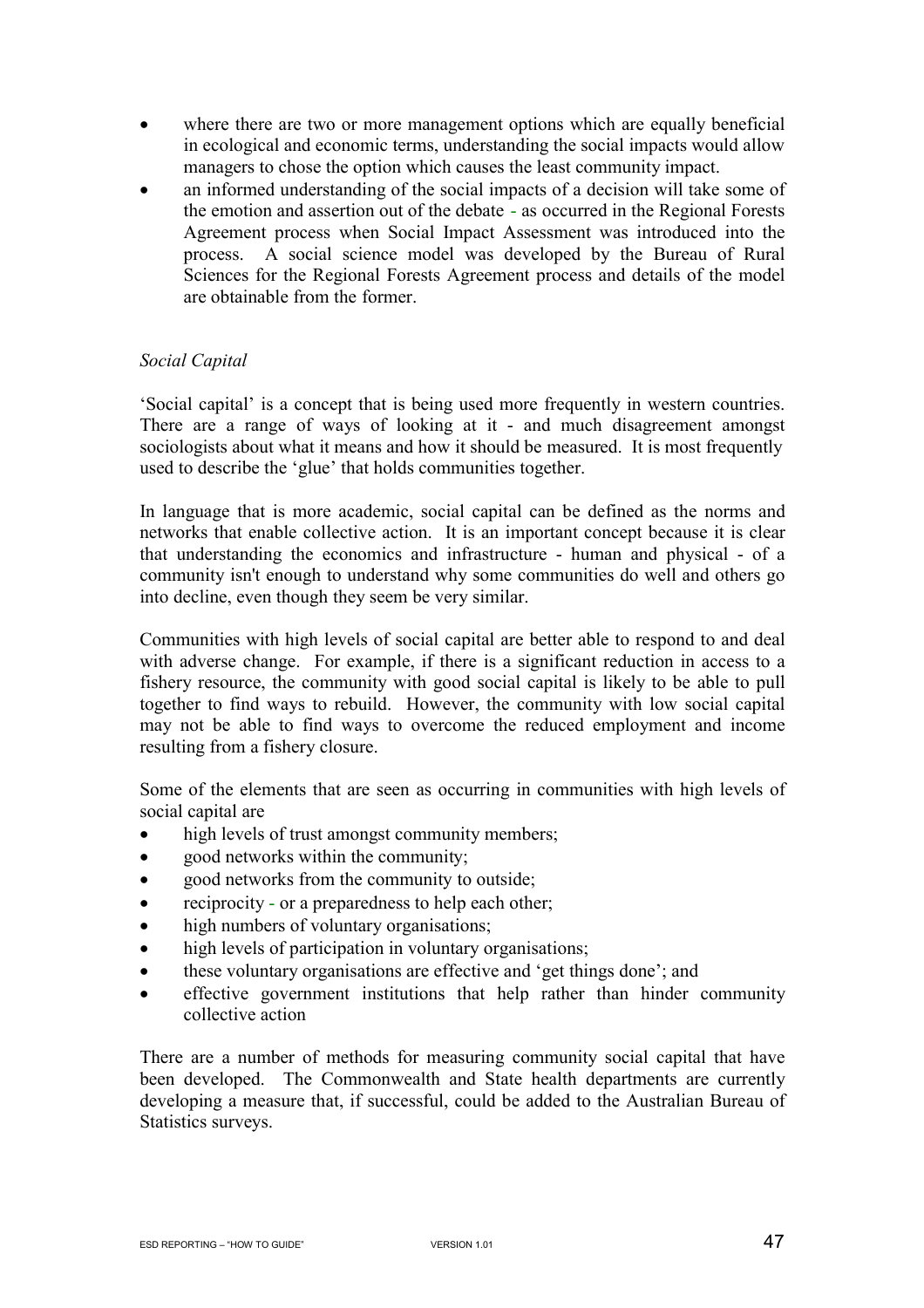- where there are two or more management options which are equally beneficial in ecological and economic terms, understanding the social impacts would allow managers to chose the option which causes the least community impact.
- an informed understanding of the social impacts of a decision will take some of the emotion and assertion out of the debate - as occurred in the Regional Forests Agreement process when Social Impact Assessment was introduced into the process. A social science model was developed by the Bureau of Rural Sciences for the Regional Forests Agreement process and details of the model are obtainable from the former.

*Social Capital*

'Social capital' is a concept that is being used more frequently in western countries. There are a range of ways of looking at it - and much disagreement amongst sociologists about what it means and how it should be measured. It is most frequently used to describe the 'glue' that holds communities together.

In language that is more academic, social capital can be defined as the norms and networks that enable collective action. It is an important concept because it is clear that understanding the economics and infrastructure - human and physical - of a community isn't enough to understand why some communities do well and others go into decline, even though they seem be very similar.

Communities with high levels of social capital are better able to respond to and deal with adverse change. For example, if there is a significant reduction in access to a fishery resource, the community with good social capital is likely to be able to pull together to find ways to rebuild. However, the community with low social capital may not be able to find ways to overcome the reduced employment and income resulting from a fishery closure.

Some of the elements that are seen as occurring in communities with high levels of social capital are

- high levels of trust amongst community members;
- good networks within the community;
- good networks from the community to outside;
- reciprocity - or a preparedness to help each other;
- high numbers of voluntary organisations;
- high levels of participation in voluntary organisations;
- these voluntary organisations are effective and 'get things done'; and
- effective government institutions that help rather than hinder community collective action

There are a number of methods for measuring community social capital that have been developed. The Commonwealth and State health departments are currently developing a measure that, if successful, could be added to the Australian Bureau of Statistics surveys.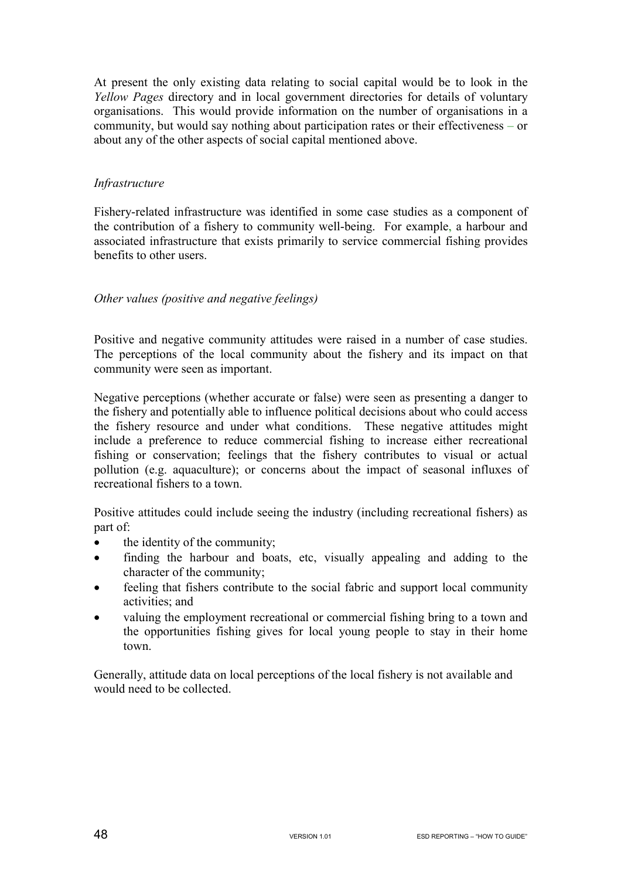At present the only existing data relating to social capital would be to look in the *Yellow Pages* directory and in local government directories for details of voluntary organisations. This would provide information on the number of organisations in a community, but would say nothing about participation rates or their effectiveness – or about any of the other aspects of social capital mentioned above.

*Infrastructure*

Fishery-related infrastructure was identified in some case studies as a component of the contribution of a fishery to community well-being. For example, a harbour and associated infrastructure that exists primarily to service commercial fishing provides benefits to other users.

*Other values (positive and negative feelings)*

Positive and negative community attitudes were raised in a number of case studies. The perceptions of the local community about the fishery and its impact on that community were seen as important.

Negative perceptions (whether accurate or false) were seen as presenting a danger to the fishery and potentially able to influence political decisions about who could access the fishery resource and under what conditions. These negative attitudes might include a preference to reduce commercial fishing to increase either recreational fishing or conservation; feelings that the fishery contributes to visual or actual pollution (e.g. aquaculture); or concerns about the impact of seasonal influxes of recreational fishers to a town.

Positive attitudes could include seeing the industry (including recreational fishers) as part of:

- the identity of the community;
- finding the harbour and boats, etc, visually appealing and adding to the character of the community;
- feeling that fishers contribute to the social fabric and support local community activities; and
- valuing the employment recreational or commercial fishing bring to a town and the opportunities fishing gives for local young people to stay in their home town.

Generally, attitude data on local perceptions of the local fishery is not available and would need to be collected.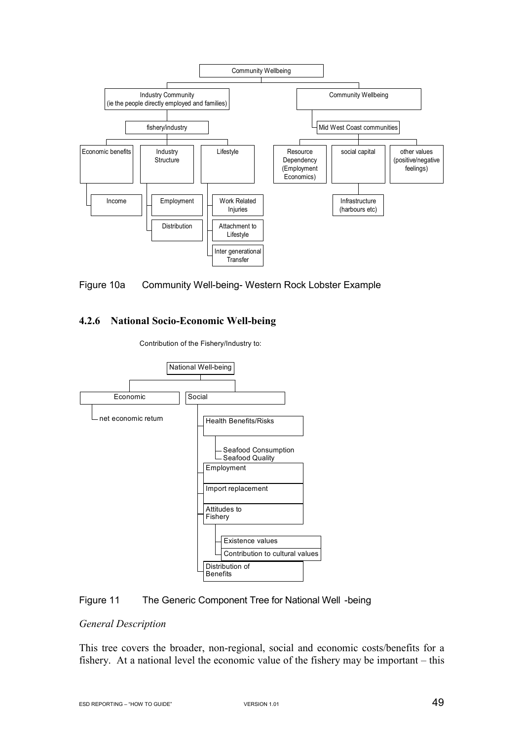Community Wellbeing

- Industry Community (ie the people directly employed and families)
  - fishery/industry
    - Economic benefits
      - Income
    - Industry Structure
      - Employment
      - Distribution
    - Lifestyle
      - Work Related Injuries
      - Attachment to Lifestyle
      - Inter generational Transfer
- Community Wellbeing
  - Mid West Coast communities
    - Resource Dependency (Employment Economics)
    - social capital
      - Infrastructure (harbours etc)
    - other values (positive/negative feelings)

Figure 10a  Community Well-being- Western Rock Lobster Example

### 4.2.6 National Socio-Economic Well-being

Contribution of the Fishery/Industry to:

National Well-being

- Economic
  - net economic return
- Social
  - Health Benefits/Risks
    - Seafood Consumption
    - Seafood Quality
  - Employment
  - Import replacement
  - Attitudes to Fishery
    - Existence values
    - Contribution to cultural values
  - Distribution of Benefits

Figure 11  The Generic Component Tree for National Well -being

*General Description*

This tree covers the broader, non-regional, social and economic costs/benefits for a fishery. At a national level the economic value of the fishery may be important – this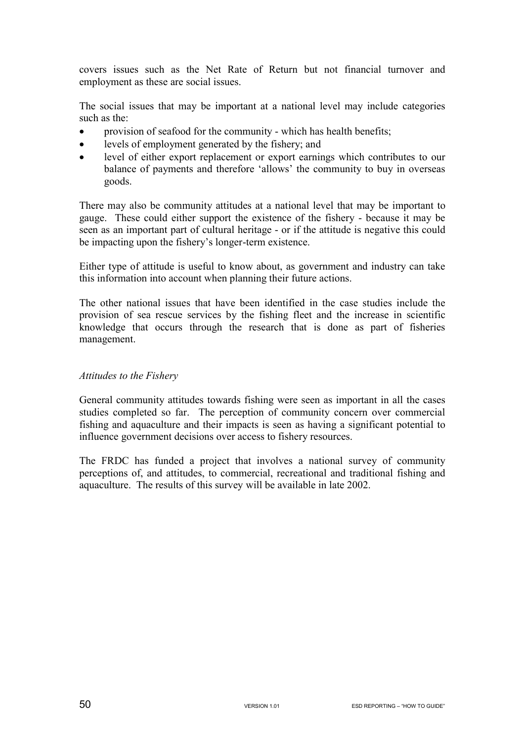covers issues such as the Net Rate of Return but not financial turnover and employment as these are social issues.

The social issues that may be important at a national level may include categories such as the:

- provision of seafood for the community - which has health benefits;
- levels of employment generated by the fishery; and
- level of either export replacement or export earnings which contributes to our balance of payments and therefore 'allows' the community to buy in overseas goods.

There may also be community attitudes at a national level that may be important to gauge. These could either support the existence of the fishery - because it may be seen as an important part of cultural heritage - or if the attitude is negative this could be impacting upon the fishery's longer-term existence.

Either type of attitude is useful to know about, as government and industry can take this information into account when planning their future actions.

The other national issues that have been identified in the case studies include the provision of sea rescue services by the fishing fleet and the increase in scientific knowledge that occurs through the research that is done as part of fisheries management.

*Attitudes to the Fishery*

General community attitudes towards fishing were seen as important in all the cases studies completed so far. The perception of community concern over commercial fishing and aquaculture and their impacts is seen as having a significant potential to influence government decisions over access to fishery resources.

The FRDC has funded a project that involves a national survey of community perceptions of, and attitudes, to commercial, recreational and traditional fishing and aquaculture. The results of this survey will be available in late 2002.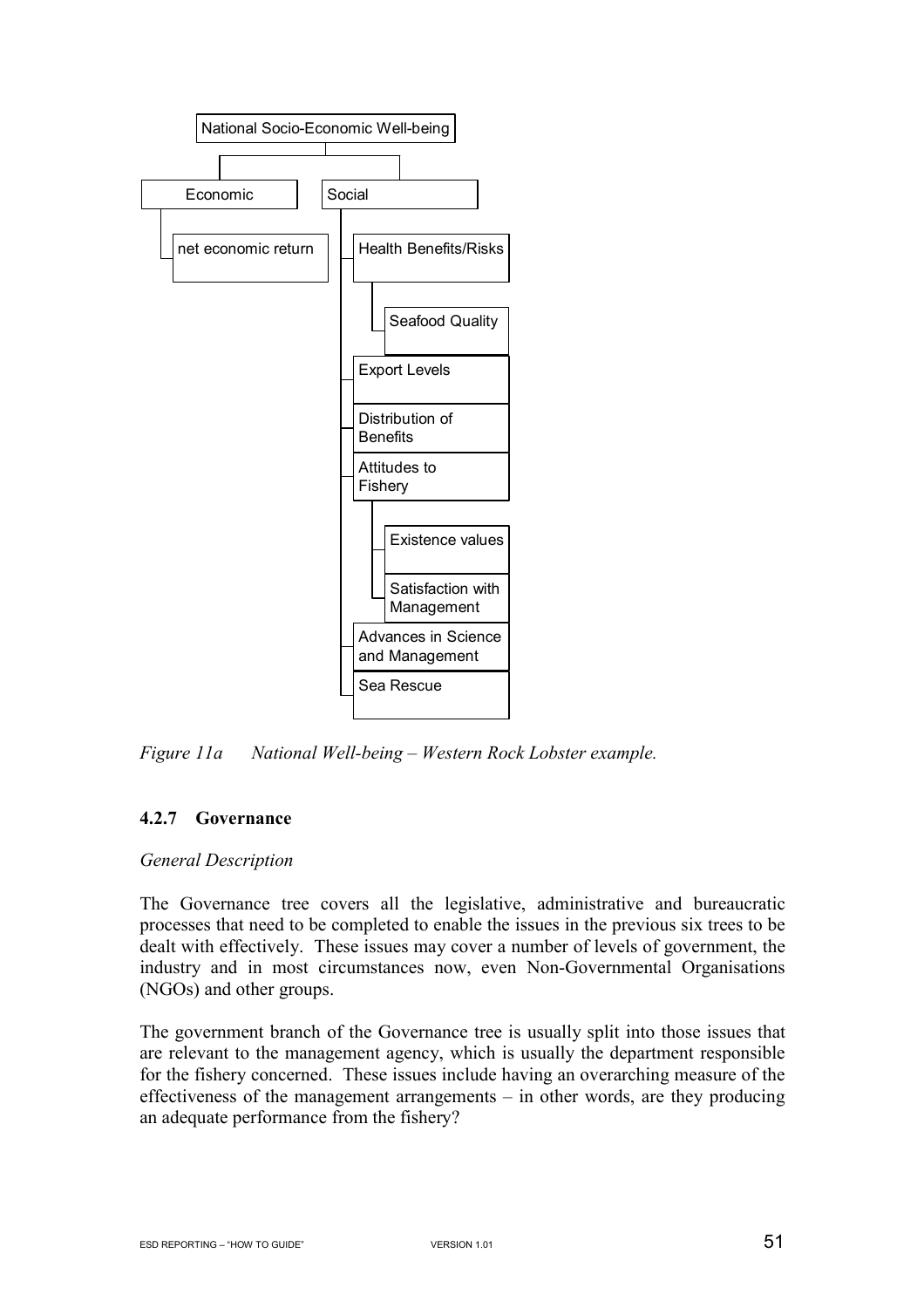- National Socio-Economic Well-being
  - Economic
    - net economic return
  - Social
    - Health Benefits/Risks
      - Seafood Quality
    - Export Levels
    - Distribution of Benefits
    - Attitudes to Fishery
      - Existence values
      - Satisfaction with Management
    - Advances in Science and Management
    - Sea Rescue

*Figure 11a National Well-being – Western Rock Lobster example.*

### 4.2.7 Governance

*General Description*

The Governance tree covers all the legislative, administrative and bureaucratic processes that need to be completed to enable the issues in the previous six trees to be dealt with effectively. These issues may cover a number of levels of government, the industry and in most circumstances now, even Non-Governmental Organisations (NGOs) and other groups.

The government branch of the Governance tree is usually split into those issues that are relevant to the management agency, which is usually the department responsible for the fishery concerned. These issues include having an overarching measure of the effectiveness of the management arrangements – in other words, are they producing an adequate performance from the fishery?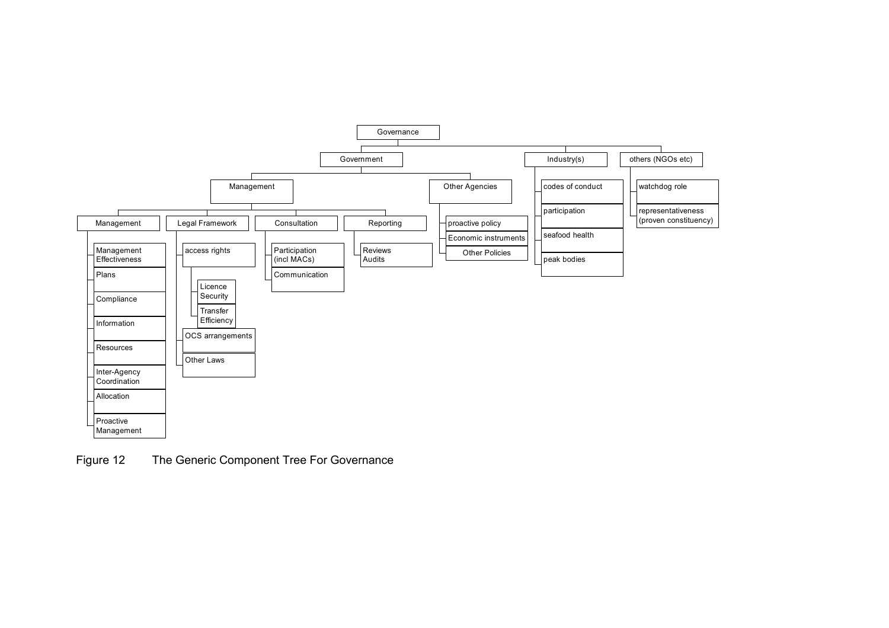- Governance
  - Government
    - Management
      - Management
        - Management Effectiveness
        - Plans
        - Compliance
        - Information
        - Resources
        - Inter-Agency Coordination
        - Allocation
        - Proactive Management
      - Legal Framework
        - access rights
          - Licence Security
          - Transfer Efficiency
        - OCS arrangements
        - Other Laws
      - Consultation
        - Participation (incl MACs)
        - Communication
      - Reporting
        - Reviews Audits
    - Other Agencies
      - proactive policy
      - Economic instruments
      - Other Policies
  - Industry(s)
    - codes of conduct
    - participation
    - seafood health
    - peak bodies
  - others (NGOs etc)
    - watchdog role
    - representativeness (proven constituency)

Figure 12 The Generic Component Tree For Governance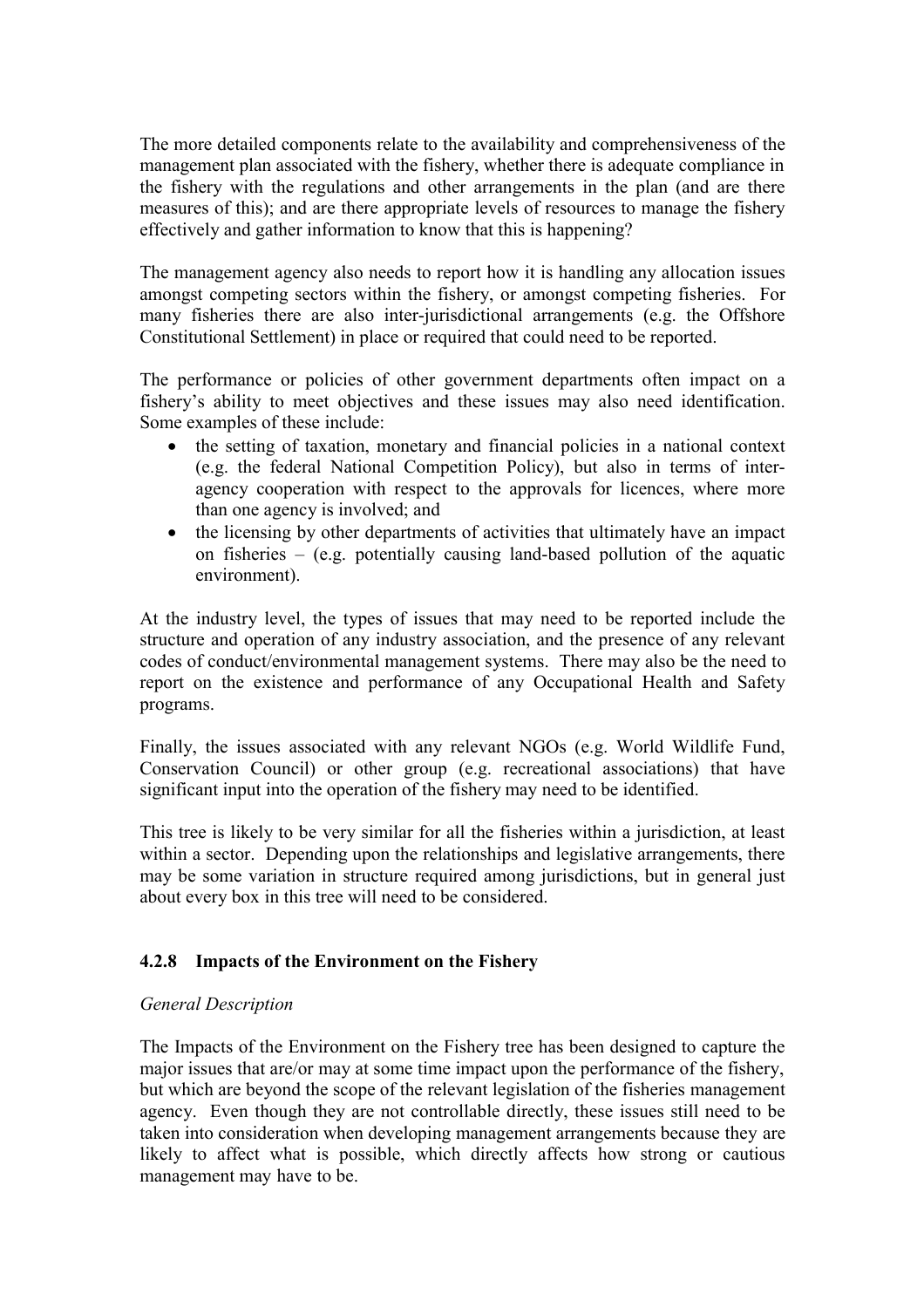The more detailed components relate to the availability and comprehensiveness of the management plan associated with the fishery, whether there is adequate compliance in the fishery with the regulations and other arrangements in the plan (and are there measures of this); and are there appropriate levels of resources to manage the fishery effectively and gather information to know that this is happening?

The management agency also needs to report how it is handling any allocation issues amongst competing sectors within the fishery, or amongst competing fisheries. For many fisheries there are also inter-jurisdictional arrangements (e.g. the Offshore Constitutional Settlement) in place or required that could need to be reported.

The performance or policies of other government departments often impact on a fishery's ability to meet objectives and these issues may also need identification. Some examples of these include:

- the setting of taxation, monetary and financial policies in a national context (e.g. the federal National Competition Policy), but also in terms of inter-agency cooperation with respect to the approvals for licences, where more than one agency is involved; and
- the licensing by other departments of activities that ultimately have an impact on fisheries – (e.g. potentially causing land-based pollution of the aquatic environment).

At the industry level, the types of issues that may need to be reported include the structure and operation of any industry association, and the presence of any relevant codes of conduct/environmental management systems. There may also be the need to report on the existence and performance of any Occupational Health and Safety programs.

Finally, the issues associated with any relevant NGOs (e.g. World Wildlife Fund, Conservation Council) or other group (e.g. recreational associations) that have significant input into the operation of the fishery may need to be identified.

This tree is likely to be very similar for all the fisheries within a jurisdiction, at least within a sector. Depending upon the relationships and legislative arrangements, there may be some variation in structure required among jurisdictions, but in general just about every box in this tree will need to be considered.

### 4.2.8 Impacts of the Environment on the Fishery

*General Description*

The Impacts of the Environment on the Fishery tree has been designed to capture the major issues that are/or may at some time impact upon the performance of the fishery, but which are beyond the scope of the relevant legislation of the fisheries management agency. Even though they are not controllable directly, these issues still need to be taken into consideration when developing management arrangements because they are likely to affect what is possible, which directly affects how strong or cautious management may have to be.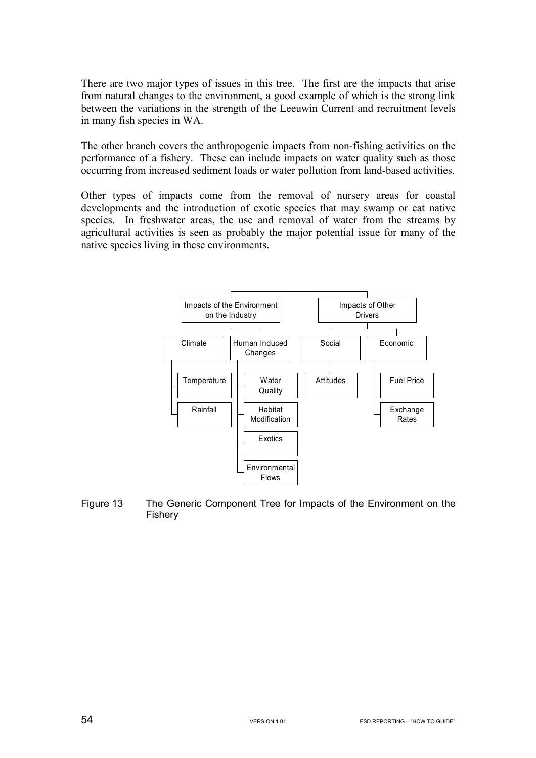There are two major types of issues in this tree. The first are the impacts that arise from natural changes to the environment, a good example of which is the strong link between the variations in the strength of the Leeuwin Current and recruitment levels in many fish species in WA.

The other branch covers the anthropogenic impacts from non-fishing activities on the performance of a fishery. These can include impacts on water quality such as those occurring from increased sediment loads or water pollution from land-based activities.

Other types of impacts come from the removal of nursery areas for coastal developments and the introduction of exotic species that may swamp or eat native species. In freshwater areas, the use and removal of water from the streams by agricultural activities is seen as probably the major potential issue for many of the native species living in these environments.

- Impacts of the Environment on the Industry
  - Climate
    - Temperature
    - Rainfall
  - Human Induced Changes
    - Water Quality
    - Habitat Modification
    - Exotics
    - Environmental Flows
- Impacts of Other Drivers
  - Social
    - Attitudes
  - Economic
    - Fuel Price
    - Exchange Rates

Figure 13 The Generic Component Tree for Impacts of the Environment on the Fishery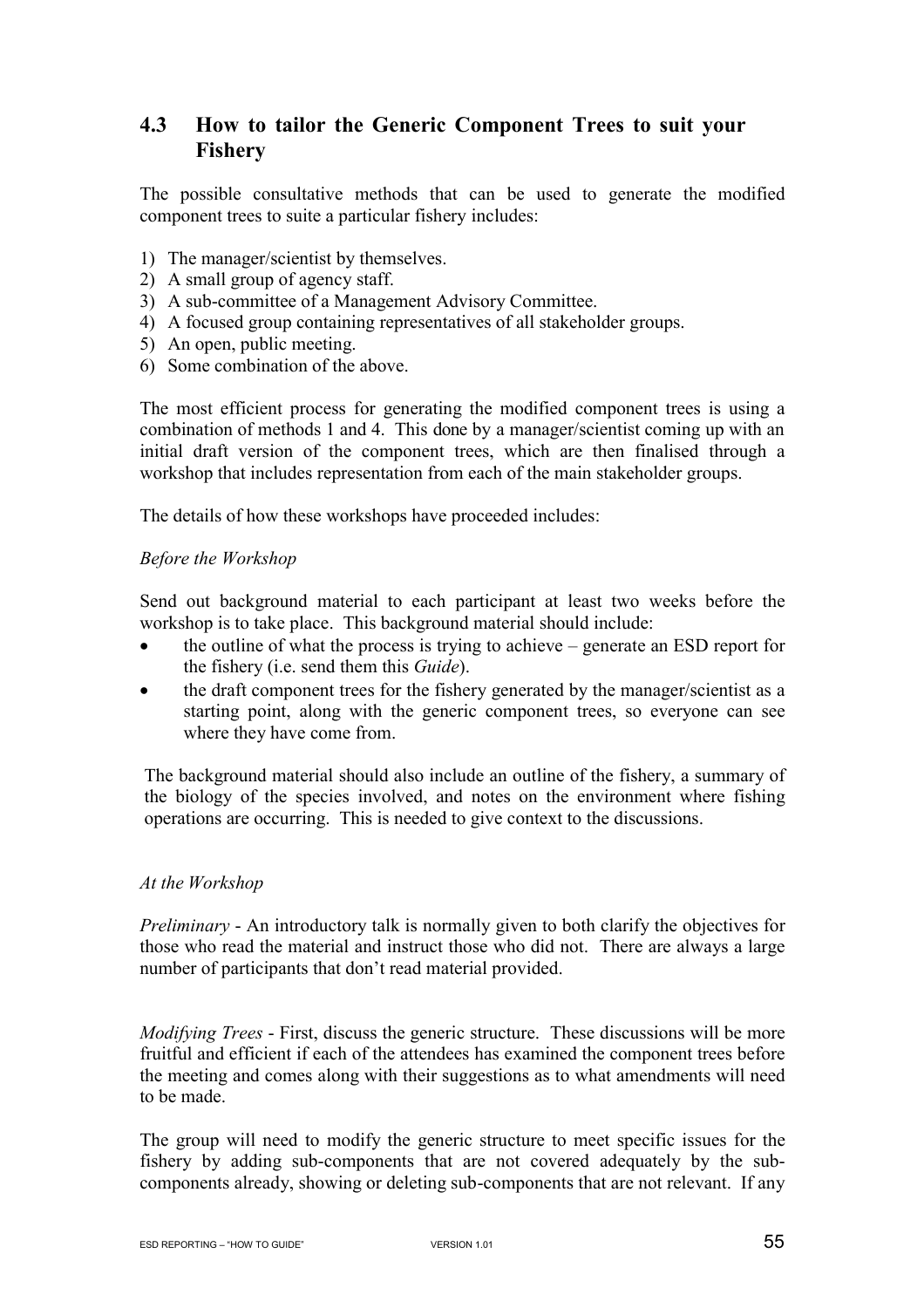## 4.3 How to tailor the Generic Component Trees to suit your Fishery

The possible consultative methods that can be used to generate the modified component trees to suite a particular fishery includes:

1) The manager/scientist by themselves.
2) A small group of agency staff.
3) A sub-committee of a Management Advisory Committee.
4) A focused group containing representatives of all stakeholder groups.
5) An open, public meeting.
6) Some combination of the above.

The most efficient process for generating the modified component trees is using a combination of methods 1 and 4. This done by a manager/scientist coming up with an initial draft version of the component trees, which are then finalised through a workshop that includes representation from each of the main stakeholder groups.

The details of how these workshops have proceeded includes:

*Before the Workshop*

Send out background material to each participant at least two weeks before the workshop is to take place. This background material should include:

- the outline of what the process is trying to achieve – generate an ESD report for the fishery (i.e. send them this *Guide*).
- the draft component trees for the fishery generated by the manager/scientist as a starting point, along with the generic component trees, so everyone can see where they have come from.

The background material should also include an outline of the fishery, a summary of the biology of the species involved, and notes on the environment where fishing operations are occurring. This is needed to give context to the discussions.

*At the Workshop*

*Preliminary* - An introductory talk is normally given to both clarify the objectives for those who read the material and instruct those who did not. There are always a large number of participants that don't read material provided.

*Modifying Trees* - First, discuss the generic structure. These discussions will be more fruitful and efficient if each of the attendees has examined the component trees before the meeting and comes along with their suggestions as to what amendments will need to be made.

The group will need to modify the generic structure to meet specific issues for the fishery by adding sub-components that are not covered adequately by the sub-components already, showing or deleting sub-components that are not relevant. If any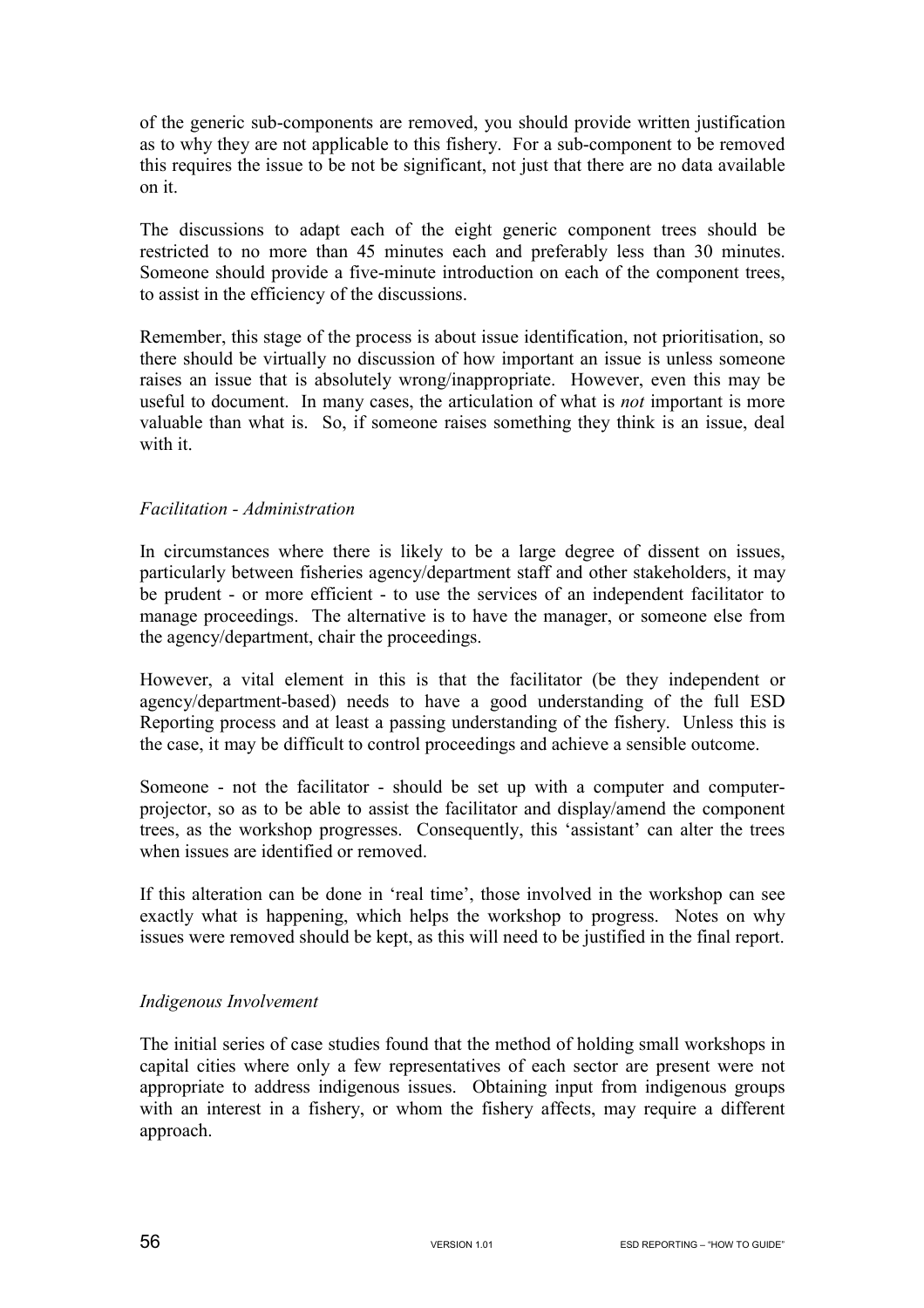of the generic sub-components are removed, you should provide written justification as to why they are not applicable to this fishery. For a sub-component to be removed this requires the issue to be not be significant, not just that there are no data available on it.

The discussions to adapt each of the eight generic component trees should be restricted to no more than 45 minutes each and preferably less than 30 minutes. Someone should provide a five-minute introduction on each of the component trees, to assist in the efficiency of the discussions.

Remember, this stage of the process is about issue identification, not prioritisation, so there should be virtually no discussion of how important an issue is unless someone raises an issue that is absolutely wrong/inappropriate. However, even this may be useful to document. In many cases, the articulation of what is *not* important is more valuable than what is. So, if someone raises something they think is an issue, deal with it.

*Facilitation - Administration*

In circumstances where there is likely to be a large degree of dissent on issues, particularly between fisheries agency/department staff and other stakeholders, it may be prudent - or more efficient - to use the services of an independent facilitator to manage proceedings. The alternative is to have the manager, or someone else from the agency/department, chair the proceedings.

However, a vital element in this is that the facilitator (be they independent or agency/department-based) needs to have a good understanding of the full ESD Reporting process and at least a passing understanding of the fishery. Unless this is the case, it may be difficult to control proceedings and achieve a sensible outcome.

Someone - not the facilitator - should be set up with a computer and computer-projector, so as to be able to assist the facilitator and display/amend the component trees, as the workshop progresses. Consequently, this 'assistant' can alter the trees when issues are identified or removed.

If this alteration can be done in 'real time', those involved in the workshop can see exactly what is happening, which helps the workshop to progress. Notes on why issues were removed should be kept, as this will need to be justified in the final report.

*Indigenous Involvement*

The initial series of case studies found that the method of holding small workshops in capital cities where only a few representatives of each sector are present were not appropriate to address indigenous issues. Obtaining input from indigenous groups with an interest in a fishery, or whom the fishery affects, may require a different approach.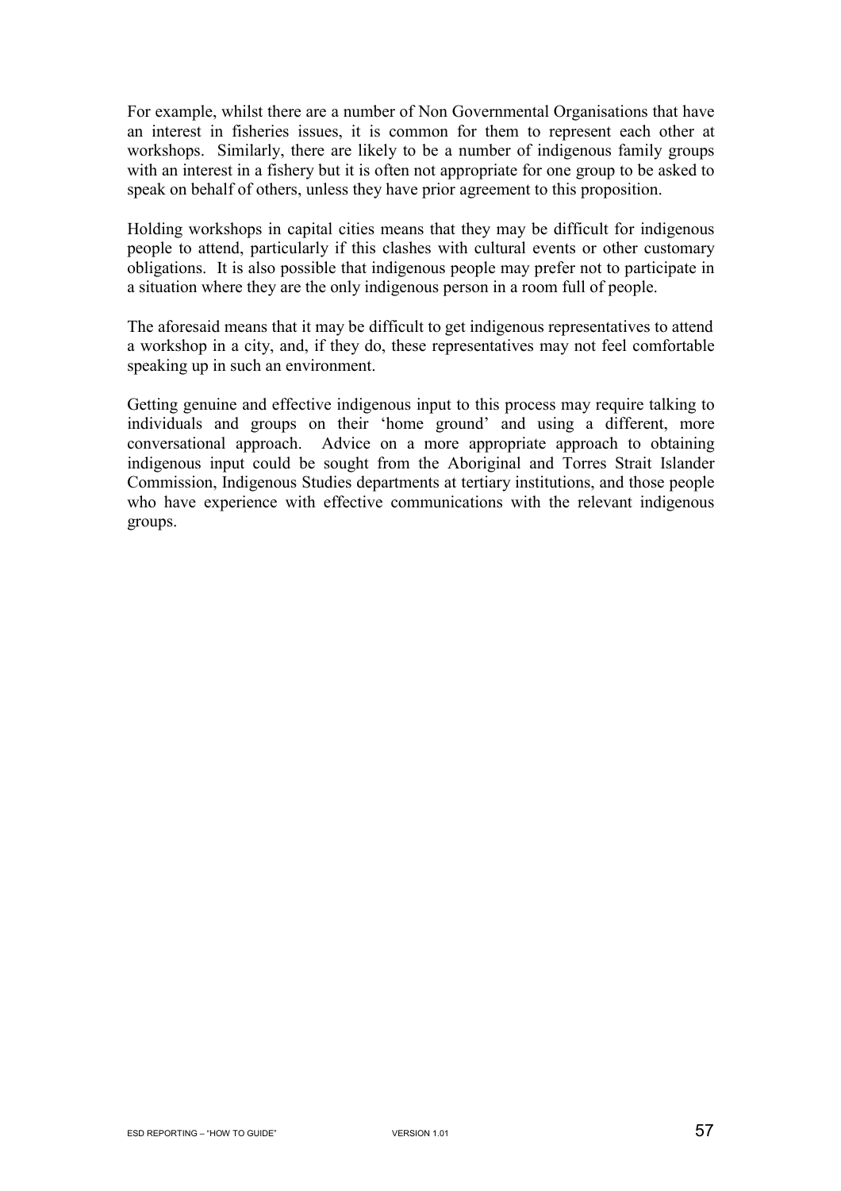For example, whilst there are a number of Non Governmental Organisations that have an interest in fisheries issues, it is common for them to represent each other at workshops. Similarly, there are likely to be a number of indigenous family groups with an interest in a fishery but it is often not appropriate for one group to be asked to speak on behalf of others, unless they have prior agreement to this proposition.

Holding workshops in capital cities means that they may be difficult for indigenous people to attend, particularly if this clashes with cultural events or other customary obligations. It is also possible that indigenous people may prefer not to participate in a situation where they are the only indigenous person in a room full of people.

The aforesaid means that it may be difficult to get indigenous representatives to attend a workshop in a city, and, if they do, these representatives may not feel comfortable speaking up in such an environment.

Getting genuine and effective indigenous input to this process may require talking to individuals and groups on their 'home ground' and using a different, more conversational approach. Advice on a more appropriate approach to obtaining indigenous input could be sought from the Aboriginal and Torres Strait Islander Commission, Indigenous Studies departments at tertiary institutions, and those people who have experience with effective communications with the relevant indigenous groups.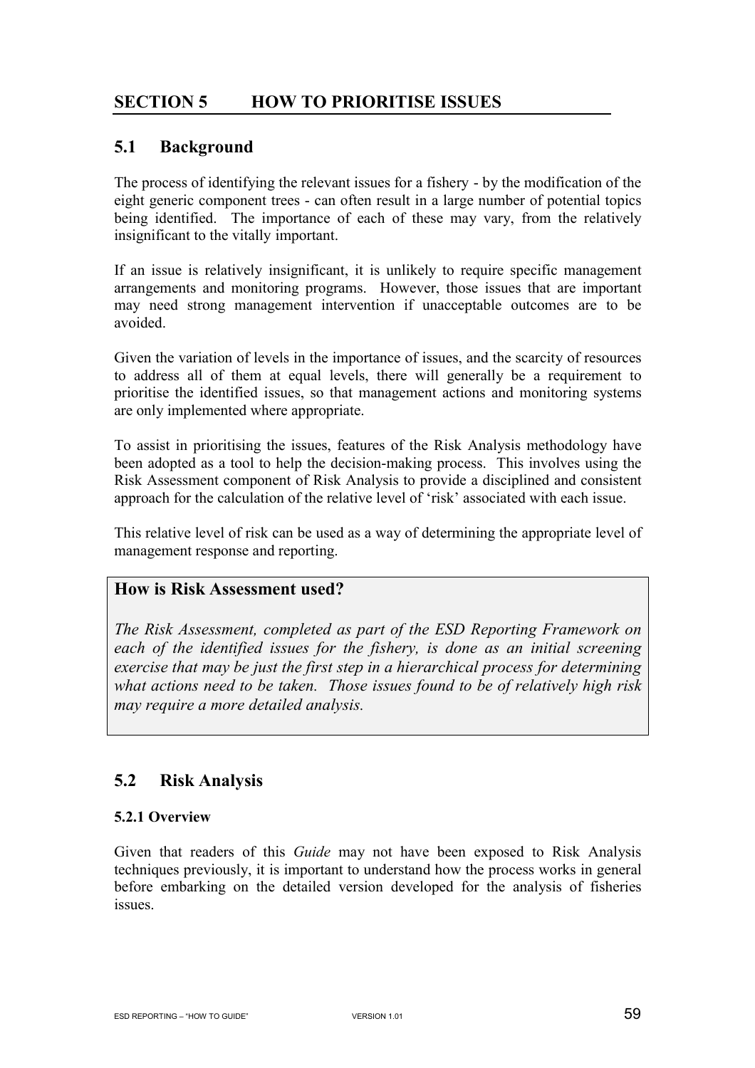# SECTION 5 HOW TO PRIORITISE ISSUES

## 5.1 Background

The process of identifying the relevant issues for a fishery - by the modification of the eight generic component trees - can often result in a large number of potential topics being identified. The importance of each of these may vary, from the relatively insignificant to the vitally important.

If an issue is relatively insignificant, it is unlikely to require specific management arrangements and monitoring programs. However, those issues that are important may need strong management intervention if unacceptable outcomes are to be avoided.

Given the variation of levels in the importance of issues, and the scarcity of resources to address all of them at equal levels, there will generally be a requirement to prioritise the identified issues, so that management actions and monitoring systems are only implemented where appropriate.

To assist in prioritising the issues, features of the Risk Analysis methodology have been adopted as a tool to help the decision-making process. This involves using the Risk Assessment component of Risk Analysis to provide a disciplined and consistent approach for the calculation of the relative level of 'risk' associated with each issue.

This relative level of risk can be used as a way of determining the appropriate level of management response and reporting.

> **How is Risk Assessment used?**
>
> *The Risk Assessment, completed as part of the ESD Reporting Framework on each of the identified issues for the fishery, is done as an initial screening exercise that may be just the first step in a hierarchical process for determining what actions need to be taken. Those issues found to be of relatively high risk may require a more detailed analysis.*

## 5.2 Risk Analysis

### 5.2.1 Overview

Given that readers of this *Guide* may not have been exposed to Risk Analysis techniques previously, it is important to understand how the process works in general before embarking on the detailed version developed for the analysis of fisheries issues.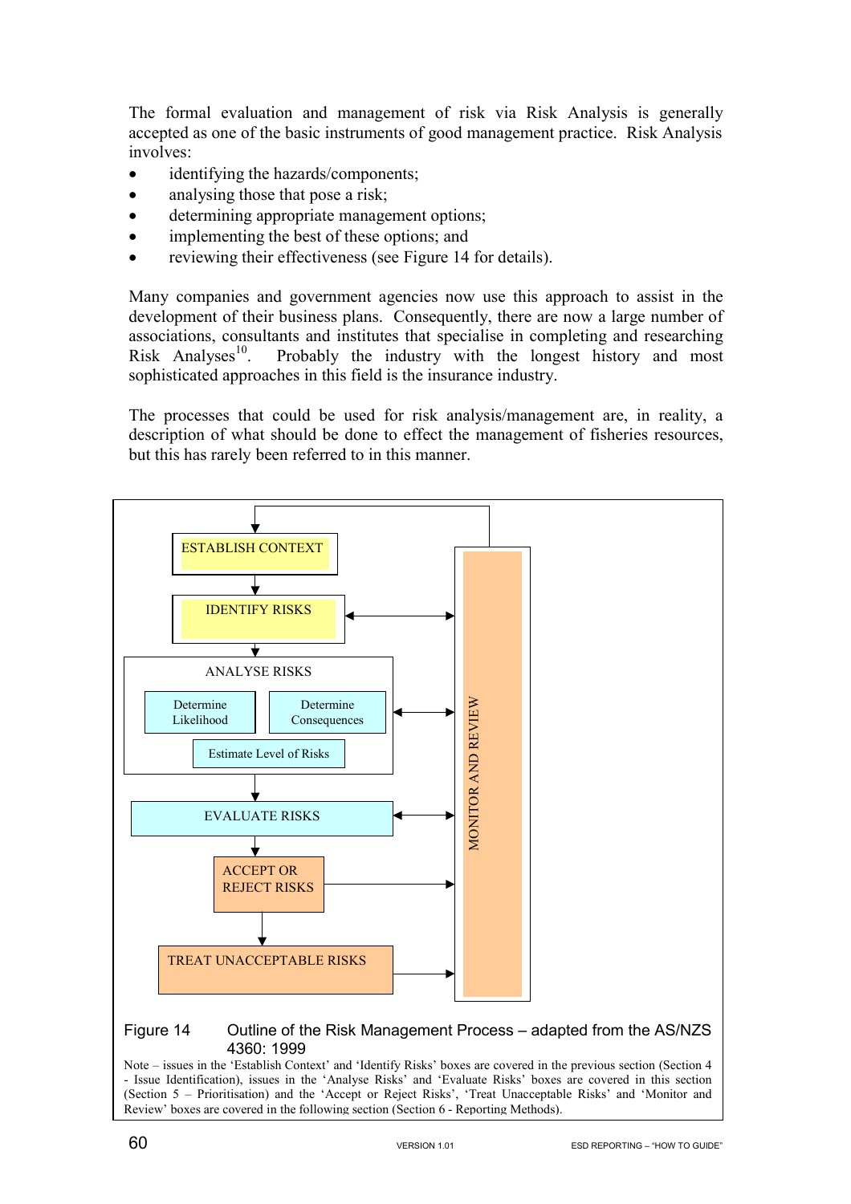The formal evaluation and management of risk via Risk Analysis is generally accepted as one of the basic instruments of good management practice. Risk Analysis involves:

- identifying the hazards/components;
- analysing those that pose a risk;
- determining appropriate management options;
- implementing the best of these options; and
- reviewing their effectiveness (see Figure 14 for details).

Many companies and government agencies now use this approach to assist in the development of their business plans. Consequently, there are now a large number of associations, consultants and institutes that specialise in completing and researching Risk Analyses[10]. Probably the industry with the longest history and most sophisticated approaches in this field is the insurance industry.

The processes that could be used for risk analysis/management are, in reality, a description of what should be done to effect the management of fisheries resources, but this has rarely been referred to in this manner.

ESTABLISH CONTEXT

IDENTIFY RISKS

ANALYSE RISKS

Determine Likelihood

Determine Consequences

Estimate Level of Risks

EVALUATE RISKS

ACCEPT OR REJECT RISKS

TREAT UNACCEPTABLE RISKS

MONITOR AND REVIEW

Figure 14 Outline of the Risk Management Process – adapted from the AS/NZS 4360: 1999

Note – issues in the 'Establish Context' and 'Identify Risks' boxes are covered in the previous section (Section 4 - Issue Identification), issues in the 'Analyse Risks' and 'Evaluate Risks' boxes are covered in this section (Section 5 – Prioritisation) and the 'Accept or Reject Risks', 'Treat Unacceptable Risks' and 'Monitor and Review' boxes are covered in the following section (Section 6 - Reporting Methods).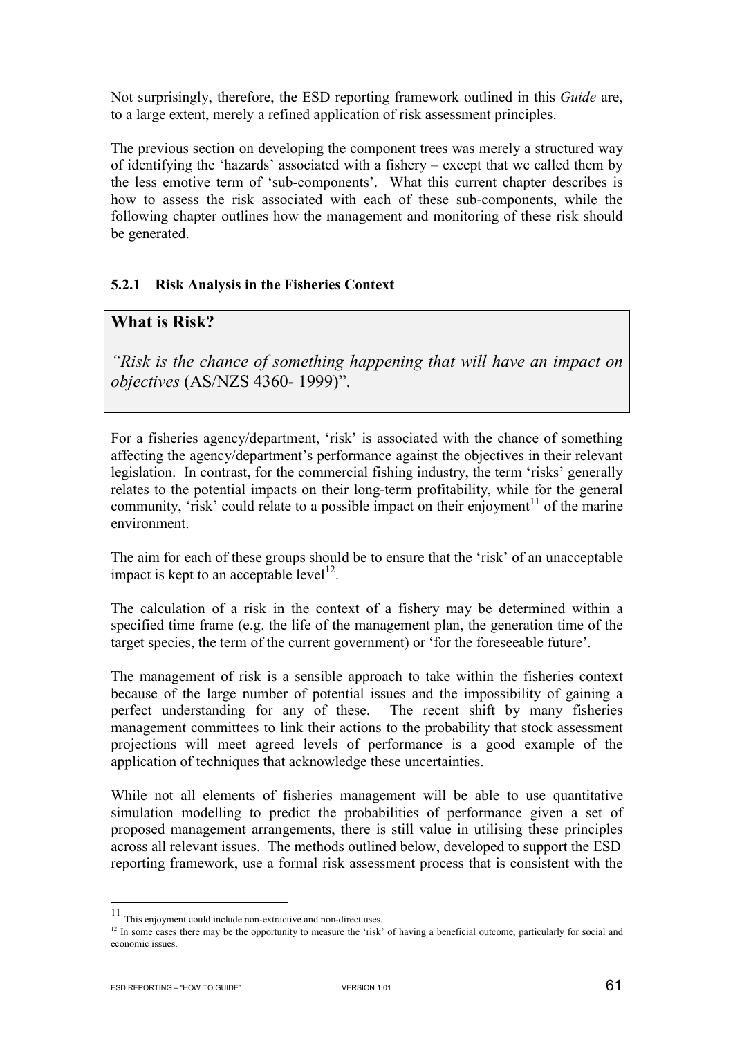Not surprisingly, therefore, the ESD reporting framework outlined in this *Guide* are, to a large extent, merely a refined application of risk assessment principles.

The previous section on developing the component trees was merely a structured way of identifying the 'hazards' associated with a fishery – except that we called them by the less emotive term of 'sub-components'. What this current chapter describes is how to assess the risk associated with each of these sub-components, while the following chapter outlines how the management and monitoring of these risk should be generated.

### 5.2.1 Risk Analysis in the Fisheries Context

> **What is Risk?**
>
> *"Risk is the chance of something happening that will have an impact on objectives* (AS/NZS 4360- 1999)".

For a fisheries agency/department, 'risk' is associated with the chance of something affecting the agency/department's performance against the objectives in their relevant legislation. In contrast, for the commercial fishing industry, the term 'risks' generally relates to the potential impacts on their long-term profitability, while for the general community, 'risk' could relate to a possible impact on their enjoyment[11] of the marine environment.

The aim for each of these groups should be to ensure that the 'risk' of an unacceptable impact is kept to an acceptable level[12].

The calculation of a risk in the context of a fishery may be determined within a specified time frame (e.g. the life of the management plan, the generation time of the target species, the term of the current government) or 'for the foreseeable future'.

The management of risk is a sensible approach to take within the fisheries context because of the large number of potential issues and the impossibility of gaining a perfect understanding for any of these. The recent shift by many fisheries management committees to link their actions to the probability that stock assessment projections will meet agreed levels of performance is a good example of the application of techniques that acknowledge these uncertainties.

While not all elements of fisheries management will be able to use quantitative simulation modelling to predict the probabilities of performance given a set of proposed management arrangements, there is still value in utilising these principles across all relevant issues. The methods outlined below, developed to support the ESD reporting framework, use a formal risk assessment process that is consistent with the

---

[11] This enjoyment could include non-extractive and non-direct uses.

[12] In some cases there may be the opportunity to measure the 'risk' of having a beneficial outcome, particularly for social and economic issues.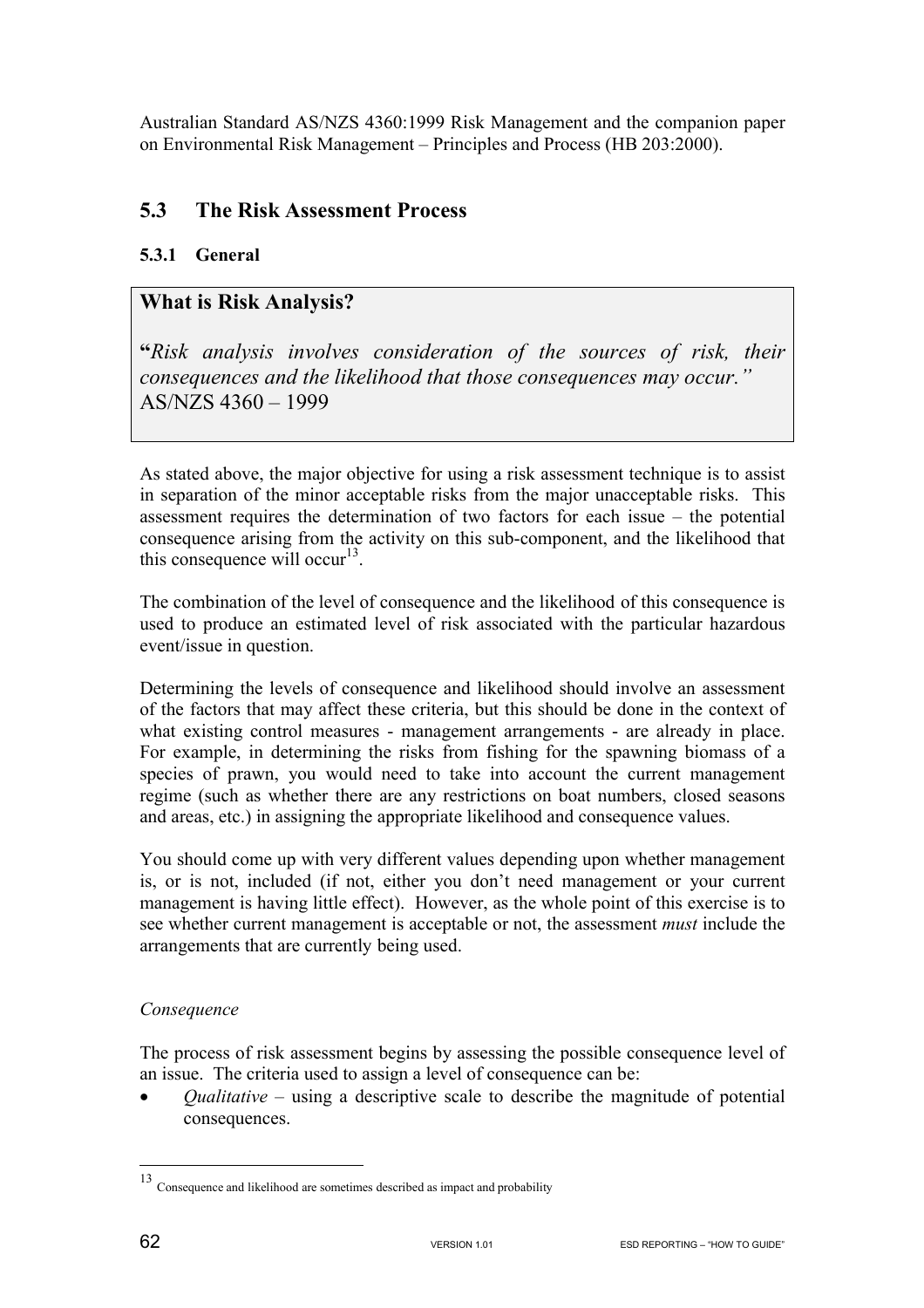Australian Standard AS/NZS 4360:1999 Risk Management and the companion paper on Environmental Risk Management – Principles and Process (HB 203:2000).

## 5.3 The Risk Assessment Process

### 5.3.1 General

> **What is Risk Analysis?**
>
> **"***Risk analysis involves consideration of the sources of risk, their consequences and the likelihood that those consequences may occur."*
> AS/NZS 4360 – 1999

As stated above, the major objective for using a risk assessment technique is to assist in separation of the minor acceptable risks from the major unacceptable risks. This assessment requires the determination of two factors for each issue – the potential consequence arising from the activity on this sub-component, and the likelihood that this consequence will occur[13].

The combination of the level of consequence and the likelihood of this consequence is used to produce an estimated level of risk associated with the particular hazardous event/issue in question.

Determining the levels of consequence and likelihood should involve an assessment of the factors that may affect these criteria, but this should be done in the context of what existing control measures - management arrangements - are already in place. For example, in determining the risks from fishing for the spawning biomass of a species of prawn, you would need to take into account the current management regime (such as whether there are any restrictions on boat numbers, closed seasons and areas, etc.) in assigning the appropriate likelihood and consequence values.

You should come up with very different values depending upon whether management is, or is not, included (if not, either you don't need management or your current management is having little effect). However, as the whole point of this exercise is to see whether current management is acceptable or not, the assessment *must* include the arrangements that are currently being used.

*Consequence*

The process of risk assessment begins by assessing the possible consequence level of an issue. The criteria used to assign a level of consequence can be:

- *Qualitative* – using a descriptive scale to describe the magnitude of potential consequences.

---

[13] Consequence and likelihood are sometimes described as impact and probability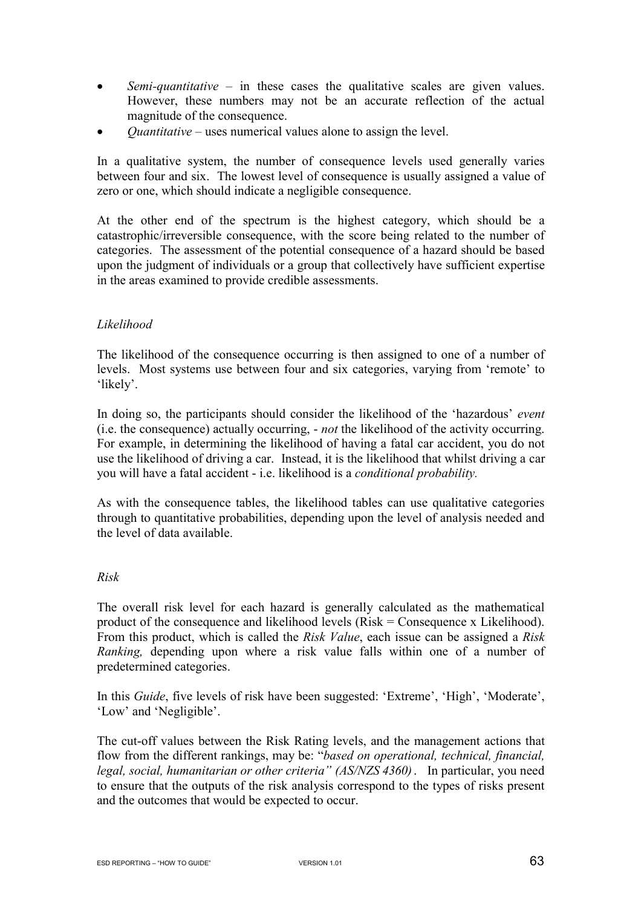- *Semi-quantitative* – in these cases the qualitative scales are given values. However, these numbers may not be an accurate reflection of the actual magnitude of the consequence.
- *Quantitative* – uses numerical values alone to assign the level.

In a qualitative system, the number of consequence levels used generally varies between four and six. The lowest level of consequence is usually assigned a value of zero or one, which should indicate a negligible consequence.

At the other end of the spectrum is the highest category, which should be a catastrophic/irreversible consequence, with the score being related to the number of categories. The assessment of the potential consequence of a hazard should be based upon the judgment of individuals or a group that collectively have sufficient expertise in the areas examined to provide credible assessments.

*Likelihood*

The likelihood of the consequence occurring is then assigned to one of a number of levels. Most systems use between four and six categories, varying from 'remote' to 'likely'.

In doing so, the participants should consider the likelihood of the 'hazardous' *event* (i.e. the consequence) actually occurring, - *not* the likelihood of the activity occurring. For example, in determining the likelihood of having a fatal car accident, you do not use the likelihood of driving a car. Instead, it is the likelihood that whilst driving a car you will have a fatal accident - i.e. likelihood is a *conditional probability.*

As with the consequence tables, the likelihood tables can use qualitative categories through to quantitative probabilities, depending upon the level of analysis needed and the level of data available.

*Risk*

The overall risk level for each hazard is generally calculated as the mathematical product of the consequence and likelihood levels (Risk = Consequence x Likelihood). From this product, which is called the *Risk Value*, each issue can be assigned a *Risk Ranking,* depending upon where a risk value falls within one of a number of predetermined categories.

In this *Guide*, five levels of risk have been suggested: 'Extreme', 'High', 'Moderate', 'Low' and 'Negligible'.

The cut-off values between the Risk Rating levels, and the management actions that flow from the different rankings, may be: "*based on operational, technical, financial, legal, social, humanitarian or other criteria" (AS/NZS 4360)* . In particular, you need to ensure that the outputs of the risk analysis correspond to the types of risks present and the outcomes that would be expected to occur.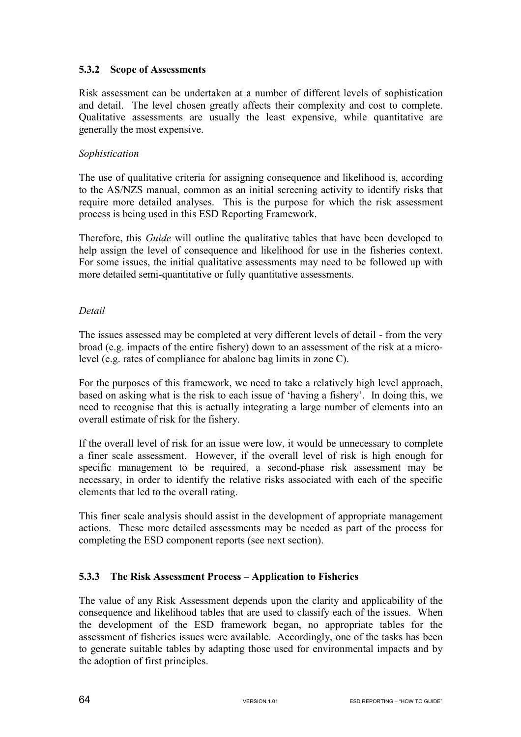### 5.3.2 Scope of Assessments

Risk assessment can be undertaken at a number of different levels of sophistication and detail. The level chosen greatly affects their complexity and cost to complete. Qualitative assessments are usually the least expensive, while quantitative are generally the most expensive.

*Sophistication*

The use of qualitative criteria for assigning consequence and likelihood is, according to the AS/NZS manual, common as an initial screening activity to identify risks that require more detailed analyses. This is the purpose for which the risk assessment process is being used in this ESD Reporting Framework.

Therefore, this *Guide* will outline the qualitative tables that have been developed to help assign the level of consequence and likelihood for use in the fisheries context. For some issues, the initial qualitative assessments may need to be followed up with more detailed semi-quantitative or fully quantitative assessments.

*Detail*

The issues assessed may be completed at very different levels of detail - from the very broad (e.g. impacts of the entire fishery) down to an assessment of the risk at a micro-level (e.g. rates of compliance for abalone bag limits in zone C).

For the purposes of this framework, we need to take a relatively high level approach, based on asking what is the risk to each issue of 'having a fishery'. In doing this, we need to recognise that this is actually integrating a large number of elements into an overall estimate of risk for the fishery.

If the overall level of risk for an issue were low, it would be unnecessary to complete a finer scale assessment. However, if the overall level of risk is high enough for specific management to be required, a second-phase risk assessment may be necessary, in order to identify the relative risks associated with each of the specific elements that led to the overall rating.

This finer scale analysis should assist in the development of appropriate management actions. These more detailed assessments may be needed as part of the process for completing the ESD component reports (see next section).

### 5.3.3 The Risk Assessment Process – Application to Fisheries

The value of any Risk Assessment depends upon the clarity and applicability of the consequence and likelihood tables that are used to classify each of the issues. When the development of the ESD framework began, no appropriate tables for the assessment of fisheries issues were available. Accordingly, one of the tasks has been to generate suitable tables by adapting those used for environmental impacts and by the adoption of first principles.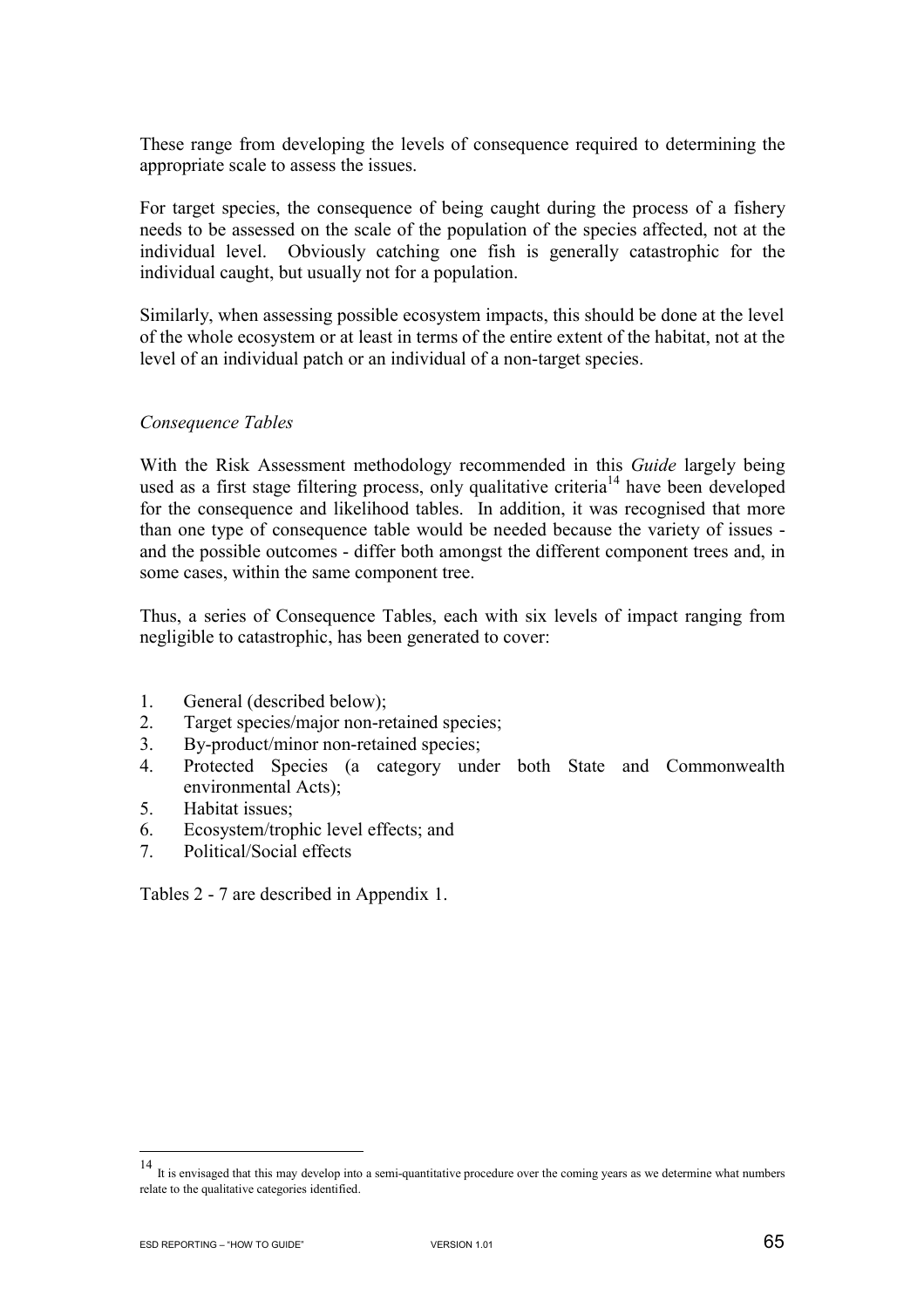These range from developing the levels of consequence required to determining the appropriate scale to assess the issues.

For target species, the consequence of being caught during the process of a fishery needs to be assessed on the scale of the population of the species affected, not at the individual level. Obviously catching one fish is generally catastrophic for the individual caught, but usually not for a population.

Similarly, when assessing possible ecosystem impacts, this should be done at the level of the whole ecosystem or at least in terms of the entire extent of the habitat, not at the level of an individual patch or an individual of a non-target species.

*Consequence Tables*

With the Risk Assessment methodology recommended in this *Guide* largely being used as a first stage filtering process, only qualitative criteria[14] have been developed for the consequence and likelihood tables. In addition, it was recognised that more than one type of consequence table would be needed because the variety of issues - and the possible outcomes - differ both amongst the different component trees and, in some cases, within the same component tree.

Thus, a series of Consequence Tables, each with six levels of impact ranging from negligible to catastrophic, has been generated to cover:

1. General (described below);
2. Target species/major non-retained species;
3. By-product/minor non-retained species;
4. Protected Species (a category under both State and Commonwealth environmental Acts);
5. Habitat issues;
6. Ecosystem/trophic level effects; and
7. Political/Social effects

Tables 2 - 7 are described in Appendix 1.

---

[14] It is envisaged that this may develop into a semi-quantitative procedure over the coming years as we determine what numbers relate to the qualitative categories identified.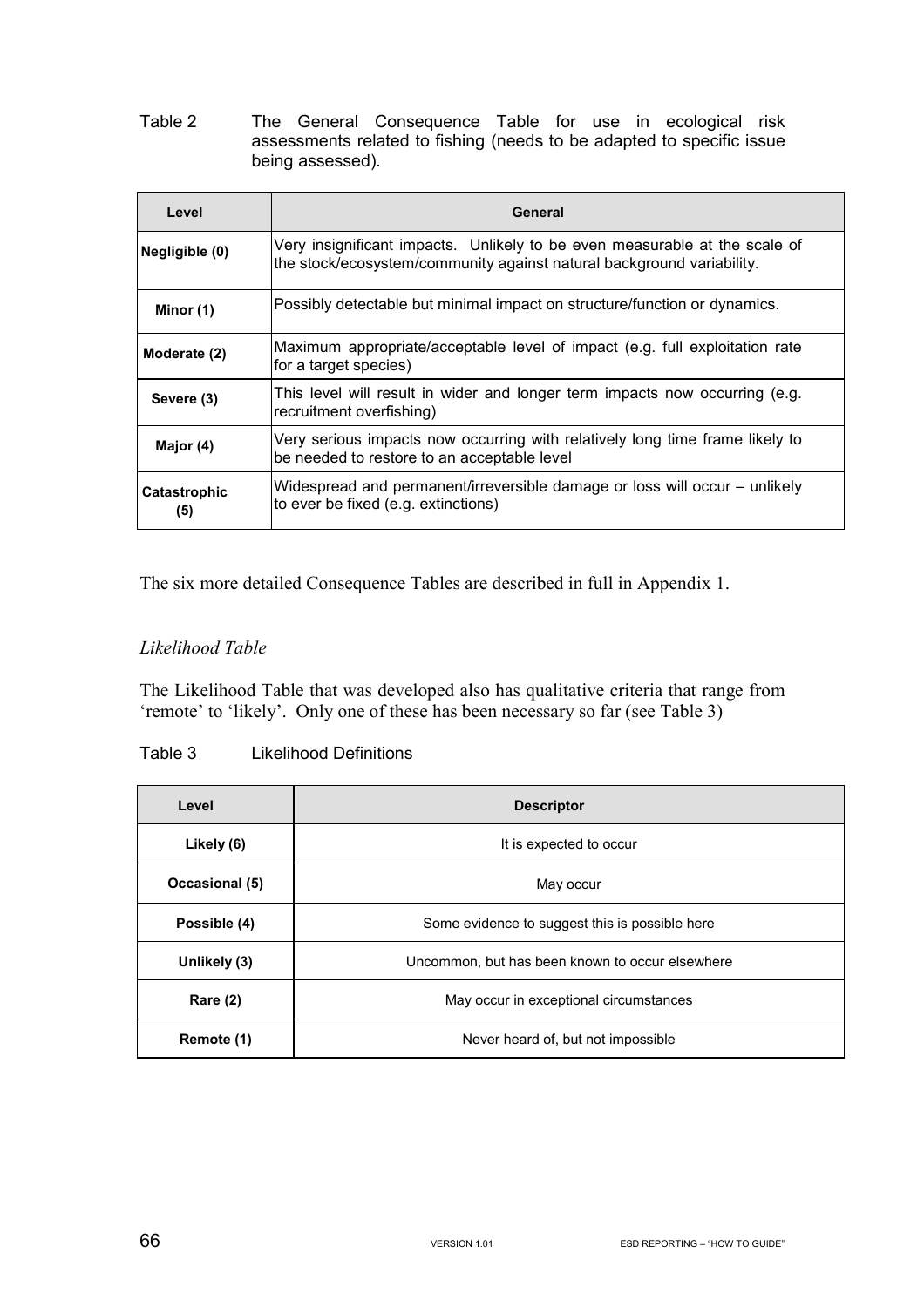Table 2 The General Consequence Table for use in ecological risk assessments related to fishing (needs to be adapted to specific issue being assessed).

| Level | General |
|---|---|
| Negligible (0) | Very insignificant impacts. Unlikely to be even measurable at the scale of the stock/ecosystem/community against natural background variability. |
| Minor (1) | Possibly detectable but minimal impact on structure/function or dynamics. |
| Moderate (2) | Maximum appropriate/acceptable level of impact (e.g. full exploitation rate for a target species) |
| Severe (3) | This level will result in wider and longer term impacts now occurring (e.g. recruitment overfishing) |
| Major (4) | Very serious impacts now occurring with relatively long time frame likely to be needed to restore to an acceptable level |
| Catastrophic (5) | Widespread and permanent/irreversible damage or loss will occur – unlikely to ever be fixed (e.g. extinctions) |

The six more detailed Consequence Tables are described in full in Appendix 1.

*Likelihood Table*

The Likelihood Table that was developed also has qualitative criteria that range from 'remote' to 'likely'. Only one of these has been necessary so far (see Table 3)

Table 3 Likelihood Definitions

| Level | Descriptor |
|---|---|
| Likely (6) | It is expected to occur |
| Occasional (5) | May occur |
| Possible (4) | Some evidence to suggest this is possible here |
| Unlikely (3) | Uncommon, but has been known to occur elsewhere |
| Rare (2) | May occur in exceptional circumstances |
| Remote (1) | Never heard of, but not impossible |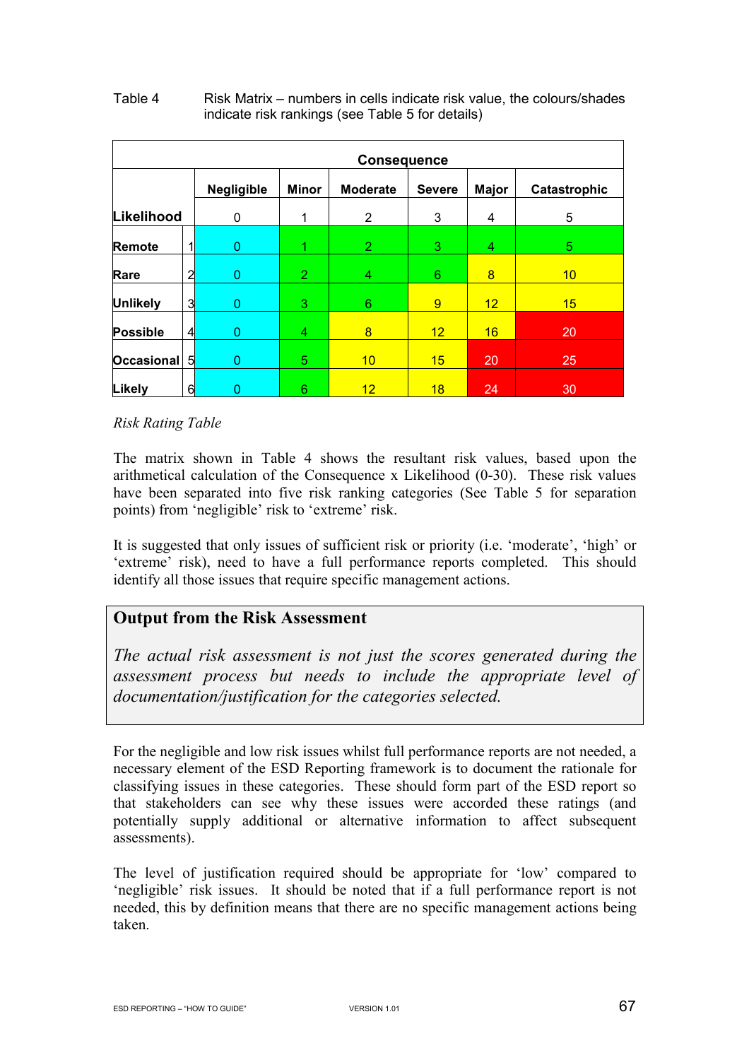Table 4 Risk Matrix – numbers in cells indicate risk value, the colours/shades indicate risk rankings (see Table 5 for details)

| | | Consequence | | | | | |
|---|---|---|---|---|---|---|---|
| | | Negligible | Minor | Moderate | Severe | Major | Catastrophic |
| Likelihood | | 0 | 1 | 2 | 3 | 4 | 5 |
| Remote | 1 | 0 | 1 | 2 | 3 | 4 | 5 |
| Rare | 2 | 0 | 2 | 4 | 6 | 8 | 10 |
| Unlikely | 3 | 0 | 3 | 6 | 9 | 12 | 15 |
| Possible | 4 | 0 | 4 | 8 | 12 | 16 | 20 |
| Occasional | 5 | 0 | 5 | 10 | 15 | 20 | 25 |
| Likely | 6 | 0 | 6 | 12 | 18 | 24 | 30 |

*Risk Rating Table*

The matrix shown in Table 4 shows the resultant risk values, based upon the arithmetical calculation of the Consequence x Likelihood (0-30). These risk values have been separated into five risk ranking categories (See Table 5 for separation points) from 'negligible' risk to 'extreme' risk.

It is suggested that only issues of sufficient risk or priority (i.e. 'moderate', 'high' or 'extreme' risk), need to have a full performance reports completed. This should identify all those issues that require specific management actions.

## Output from the Risk Assessment

*The actual risk assessment is not just the scores generated during the assessment process but needs to include the appropriate level of documentation/justification for the categories selected.*

For the negligible and low risk issues whilst full performance reports are not needed, a necessary element of the ESD Reporting framework is to document the rationale for classifying issues in these categories. These should form part of the ESD report so that stakeholders can see why these issues were accorded these ratings (and potentially supply additional or alternative information to affect subsequent assessments).

The level of justification required should be appropriate for 'low' compared to 'negligible' risk issues. It should be noted that if a full performance report is not needed, this by definition means that there are no specific management actions being taken.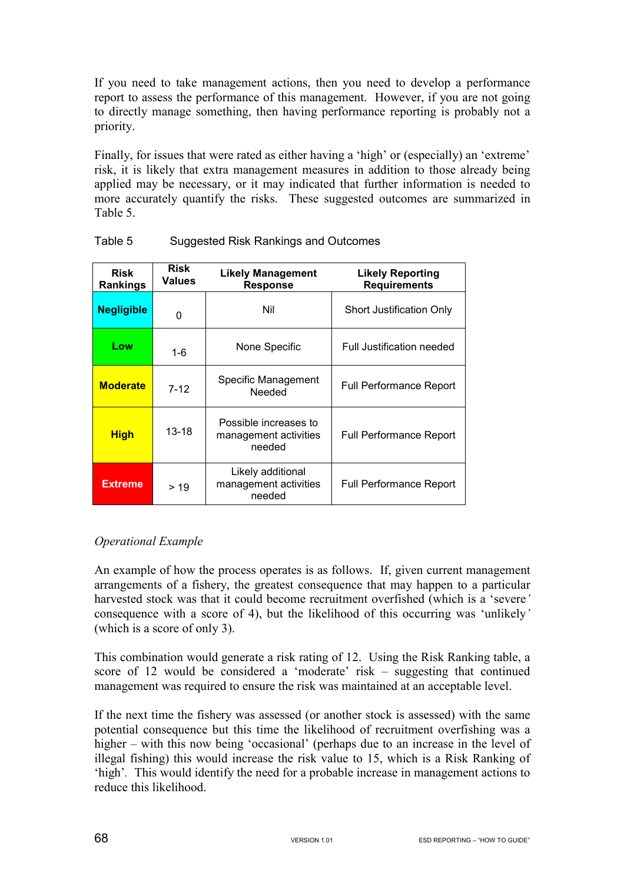If you need to take management actions, then you need to develop a performance report to assess the performance of this management. However, if you are not going to directly manage something, then having performance reporting is probably not a priority.

Finally, for issues that were rated as either having a 'high' or (especially) an 'extreme' risk, it is likely that extra management measures in addition to those already being applied may be necessary, or it may indicated that further information is needed to more accurately quantify the risks. These suggested outcomes are summarized in Table 5.

Table 5 Suggested Risk Rankings and Outcomes

| Risk Rankings | Risk Values | Likely Management Response | Likely Reporting Requirements |
|---|---|---|---|
| **Negligible** | 0 | Nil | Short Justification Only |
| **Low** | 1-6 | None Specific | Full Justification needed |
| **Moderate** | 7-12 | Specific Management Needed | Full Performance Report |
| **High** | 13-18 | Possible increases to management activities needed | Full Performance Report |
| **Extreme** | > 19 | Likely additional management activities needed | Full Performance Report |

*Operational Example*

An example of how the process operates is as follows. If, given current management arrangements of a fishery, the greatest consequence that may happen to a particular harvested stock was that it could become recruitment overfished (which is a 'severe' consequence with a score of 4), but the likelihood of this occurring was 'unlikely' (which is a score of only 3).

This combination would generate a risk rating of 12. Using the Risk Ranking table, a score of 12 would be considered a 'moderate' risk – suggesting that continued management was required to ensure the risk was maintained at an acceptable level.

If the next time the fishery was assessed (or another stock is assessed) with the same potential consequence but this time the likelihood of recruitment overfishing was a higher – with this now being 'occasional' (perhaps due to an increase in the level of illegal fishing) this would increase the risk value to 15, which is a Risk Ranking of 'high'. This would identify the need for a probable increase in management actions to reduce this likelihood.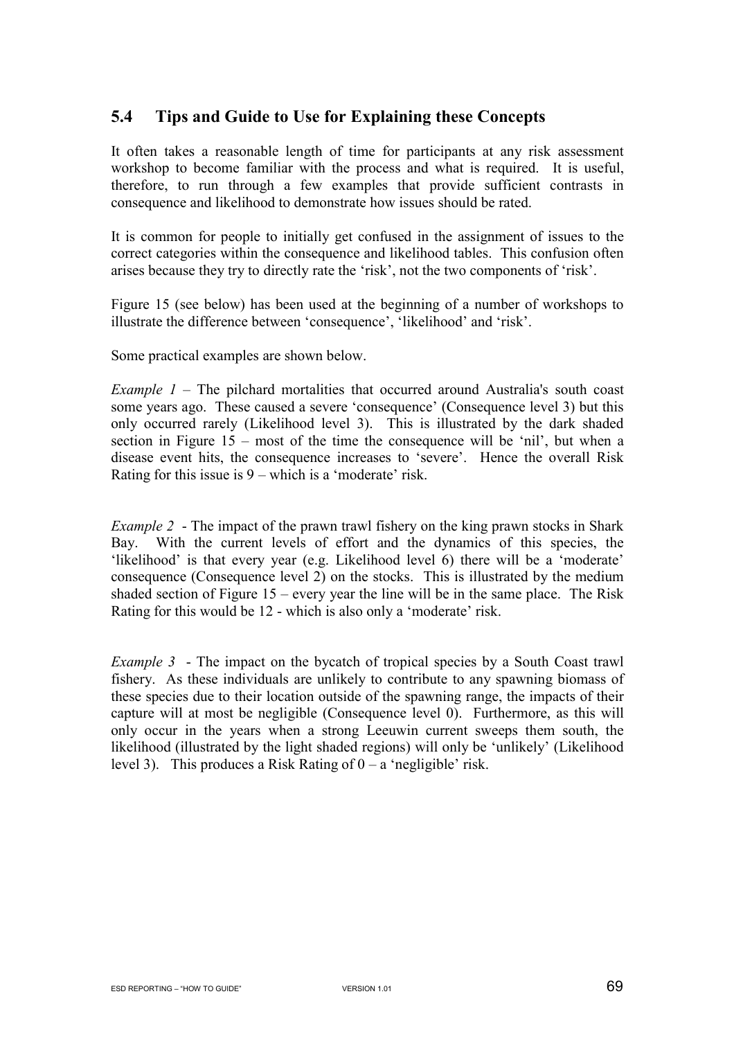## 5.4 Tips and Guide to Use for Explaining these Concepts

It often takes a reasonable length of time for participants at any risk assessment workshop to become familiar with the process and what is required. It is useful, therefore, to run through a few examples that provide sufficient contrasts in consequence and likelihood to demonstrate how issues should be rated.

It is common for people to initially get confused in the assignment of issues to the correct categories within the consequence and likelihood tables. This confusion often arises because they try to directly rate the 'risk', not the two components of 'risk'.

Figure 15 (see below) has been used at the beginning of a number of workshops to illustrate the difference between 'consequence', 'likelihood' and 'risk'.

Some practical examples are shown below.

*Example 1* – The pilchard mortalities that occurred around Australia's south coast some years ago. These caused a severe 'consequence' (Consequence level 3) but this only occurred rarely (Likelihood level 3). This is illustrated by the dark shaded section in Figure 15 – most of the time the consequence will be 'nil', but when a disease event hits, the consequence increases to 'severe'. Hence the overall Risk Rating for this issue is 9 – which is a 'moderate' risk.

*Example 2* - The impact of the prawn trawl fishery on the king prawn stocks in Shark Bay. With the current levels of effort and the dynamics of this species, the 'likelihood' is that every year (e.g. Likelihood level 6) there will be a 'moderate' consequence (Consequence level 2) on the stocks. This is illustrated by the medium shaded section of Figure 15 – every year the line will be in the same place. The Risk Rating for this would be 12 - which is also only a 'moderate' risk.

*Example 3* - The impact on the bycatch of tropical species by a South Coast trawl fishery. As these individuals are unlikely to contribute to any spawning biomass of these species due to their location outside of the spawning range, the impacts of their capture will at most be negligible (Consequence level 0). Furthermore, as this will only occur in the years when a strong Leeuwin current sweeps them south, the likelihood (illustrated by the light shaded regions) will only be 'unlikely' (Likelihood level 3). This produces a Risk Rating of 0 – a 'negligible' risk.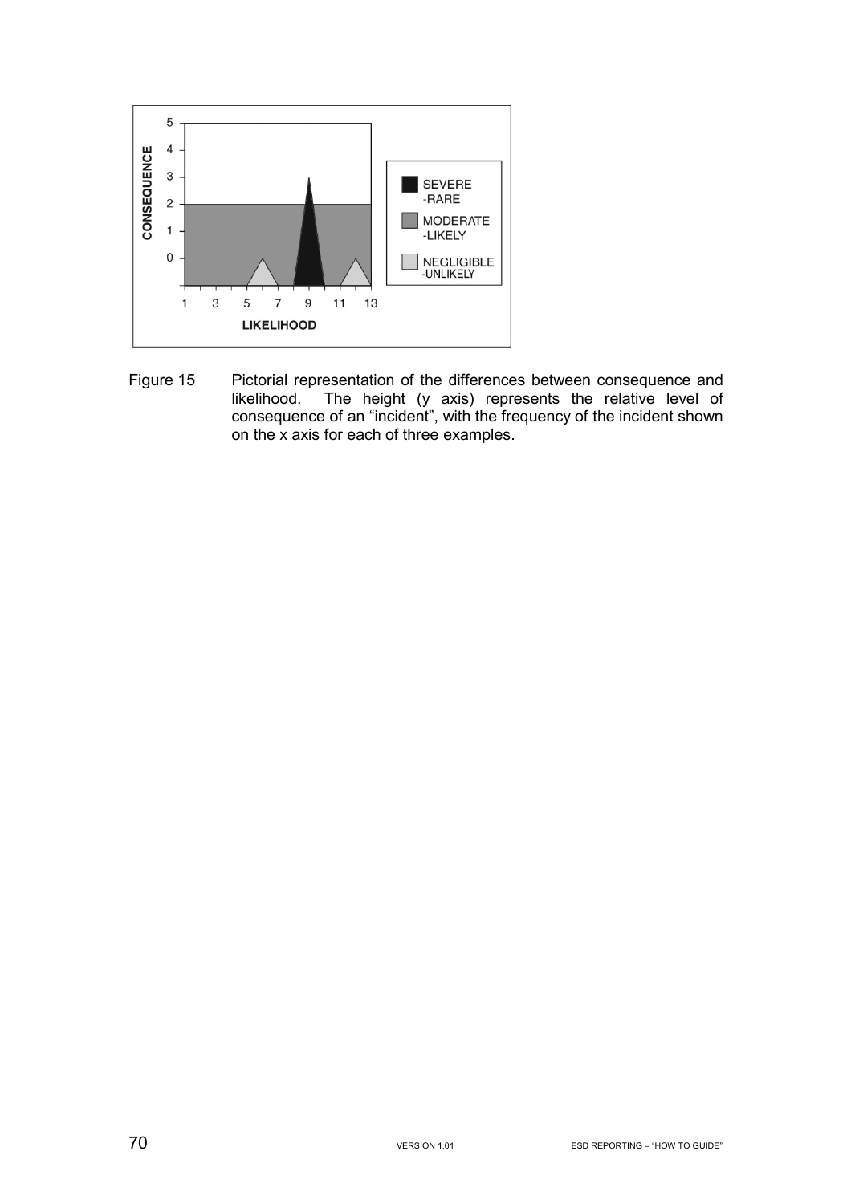Figure 15 Pictorial representation of the differences between consequence and likelihood. The height (y axis) represents the relative level of consequence of an "incident", with the frequency of the incident shown on the x axis for each of three examples.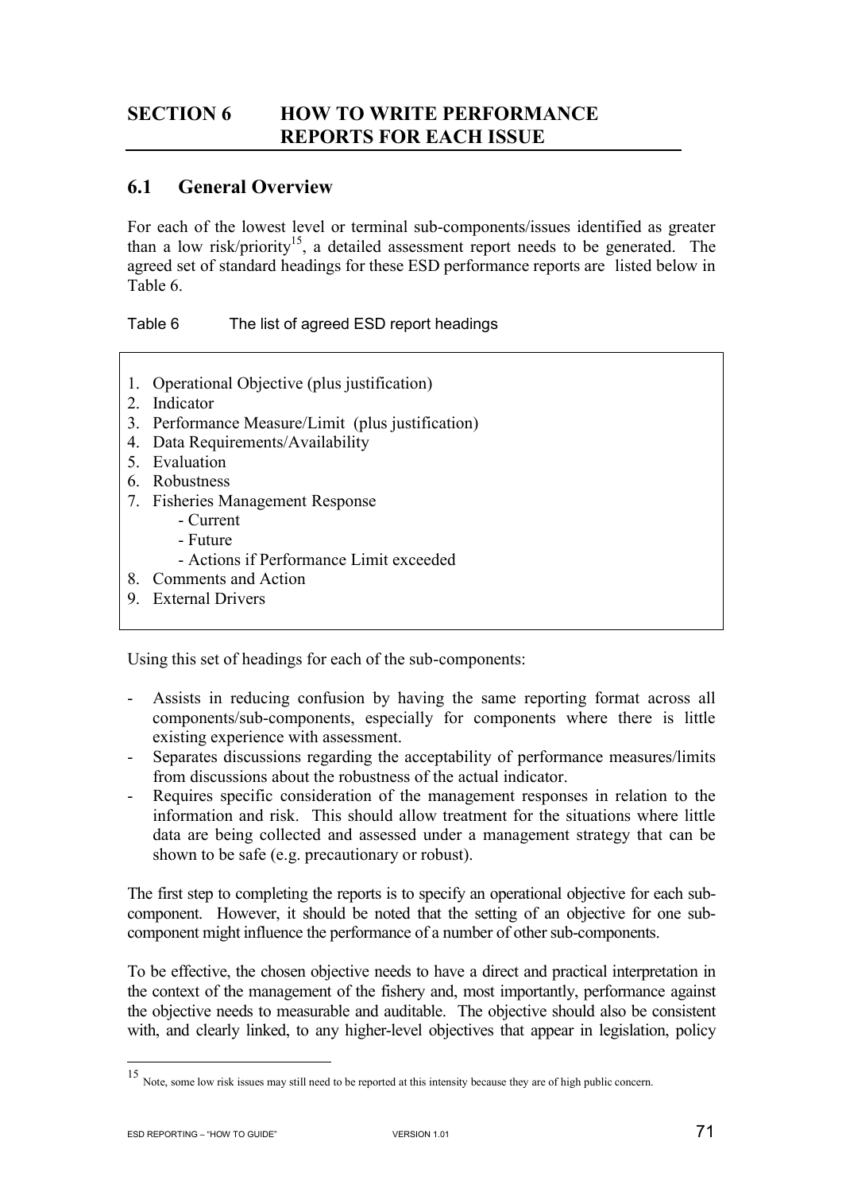# SECTION 6 HOW TO WRITE PERFORMANCE REPORTS FOR EACH ISSUE

## 6.1 General Overview

For each of the lowest level or terminal sub-components/issues identified as greater than a low risk/priority[15], a detailed assessment report needs to be generated. The agreed set of standard headings for these ESD performance reports are listed below in Table 6.

Table 6 The list of agreed ESD report headings

1. Operational Objective (plus justification)
2. Indicator
3. Performance Measure/Limit (plus justification)
4. Data Requirements/Availability
5. Evaluation
6. Robustness
7. Fisheries Management Response
   - Current
   - Future
   - Actions if Performance Limit exceeded
8. Comments and Action
9. External Drivers

Using this set of headings for each of the sub-components:

- Assists in reducing confusion by having the same reporting format across all components/sub-components, especially for components where there is little existing experience with assessment.
- Separates discussions regarding the acceptability of performance measures/limits from discussions about the robustness of the actual indicator.
- Requires specific consideration of the management responses in relation to the information and risk. This should allow treatment for the situations where little data are being collected and assessed under a management strategy that can be shown to be safe (e.g. precautionary or robust).

The first step to completing the reports is to specify an operational objective for each sub-component. However, it should be noted that the setting of an objective for one sub-component might influence the performance of a number of other sub-components.

To be effective, the chosen objective needs to have a direct and practical interpretation in the context of the management of the fishery and, most importantly, performance against the objective needs to measurable and auditable. The objective should also be consistent with, and clearly linked, to any higher-level objectives that appear in legislation, policy

[15] Note, some low risk issues may still need to be reported at this intensity because they are of high public concern.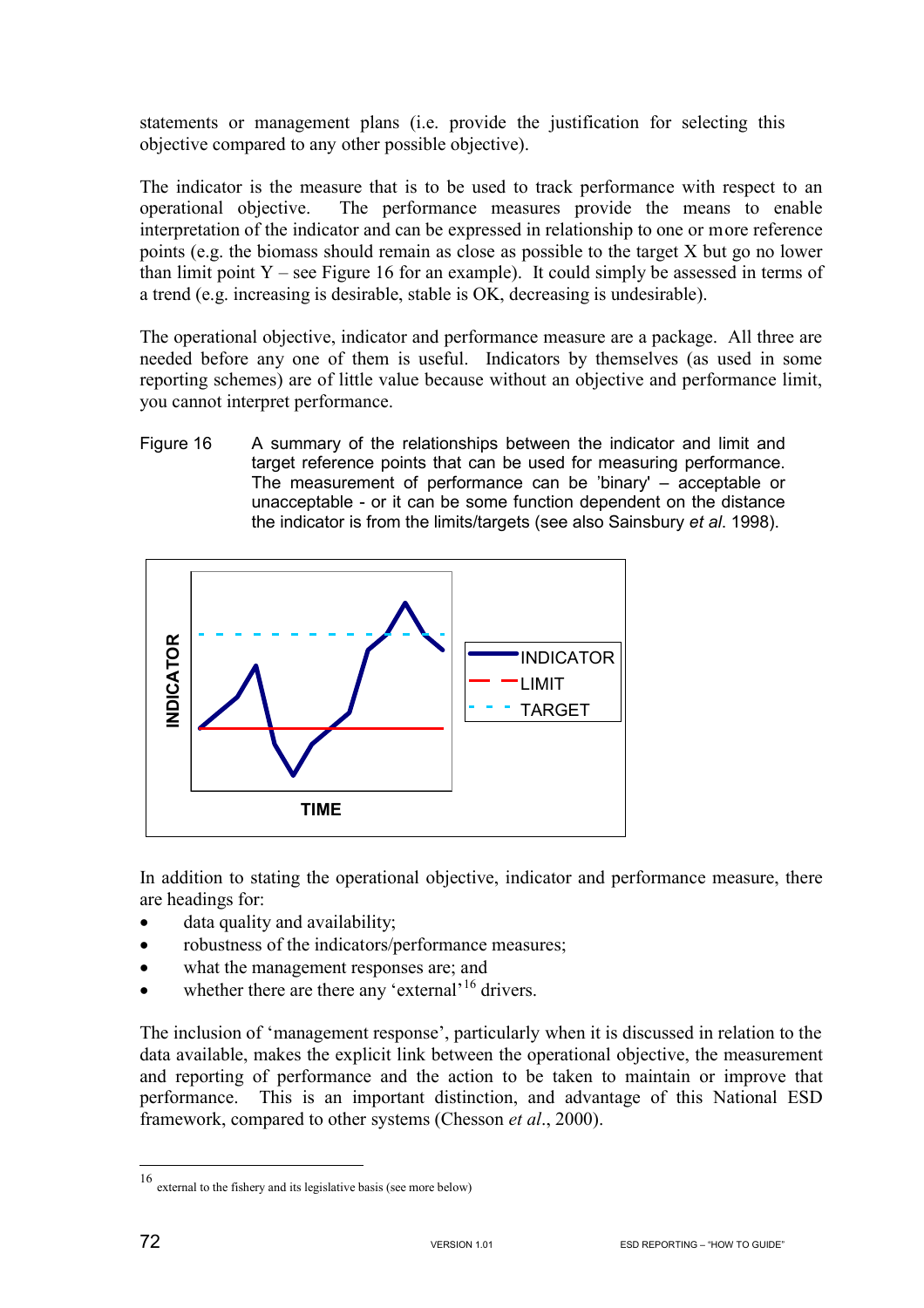statements or management plans (i.e. provide the justification for selecting this objective compared to any other possible objective).

The indicator is the measure that is to be used to track performance with respect to an operational objective. The performance measures provide the means to enable interpretation of the indicator and can be expressed in relationship to one or more reference points (e.g. the biomass should remain as close as possible to the target X but go no lower than limit point Y – see Figure 16 for an example). It could simply be assessed in terms of a trend (e.g. increasing is desirable, stable is OK, decreasing is undesirable).

The operational objective, indicator and performance measure are a package. All three are needed before any one of them is useful. Indicators by themselves (as used in some reporting schemes) are of little value because without an objective and performance limit, you cannot interpret performance.

Figure 16 A summary of the relationships between the indicator and limit and target reference points that can be used for measuring performance. The measurement of performance can be 'binary' – acceptable or unacceptable - or it can be some function dependent on the distance the indicator is from the limits/targets (see also Sainsbury *et al*. 1998).

In addition to stating the operational objective, indicator and performance measure, there are headings for:

- data quality and availability;
- robustness of the indicators/performance measures;
- what the management responses are; and
- whether there are there any 'external'[16] drivers.

The inclusion of 'management response', particularly when it is discussed in relation to the data available, makes the explicit link between the operational objective, the measurement and reporting of performance and the action to be taken to maintain or improve that performance. This is an important distinction, and advantage of this National ESD framework, compared to other systems (Chesson *et al*., 2000).

[16] external to the fishery and its legislative basis (see more below)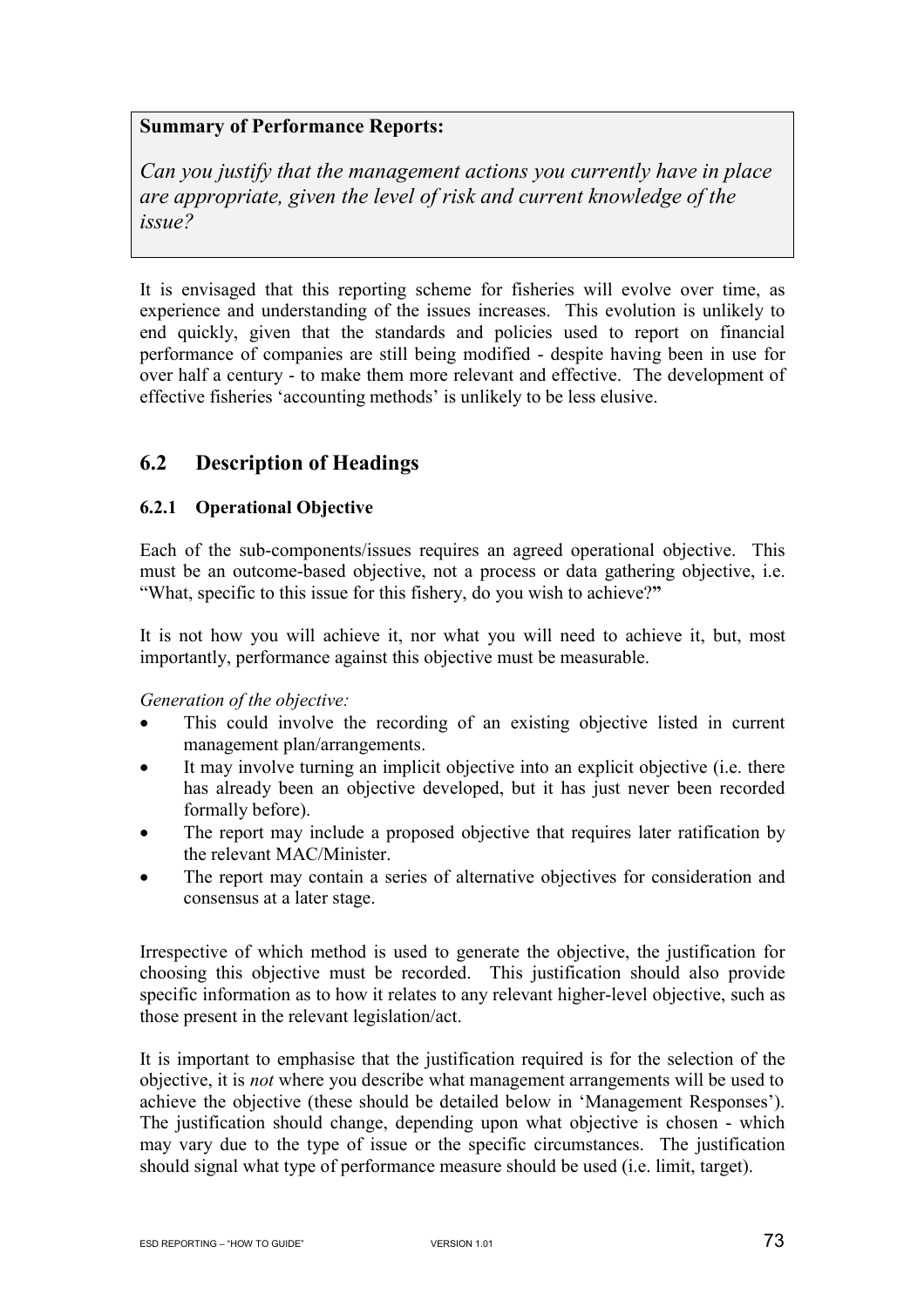**Summary of Performance Reports:**

*Can you justify that the management actions you currently have in place are appropriate, given the level of risk and current knowledge of the issue?*

It is envisaged that this reporting scheme for fisheries will evolve over time, as experience and understanding of the issues increases. This evolution is unlikely to end quickly, given that the standards and policies used to report on financial performance of companies are still being modified - despite having been in use for over half a century - to make them more relevant and effective. The development of effective fisheries 'accounting methods' is unlikely to be less elusive.

## 6.2 Description of Headings

### 6.2.1 Operational Objective

Each of the sub-components/issues requires an agreed operational objective. This must be an outcome-based objective, not a process or data gathering objective, i.e. "What, specific to this issue for this fishery, do you wish to achieve?"

It is not how you will achieve it, nor what you will need to achieve it, but, most importantly, performance against this objective must be measurable.

*Generation of the objective:*

- This could involve the recording of an existing objective listed in current management plan/arrangements.
- It may involve turning an implicit objective into an explicit objective (i.e. there has already been an objective developed, but it has just never been recorded formally before).
- The report may include a proposed objective that requires later ratification by the relevant MAC/Minister.
- The report may contain a series of alternative objectives for consideration and consensus at a later stage.

Irrespective of which method is used to generate the objective, the justification for choosing this objective must be recorded. This justification should also provide specific information as to how it relates to any relevant higher-level objective, such as those present in the relevant legislation/act.

It is important to emphasise that the justification required is for the selection of the objective, it is *not* where you describe what management arrangements will be used to achieve the objective (these should be detailed below in 'Management Responses'). The justification should change, depending upon what objective is chosen - which may vary due to the type of issue or the specific circumstances. The justification should signal what type of performance measure should be used (i.e. limit, target).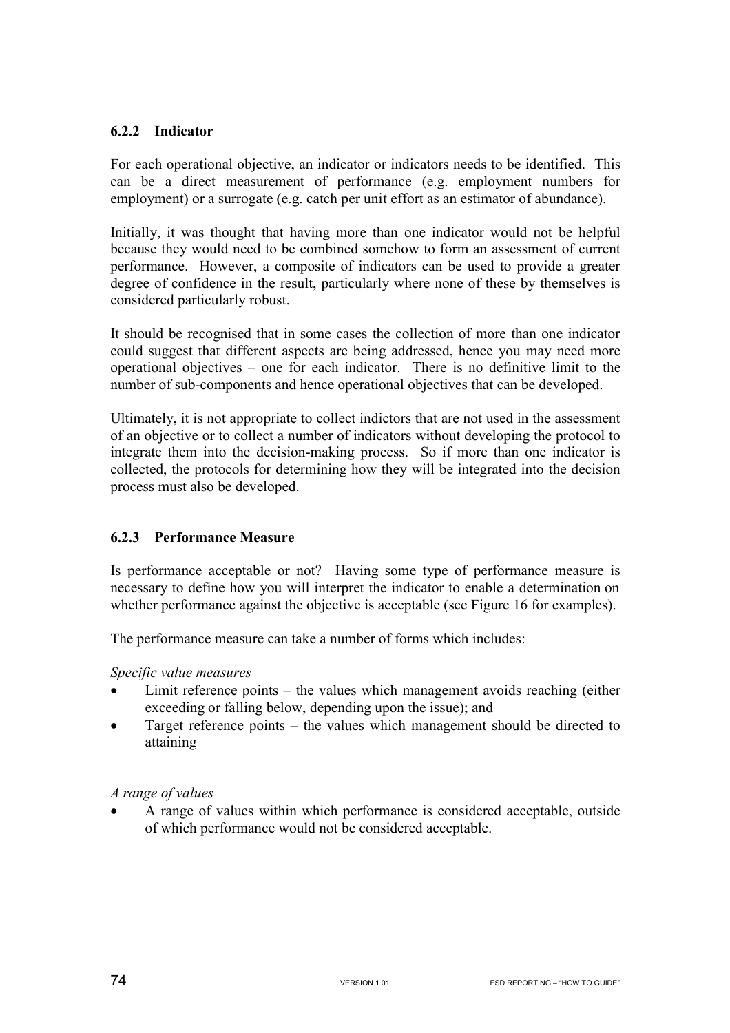### 6.2.2 Indicator

For each operational objective, an indicator or indicators needs to be identified. This can be a direct measurement of performance (e.g. employment numbers for employment) or a surrogate (e.g. catch per unit effort as an estimator of abundance).

Initially, it was thought that having more than one indicator would not be helpful because they would need to be combined somehow to form an assessment of current performance. However, a composite of indicators can be used to provide a greater degree of confidence in the result, particularly where none of these by themselves is considered particularly robust.

It should be recognised that in some cases the collection of more than one indicator could suggest that different aspects are being addressed, hence you may need more operational objectives – one for each indicator. There is no definitive limit to the number of sub-components and hence operational objectives that can be developed.

Ultimately, it is not appropriate to collect indictors that are not used in the assessment of an objective or to collect a number of indicators without developing the protocol to integrate them into the decision-making process. So if more than one indicator is collected, the protocols for determining how they will be integrated into the decision process must also be developed.

### 6.2.3 Performance Measure

Is performance acceptable or not? Having some type of performance measure is necessary to define how you will interpret the indicator to enable a determination on whether performance against the objective is acceptable (see Figure 16 for examples).

The performance measure can take a number of forms which includes:

*Specific value measures*

- Limit reference points – the values which management avoids reaching (either exceeding or falling below, depending upon the issue); and
- Target reference points – the values which management should be directed to attaining

*A range of values*

- A range of values within which performance is considered acceptable, outside of which performance would not be considered acceptable.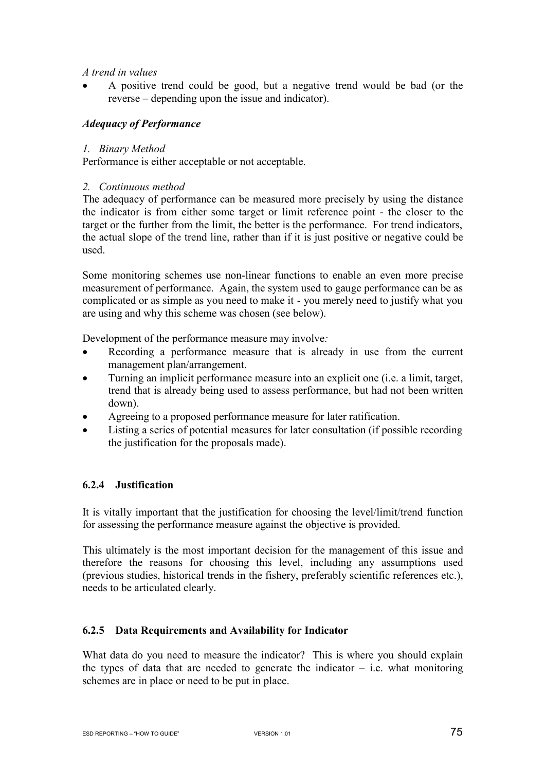*A trend in values*

- A positive trend could be good, but a negative trend would be bad (or the reverse – depending upon the issue and indicator).

***Adequacy of Performance***

*1. Binary Method*

Performance is either acceptable or not acceptable.

*2. Continuous method*

The adequacy of performance can be measured more precisely by using the distance the indicator is from either some target or limit reference point - the closer to the target or the further from the limit, the better is the performance. For trend indicators, the actual slope of the trend line, rather than if it is just positive or negative could be used.

Some monitoring schemes use non-linear functions to enable an even more precise measurement of performance. Again, the system used to gauge performance can be as complicated or as simple as you need to make it - you merely need to justify what you are using and why this scheme was chosen (see below).

Development of the performance measure may involve*:*

- Recording a performance measure that is already in use from the current management plan/arrangement.
- Turning an implicit performance measure into an explicit one (i.e. a limit, target, trend that is already being used to assess performance, but had not been written down).
- Agreeing to a proposed performance measure for later ratification.
- Listing a series of potential measures for later consultation (if possible recording the justification for the proposals made).

### 6.2.4 Justification

It is vitally important that the justification for choosing the level/limit/trend function for assessing the performance measure against the objective is provided.

This ultimately is the most important decision for the management of this issue and therefore the reasons for choosing this level, including any assumptions used (previous studies, historical trends in the fishery, preferably scientific references etc.), needs to be articulated clearly.

### 6.2.5 Data Requirements and Availability for Indicator

What data do you need to measure the indicator? This is where you should explain the types of data that are needed to generate the indicator – i.e. what monitoring schemes are in place or need to be put in place.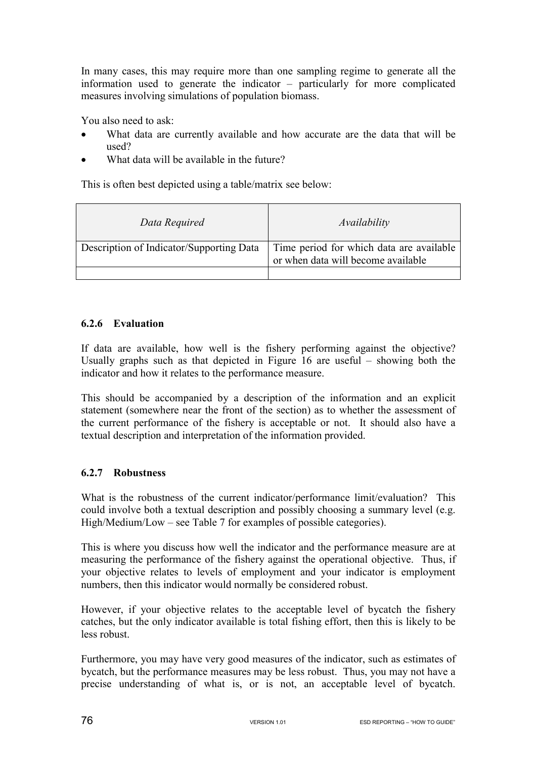In many cases, this may require more than one sampling regime to generate all the information used to generate the indicator – particularly for more complicated measures involving simulations of population biomass.

You also need to ask:

- What data are currently available and how accurate are the data that will be used?
- What data will be available in the future?

This is often best depicted using a table/matrix see below:

| *Data Required* | *Availability* |
|---|---|
| Description of Indicator/Supporting Data | Time period for which data are available or when data will become available |
| | |

### 6.2.6 Evaluation

If data are available, how well is the fishery performing against the objective? Usually graphs such as that depicted in Figure 16 are useful – showing both the indicator and how it relates to the performance measure.

This should be accompanied by a description of the information and an explicit statement (somewhere near the front of the section) as to whether the assessment of the current performance of the fishery is acceptable or not. It should also have a textual description and interpretation of the information provided.

### 6.2.7 Robustness

What is the robustness of the current indicator/performance limit/evaluation? This could involve both a textual description and possibly choosing a summary level (e.g. High/Medium/Low – see Table 7 for examples of possible categories).

This is where you discuss how well the indicator and the performance measure are at measuring the performance of the fishery against the operational objective. Thus, if your objective relates to levels of employment and your indicator is employment numbers, then this indicator would normally be considered robust.

However, if your objective relates to the acceptable level of bycatch the fishery catches, but the only indicator available is total fishing effort, then this is likely to be less robust.

Furthermore, you may have very good measures of the indicator, such as estimates of bycatch, but the performance measures may be less robust. Thus, you may not have a precise understanding of what is, or is not, an acceptable level of bycatch.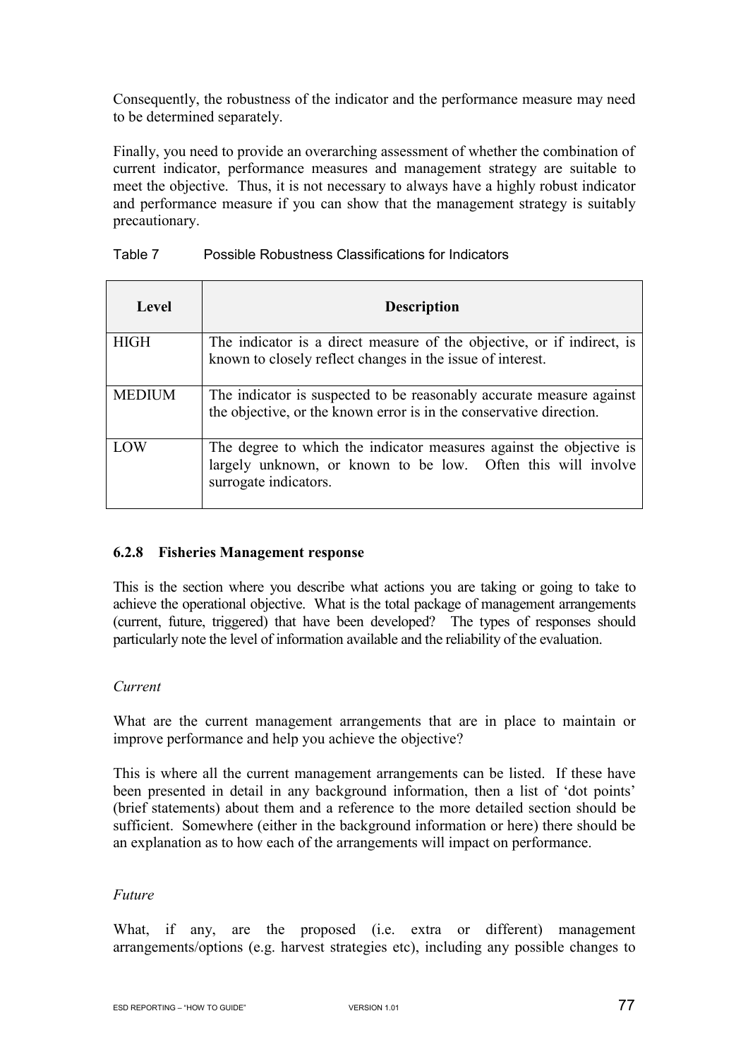Consequently, the robustness of the indicator and the performance measure may need to be determined separately.

Finally, you need to provide an overarching assessment of whether the combination of current indicator, performance measures and management strategy are suitable to meet the objective. Thus, it is not necessary to always have a highly robust indicator and performance measure if you can show that the management strategy is suitably precautionary.

Table 7 Possible Robustness Classifications for Indicators

| Level | Description |
|---|---|
| HIGH | The indicator is a direct measure of the objective, or if indirect, is known to closely reflect changes in the issue of interest. |
| MEDIUM | The indicator is suspected to be reasonably accurate measure against the objective, or the known error is in the conservative direction. |
| LOW | The degree to which the indicator measures against the objective is largely unknown, or known to be low. Often this will involve surrogate indicators. |

### 6.2.8 Fisheries Management response

This is the section where you describe what actions you are taking or going to take to achieve the operational objective. What is the total package of management arrangements (current, future, triggered) that have been developed? The types of responses should particularly note the level of information available and the reliability of the evaluation.

*Current*

What are the current management arrangements that are in place to maintain or improve performance and help you achieve the objective?

This is where all the current management arrangements can be listed. If these have been presented in detail in any background information, then a list of 'dot points' (brief statements) about them and a reference to the more detailed section should be sufficient. Somewhere (either in the background information or here) there should be an explanation as to how each of the arrangements will impact on performance.

*Future*

What, if any, are the proposed (i.e. extra or different) management arrangements/options (e.g. harvest strategies etc), including any possible changes to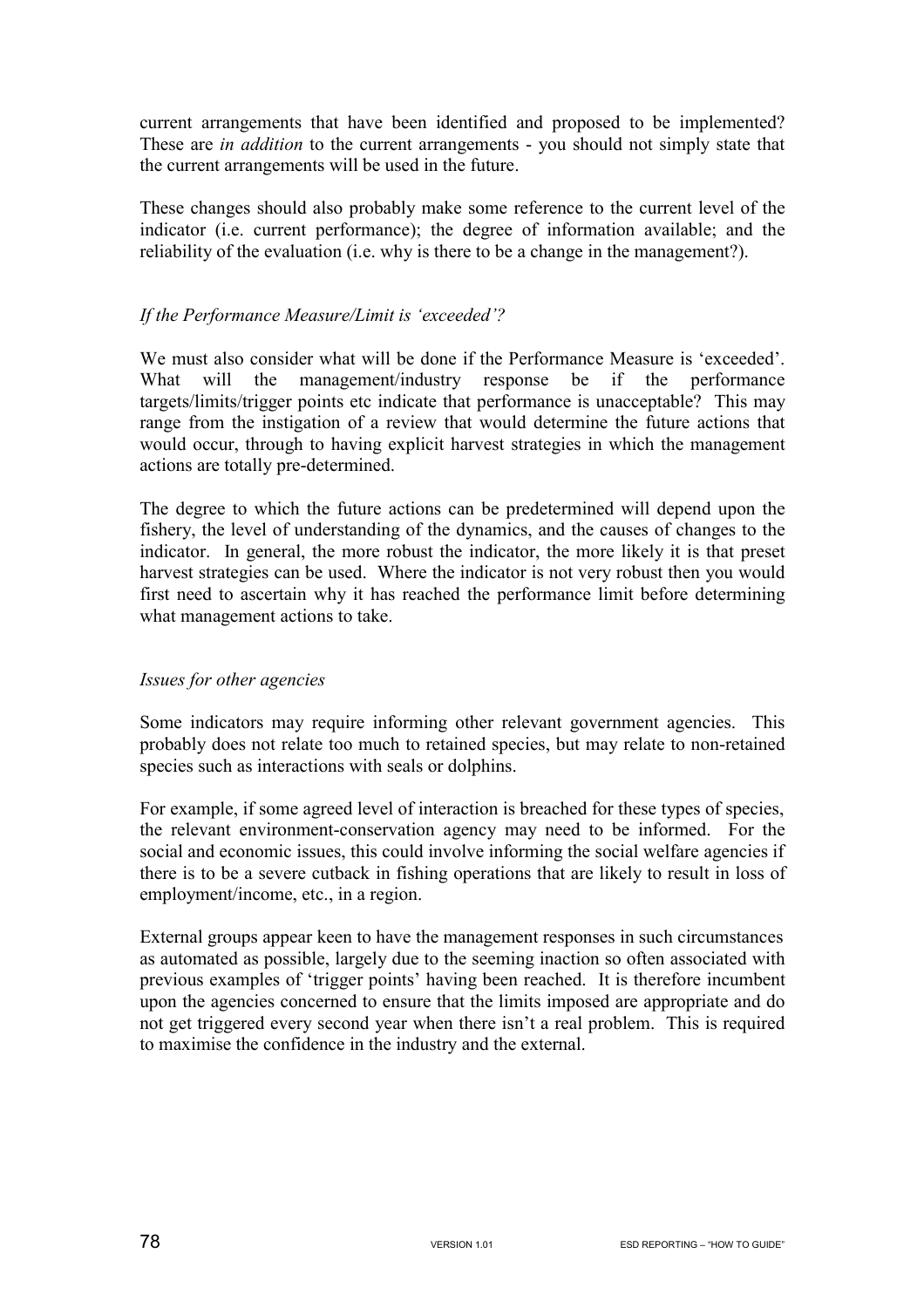current arrangements that have been identified and proposed to be implemented? These are *in addition* to the current arrangements - you should not simply state that the current arrangements will be used in the future.

These changes should also probably make some reference to the current level of the indicator (i.e. current performance); the degree of information available; and the reliability of the evaluation (i.e. why is there to be a change in the management?).

*If the Performance Measure/Limit is 'exceeded'?*

We must also consider what will be done if the Performance Measure is 'exceeded'. What will the management/industry response be if the performance targets/limits/trigger points etc indicate that performance is unacceptable? This may range from the instigation of a review that would determine the future actions that would occur, through to having explicit harvest strategies in which the management actions are totally pre-determined.

The degree to which the future actions can be predetermined will depend upon the fishery, the level of understanding of the dynamics, and the causes of changes to the indicator. In general, the more robust the indicator, the more likely it is that preset harvest strategies can be used. Where the indicator is not very robust then you would first need to ascertain why it has reached the performance limit before determining what management actions to take.

*Issues for other agencies*

Some indicators may require informing other relevant government agencies. This probably does not relate too much to retained species, but may relate to non-retained species such as interactions with seals or dolphins.

For example, if some agreed level of interaction is breached for these types of species, the relevant environment-conservation agency may need to be informed. For the social and economic issues, this could involve informing the social welfare agencies if there is to be a severe cutback in fishing operations that are likely to result in loss of employment/income, etc., in a region.

External groups appear keen to have the management responses in such circumstances as automated as possible, largely due to the seeming inaction so often associated with previous examples of 'trigger points' having been reached. It is therefore incumbent upon the agencies concerned to ensure that the limits imposed are appropriate and do not get triggered every second year when there isn't a real problem. This is required to maximise the confidence in the industry and the external.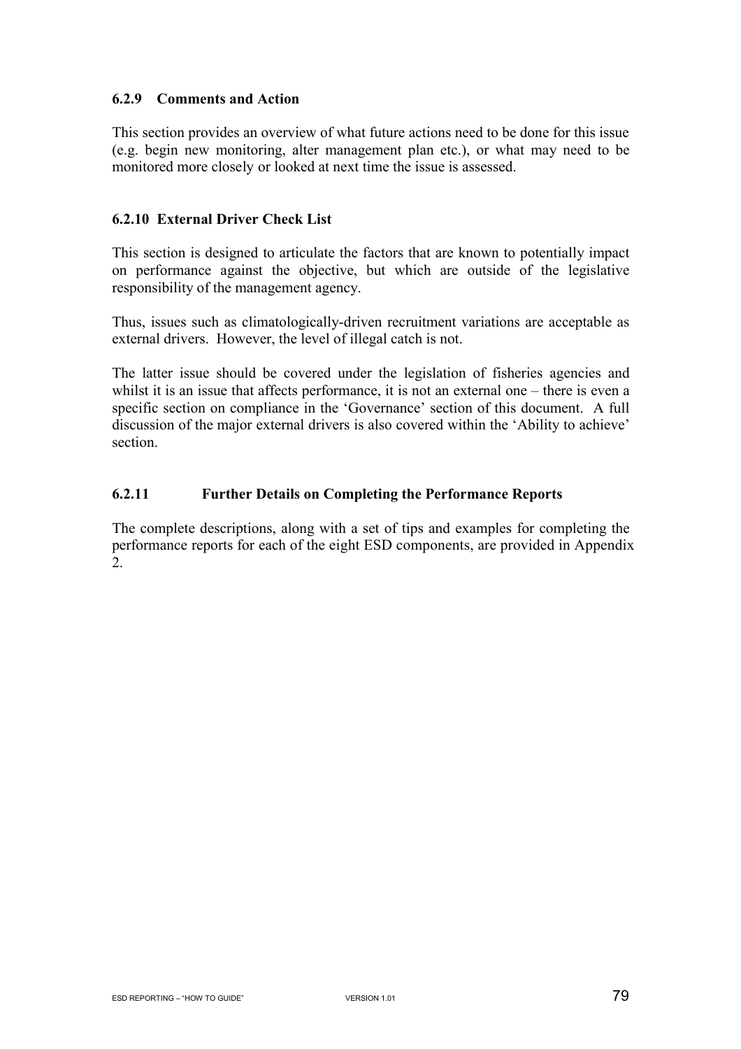### 6.2.9 Comments and Action

This section provides an overview of what future actions need to be done for this issue (e.g. begin new monitoring, alter management plan etc.), or what may need to be monitored more closely or looked at next time the issue is assessed.

### 6.2.10 External Driver Check List

This section is designed to articulate the factors that are known to potentially impact on performance against the objective, but which are outside of the legislative responsibility of the management agency.

Thus, issues such as climatologically-driven recruitment variations are acceptable as external drivers. However, the level of illegal catch is not.

The latter issue should be covered under the legislation of fisheries agencies and whilst it is an issue that affects performance, it is not an external one – there is even a specific section on compliance in the 'Governance' section of this document. A full discussion of the major external drivers is also covered within the 'Ability to achieve' section.

### 6.2.11 Further Details on Completing the Performance Reports

The complete descriptions, along with a set of tips and examples for completing the performance reports for each of the eight ESD components, are provided in Appendix 2.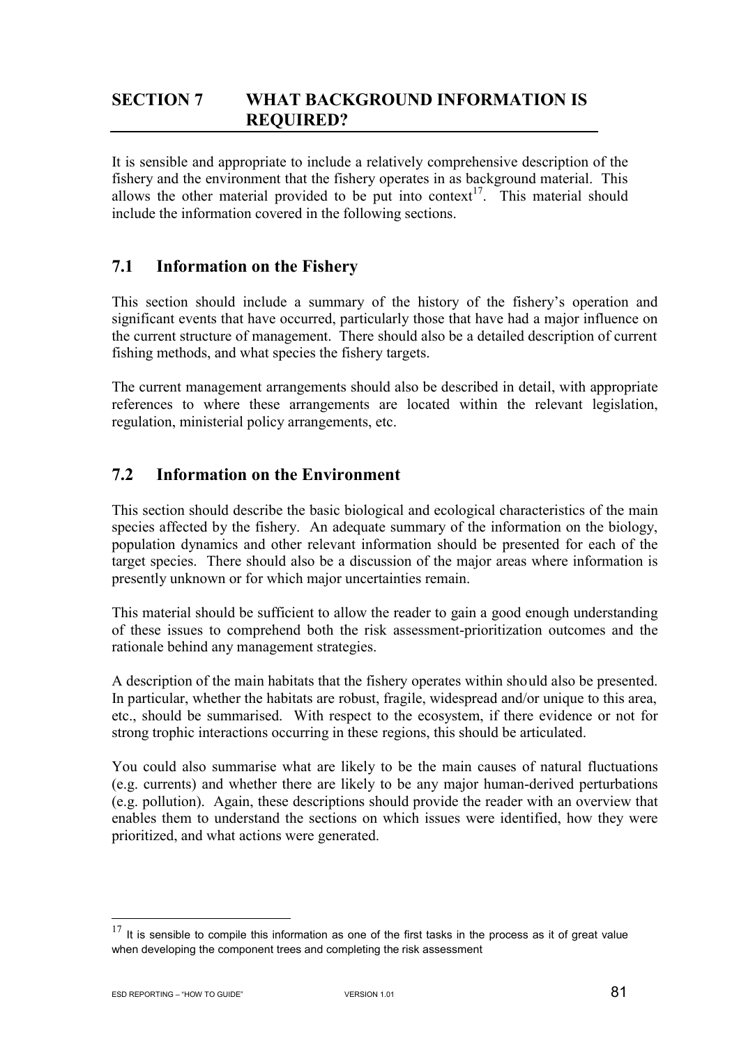# SECTION 7 WHAT BACKGROUND INFORMATION IS REQUIRED?

It is sensible and appropriate to include a relatively comprehensive description of the fishery and the environment that the fishery operates in as background material. This allows the other material provided to be put into context[17]. This material should include the information covered in the following sections.

## 7.1 Information on the Fishery

This section should include a summary of the history of the fishery's operation and significant events that have occurred, particularly those that have had a major influence on the current structure of management. There should also be a detailed description of current fishing methods, and what species the fishery targets.

The current management arrangements should also be described in detail, with appropriate references to where these arrangements are located within the relevant legislation, regulation, ministerial policy arrangements, etc.

## 7.2 Information on the Environment

This section should describe the basic biological and ecological characteristics of the main species affected by the fishery. An adequate summary of the information on the biology, population dynamics and other relevant information should be presented for each of the target species. There should also be a discussion of the major areas where information is presently unknown or for which major uncertainties remain.

This material should be sufficient to allow the reader to gain a good enough understanding of these issues to comprehend both the risk assessment-prioritization outcomes and the rationale behind any management strategies.

A description of the main habitats that the fishery operates within should also be presented. In particular, whether the habitats are robust, fragile, widespread and/or unique to this area, etc., should be summarised. With respect to the ecosystem, if there evidence or not for strong trophic interactions occurring in these regions, this should be articulated.

You could also summarise what are likely to be the main causes of natural fluctuations (e.g. currents) and whether there are likely to be any major human-derived perturbations (e.g. pollution). Again, these descriptions should provide the reader with an overview that enables them to understand the sections on which issues were identified, how they were prioritized, and what actions were generated.

---

[17] It is sensible to compile this information as one of the first tasks in the process as it of great value when developing the component trees and completing the risk assessment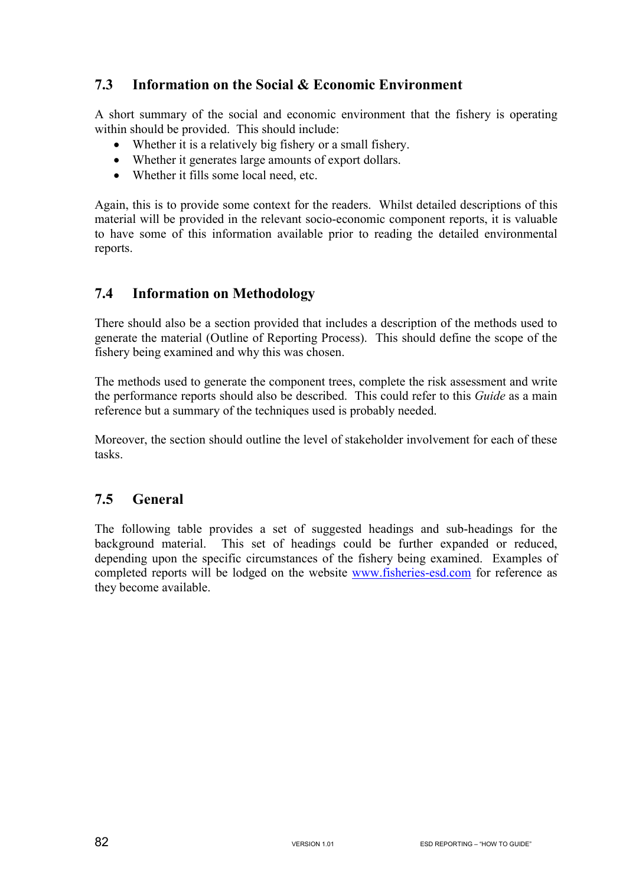## 7.3 Information on the Social & Economic Environment

A short summary of the social and economic environment that the fishery is operating within should be provided. This should include:

- Whether it is a relatively big fishery or a small fishery.
- Whether it generates large amounts of export dollars.
- Whether it fills some local need, etc.

Again, this is to provide some context for the readers. Whilst detailed descriptions of this material will be provided in the relevant socio-economic component reports, it is valuable to have some of this information available prior to reading the detailed environmental reports.

## 7.4 Information on Methodology

There should also be a section provided that includes a description of the methods used to generate the material (Outline of Reporting Process). This should define the scope of the fishery being examined and why this was chosen.

The methods used to generate the component trees, complete the risk assessment and write the performance reports should also be described. This could refer to this *Guide* as a main reference but a summary of the techniques used is probably needed.

Moreover, the section should outline the level of stakeholder involvement for each of these tasks.

## 7.5 General

The following table provides a set of suggested headings and sub-headings for the background material. This set of headings could be further expanded or reduced, depending upon the specific circumstances of the fishery being examined. Examples of completed reports will be lodged on the website [www.fisheries-esd.com](http://www.fisheries-esd.com) for reference as they become available.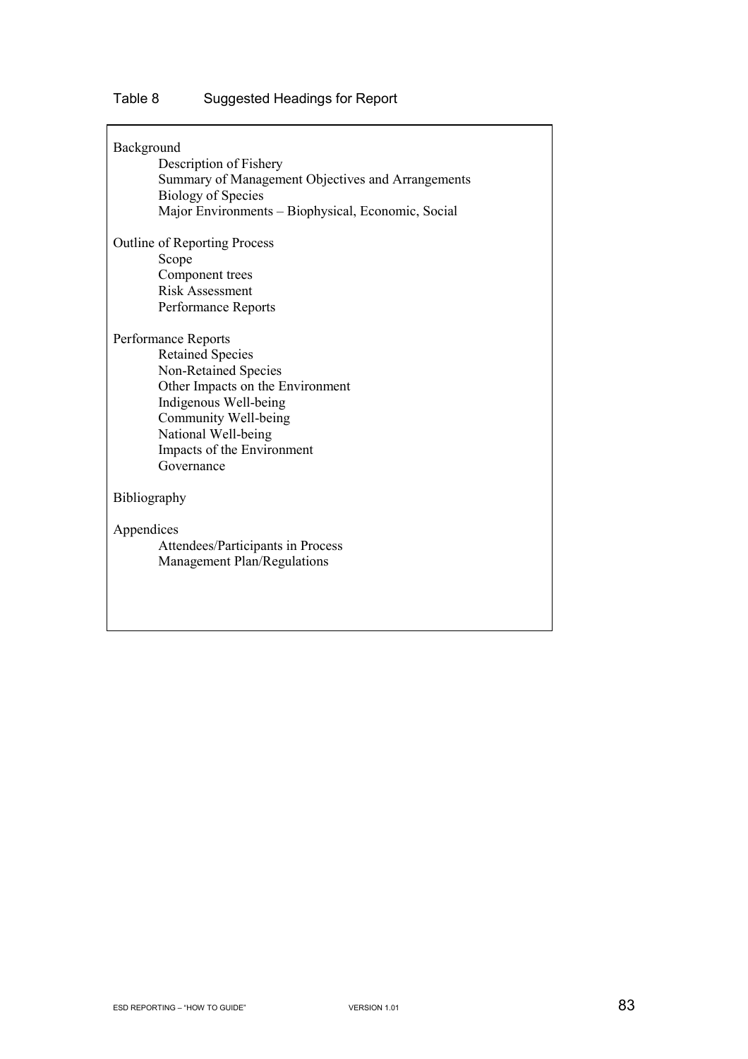Table 8 Suggested Headings for Report

Background
- Description of Fishery
- Summary of Management Objectives and Arrangements
- Biology of Species
- Major Environments – Biophysical, Economic, Social

Outline of Reporting Process
- Scope
- Component trees
- Risk Assessment
- Performance Reports

Performance Reports
- Retained Species
- Non-Retained Species
- Other Impacts on the Environment
- Indigenous Well-being
- Community Well-being
- National Well-being
- Impacts of the Environment
- Governance

Bibliography

Appendices
- Attendees/Participants in Process
- Management Plan/Regulations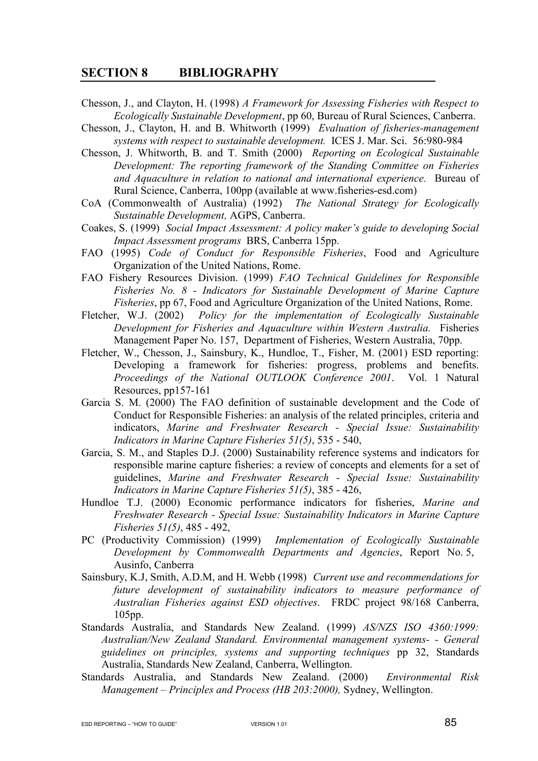## SECTION 8 BIBLIOGRAPHY

Chesson, J., and Clayton, H. (1998) *A Framework for Assessing Fisheries with Respect to Ecologically Sustainable Development*, pp 60, Bureau of Rural Sciences, Canberra.

Chesson, J., Clayton, H. and B. Whitworth (1999) *Evaluation of fisheries-management systems with respect to sustainable development.* ICES J. Mar. Sci. 56:980-984

Chesson, J. Whitworth, B. and T. Smith (2000) *Reporting on Ecological Sustainable Development: The reporting framework of the Standing Committee on Fisheries and Aquaculture in relation to national and international experience.* Bureau of Rural Science, Canberra, 100pp (available at www.fisheries-esd.com)

CoA (Commonwealth of Australia) (1992) *The National Strategy for Ecologically Sustainable Development,* AGPS, Canberra.

Coakes, S. (1999) *Social Impact Assessment: A policy maker's guide to developing Social Impact Assessment programs* BRS, Canberra 15pp.

FAO (1995) *Code of Conduct for Responsible Fisheries*, Food and Agriculture Organization of the United Nations, Rome.

FAO Fishery Resources Division. (1999) *FAO Technical Guidelines for Responsible Fisheries No. 8 - Indicators for Sustainable Development of Marine Capture Fisheries*, pp 67, Food and Agriculture Organization of the United Nations, Rome.

Fletcher, W.J. (2002) *Policy for the implementation of Ecologically Sustainable Development for Fisheries and Aquaculture within Western Australia.* Fisheries Management Paper No. 157, Department of Fisheries, Western Australia, 70pp.

Fletcher, W., Chesson, J., Sainsbury, K., Hundloe, T., Fisher, M. (2001) ESD reporting: Developing a framework for fisheries: progress, problems and benefits. *Proceedings of the National OUTLOOK Conference 2001*. Vol. 1 Natural Resources, pp157-161

Garcia S. M. (2000) The FAO definition of sustainable development and the Code of Conduct for Responsible Fisheries: an analysis of the related principles, criteria and indicators, *Marine and Freshwater Research - Special Issue: Sustainability Indicators in Marine Capture Fisheries 51(5)*, 535 - 540,

Garcia, S. M., and Staples D.J. (2000) Sustainability reference systems and indicators for responsible marine capture fisheries: a review of concepts and elements for a set of guidelines, *Marine and Freshwater Research - Special Issue: Sustainability Indicators in Marine Capture Fisheries 51(5)*, 385 - 426,

Hundloe T.J. (2000) Economic performance indicators for fisheries, *Marine and Freshwater Research - Special Issue: Sustainability Indicators in Marine Capture Fisheries 51(5)*, 485 - 492,

PC (Productivity Commission) (1999) *Implementation of Ecologically Sustainable Development by Commonwealth Departments and Agencies*, Report No. 5, Ausinfo, Canberra

Sainsbury, K.J, Smith, A.D.M, and H. Webb (1998) *Current use and recommendations for future development of sustainability indicators to measure performance of Australian Fisheries against ESD objectives*. FRDC project 98/168 Canberra, 105pp.

Standards Australia, and Standards New Zealand. (1999) *AS/NZS ISO 4360:1999: Australian/New Zealand Standard. Environmental management systems- - General guidelines on principles, systems and supporting techniques* pp 32, Standards Australia, Standards New Zealand, Canberra, Wellington.

Standards Australia, and Standards New Zealand. (2000) *Environmental Risk Management – Principles and Process (HB 203:2000),* Sydney, Wellington.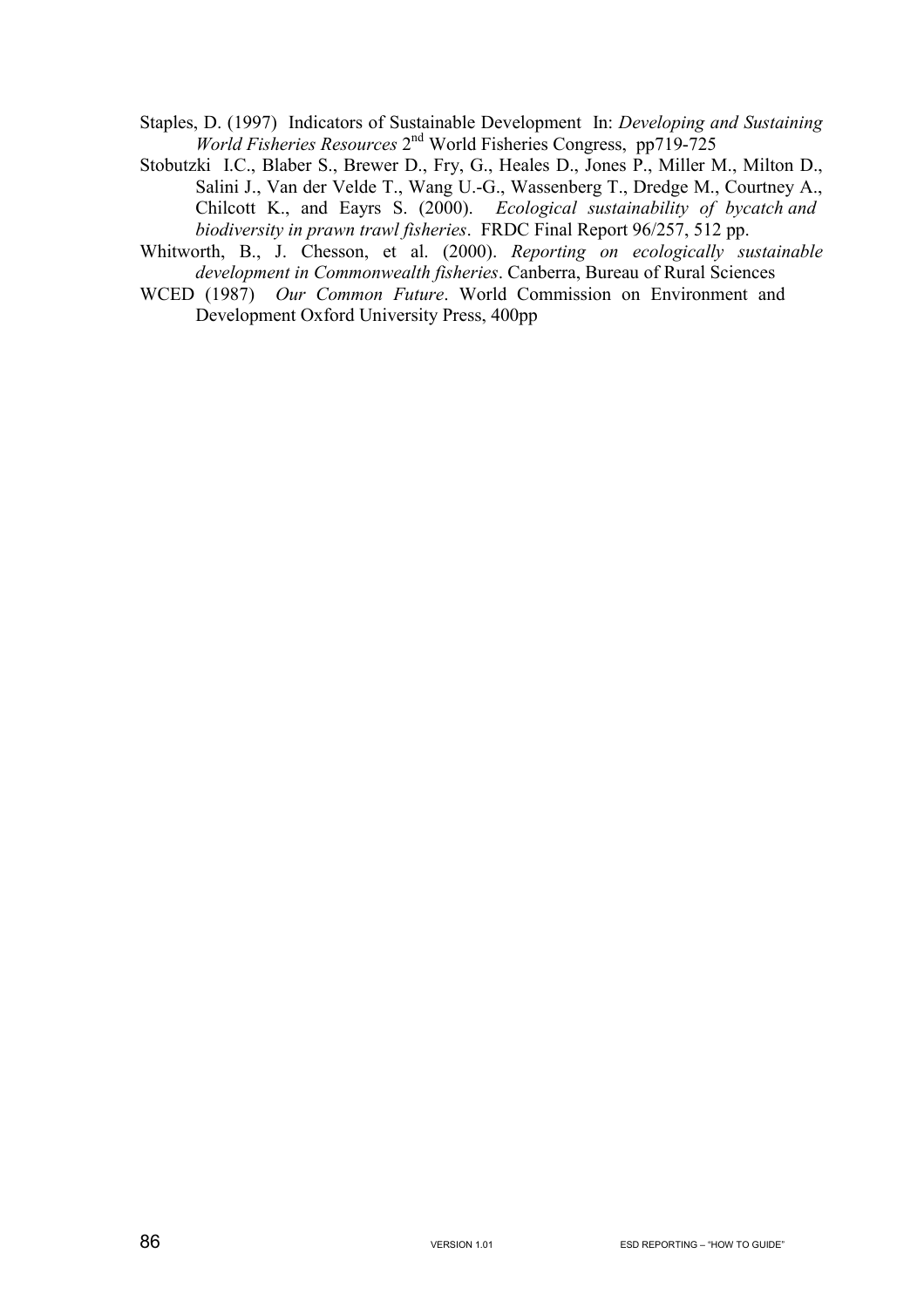Staples, D. (1997) Indicators of Sustainable Development In: *Developing and Sustaining World Fisheries Resources* 2nd World Fisheries Congress, pp719-725

Stobutzki I.C., Blaber S., Brewer D., Fry, G., Heales D., Jones P., Miller M., Milton D., Salini J., Van der Velde T., Wang U.-G., Wassenberg T., Dredge M., Courtney A., Chilcott K., and Eayrs S. (2000). *Ecological sustainability of bycatch and biodiversity in prawn trawl fisheries*. FRDC Final Report 96/257, 512 pp.

Whitworth, B., J. Chesson, et al. (2000). *Reporting on ecologically sustainable development in Commonwealth fisheries*. Canberra, Bureau of Rural Sciences

WCED (1987) *Our Common Future*. World Commission on Environment and Development Oxford University Press, 400pp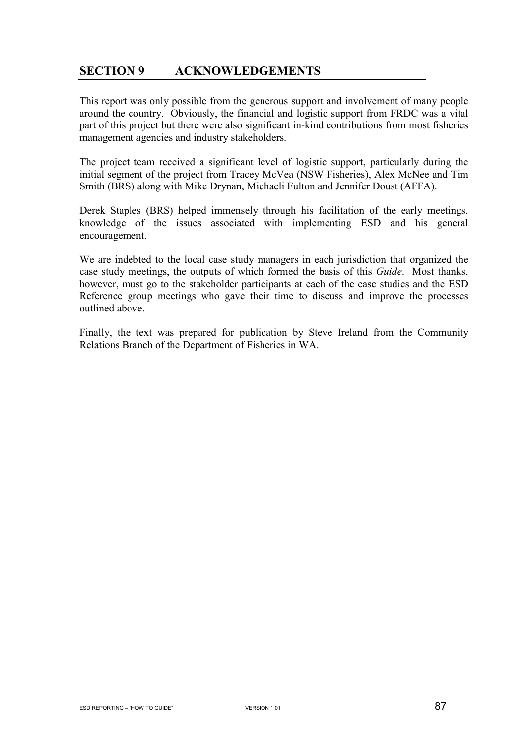## SECTION 9 ACKNOWLEDGEMENTS

This report was only possible from the generous support and involvement of many people around the country. Obviously, the financial and logistic support from FRDC was a vital part of this project but there were also significant in-kind contributions from most fisheries management agencies and industry stakeholders.

The project team received a significant level of logistic support, particularly during the initial segment of the project from Tracey McVea (NSW Fisheries), Alex McNee and Tim Smith (BRS) along with Mike Drynan, Michaeli Fulton and Jennifer Doust (AFFA).

Derek Staples (BRS) helped immensely through his facilitation of the early meetings, knowledge of the issues associated with implementing ESD and his general encouragement.

We are indebted to the local case study managers in each jurisdiction that organized the case study meetings, the outputs of which formed the basis of this *Guide*. Most thanks, however, must go to the stakeholder participants at each of the case studies and the ESD Reference group meetings who gave their time to discuss and improve the processes outlined above.

Finally, the text was prepared for publication by Steve Ireland from the Community Relations Branch of the Department of Fisheries in WA.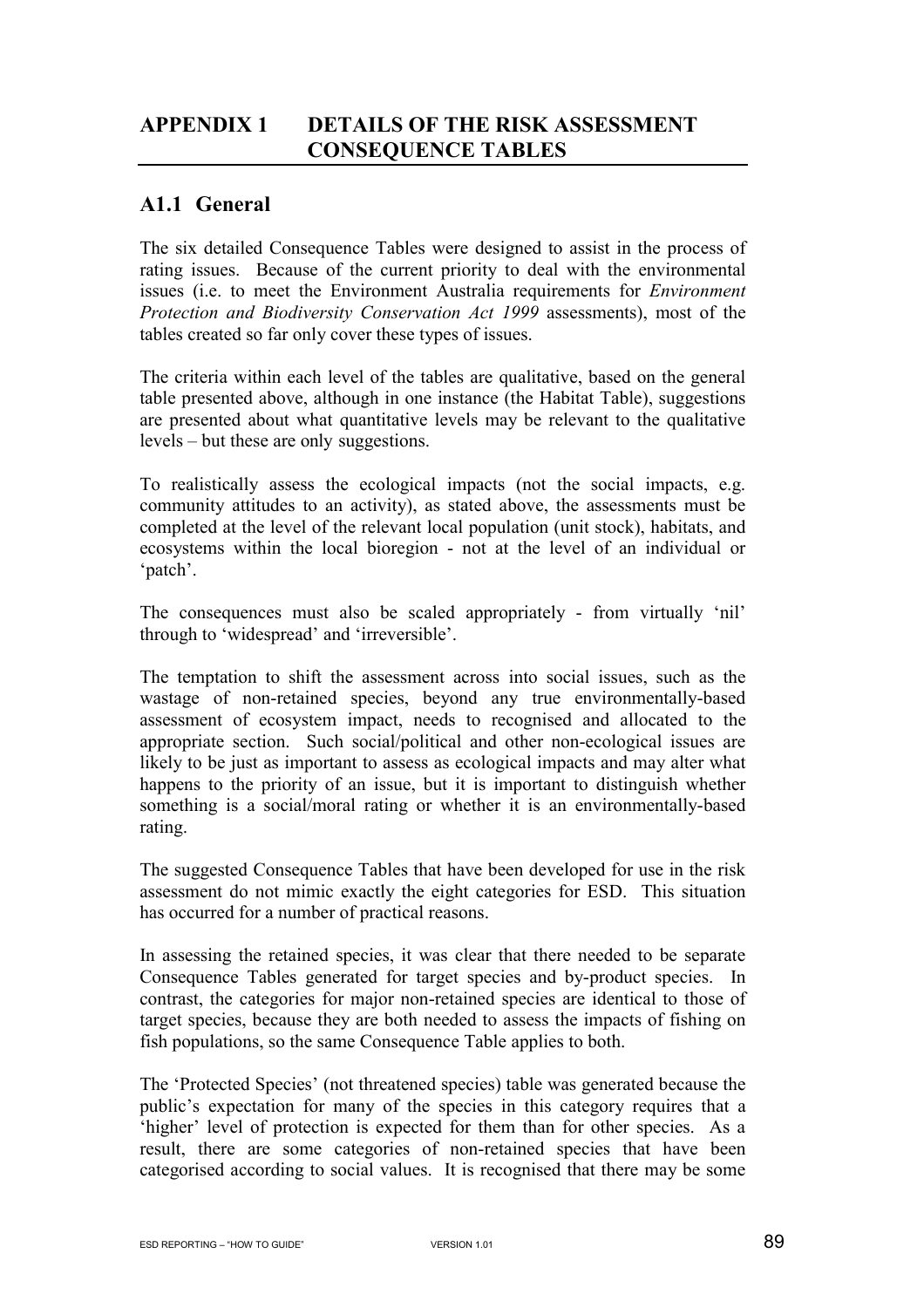# APPENDIX 1 DETAILS OF THE RISK ASSESSMENT CONSEQUENCE TABLES

## A1.1 General

The six detailed Consequence Tables were designed to assist in the process of rating issues. Because of the current priority to deal with the environmental issues (i.e. to meet the Environment Australia requirements for *Environment Protection and Biodiversity Conservation Act 1999* assessments), most of the tables created so far only cover these types of issues.

The criteria within each level of the tables are qualitative, based on the general table presented above, although in one instance (the Habitat Table), suggestions are presented about what quantitative levels may be relevant to the qualitative levels – but these are only suggestions.

To realistically assess the ecological impacts (not the social impacts, e.g. community attitudes to an activity), as stated above, the assessments must be completed at the level of the relevant local population (unit stock), habitats, and ecosystems within the local bioregion - not at the level of an individual or 'patch'.

The consequences must also be scaled appropriately - from virtually 'nil' through to 'widespread' and 'irreversible'.

The temptation to shift the assessment across into social issues, such as the wastage of non-retained species, beyond any true environmentally-based assessment of ecosystem impact, needs to recognised and allocated to the appropriate section. Such social/political and other non-ecological issues are likely to be just as important to assess as ecological impacts and may alter what happens to the priority of an issue, but it is important to distinguish whether something is a social/moral rating or whether it is an environmentally-based rating.

The suggested Consequence Tables that have been developed for use in the risk assessment do not mimic exactly the eight categories for ESD. This situation has occurred for a number of practical reasons.

In assessing the retained species, it was clear that there needed to be separate Consequence Tables generated for target species and by-product species. In contrast, the categories for major non-retained species are identical to those of target species, because they are both needed to assess the impacts of fishing on fish populations, so the same Consequence Table applies to both.

The 'Protected Species' (not threatened species) table was generated because the public's expectation for many of the species in this category requires that a 'higher' level of protection is expected for them than for other species. As a result, there are some categories of non-retained species that have been categorised according to social values. It is recognised that there may be some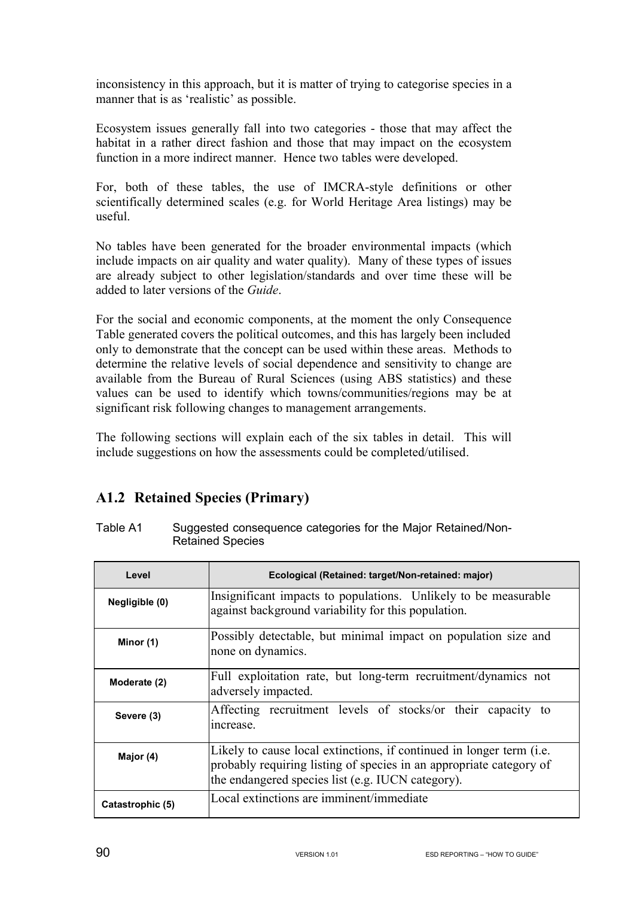inconsistency in this approach, but it is matter of trying to categorise species in a manner that is as 'realistic' as possible.

Ecosystem issues generally fall into two categories - those that may affect the habitat in a rather direct fashion and those that may impact on the ecosystem function in a more indirect manner. Hence two tables were developed.

For, both of these tables, the use of IMCRA-style definitions or other scientifically determined scales (e.g. for World Heritage Area listings) may be useful.

No tables have been generated for the broader environmental impacts (which include impacts on air quality and water quality). Many of these types of issues are already subject to other legislation/standards and over time these will be added to later versions of the *Guide*.

For the social and economic components, at the moment the only Consequence Table generated covers the political outcomes, and this has largely been included only to demonstrate that the concept can be used within these areas. Methods to determine the relative levels of social dependence and sensitivity to change are available from the Bureau of Rural Sciences (using ABS statistics) and these values can be used to identify which towns/communities/regions may be at significant risk following changes to management arrangements.

The following sections will explain each of the six tables in detail. This will include suggestions on how the assessments could be completed/utilised.

## A1.2 Retained Species (Primary)

Table A1 Suggested consequence categories for the Major Retained/Non-Retained Species

| Level | Ecological (Retained: target/Non-retained: major) |
|---|---|
| Negligible (0) | Insignificant impacts to populations. Unlikely to be measurable against background variability for this population. |
| Minor (1) | Possibly detectable, but minimal impact on population size and none on dynamics. |
| Moderate (2) | Full exploitation rate, but long-term recruitment/dynamics not adversely impacted. |
| Severe (3) | Affecting recruitment levels of stocks/or their capacity to increase. |
| Major (4) | Likely to cause local extinctions, if continued in longer term (i.e. probably requiring listing of species in an appropriate category of the endangered species list (e.g. IUCN category). |
| Catastrophic (5) | Local extinctions are imminent/immediate |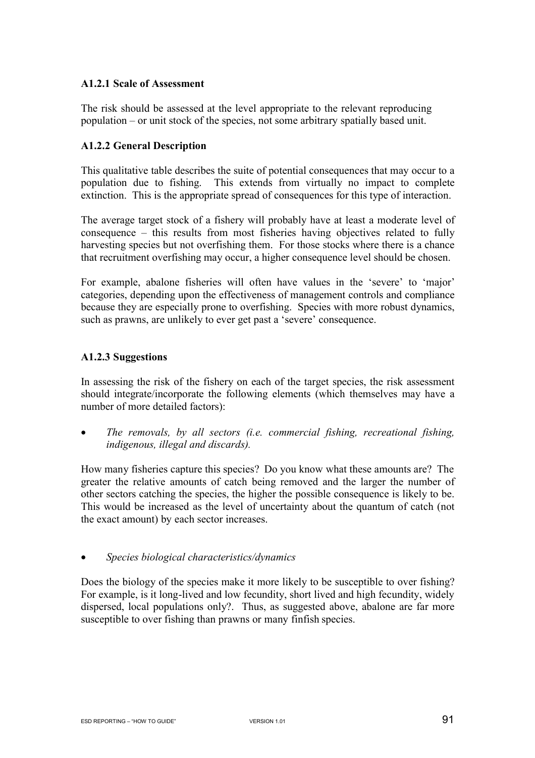### A1.2.1 Scale of Assessment

The risk should be assessed at the level appropriate to the relevant reproducing population – or unit stock of the species, not some arbitrary spatially based unit.

### A1.2.2 General Description

This qualitative table describes the suite of potential consequences that may occur to a population due to fishing. This extends from virtually no impact to complete extinction. This is the appropriate spread of consequences for this type of interaction.

The average target stock of a fishery will probably have at least a moderate level of consequence – this results from most fisheries having objectives related to fully harvesting species but not overfishing them. For those stocks where there is a chance that recruitment overfishing may occur, a higher consequence level should be chosen.

For example, abalone fisheries will often have values in the 'severe' to 'major' categories, depending upon the effectiveness of management controls and compliance because they are especially prone to overfishing. Species with more robust dynamics, such as prawns, are unlikely to ever get past a 'severe' consequence.

### A1.2.3 Suggestions

In assessing the risk of the fishery on each of the target species, the risk assessment should integrate/incorporate the following elements (which themselves may have a number of more detailed factors):

- *The removals, by all sectors (i.e. commercial fishing, recreational fishing, indigenous, illegal and discards).*

How many fisheries capture this species? Do you know what these amounts are? The greater the relative amounts of catch being removed and the larger the number of other sectors catching the species, the higher the possible consequence is likely to be. This would be increased as the level of uncertainty about the quantum of catch (not the exact amount) by each sector increases.

- *Species biological characteristics/dynamics*

Does the biology of the species make it more likely to be susceptible to over fishing? For example, is it long-lived and low fecundity, short lived and high fecundity, widely dispersed, local populations only?. Thus, as suggested above, abalone are far more susceptible to over fishing than prawns or many finfish species.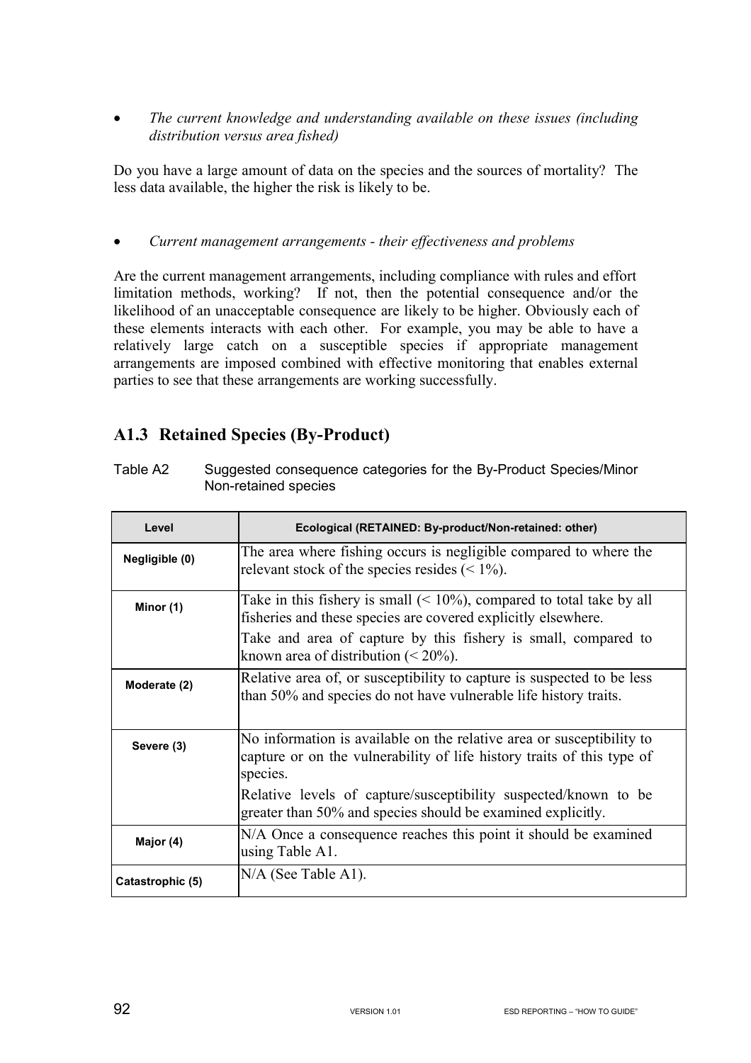- *The current knowledge and understanding available on these issues (including distribution versus area fished)*

Do you have a large amount of data on the species and the sources of mortality? The less data available, the higher the risk is likely to be.

- *Current management arrangements - their effectiveness and problems*

Are the current management arrangements, including compliance with rules and effort limitation methods, working? If not, then the potential consequence and/or the likelihood of an unacceptable consequence are likely to be higher. Obviously each of these elements interacts with each other. For example, you may be able to have a relatively large catch on a susceptible species if appropriate management arrangements are imposed combined with effective monitoring that enables external parties to see that these arrangements are working successfully.

## A1.3 Retained Species (By-Product)

Table A2 Suggested consequence categories for the By-Product Species/Minor Non-retained species

| Level | Ecological (RETAINED: By-product/Non-retained: other) |
|---|---|
| Negligible (0) | The area where fishing occurs is negligible compared to where the relevant stock of the species resides (< 1%). |
| Minor (1) | Take in this fishery is small (< 10%), compared to total take by all fisheries and these species are covered explicitly elsewhere.<br>Take and area of capture by this fishery is small, compared to known area of distribution (< 20%). |
| Moderate (2) | Relative area of, or susceptibility to capture is suspected to be less than 50% and species do not have vulnerable life history traits. |
| Severe (3) | No information is available on the relative area or susceptibility to capture or on the vulnerability of life history traits of this type of species.<br>Relative levels of capture/susceptibility suspected/known to be greater than 50% and species should be examined explicitly. |
| Major (4) | N/A Once a consequence reaches this point it should be examined using Table A1. |
| Catastrophic (5) | N/A (See Table A1). |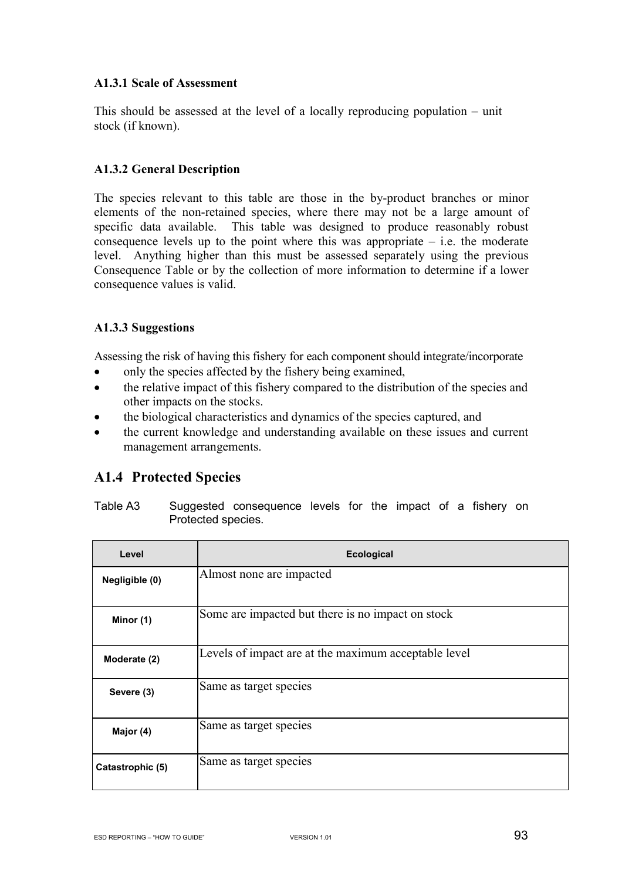#### A1.3.1 Scale of Assessment

This should be assessed at the level of a locally reproducing population – unit stock (if known).

#### A1.3.2 General Description

The species relevant to this table are those in the by-product branches or minor elements of the non-retained species, where there may not be a large amount of specific data available. This table was designed to produce reasonably robust consequence levels up to the point where this was appropriate – i.e. the moderate level. Anything higher than this must be assessed separately using the previous Consequence Table or by the collection of more information to determine if a lower consequence values is valid.

#### A1.3.3 Suggestions

Assessing the risk of having this fishery for each component should integrate/incorporate

- only the species affected by the fishery being examined,
- the relative impact of this fishery compared to the distribution of the species and other impacts on the stocks.
- the biological characteristics and dynamics of the species captured, and
- the current knowledge and understanding available on these issues and current management arrangements.

### A1.4 Protected Species

Table A3 Suggested consequence levels for the impact of a fishery on Protected species.

| Level | Ecological |
|---|---|
| Negligible (0) | Almost none are impacted |
| Minor (1) | Some are impacted but there is no impact on stock |
| Moderate (2) | Levels of impact are at the maximum acceptable level |
| Severe (3) | Same as target species |
| Major (4) | Same as target species |
| Catastrophic (5) | Same as target species |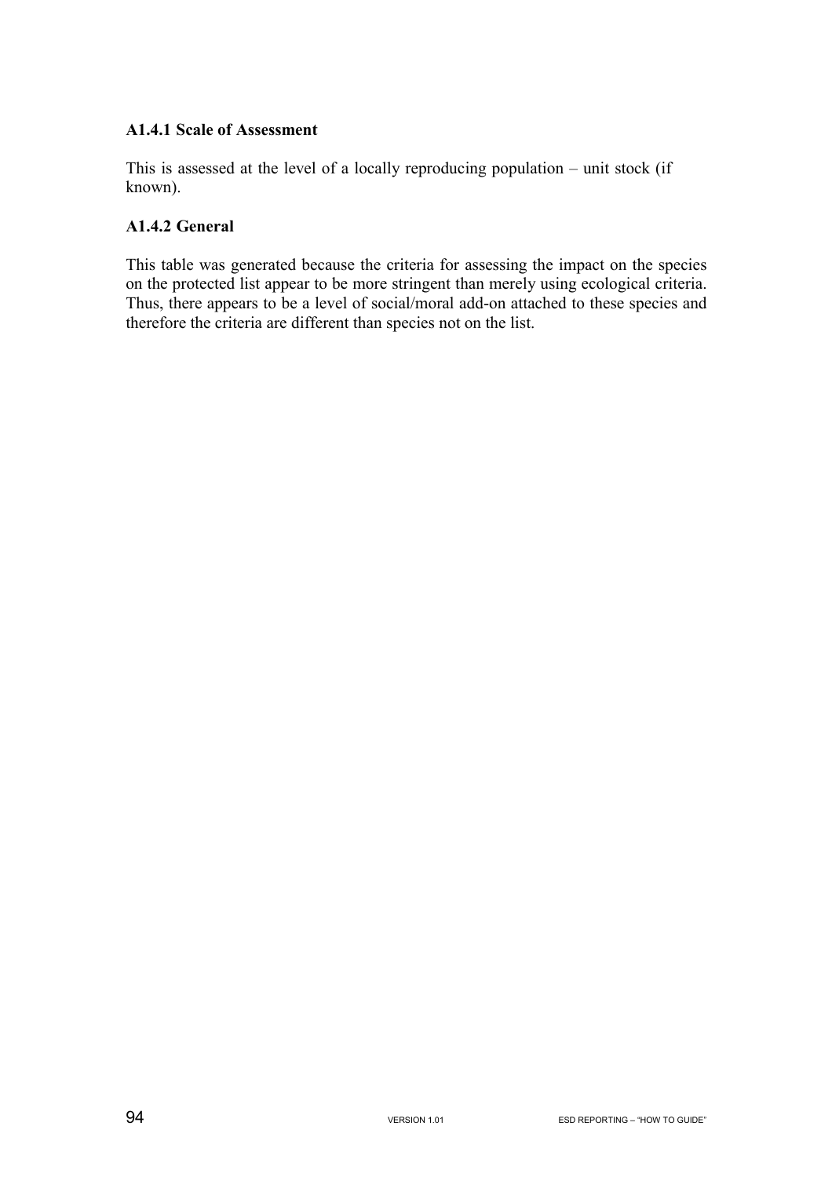### A1.4.1 Scale of Assessment

This is assessed at the level of a locally reproducing population – unit stock (if known).

### A1.4.2 General

This table was generated because the criteria for assessing the impact on the species on the protected list appear to be more stringent than merely using ecological criteria. Thus, there appears to be a level of social/moral add-on attached to these species and therefore the criteria are different than species not on the list.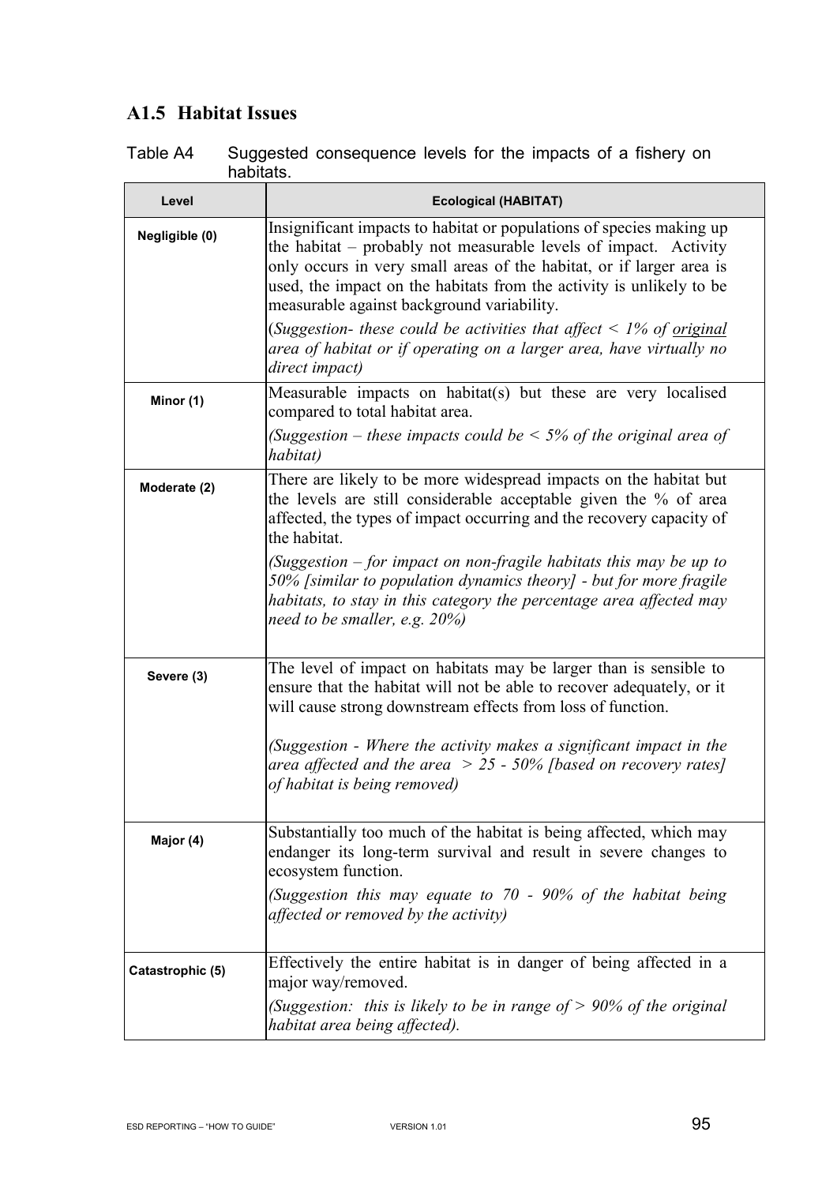## A1.5 Habitat Issues

Table A4 Suggested consequence levels for the impacts of a fishery on habitats.

| Level | Ecological (HABITAT) |
|---|---|
| **Negligible (0)** | Insignificant impacts to habitat or populations of species making up the habitat – probably not measurable levels of impact. Activity only occurs in very small areas of the habitat, or if larger area is used, the impact on the habitats from the activity is unlikely to be measurable against background variability.<br>(*Suggestion- these could be activities that affect < 1% of original area of habitat or if operating on a larger area, have virtually no direct impact)* |
| **Minor (1)** | Measurable impacts on habitat(s) but these are very localised compared to total habitat area.<br>*(Suggestion – these impacts could be < 5% of the original area of habitat)* |
| **Moderate (2)** | There are likely to be more widespread impacts on the habitat but the levels are still considerable acceptable given the % of area affected, the types of impact occurring and the recovery capacity of the habitat.<br>*(Suggestion – for impact on non-fragile habitats this may be up to 50% [similar to population dynamics theory] - but for more fragile habitats, to stay in this category the percentage area affected may need to be smaller, e.g. 20%)* |
| **Severe (3)** | The level of impact on habitats may be larger than is sensible to ensure that the habitat will not be able to recover adequately, or it will cause strong downstream effects from loss of function.<br>*(Suggestion - Where the activity makes a significant impact in the area affected and the area > 25 - 50% [based on recovery rates] of habitat is being removed)* |
| **Major (4)** | Substantially too much of the habitat is being affected, which may endanger its long-term survival and result in severe changes to ecosystem function.<br>*(Suggestion this may equate to 70 - 90% of the habitat being affected or removed by the activity)* |
| **Catastrophic (5)** | Effectively the entire habitat is in danger of being affected in a major way/removed.<br>*(Suggestion: this is likely to be in range of > 90% of the original habitat area being affected).* |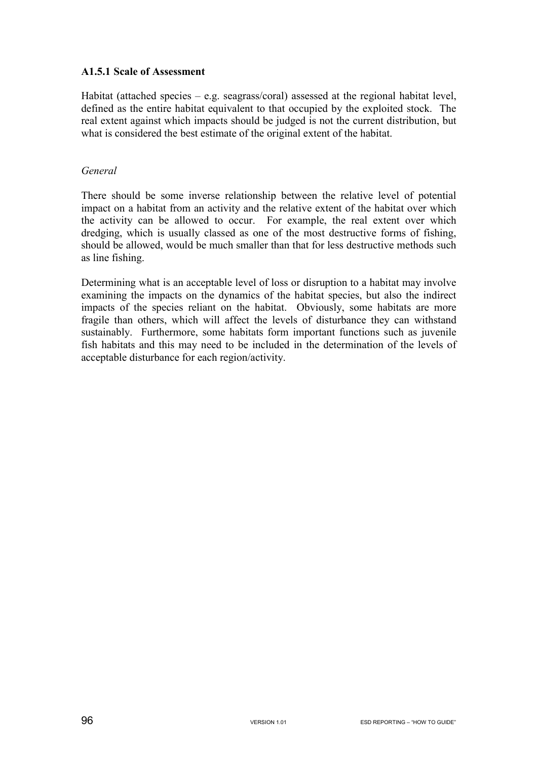### A1.5.1 Scale of Assessment

Habitat (attached species – e.g. seagrass/coral) assessed at the regional habitat level, defined as the entire habitat equivalent to that occupied by the exploited stock. The real extent against which impacts should be judged is not the current distribution, but what is considered the best estimate of the original extent of the habitat.

*General*

There should be some inverse relationship between the relative level of potential impact on a habitat from an activity and the relative extent of the habitat over which the activity can be allowed to occur. For example, the real extent over which dredging, which is usually classed as one of the most destructive forms of fishing, should be allowed, would be much smaller than that for less destructive methods such as line fishing.

Determining what is an acceptable level of loss or disruption to a habitat may involve examining the impacts on the dynamics of the habitat species, but also the indirect impacts of the species reliant on the habitat. Obviously, some habitats are more fragile than others, which will affect the levels of disturbance they can withstand sustainably. Furthermore, some habitats form important functions such as juvenile fish habitats and this may need to be included in the determination of the levels of acceptable disturbance for each region/activity.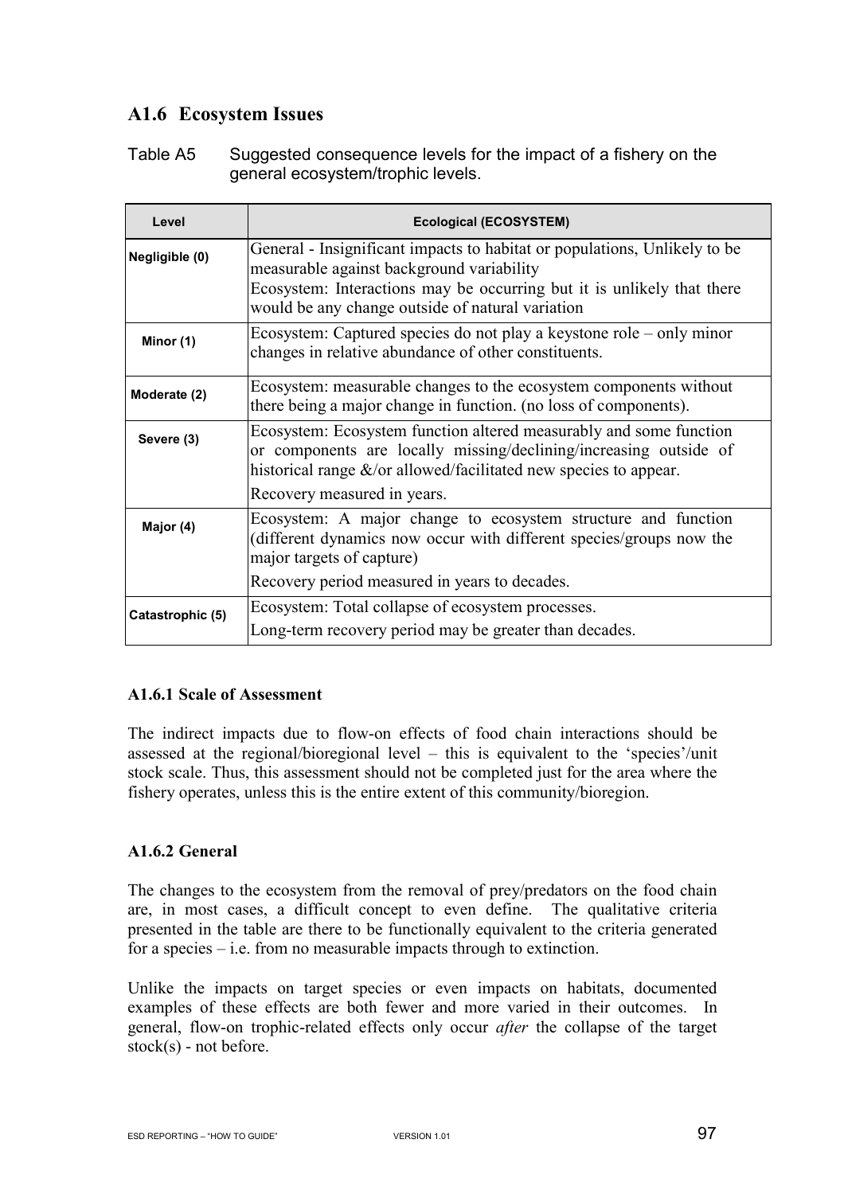## A1.6 Ecosystem Issues

Table A5 Suggested consequence levels for the impact of a fishery on the general ecosystem/trophic levels.

| Level | Ecological (ECOSYSTEM) |
|---|---|
| Negligible (0) | General - Insignificant impacts to habitat or populations, Unlikely to be measurable against background variability<br>Ecosystem: Interactions may be occurring but it is unlikely that there would be any change outside of natural variation |
| Minor (1) | Ecosystem: Captured species do not play a keystone role – only minor changes in relative abundance of other constituents. |
| Moderate (2) | Ecosystem: measurable changes to the ecosystem components without there being a major change in function. (no loss of components). |
| Severe (3) | Ecosystem: Ecosystem function altered measurably and some function or components are locally missing/declining/increasing outside of historical range &/or allowed/facilitated new species to appear.<br>Recovery measured in years. |
| Major (4) | Ecosystem: A major change to ecosystem structure and function (different dynamics now occur with different species/groups now the major targets of capture)<br>Recovery period measured in years to decades. |
| Catastrophic (5) | Ecosystem: Total collapse of ecosystem processes.<br>Long-term recovery period may be greater than decades. |

### A1.6.1 Scale of Assessment

The indirect impacts due to flow-on effects of food chain interactions should be assessed at the regional/bioregional level – this is equivalent to the 'species'/unit stock scale. Thus, this assessment should not be completed just for the area where the fishery operates, unless this is the entire extent of this community/bioregion.

### A1.6.2 General

The changes to the ecosystem from the removal of prey/predators on the food chain are, in most cases, a difficult concept to even define. The qualitative criteria presented in the table are there to be functionally equivalent to the criteria generated for a species – i.e. from no measurable impacts through to extinction.

Unlike the impacts on target species or even impacts on habitats, documented examples of these effects are both fewer and more varied in their outcomes. In general, flow-on trophic-related effects only occur *after* the collapse of the target stock(s) - not before.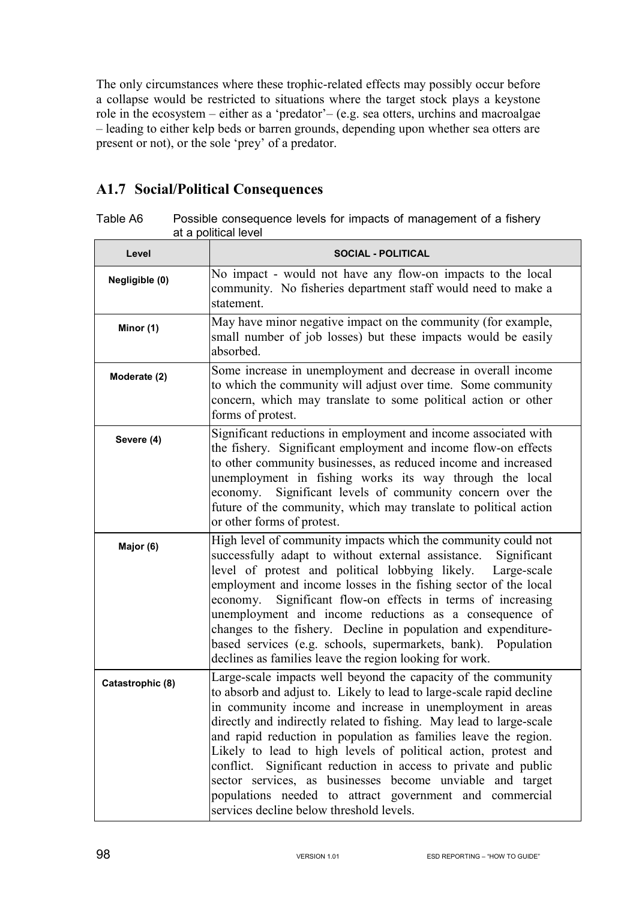The only circumstances where these trophic-related effects may possibly occur before a collapse would be restricted to situations where the target stock plays a keystone role in the ecosystem – either as a 'predator'– (e.g. sea otters, urchins and macroalgae – leading to either kelp beds or barren grounds, depending upon whether sea otters are present or not), or the sole 'prey' of a predator.

## A1.7 Social/Political Consequences

Table A6 Possible consequence levels for impacts of management of a fishery at a political level

| Level | SOCIAL - POLITICAL |
|---|---|
| Negligible (0) | No impact - would not have any flow-on impacts to the local community. No fisheries department staff would need to make a statement. |
| Minor (1) | May have minor negative impact on the community (for example, small number of job losses) but these impacts would be easily absorbed. |
| Moderate (2) | Some increase in unemployment and decrease in overall income to which the community will adjust over time. Some community concern, which may translate to some political action or other forms of protest. |
| Severe (4) | Significant reductions in employment and income associated with the fishery. Significant employment and income flow-on effects to other community businesses, as reduced income and increased unemployment in fishing works its way through the local economy. Significant levels of community concern over the future of the community, which may translate to political action or other forms of protest. |
| Major (6) | High level of community impacts which the community could not successfully adapt to without external assistance. Significant level of protest and political lobbying likely. Large-scale employment and income losses in the fishing sector of the local economy. Significant flow-on effects in terms of increasing unemployment and income reductions as a consequence of changes to the fishery. Decline in population and expenditure-based services (e.g. schools, supermarkets, bank). Population declines as families leave the region looking for work. |
| Catastrophic (8) | Large-scale impacts well beyond the capacity of the community to absorb and adjust to. Likely to lead to large-scale rapid decline in community income and increase in unemployment in areas directly and indirectly related to fishing. May lead to large-scale and rapid reduction in population as families leave the region. Likely to lead to high levels of political action, protest and conflict. Significant reduction in access to private and public sector services, as businesses become unviable and target populations needed to attract government and commercial services decline below threshold levels. |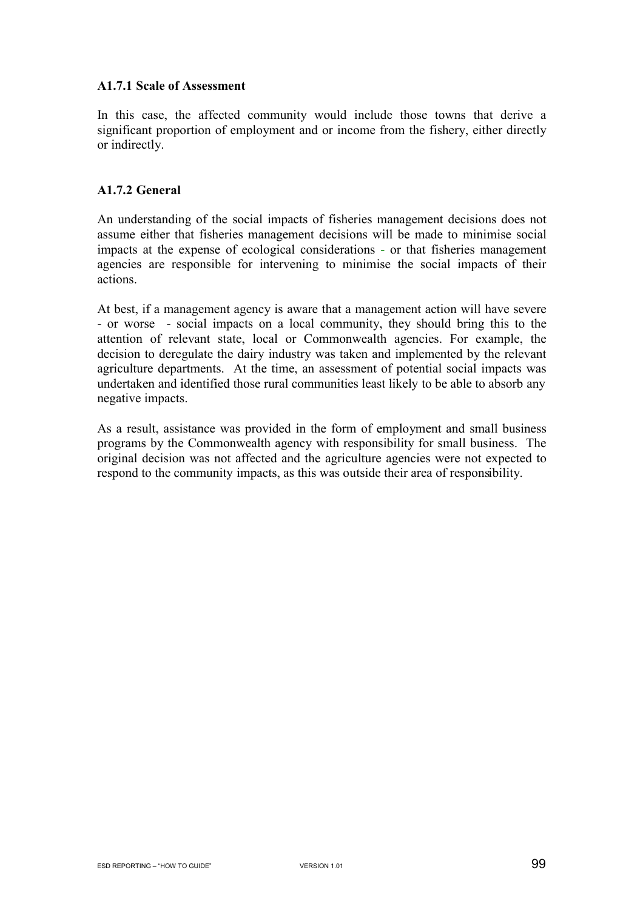### A1.7.1 Scale of Assessment

In this case, the affected community would include those towns that derive a significant proportion of employment and or income from the fishery, either directly or indirectly.

### A1.7.2 General

An understanding of the social impacts of fisheries management decisions does not assume either that fisheries management decisions will be made to minimise social impacts at the expense of ecological considerations - or that fisheries management agencies are responsible for intervening to minimise the social impacts of their actions.

At best, if a management agency is aware that a management action will have severe - or worse - social impacts on a local community, they should bring this to the attention of relevant state, local or Commonwealth agencies. For example, the decision to deregulate the dairy industry was taken and implemented by the relevant agriculture departments. At the time, an assessment of potential social impacts was undertaken and identified those rural communities least likely to be able to absorb any negative impacts.

As a result, assistance was provided in the form of employment and small business programs by the Commonwealth agency with responsibility for small business. The original decision was not affected and the agriculture agencies were not expected to respond to the community impacts, as this was outside their area of responsibility.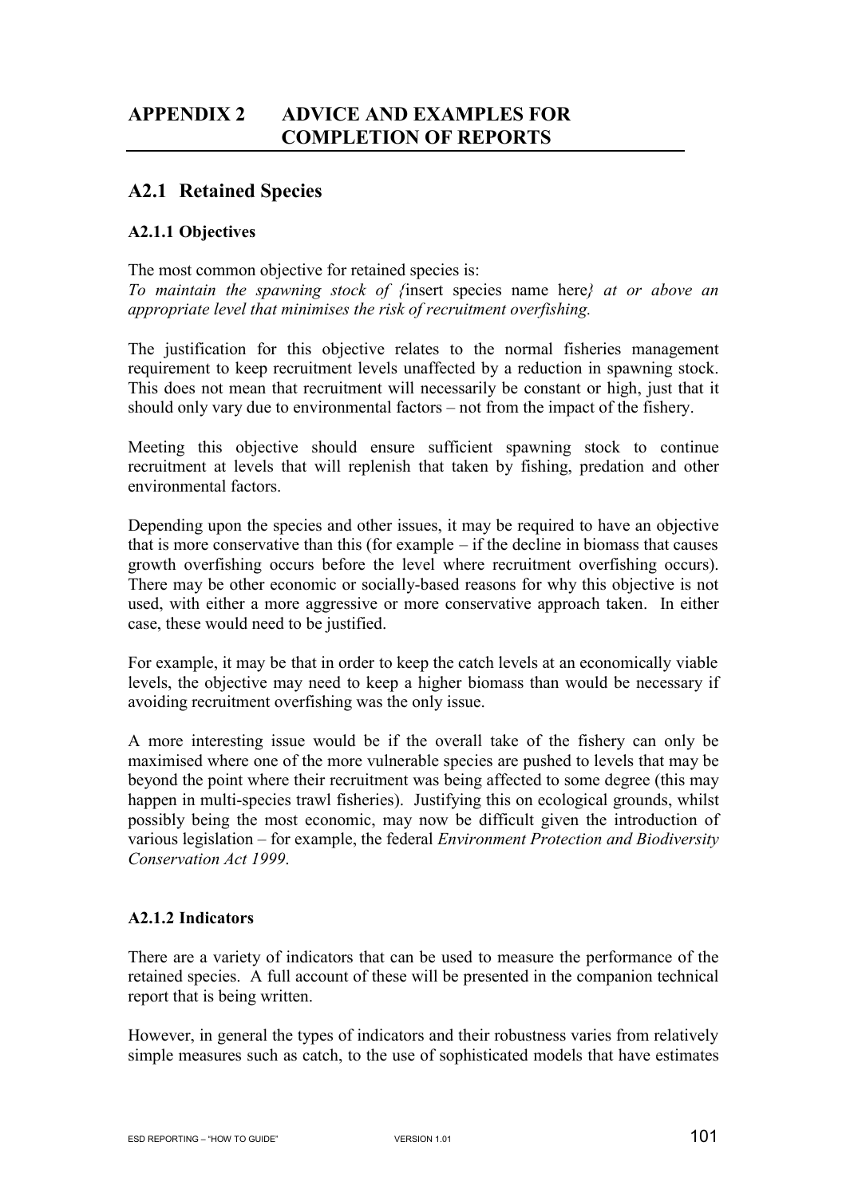# APPENDIX 2 ADVICE AND EXAMPLES FOR COMPLETION OF REPORTS

## A2.1 Retained Species

### A2.1.1 Objectives

The most common objective for retained species is:
*To maintain the spawning stock of {*insert species name here*} at or above an appropriate level that minimises the risk of recruitment overfishing.*

The justification for this objective relates to the normal fisheries management requirement to keep recruitment levels unaffected by a reduction in spawning stock. This does not mean that recruitment will necessarily be constant or high, just that it should only vary due to environmental factors – not from the impact of the fishery.

Meeting this objective should ensure sufficient spawning stock to continue recruitment at levels that will replenish that taken by fishing, predation and other environmental factors.

Depending upon the species and other issues, it may be required to have an objective that is more conservative than this (for example – if the decline in biomass that causes growth overfishing occurs before the level where recruitment overfishing occurs). There may be other economic or socially-based reasons for why this objective is not used, with either a more aggressive or more conservative approach taken. In either case, these would need to be justified.

For example, it may be that in order to keep the catch levels at an economically viable levels, the objective may need to keep a higher biomass than would be necessary if avoiding recruitment overfishing was the only issue.

A more interesting issue would be if the overall take of the fishery can only be maximised where one of the more vulnerable species are pushed to levels that may be beyond the point where their recruitment was being affected to some degree (this may happen in multi-species trawl fisheries). Justifying this on ecological grounds, whilst possibly being the most economic, may now be difficult given the introduction of various legislation – for example, the federal *Environment Protection and Biodiversity Conservation Act 1999*.

### A2.1.2 Indicators

There are a variety of indicators that can be used to measure the performance of the retained species. A full account of these will be presented in the companion technical report that is being written.

However, in general the types of indicators and their robustness varies from relatively simple measures such as catch, to the use of sophisticated models that have estimates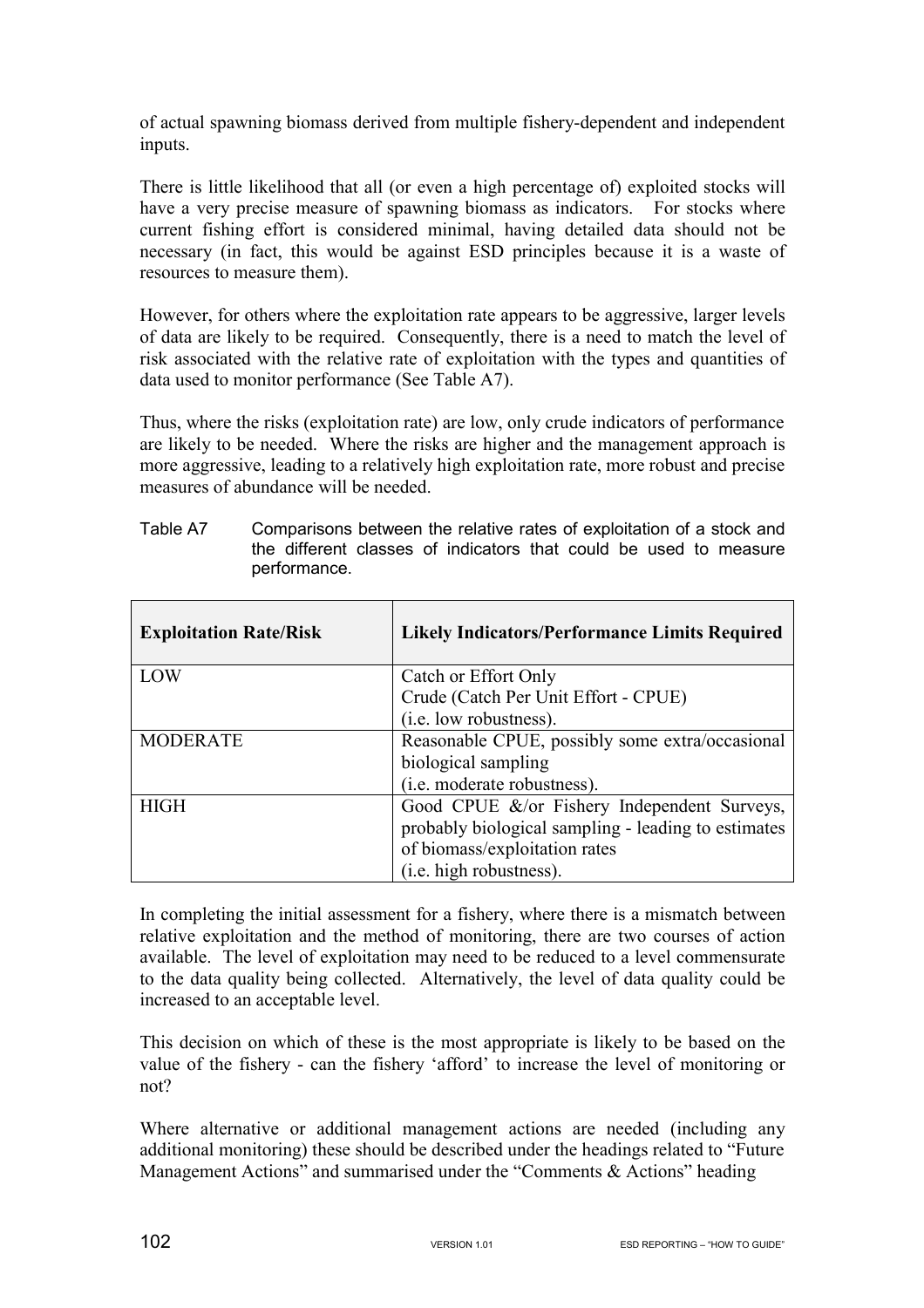of actual spawning biomass derived from multiple fishery-dependent and independent inputs.

There is little likelihood that all (or even a high percentage of) exploited stocks will have a very precise measure of spawning biomass as indicators. For stocks where current fishing effort is considered minimal, having detailed data should not be necessary (in fact, this would be against ESD principles because it is a waste of resources to measure them).

However, for others where the exploitation rate appears to be aggressive, larger levels of data are likely to be required. Consequently, there is a need to match the level of risk associated with the relative rate of exploitation with the types and quantities of data used to monitor performance (See Table A7).

Thus, where the risks (exploitation rate) are low, only crude indicators of performance are likely to be needed. Where the risks are higher and the management approach is more aggressive, leading to a relatively high exploitation rate, more robust and precise measures of abundance will be needed.

Table A7 Comparisons between the relative rates of exploitation of a stock and the different classes of indicators that could be used to measure performance.

| Exploitation Rate/Risk | Likely Indicators/Performance Limits Required |
|---|---|
| LOW | Catch or Effort Only<br>Crude (Catch Per Unit Effort - CPUE)<br>(i.e. low robustness). |
| MODERATE | Reasonable CPUE, possibly some extra/occasional biological sampling<br>(i.e. moderate robustness). |
| HIGH | Good CPUE &/or Fishery Independent Surveys, probably biological sampling - leading to estimates of biomass/exploitation rates<br>(i.e. high robustness). |

In completing the initial assessment for a fishery, where there is a mismatch between relative exploitation and the method of monitoring, there are two courses of action available. The level of exploitation may need to be reduced to a level commensurate to the data quality being collected. Alternatively, the level of data quality could be increased to an acceptable level.

This decision on which of these is the most appropriate is likely to be based on the value of the fishery - can the fishery 'afford' to increase the level of monitoring or not?

Where alternative or additional management actions are needed (including any additional monitoring) these should be described under the headings related to "Future Management Actions" and summarised under the "Comments & Actions" heading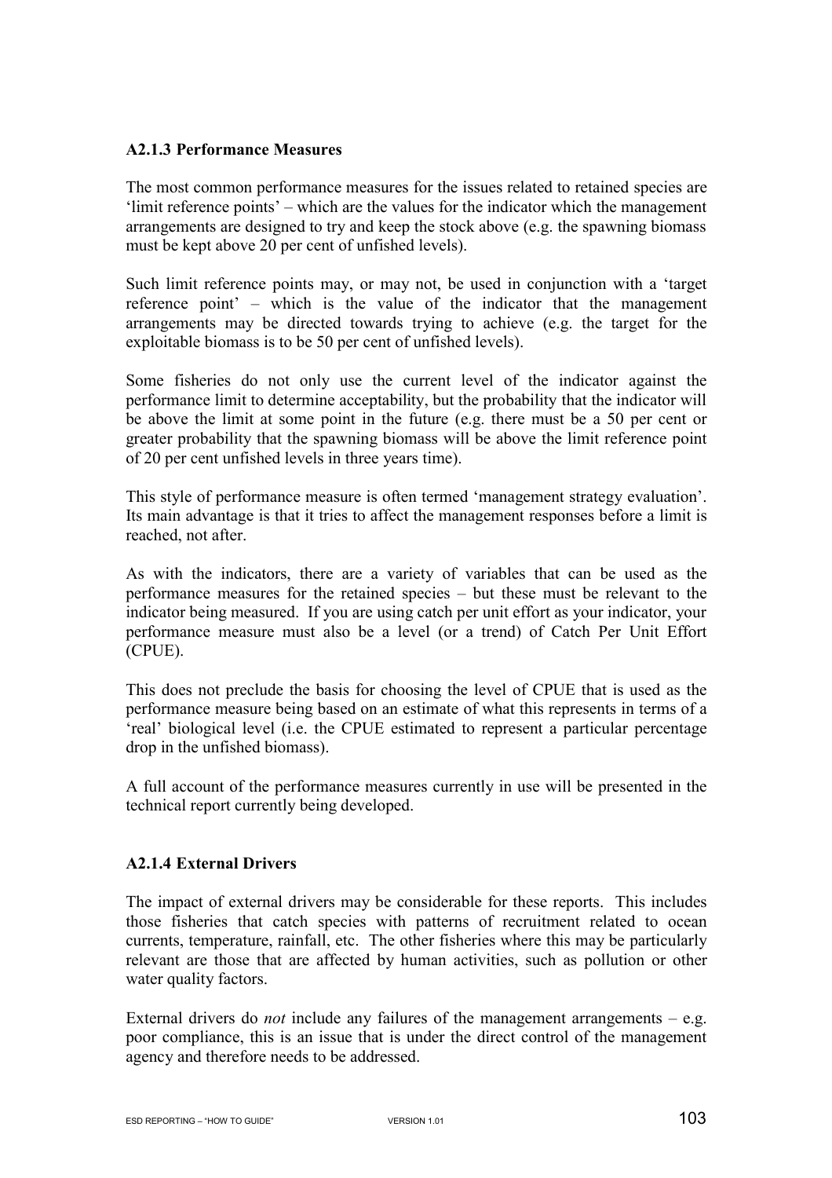### A2.1.3 Performance Measures

The most common performance measures for the issues related to retained species are 'limit reference points' – which are the values for the indicator which the management arrangements are designed to try and keep the stock above (e.g. the spawning biomass must be kept above 20 per cent of unfished levels).

Such limit reference points may, or may not, be used in conjunction with a 'target reference point' – which is the value of the indicator that the management arrangements may be directed towards trying to achieve (e.g. the target for the exploitable biomass is to be 50 per cent of unfished levels).

Some fisheries do not only use the current level of the indicator against the performance limit to determine acceptability, but the probability that the indicator will be above the limit at some point in the future (e.g. there must be a 50 per cent or greater probability that the spawning biomass will be above the limit reference point of 20 per cent unfished levels in three years time).

This style of performance measure is often termed 'management strategy evaluation'. Its main advantage is that it tries to affect the management responses before a limit is reached, not after.

As with the indicators, there are a variety of variables that can be used as the performance measures for the retained species – but these must be relevant to the indicator being measured. If you are using catch per unit effort as your indicator, your performance measure must also be a level (or a trend) of Catch Per Unit Effort (CPUE).

This does not preclude the basis for choosing the level of CPUE that is used as the performance measure being based on an estimate of what this represents in terms of a 'real' biological level (i.e. the CPUE estimated to represent a particular percentage drop in the unfished biomass).

A full account of the performance measures currently in use will be presented in the technical report currently being developed.

### A2.1.4 External Drivers

The impact of external drivers may be considerable for these reports. This includes those fisheries that catch species with patterns of recruitment related to ocean currents, temperature, rainfall, etc. The other fisheries where this may be particularly relevant are those that are affected by human activities, such as pollution or other water quality factors.

External drivers do *not* include any failures of the management arrangements – e.g. poor compliance, this is an issue that is under the direct control of the management agency and therefore needs to be addressed.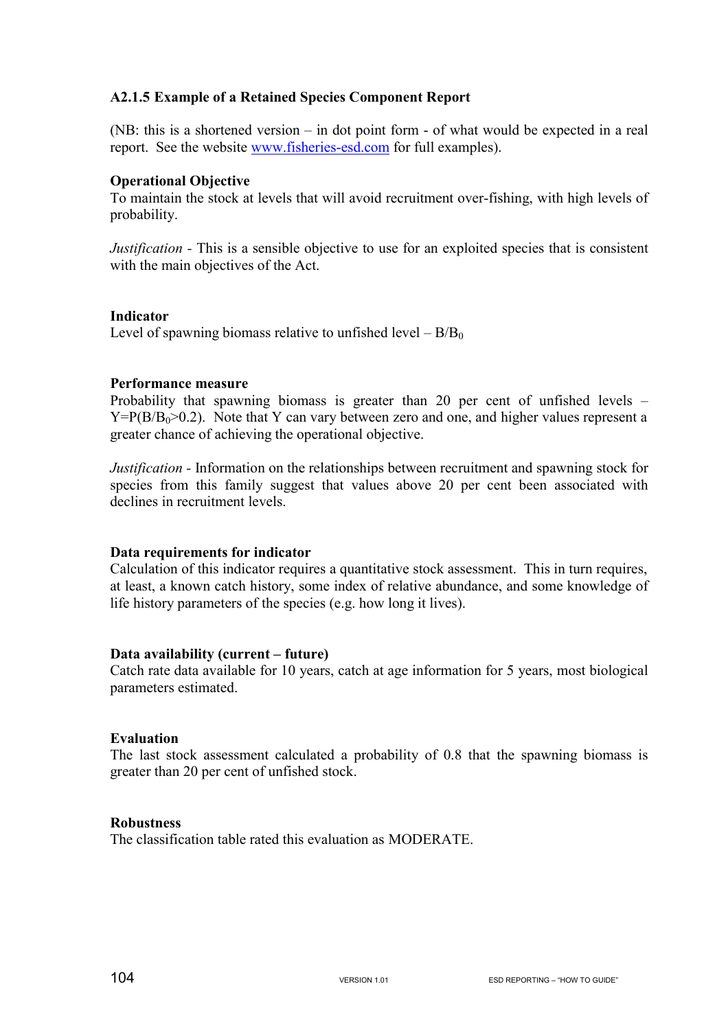### A2.1.5 Example of a Retained Species Component Report

(NB: this is a shortened version – in dot point form - of what would be expected in a real report. See the website www.fisheries-esd.com for full examples).

**Operational Objective**

To maintain the stock at levels that will avoid recruitment over-fishing, with high levels of probability.

*Justification* - This is a sensible objective to use for an exploited species that is consistent with the main objectives of the Act.

**Indicator**

Level of spawning biomass relative to unfished level – $B/B_0$

**Performance measure**

Probability that spawning biomass is greater than 20 per cent of unfished levels – $Y=P(B/B_0>0.2)$. Note that Y can vary between zero and one, and higher values represent a greater chance of achieving the operational objective.

*Justification* - Information on the relationships between recruitment and spawning stock for species from this family suggest that values above 20 per cent been associated with declines in recruitment levels.

**Data requirements for indicator**

Calculation of this indicator requires a quantitative stock assessment. This in turn requires, at least, a known catch history, some index of relative abundance, and some knowledge of life history parameters of the species (e.g. how long it lives).

**Data availability (current – future)**

Catch rate data available for 10 years, catch at age information for 5 years, most biological parameters estimated.

**Evaluation**

The last stock assessment calculated a probability of 0.8 that the spawning biomass is greater than 20 per cent of unfished stock.

**Robustness**

The classification table rated this evaluation as MODERATE.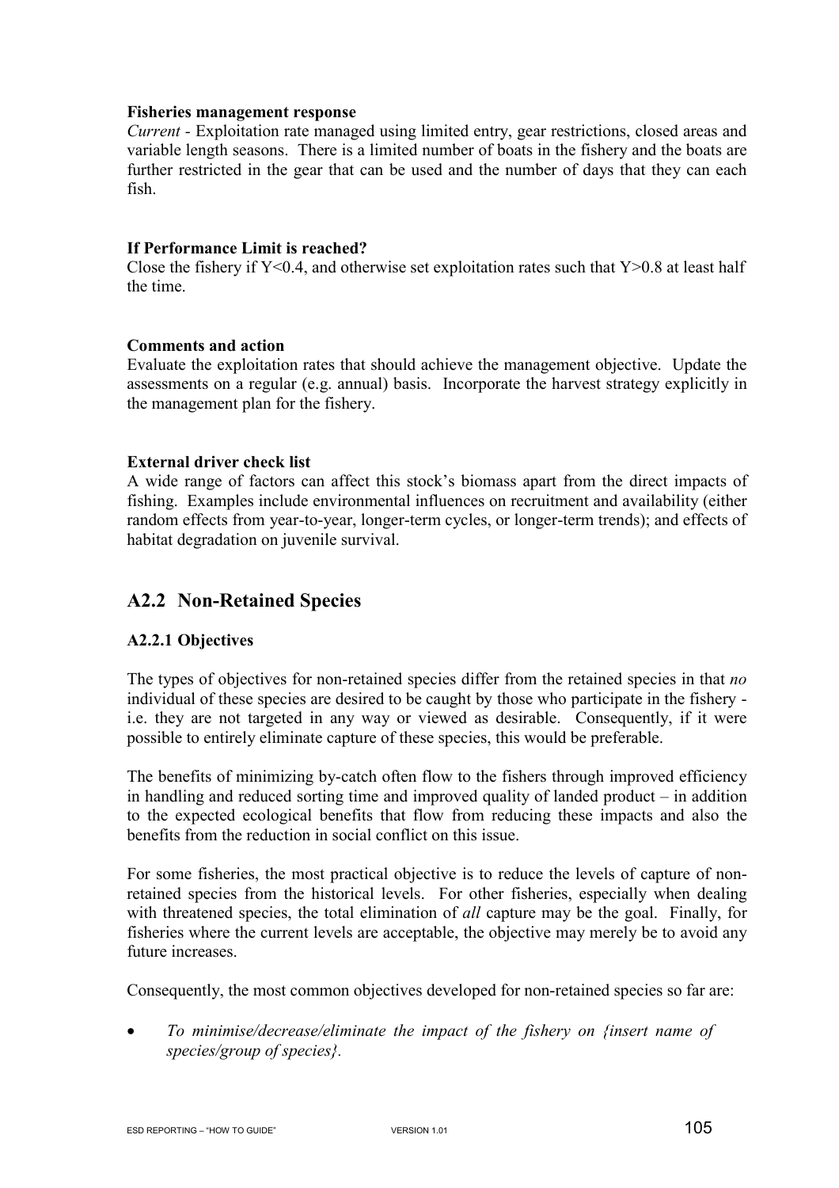**Fisheries management response**

*Current* - Exploitation rate managed using limited entry, gear restrictions, closed areas and variable length seasons. There is a limited number of boats in the fishery and the boats are further restricted in the gear that can be used and the number of days that they can each fish.

**If Performance Limit is reached?**

Close the fishery if $Y<0.4$, and otherwise set exploitation rates such that $Y>0.8$ at least half the time.

**Comments and action**

Evaluate the exploitation rates that should achieve the management objective. Update the assessments on a regular (e.g. annual) basis. Incorporate the harvest strategy explicitly in the management plan for the fishery.

**External driver check list**

A wide range of factors can affect this stock's biomass apart from the direct impacts of fishing. Examples include environmental influences on recruitment and availability (either random effects from year-to-year, longer-term cycles, or longer-term trends); and effects of habitat degradation on juvenile survival.

## A2.2 Non-Retained Species

### A2.2.1 Objectives

The types of objectives for non-retained species differ from the retained species in that *no* individual of these species are desired to be caught by those who participate in the fishery - i.e. they are not targeted in any way or viewed as desirable. Consequently, if it were possible to entirely eliminate capture of these species, this would be preferable.

The benefits of minimizing by-catch often flow to the fishers through improved efficiency in handling and reduced sorting time and improved quality of landed product – in addition to the expected ecological benefits that flow from reducing these impacts and also the benefits from the reduction in social conflict on this issue.

For some fisheries, the most practical objective is to reduce the levels of capture of non-retained species from the historical levels. For other fisheries, especially when dealing with threatened species, the total elimination of *all* capture may be the goal. Finally, for fisheries where the current levels are acceptable, the objective may merely be to avoid any future increases.

Consequently, the most common objectives developed for non-retained species so far are:

- *To minimise/decrease/eliminate the impact of the fishery on {insert name of species/group of species}.*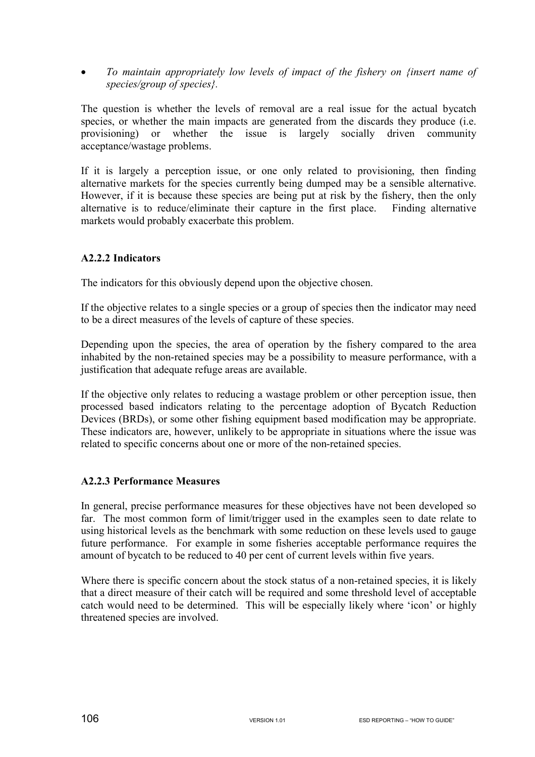- *To maintain appropriately low levels of impact of the fishery on {insert name of species/group of species}.*

The question is whether the levels of removal are a real issue for the actual bycatch species, or whether the main impacts are generated from the discards they produce (i.e. provisioning) or whether the issue is largely socially driven community acceptance/wastage problems.

If it is largely a perception issue, or one only related to provisioning, then finding alternative markets for the species currently being dumped may be a sensible alternative. However, if it is because these species are being put at risk by the fishery, then the only alternative is to reduce/eliminate their capture in the first place. Finding alternative markets would probably exacerbate this problem.

### A2.2.2 Indicators

The indicators for this obviously depend upon the objective chosen.

If the objective relates to a single species or a group of species then the indicator may need to be a direct measures of the levels of capture of these species.

Depending upon the species, the area of operation by the fishery compared to the area inhabited by the non-retained species may be a possibility to measure performance, with a justification that adequate refuge areas are available.

If the objective only relates to reducing a wastage problem or other perception issue, then processed based indicators relating to the percentage adoption of Bycatch Reduction Devices (BRDs), or some other fishing equipment based modification may be appropriate. These indicators are, however, unlikely to be appropriate in situations where the issue was related to specific concerns about one or more of the non-retained species.

### A2.2.3 Performance Measures

In general, precise performance measures for these objectives have not been developed so far. The most common form of limit/trigger used in the examples seen to date relate to using historical levels as the benchmark with some reduction on these levels used to gauge future performance. For example in some fisheries acceptable performance requires the amount of bycatch to be reduced to 40 per cent of current levels within five years.

Where there is specific concern about the stock status of a non-retained species, it is likely that a direct measure of their catch will be required and some threshold level of acceptable catch would need to be determined. This will be especially likely where 'icon' or highly threatened species are involved.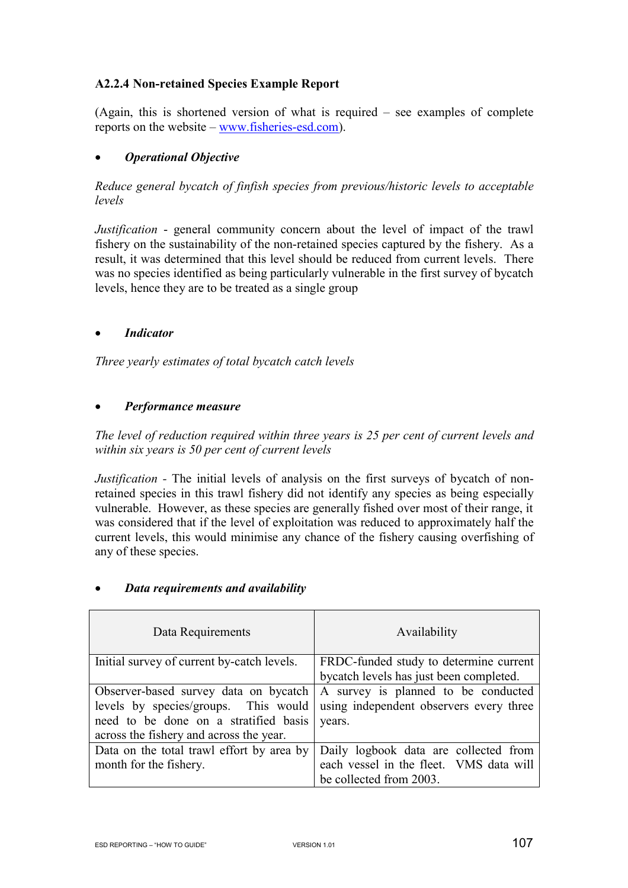### A2.2.4 Non-retained Species Example Report

(Again, this is shortened version of what is required – see examples of complete reports on the website – [www.fisheries-esd.com](www.fisheries-esd.com)).

- ***Operational Objective***

*Reduce general bycatch of finfish species from previous/historic levels to acceptable levels*

*Justification* - general community concern about the level of impact of the trawl fishery on the sustainability of the non-retained species captured by the fishery. As a result, it was determined that this level should be reduced from current levels. There was no species identified as being particularly vulnerable in the first survey of bycatch levels, hence they are to be treated as a single group

- ***Indicator***

*Three yearly estimates of total bycatch catch levels*

- ***Performance measure***

*The level of reduction required within three years is 25 per cent of current levels and within six years is 50 per cent of current levels*

*Justification* - The initial levels of analysis on the first surveys of bycatch of non-retained species in this trawl fishery did not identify any species as being especially vulnerable. However, as these species are generally fished over most of their range, it was considered that if the level of exploitation was reduced to approximately half the current levels, this would minimise any chance of the fishery causing overfishing of any of these species.

- ***Data requirements and availability***

| Data Requirements | Availability |
|---|---|
| Initial survey of current by-catch levels. | FRDC-funded study to determine current bycatch levels has just been completed. |
| Observer-based survey data on bycatch levels by species/groups. This would need to be done on a stratified basis across the fishery and across the year. | A survey is planned to be conducted using independent observers every three years. |
| Data on the total trawl effort by area by month for the fishery. | Daily logbook data are collected from each vessel in the fleet. VMS data will be collected from 2003. |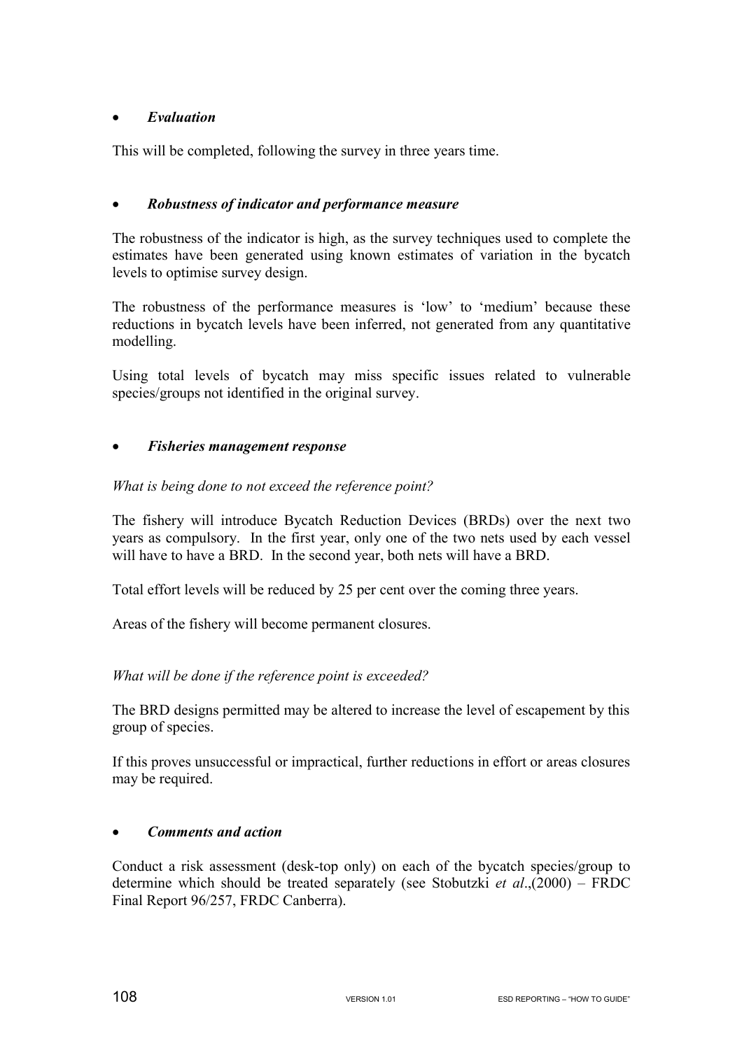- ***Evaluation***

This will be completed, following the survey in three years time.

- ***Robustness of indicator and performance measure***

The robustness of the indicator is high, as the survey techniques used to complete the estimates have been generated using known estimates of variation in the bycatch levels to optimise survey design.

The robustness of the performance measures is 'low' to 'medium' because these reductions in bycatch levels have been inferred, not generated from any quantitative modelling.

Using total levels of bycatch may miss specific issues related to vulnerable species/groups not identified in the original survey.

- ***Fisheries management response***

*What is being done to not exceed the reference point?*

The fishery will introduce Bycatch Reduction Devices (BRDs) over the next two years as compulsory. In the first year, only one of the two nets used by each vessel will have to have a BRD. In the second year, both nets will have a BRD.

Total effort levels will be reduced by 25 per cent over the coming three years.

Areas of the fishery will become permanent closures.

*What will be done if the reference point is exceeded?*

The BRD designs permitted may be altered to increase the level of escapement by this group of species.

If this proves unsuccessful or impractical, further reductions in effort or areas closures may be required.

- ***Comments and action***

Conduct a risk assessment (desk-top only) on each of the bycatch species/group to determine which should be treated separately (see Stobutzki *et al*.,(2000) – FRDC Final Report 96/257, FRDC Canberra).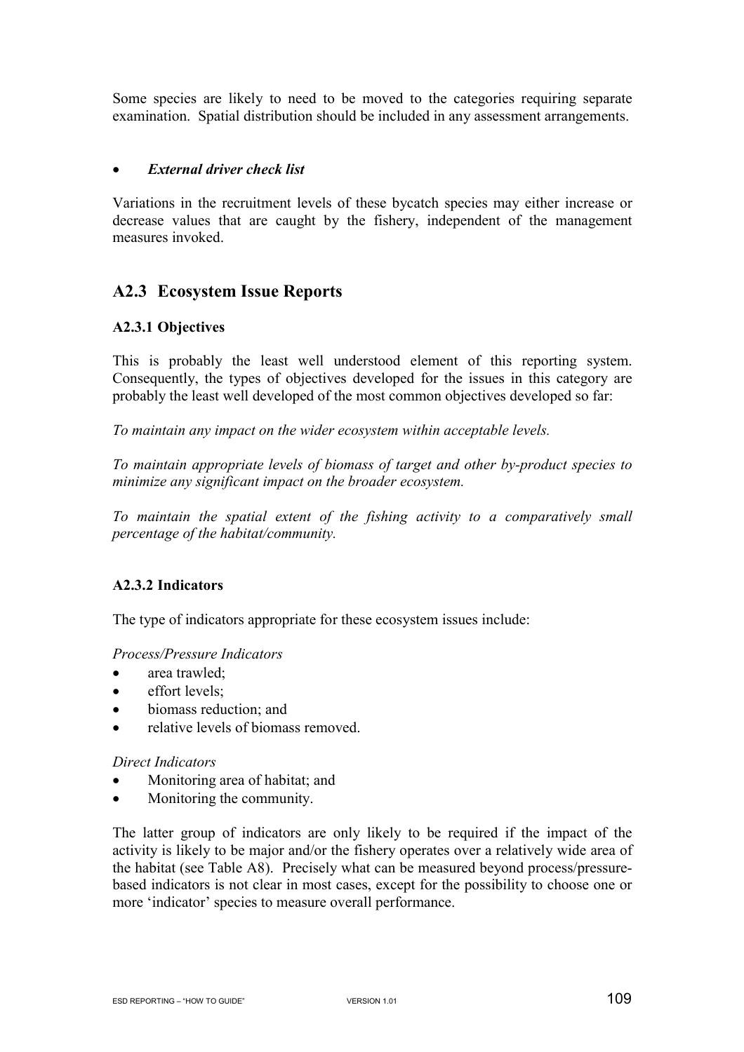Some species are likely to need to be moved to the categories requiring separate examination. Spatial distribution should be included in any assessment arrangements.

- ***External driver check list***

Variations in the recruitment levels of these bycatch species may either increase or decrease values that are caught by the fishery, independent of the management measures invoked.

## A2.3 Ecosystem Issue Reports

### A2.3.1 Objectives

This is probably the least well understood element of this reporting system. Consequently, the types of objectives developed for the issues in this category are probably the least well developed of the most common objectives developed so far:

*To maintain any impact on the wider ecosystem within acceptable levels.*

*To maintain appropriate levels of biomass of target and other by-product species to minimize any significant impact on the broader ecosystem.*

*To maintain the spatial extent of the fishing activity to a comparatively small percentage of the habitat/community.*

### A2.3.2 Indicators

The type of indicators appropriate for these ecosystem issues include:

*Process/Pressure Indicators*

- area trawled;
- effort levels;
- biomass reduction; and
- relative levels of biomass removed.

*Direct Indicators*

- Monitoring area of habitat; and
- Monitoring the community.

The latter group of indicators are only likely to be required if the impact of the activity is likely to be major and/or the fishery operates over a relatively wide area of the habitat (see Table A8). Precisely what can be measured beyond process/pressure-based indicators is not clear in most cases, except for the possibility to choose one or more 'indicator' species to measure overall performance.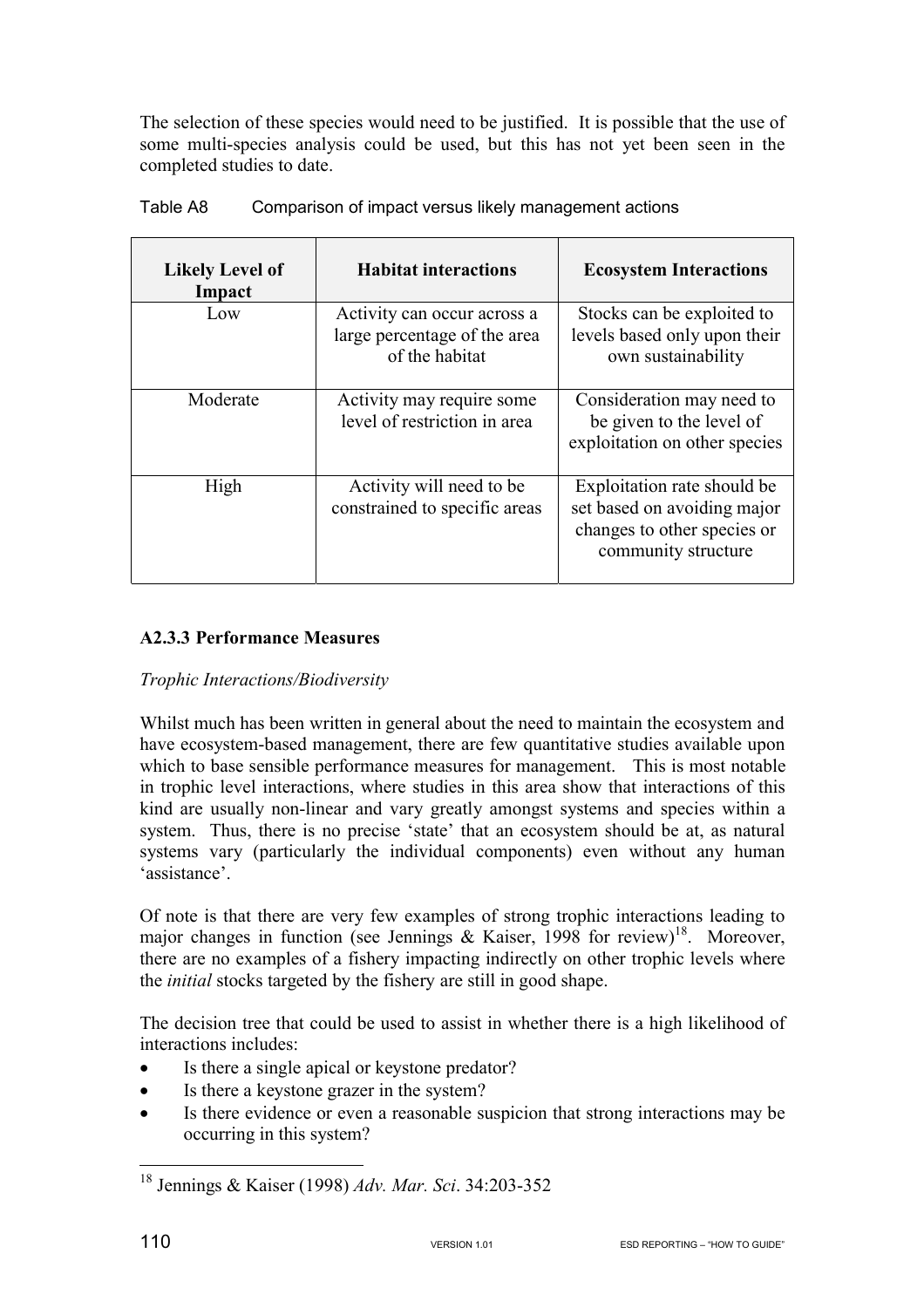The selection of these species would need to be justified. It is possible that the use of some multi-species analysis could be used, but this has not yet been seen in the completed studies to date.

Table A8 Comparison of impact versus likely management actions

| Likely Level of Impact | Habitat interactions | Ecosystem Interactions |
|---|---|---|
| Low | Activity can occur across a large percentage of the area of the habitat | Stocks can be exploited to levels based only upon their own sustainability |
| Moderate | Activity may require some level of restriction in area | Consideration may need to be given to the level of exploitation on other species |
| High | Activity will need to be constrained to specific areas | Exploitation rate should be set based on avoiding major changes to other species or community structure |

### A2.3.3 Performance Measures

*Trophic Interactions/Biodiversity*

Whilst much has been written in general about the need to maintain the ecosystem and have ecosystem-based management, there are few quantitative studies available upon which to base sensible performance measures for management. This is most notable in trophic level interactions, where studies in this area show that interactions of this kind are usually non-linear and vary greatly amongst systems and species within a system. Thus, there is no precise 'state' that an ecosystem should be at, as natural systems vary (particularly the individual components) even without any human 'assistance'.

Of note is that there are very few examples of strong trophic interactions leading to major changes in function (see Jennings & Kaiser, 1998 for review)[18]. Moreover, there are no examples of a fishery impacting indirectly on other trophic levels where the *initial* stocks targeted by the fishery are still in good shape.

The decision tree that could be used to assist in whether there is a high likelihood of interactions includes:

- Is there a single apical or keystone predator?
- Is there a keystone grazer in the system?
- Is there evidence or even a reasonable suspicion that strong interactions may be occurring in this system?

[18] Jennings & Kaiser (1998) *Adv. Mar. Sci*. 34:203-352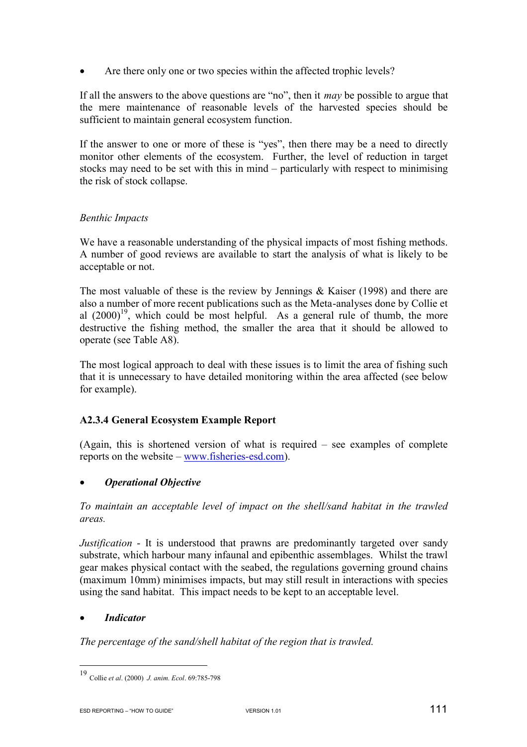- Are there only one or two species within the affected trophic levels?

If all the answers to the above questions are "no", then it *may* be possible to argue that the mere maintenance of reasonable levels of the harvested species should be sufficient to maintain general ecosystem function.

If the answer to one or more of these is "yes", then there may be a need to directly monitor other elements of the ecosystem. Further, the level of reduction in target stocks may need to be set with this in mind – particularly with respect to minimising the risk of stock collapse.

*Benthic Impacts*

We have a reasonable understanding of the physical impacts of most fishing methods. A number of good reviews are available to start the analysis of what is likely to be acceptable or not.

The most valuable of these is the review by Jennings & Kaiser (1998) and there are also a number of more recent publications such as the Meta-analyses done by Collie et al (2000)[19], which could be most helpful. As a general rule of thumb, the more destructive the fishing method, the smaller the area that it should be allowed to operate (see Table A8).

The most logical approach to deal with these issues is to limit the area of fishing such that it is unnecessary to have detailed monitoring within the area affected (see below for example).

### A2.3.4 General Ecosystem Example Report

(Again, this is shortened version of what is required – see examples of complete reports on the website – www.fisheries-esd.com).

- ***Operational Objective***

*To maintain an acceptable level of impact on the shell/sand habitat in the trawled areas.*

*Justification* - It is understood that prawns are predominantly targeted over sandy substrate, which harbour many infaunal and epibenthic assemblages. Whilst the trawl gear makes physical contact with the seabed, the regulations governing ground chains (maximum 10mm) minimises impacts, but may still result in interactions with species using the sand habitat. This impact needs to be kept to an acceptable level.

- ***Indicator***

*The percentage of the sand/shell habitat of the region that is trawled.*

---

[19] Collie *et al*. (2000) *J. anim. Ecol*. 69:785-798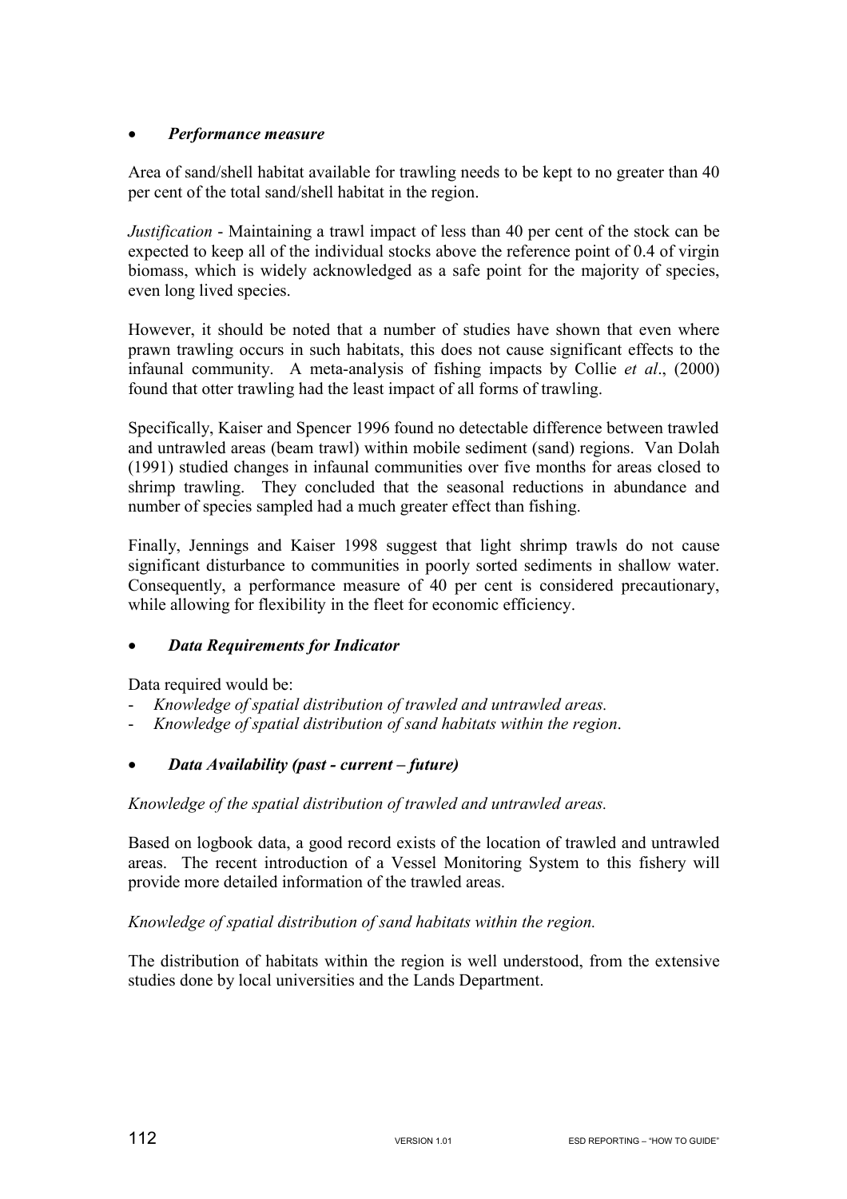- ***Performance measure***

Area of sand/shell habitat available for trawling needs to be kept to no greater than 40 per cent of the total sand/shell habitat in the region.

*Justification* - Maintaining a trawl impact of less than 40 per cent of the stock can be expected to keep all of the individual stocks above the reference point of 0.4 of virgin biomass, which is widely acknowledged as a safe point for the majority of species, even long lived species.

However, it should be noted that a number of studies have shown that even where prawn trawling occurs in such habitats, this does not cause significant effects to the infaunal community. A meta-analysis of fishing impacts by Collie *et al*., (2000) found that otter trawling had the least impact of all forms of trawling.

Specifically, Kaiser and Spencer 1996 found no detectable difference between trawled and untrawled areas (beam trawl) within mobile sediment (sand) regions. Van Dolah (1991) studied changes in infaunal communities over five months for areas closed to shrimp trawling. They concluded that the seasonal reductions in abundance and number of species sampled had a much greater effect than fishing.

Finally, Jennings and Kaiser 1998 suggest that light shrimp trawls do not cause significant disturbance to communities in poorly sorted sediments in shallow water. Consequently, a performance measure of 40 per cent is considered precautionary, while allowing for flexibility in the fleet for economic efficiency.

- ***Data Requirements for Indicator***

Data required would be:

- *Knowledge of spatial distribution of trawled and untrawled areas.*
- *Knowledge of spatial distribution of sand habitats within the region*.

- ***Data Availability (past - current – future)***

*Knowledge of the spatial distribution of trawled and untrawled areas.*

Based on logbook data, a good record exists of the location of trawled and untrawled areas. The recent introduction of a Vessel Monitoring System to this fishery will provide more detailed information of the trawled areas.

*Knowledge of spatial distribution of sand habitats within the region.*

The distribution of habitats within the region is well understood, from the extensive studies done by local universities and the Lands Department.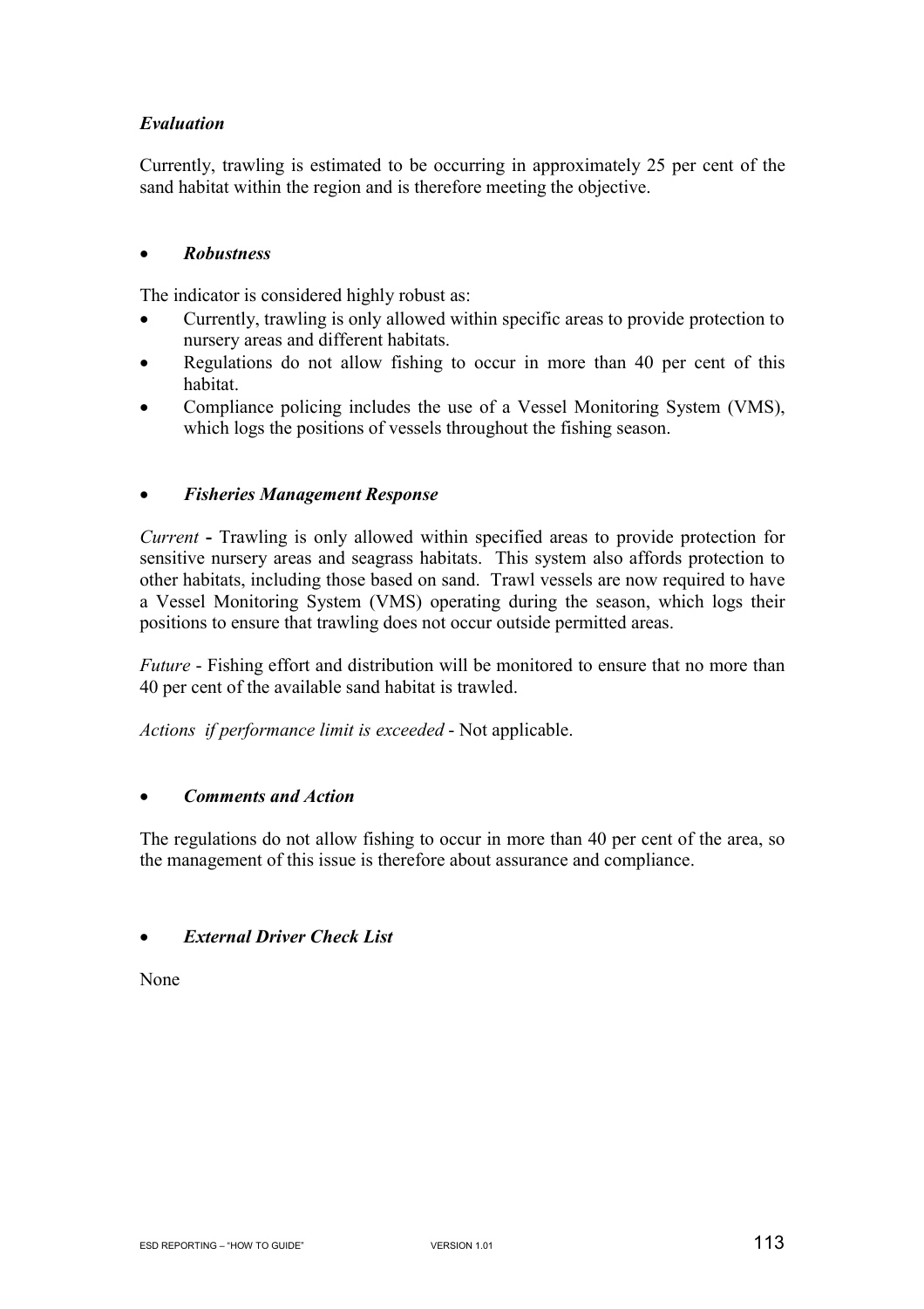*Evaluation*

Currently, trawling is estimated to be occurring in approximately 25 per cent of the sand habitat within the region and is therefore meeting the objective.

- ***Robustness***

The indicator is considered highly robust as:

- Currently, trawling is only allowed within specific areas to provide protection to nursery areas and different habitats.
- Regulations do not allow fishing to occur in more than 40 per cent of this habitat.
- Compliance policing includes the use of a Vessel Monitoring System (VMS), which logs the positions of vessels throughout the fishing season.

- ***Fisheries Management Response***

*Current* **-** Trawling is only allowed within specified areas to provide protection for sensitive nursery areas and seagrass habitats. This system also affords protection to other habitats, including those based on sand. Trawl vessels are now required to have a Vessel Monitoring System (VMS) operating during the season, which logs their positions to ensure that trawling does not occur outside permitted areas.

*Future* - Fishing effort and distribution will be monitored to ensure that no more than 40 per cent of the available sand habitat is trawled.

*Actions if performance limit is exceeded* - Not applicable.

- ***Comments and Action***

The regulations do not allow fishing to occur in more than 40 per cent of the area, so the management of this issue is therefore about assurance and compliance.

- ***External Driver Check List***

None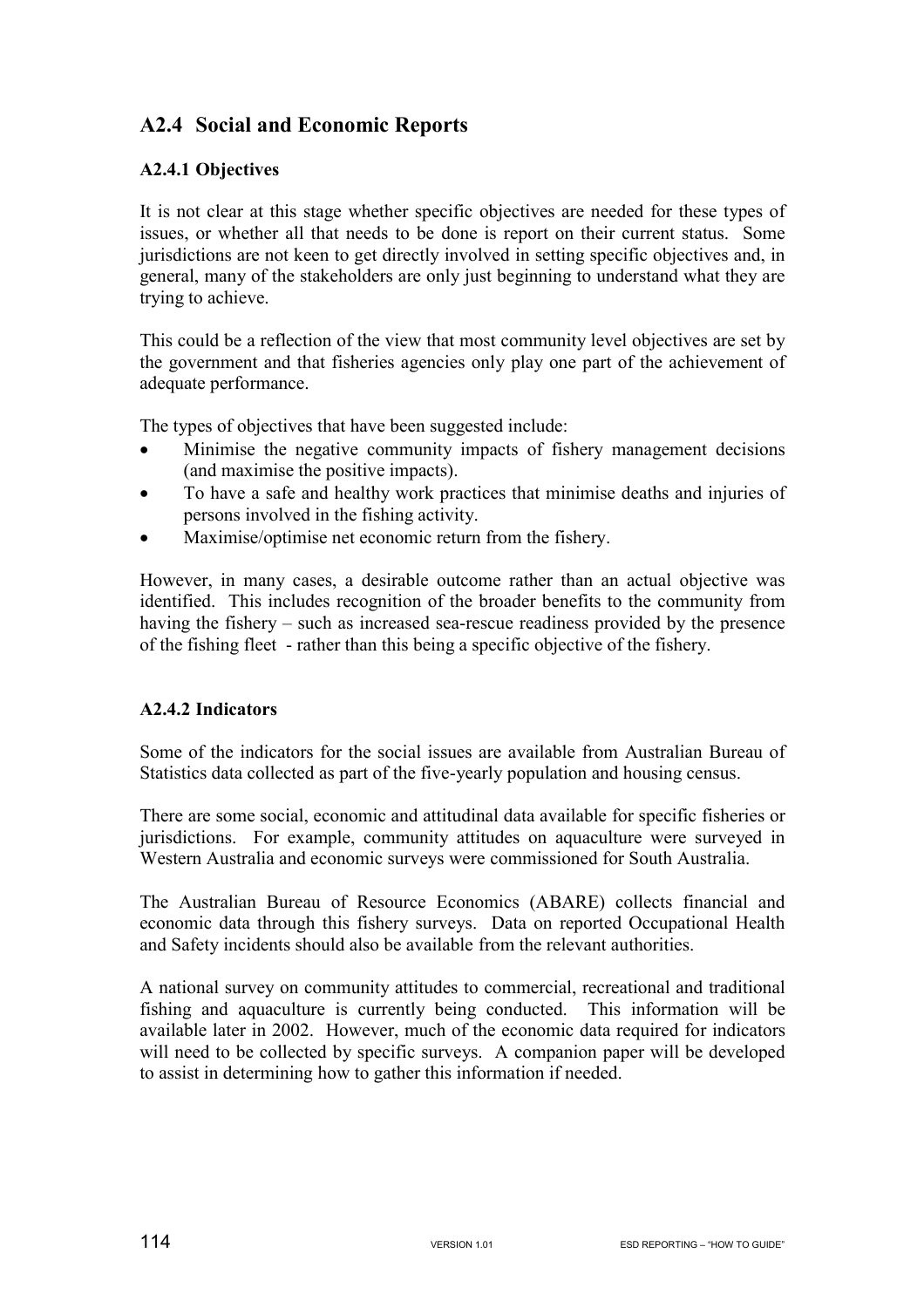## A2.4 Social and Economic Reports

### A2.4.1 Objectives

It is not clear at this stage whether specific objectives are needed for these types of issues, or whether all that needs to be done is report on their current status. Some jurisdictions are not keen to get directly involved in setting specific objectives and, in general, many of the stakeholders are only just beginning to understand what they are trying to achieve.

This could be a reflection of the view that most community level objectives are set by the government and that fisheries agencies only play one part of the achievement of adequate performance.

The types of objectives that have been suggested include:

- Minimise the negative community impacts of fishery management decisions (and maximise the positive impacts).
- To have a safe and healthy work practices that minimise deaths and injuries of persons involved in the fishing activity.
- Maximise/optimise net economic return from the fishery.

However, in many cases, a desirable outcome rather than an actual objective was identified. This includes recognition of the broader benefits to the community from having the fishery – such as increased sea-rescue readiness provided by the presence of the fishing fleet - rather than this being a specific objective of the fishery.

### A2.4.2 Indicators

Some of the indicators for the social issues are available from Australian Bureau of Statistics data collected as part of the five-yearly population and housing census.

There are some social, economic and attitudinal data available for specific fisheries or jurisdictions. For example, community attitudes on aquaculture were surveyed in Western Australia and economic surveys were commissioned for South Australia.

The Australian Bureau of Resource Economics (ABARE) collects financial and economic data through this fishery surveys. Data on reported Occupational Health and Safety incidents should also be available from the relevant authorities.

A national survey on community attitudes to commercial, recreational and traditional fishing and aquaculture is currently being conducted. This information will be available later in 2002. However, much of the economic data required for indicators will need to be collected by specific surveys. A companion paper will be developed to assist in determining how to gather this information if needed.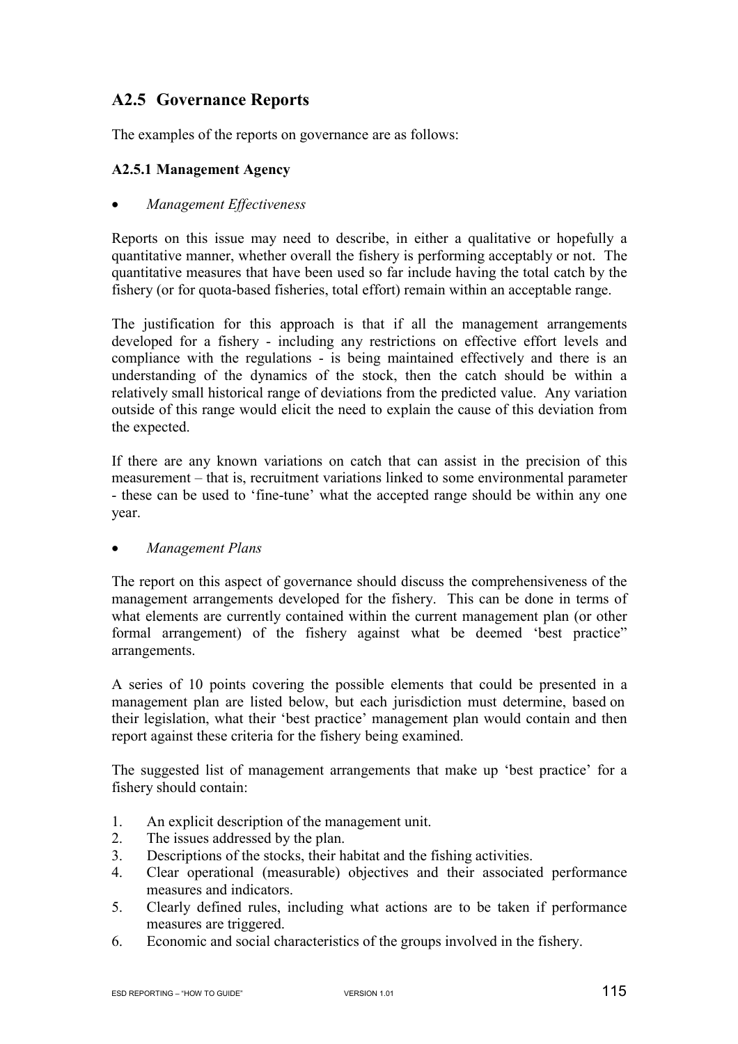## A2.5 Governance Reports

The examples of the reports on governance are as follows:

### A2.5.1 Management Agency

- *Management Effectiveness*

Reports on this issue may need to describe, in either a qualitative or hopefully a quantitative manner, whether overall the fishery is performing acceptably or not. The quantitative measures that have been used so far include having the total catch by the fishery (or for quota-based fisheries, total effort) remain within an acceptable range.

The justification for this approach is that if all the management arrangements developed for a fishery - including any restrictions on effective effort levels and compliance with the regulations - is being maintained effectively and there is an understanding of the dynamics of the stock, then the catch should be within a relatively small historical range of deviations from the predicted value. Any variation outside of this range would elicit the need to explain the cause of this deviation from the expected.

If there are any known variations on catch that can assist in the precision of this measurement – that is, recruitment variations linked to some environmental parameter - these can be used to 'fine-tune' what the accepted range should be within any one year.

- *Management Plans*

The report on this aspect of governance should discuss the comprehensiveness of the management arrangements developed for the fishery. This can be done in terms of what elements are currently contained within the current management plan (or other formal arrangement) of the fishery against what be deemed 'best practice" arrangements.

A series of 10 points covering the possible elements that could be presented in a management plan are listed below, but each jurisdiction must determine, based on their legislation, what their 'best practice' management plan would contain and then report against these criteria for the fishery being examined.

The suggested list of management arrangements that make up 'best practice' for a fishery should contain:

1. An explicit description of the management unit.
2. The issues addressed by the plan.
3. Descriptions of the stocks, their habitat and the fishing activities.
4. Clear operational (measurable) objectives and their associated performance measures and indicators.
5. Clearly defined rules, including what actions are to be taken if performance measures are triggered.
6. Economic and social characteristics of the groups involved in the fishery.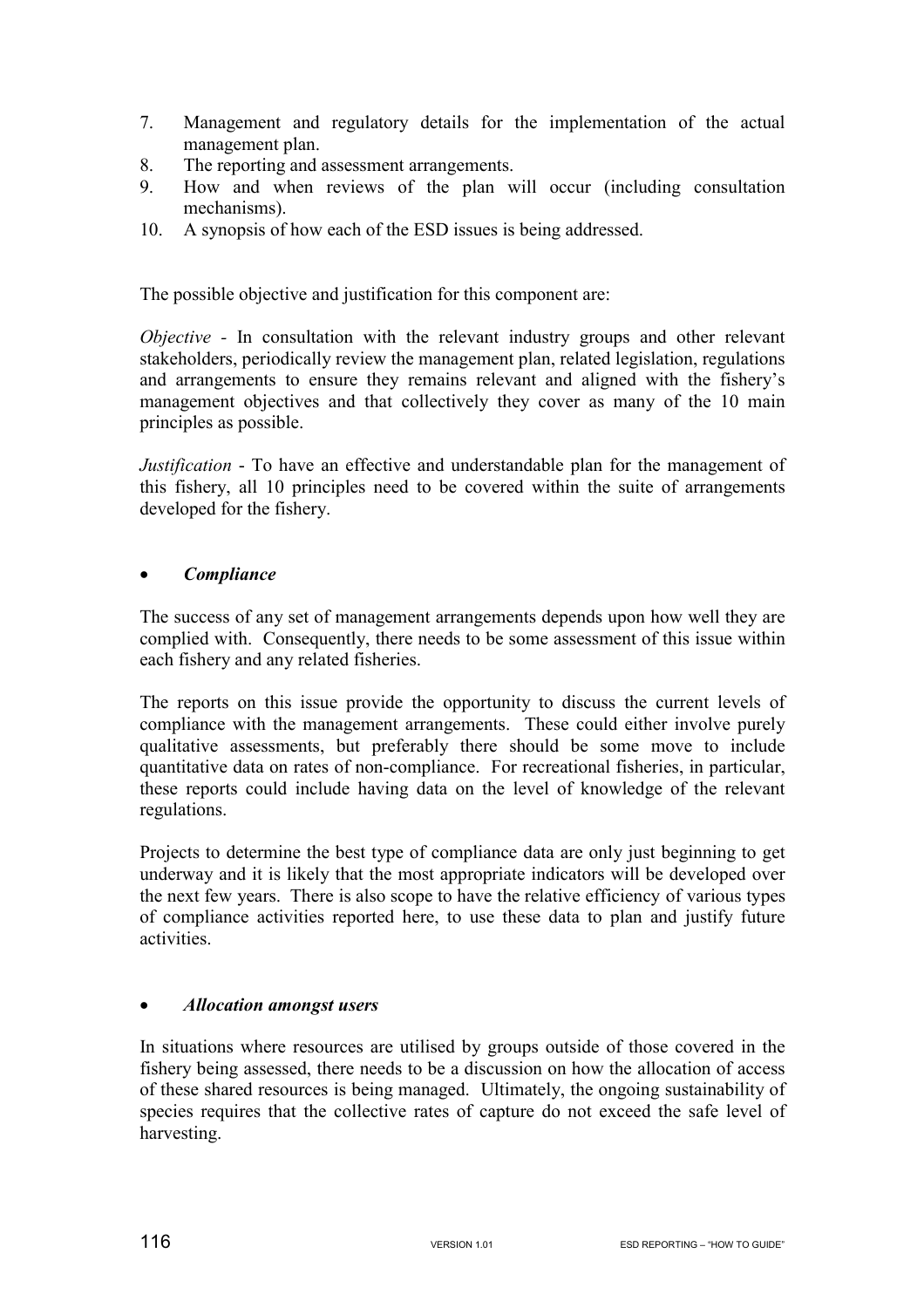7. Management and regulatory details for the implementation of the actual management plan.
8. The reporting and assessment arrangements.
9. How and when reviews of the plan will occur (including consultation mechanisms).
10. A synopsis of how each of the ESD issues is being addressed.

The possible objective and justification for this component are:

*Objective* - In consultation with the relevant industry groups and other relevant stakeholders, periodically review the management plan, related legislation, regulations and arrangements to ensure they remains relevant and aligned with the fishery's management objectives and that collectively they cover as many of the 10 main principles as possible.

*Justification* - To have an effective and understandable plan for the management of this fishery, all 10 principles need to be covered within the suite of arrangements developed for the fishery.

- ***Compliance***

The success of any set of management arrangements depends upon how well they are complied with. Consequently, there needs to be some assessment of this issue within each fishery and any related fisheries.

The reports on this issue provide the opportunity to discuss the current levels of compliance with the management arrangements. These could either involve purely qualitative assessments, but preferably there should be some move to include quantitative data on rates of non-compliance. For recreational fisheries, in particular, these reports could include having data on the level of knowledge of the relevant regulations.

Projects to determine the best type of compliance data are only just beginning to get underway and it is likely that the most appropriate indicators will be developed over the next few years. There is also scope to have the relative efficiency of various types of compliance activities reported here, to use these data to plan and justify future activities.

- ***Allocation amongst users***

In situations where resources are utilised by groups outside of those covered in the fishery being assessed, there needs to be a discussion on how the allocation of access of these shared resources is being managed. Ultimately, the ongoing sustainability of species requires that the collective rates of capture do not exceed the safe level of harvesting.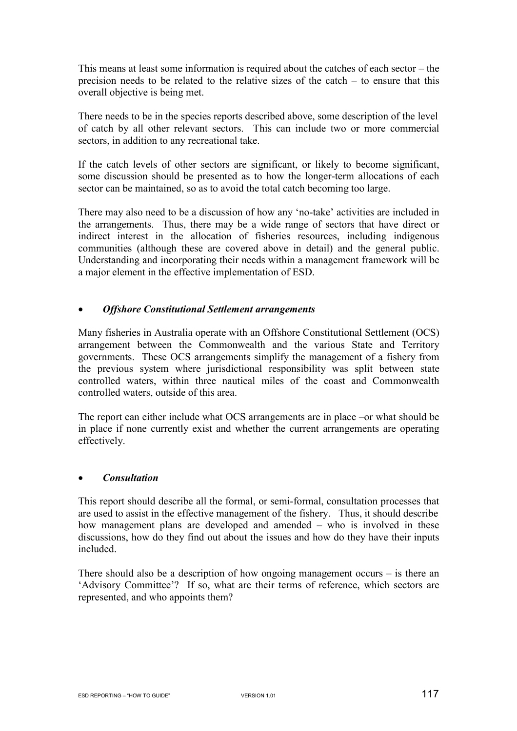This means at least some information is required about the catches of each sector – the precision needs to be related to the relative sizes of the catch – to ensure that this overall objective is being met.

There needs to be in the species reports described above, some description of the level of catch by all other relevant sectors. This can include two or more commercial sectors, in addition to any recreational take.

If the catch levels of other sectors are significant, or likely to become significant, some discussion should be presented as to how the longer-term allocations of each sector can be maintained, so as to avoid the total catch becoming too large.

There may also need to be a discussion of how any 'no-take' activities are included in the arrangements. Thus, there may be a wide range of sectors that have direct or indirect interest in the allocation of fisheries resources, including indigenous communities (although these are covered above in detail) and the general public. Understanding and incorporating their needs within a management framework will be a major element in the effective implementation of ESD.

- ***Offshore Constitutional Settlement arrangements***

Many fisheries in Australia operate with an Offshore Constitutional Settlement (OCS) arrangement between the Commonwealth and the various State and Territory governments. These OCS arrangements simplify the management of a fishery from the previous system where jurisdictional responsibility was split between state controlled waters, within three nautical miles of the coast and Commonwealth controlled waters, outside of this area.

The report can either include what OCS arrangements are in place –or what should be in place if none currently exist and whether the current arrangements are operating effectively.

- ***Consultation***

This report should describe all the formal, or semi-formal, consultation processes that are used to assist in the effective management of the fishery. Thus, it should describe how management plans are developed and amended – who is involved in these discussions, how do they find out about the issues and how do they have their inputs included.

There should also be a description of how ongoing management occurs – is there an 'Advisory Committee'? If so, what are their terms of reference, which sectors are represented, and who appoints them?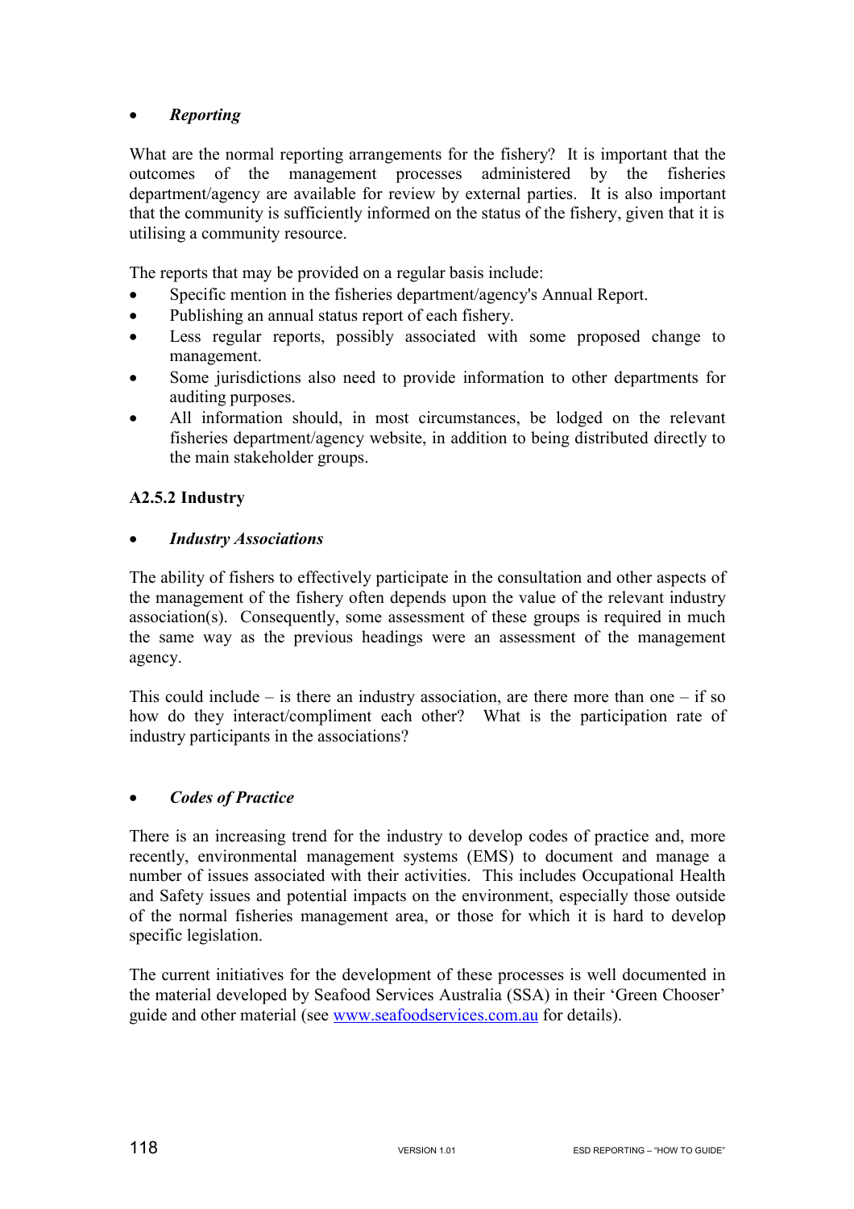- ***Reporting***

What are the normal reporting arrangements for the fishery? It is important that the outcomes of the management processes administered by the fisheries department/agency are available for review by external parties. It is also important that the community is sufficiently informed on the status of the fishery, given that it is utilising a community resource.

The reports that may be provided on a regular basis include:

- Specific mention in the fisheries department/agency's Annual Report.
- Publishing an annual status report of each fishery.
- Less regular reports, possibly associated with some proposed change to management.
- Some jurisdictions also need to provide information to other departments for auditing purposes.
- All information should, in most circumstances, be lodged on the relevant fisheries department/agency website, in addition to being distributed directly to the main stakeholder groups.

**A2.5.2 Industry**

- ***Industry Associations***

The ability of fishers to effectively participate in the consultation and other aspects of the management of the fishery often depends upon the value of the relevant industry association(s). Consequently, some assessment of these groups is required in much the same way as the previous headings were an assessment of the management agency.

This could include – is there an industry association, are there more than one – if so how do they interact/compliment each other? What is the participation rate of industry participants in the associations?

- ***Codes of Practice***

There is an increasing trend for the industry to develop codes of practice and, more recently, environmental management systems (EMS) to document and manage a number of issues associated with their activities. This includes Occupational Health and Safety issues and potential impacts on the environment, especially those outside of the normal fisheries management area, or those for which it is hard to develop specific legislation.

The current initiatives for the development of these processes is well documented in the material developed by Seafood Services Australia (SSA) in their 'Green Chooser' guide and other material (see www.seafoodservices.com.au for details).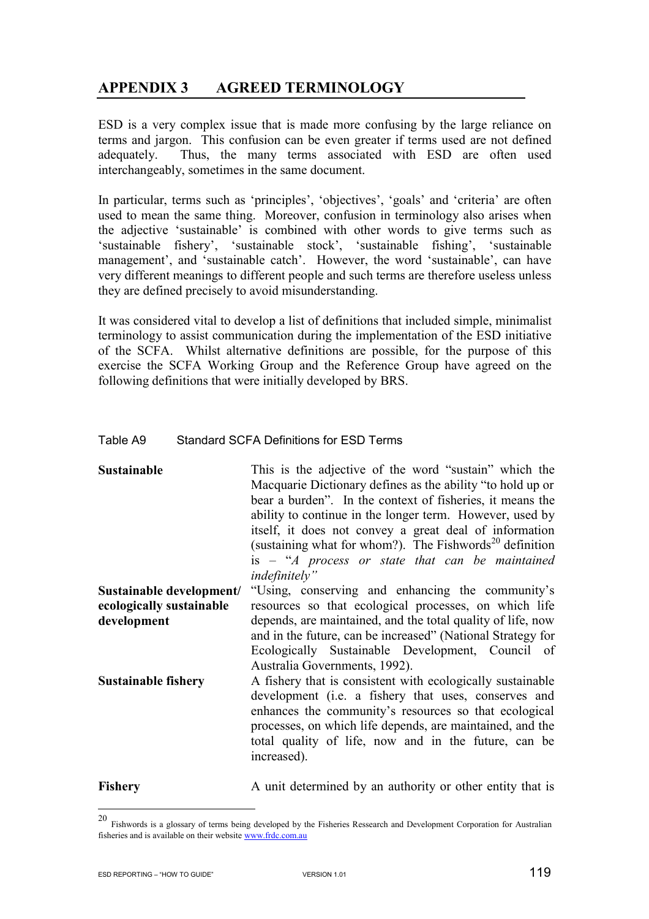# APPENDIX 3 AGREED TERMINOLOGY

ESD is a very complex issue that is made more confusing by the large reliance on terms and jargon. This confusion can be even greater if terms used are not defined adequately. Thus, the many terms associated with ESD are often used interchangeably, sometimes in the same document.

In particular, terms such as 'principles', 'objectives', 'goals' and 'criteria' are often used to mean the same thing. Moreover, confusion in terminology also arises when the adjective 'sustainable' is combined with other words to give terms such as 'sustainable fishery', 'sustainable stock', 'sustainable fishing', 'sustainable management', and 'sustainable catch'. However, the word 'sustainable', can have very different meanings to different people and such terms are therefore useless unless they are defined precisely to avoid misunderstanding.

It was considered vital to develop a list of definitions that included simple, minimalist terminology to assist communication during the implementation of the ESD initiative of the SCFA. Whilst alternative definitions are possible, for the purpose of this exercise the SCFA Working Group and the Reference Group have agreed on the following definitions that were initially developed by BRS.

Table A9 Standard SCFA Definitions for ESD Terms

| Term | Definition |
|---|---|
| **Sustainable** | This is the adjective of the word "sustain" which the Macquarie Dictionary defines as the ability "to hold up or bear a burden". In the context of fisheries, it means the ability to continue in the longer term. However, used by itself, it does not convey a great deal of information (sustaining what for whom?). The Fishwords[20] definition is – "*A process or state that can be maintained indefinitely*" |
| **Sustainable development/ ecologically sustainable development** | "Using, conserving and enhancing the community's resources so that ecological processes, on which life depends, are maintained, and the total quality of life, now and in the future, can be increased" (National Strategy for Ecologically Sustainable Development, Council of Australia Governments, 1992). |
| **Sustainable fishery** | A fishery that is consistent with ecologically sustainable development (i.e. a fishery that uses, conserves and enhances the community's resources so that ecological processes, on which life depends, are maintained, and the total quality of life, now and in the future, can be increased). |
| **Fishery** | A unit determined by an authority or other entity that is |

[20] Fishwords is a glossary of terms being developed by the Fisheries Ressearch and Development Corporation for Australian fisheries and is available on their website www.frdc.com.au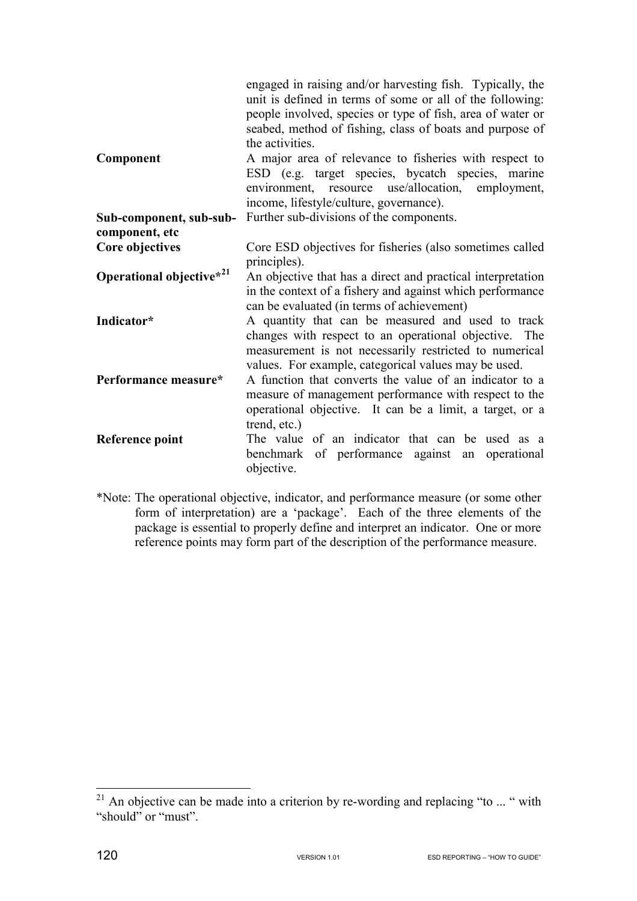| | |
|---|---|
| | engaged in raising and/or harvesting fish. Typically, the unit is defined in terms of some or all of the following: people involved, species or type of fish, area of water or seabed, method of fishing, class of boats and purpose of the activities. |
| **Component** | A major area of relevance to fisheries with respect to ESD (e.g. target species, bycatch species, marine environment, resource use/allocation, employment, income, lifestyle/culture, governance). |
| **Sub-component, sub-sub-component, etc** | Further sub-divisions of the components. |
| **Core objectives** | Core ESD objectives for fisheries (also sometimes called principles). |
| **Operational objective*[21]** | An objective that has a direct and practical interpretation in the context of a fishery and against which performance can be evaluated (in terms of achievement) |
| **Indicator*** | A quantity that can be measured and used to track changes with respect to an operational objective. The measurement is not necessarily restricted to numerical values. For example, categorical values may be used. |
| **Performance measure*** | A function that converts the value of an indicator to a measure of management performance with respect to the operational objective. It can be a limit, a target, or a trend, etc.) |
| **Reference point** | The value of an indicator that can be used as a benchmark of performance against an operational objective. |

*Note: The operational objective, indicator, and performance measure (or some other form of interpretation) are a 'package'. Each of the three elements of the package is essential to properly define and interpret an indicator. One or more reference points may form part of the description of the performance measure.

[21] An objective can be made into a criterion by re-wording and replacing "to ... " with "should" or "must".